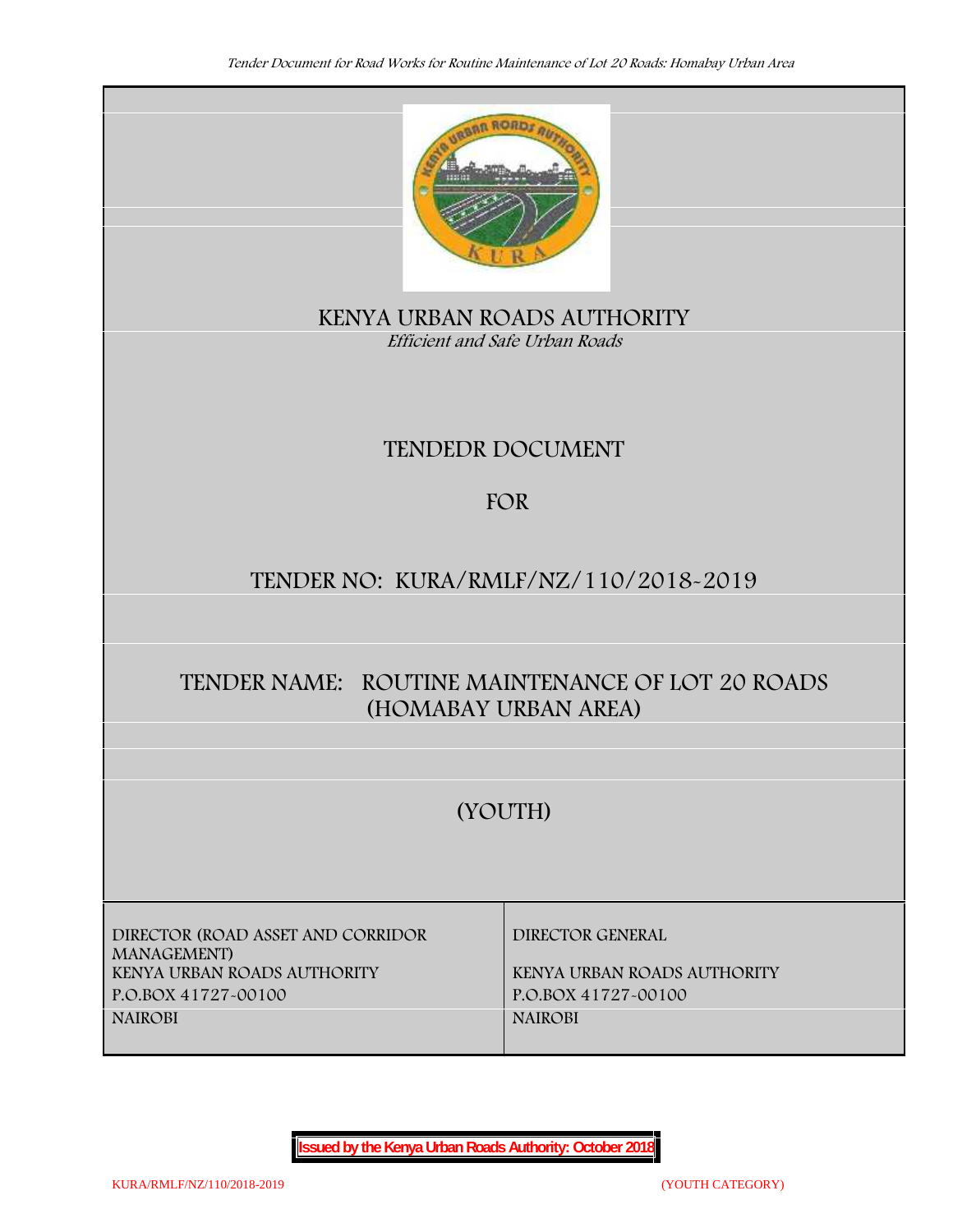# KENYA URBAN ROADS AUTHORITY

*Efficient and Safe Urban Roads*

## TENDEDR DOCUMENT

## FOR

## TENDER NO: KURA/RMLF/NZ/110/2018-2019

## TENDER NAME: ROUTINE MAINTENANCE OF LOT 20 ROADS (HOMABAY URBAN AREA)

## (YOUTH)

| DIRECTOR (ROAD ASSET AND CORRIDOR MANAGEMENT) | DIRECTOR GENERAL |
|---|---|
| KENYA URBAN ROADS AUTHORITY | KENYA URBAN ROADS AUTHORITY |
| P.O.BOX 41727-00100 | P.O.BOX 41727-00100 |
| NAIROBI | NAIROBI |

**Issued by the Kenya Urban Roads Authority: October 2018**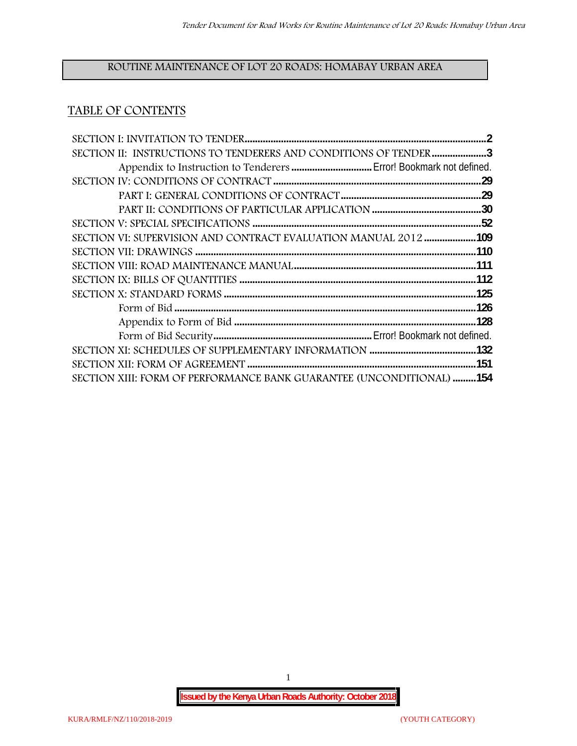ROUTINE MAINTENANCE OF LOT 20 ROADS: HOMABAY URBAN AREA

## TABLE OF CONTENTS

SECTION I: INVITATION TO TENDER....2
SECTION II: INSTRUCTIONS TO TENDERERS AND CONDITIONS OF TENDER....3
- Appendix to Instruction to Tenderers .... Error! Bookmark not defined.

SECTION IV: CONDITIONS OF CONTRACT....29
- PART I: GENERAL CONDITIONS OF CONTRACT....29
- PART II: CONDITIONS OF PARTICULAR APPLICATION....30

SECTION V: SPECIAL SPECIFICATIONS....52
SECTION VI: SUPERVISION AND CONTRACT EVALUATION MANUAL 2012....109
SECTION VII: DRAWINGS....110
SECTION VIII: ROAD MAINTENANCE MANUAL....111
SECTION IX: BILLS OF QUANTITIES....112
SECTION X: STANDARD FORMS....125
- Form of Bid....126
- Appendix to Form of Bid....128
- Form of Bid Security.... Error! Bookmark not defined.

SECTION XI: SCHEDULES OF SUPPLEMENTARY INFORMATION....132
SECTION XII: FORM OF AGREEMENT....151
SECTION XIII: FORM OF PERFORMANCE BANK GUARANTEE (UNCONDITIONAL)....154

**Issued by the Kenya Urban Roads Authority: October 2018**

KURA/RMLF/NZ/110/2018-2019 (YOUTH CATEGORY)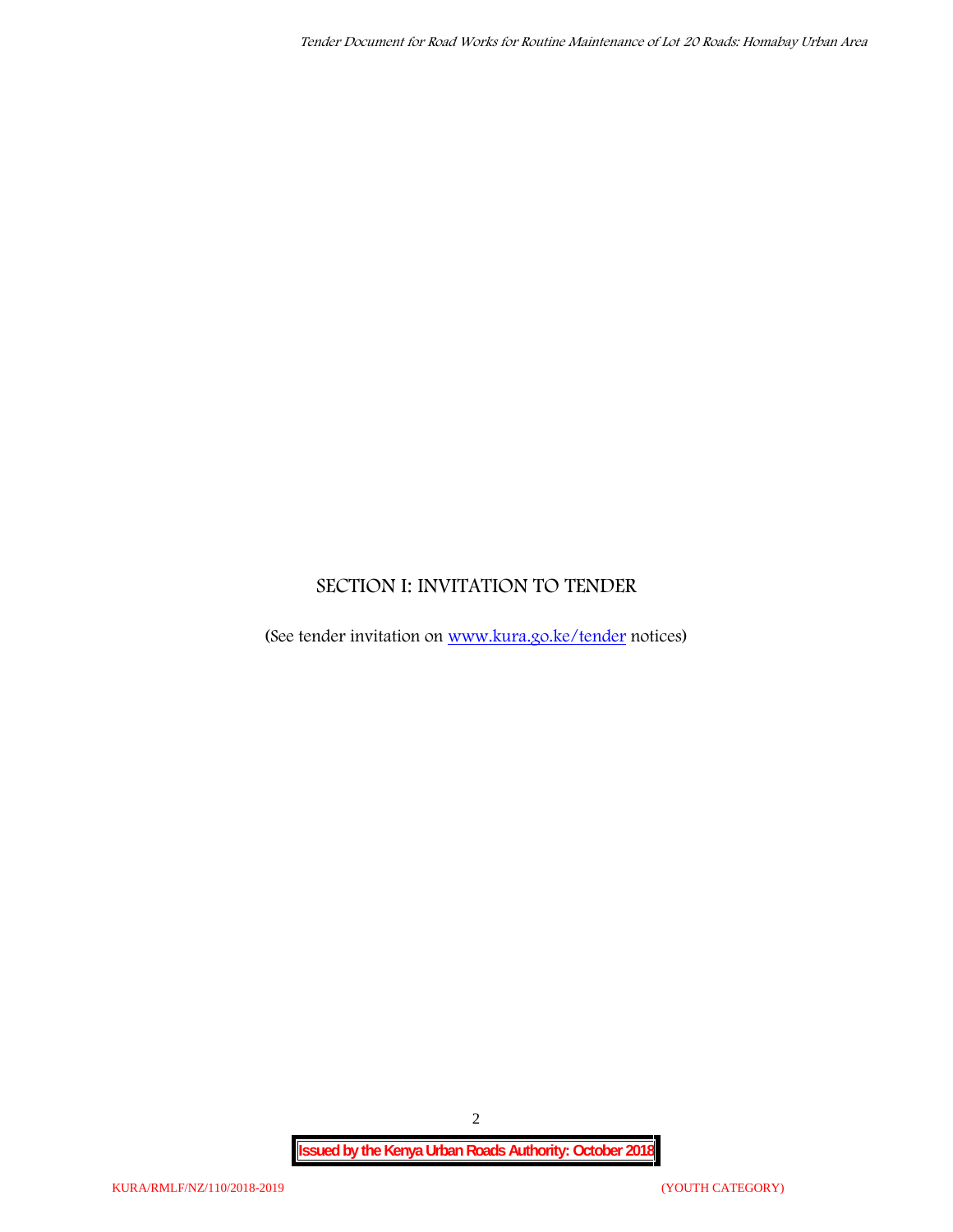# SECTION I: INVITATION TO TENDER

(See tender invitation on [www.kura.go.ke/tender](http://www.kura.go.ke/tender) notices)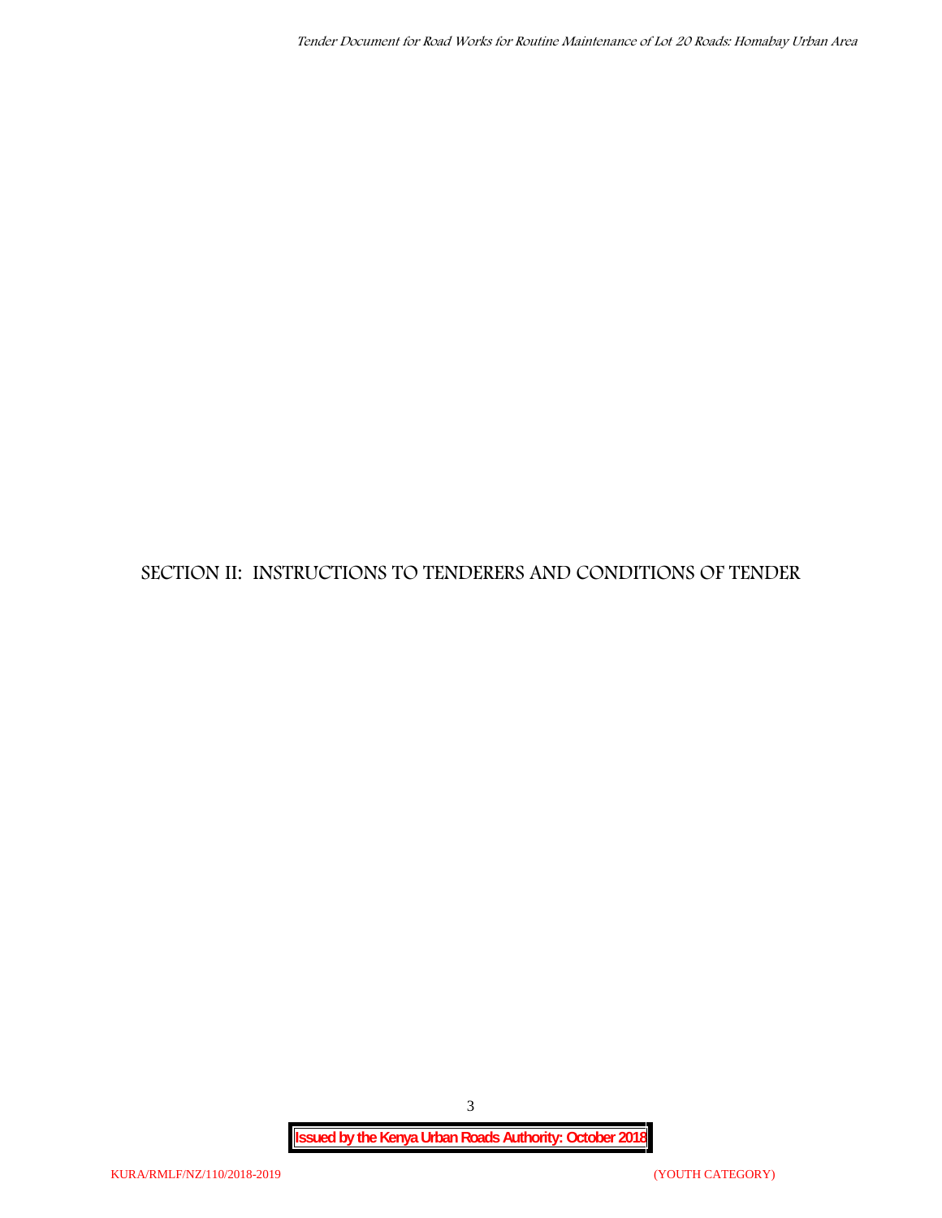# SECTION II: INSTRUCTIONS TO TENDERERS AND CONDITIONS OF TENDER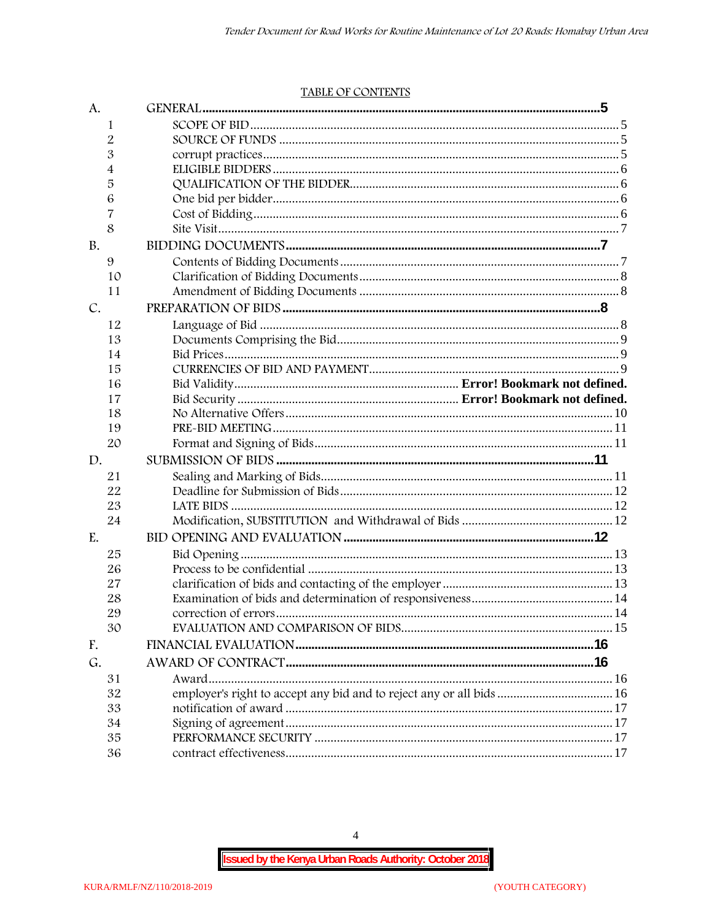TABLE OF CONTENTS

| | | |
|---|---|---|
| A. | GENERAL | 5 |
| 1 | SCOPE OF BID | 5 |
| 2 | SOURCE OF FUNDS | 5 |
| 3 | corrupt practices | 5 |
| 4 | ELIGIBLE BIDDERS | 6 |
| 5 | QUALIFICATION OF THE BIDDER | 6 |
| 6 | One bid per bidder | 6 |
| 7 | Cost of Bidding | 6 |
| 8 | Site Visit | 7 |
| B. | BIDDING DOCUMENTS | 7 |
| 9 | Contents of Bidding Documents | 7 |
| 10 | Clarification of Bidding Documents | 8 |
| 11 | Amendment of Bidding Documents | 8 |
| C. | PREPARATION OF BIDS | 8 |
| 12 | Language of Bid | 8 |
| 13 | Documents Comprising the Bid | 9 |
| 14 | Bid Prices | 9 |
| 15 | CURRENCIES OF BID AND PAYMENT | 9 |
| 16 | Bid Validity | **Error! Bookmark not defined.** |
| 17 | Bid Security | **Error! Bookmark not defined.** |
| 18 | No Alternative Offers | 10 |
| 19 | PRE-BID MEETING | 11 |
| 20 | Format and Signing of Bids | 11 |
| D. | SUBMISSION OF BIDS | 11 |
| 21 | Sealing and Marking of Bids | 11 |
| 22 | Deadline for Submission of Bids | 12 |
| 23 | LATE BIDS | 12 |
| 24 | Modification, SUBSTITUTION and Withdrawal of Bids | 12 |
| E. | BID OPENING AND EVALUATION | 12 |
| 25 | Bid Opening | 13 |
| 26 | Process to be confidential | 13 |
| 27 | clarification of bids and contacting of the employer | 13 |
| 28 | Examination of bids and determination of responsiveness | 14 |
| 29 | correction of errors | 14 |
| 30 | EVALUATION AND COMPARISON OF BIDS | 15 |
| F. | FINANCIAL EVALUATION | 16 |
| G. | AWARD OF CONTRACT | 16 |
| 31 | Award | 16 |
| 32 | employer's right to accept any bid and to reject any or all bids | 16 |
| 33 | notification of award | 17 |
| 34 | Signing of agreement | 17 |
| 35 | PERFORMANCE SECURITY | 17 |
| 36 | contract effectiveness | 17 |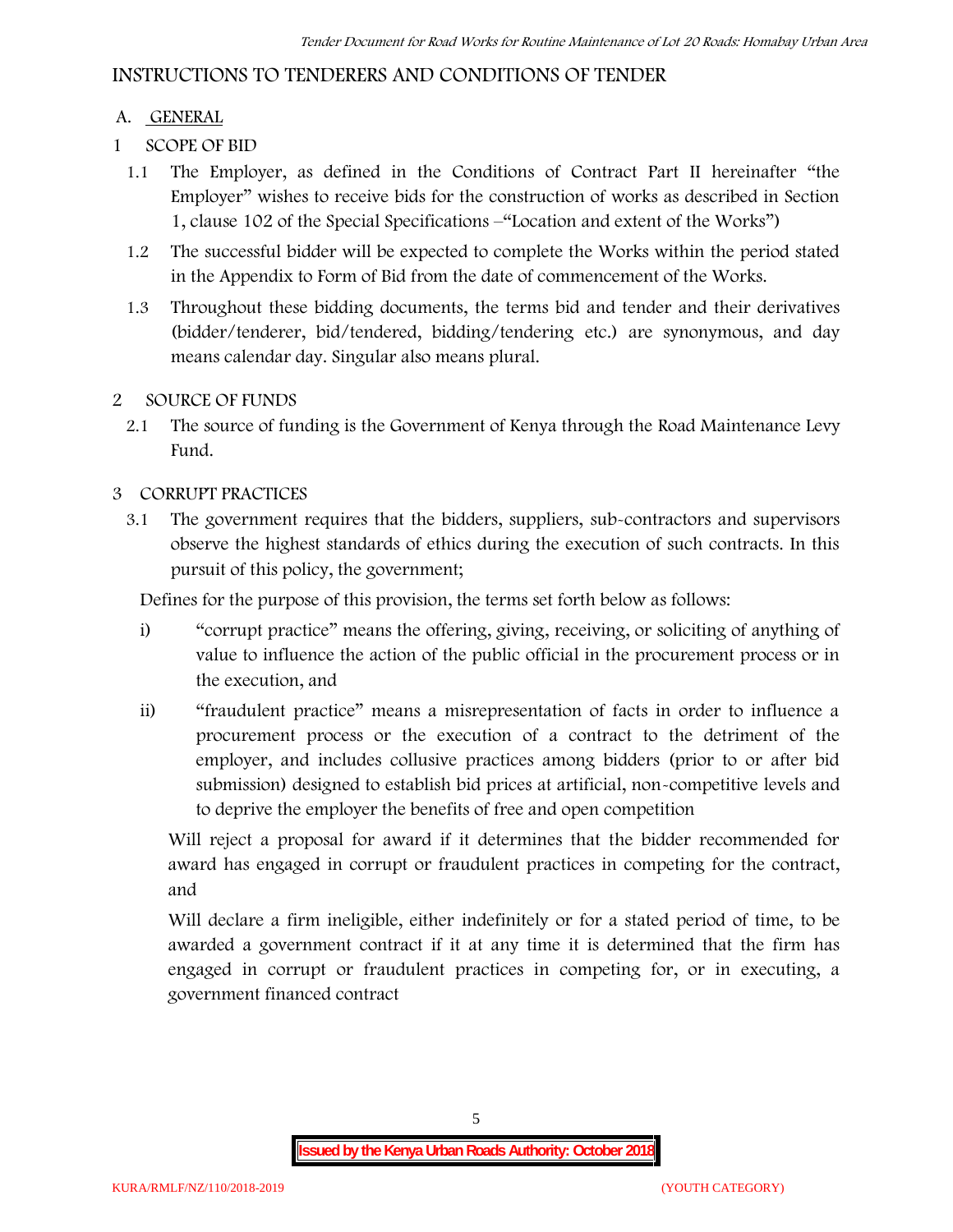# INSTRUCTIONS TO TENDERERS AND CONDITIONS OF TENDER

## A. GENERAL

### 1 SCOPE OF BID

1.1 The Employer, as defined in the Conditions of Contract Part II hereinafter "the Employer" wishes to receive bids for the construction of works as described in Section 1, clause 102 of the Special Specifications –"Location and extent of the Works")

1.2 The successful bidder will be expected to complete the Works within the period stated in the Appendix to Form of Bid from the date of commencement of the Works.

1.3 Throughout these bidding documents, the terms bid and tender and their derivatives (bidder/tenderer, bid/tendered, bidding/tendering etc.) are synonymous, and day means calendar day. Singular also means plural.

### 2 SOURCE OF FUNDS

2.1 The source of funding is the Government of Kenya through the Road Maintenance Levy Fund.

### 3 CORRUPT PRACTICES

3.1 The government requires that the bidders, suppliers, sub-contractors and supervisors observe the highest standards of ethics during the execution of such contracts. In this pursuit of this policy, the government;

Defines for the purpose of this provision, the terms set forth below as follows:

i) "corrupt practice" means the offering, giving, receiving, or soliciting of anything of value to influence the action of the public official in the procurement process or in the execution, and

ii) "fraudulent practice" means a misrepresentation of facts in order to influence a procurement process or the execution of a contract to the detriment of the employer, and includes collusive practices among bidders (prior to or after bid submission) designed to establish bid prices at artificial, non-competitive levels and to deprive the employer the benefits of free and open competition

Will reject a proposal for award if it determines that the bidder recommended for award has engaged in corrupt or fraudulent practices in competing for the contract, and

Will declare a firm ineligible, either indefinitely or for a stated period of time, to be awarded a government contract if it at any time it is determined that the firm has engaged in corrupt or fraudulent practices in competing for, or in executing, a government financed contract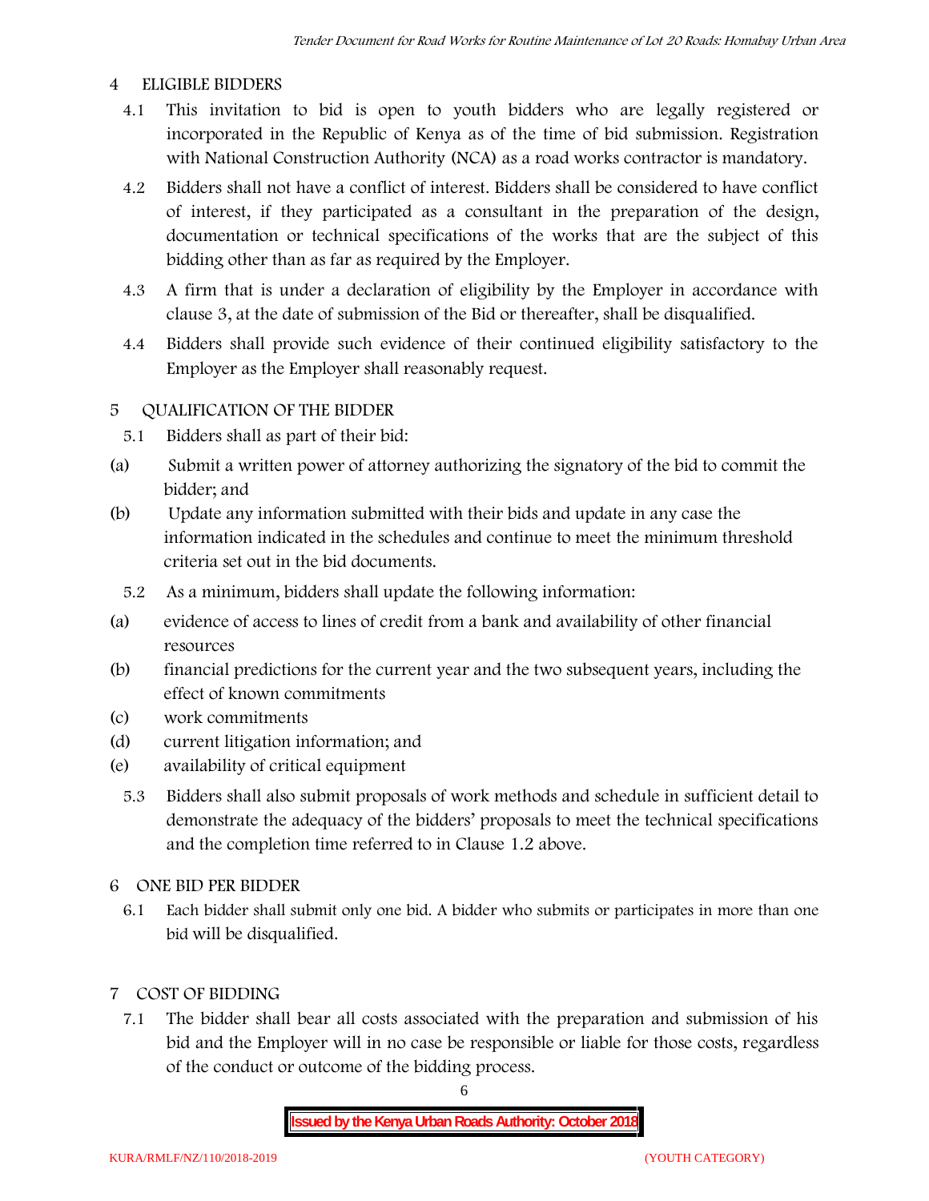## 4 ELIGIBLE BIDDERS

4.1 This invitation to bid is open to youth bidders who are legally registered or incorporated in the Republic of Kenya as of the time of bid submission. Registration with National Construction Authority (NCA) as a road works contractor is mandatory.

4.2 Bidders shall not have a conflict of interest. Bidders shall be considered to have conflict of interest, if they participated as a consultant in the preparation of the design, documentation or technical specifications of the works that are the subject of this bidding other than as far as required by the Employer.

4.3 A firm that is under a declaration of eligibility by the Employer in accordance with clause 3, at the date of submission of the Bid or thereafter, shall be disqualified.

4.4 Bidders shall provide such evidence of their continued eligibility satisfactory to the Employer as the Employer shall reasonably request.

## 5 QUALIFICATION OF THE BIDDER

5.1 Bidders shall as part of their bid:

(a) Submit a written power of attorney authorizing the signatory of the bid to commit the bidder; and

(b) Update any information submitted with their bids and update in any case the information indicated in the schedules and continue to meet the minimum threshold criteria set out in the bid documents.

5.2 As a minimum, bidders shall update the following information:

(a) evidence of access to lines of credit from a bank and availability of other financial resources

(b) financial predictions for the current year and the two subsequent years, including the effect of known commitments

(c) work commitments

(d) current litigation information; and

(e) availability of critical equipment

5.3 Bidders shall also submit proposals of work methods and schedule in sufficient detail to demonstrate the adequacy of the bidders' proposals to meet the technical specifications and the completion time referred to in Clause 1.2 above.

## 6 ONE BID PER BIDDER

6.1 Each bidder shall submit only one bid. A bidder who submits or participates in more than one bid will be disqualified.

## 7 COST OF BIDDING

7.1 The bidder shall bear all costs associated with the preparation and submission of his bid and the Employer will in no case be responsible or liable for those costs, regardless of the conduct or outcome of the bidding process.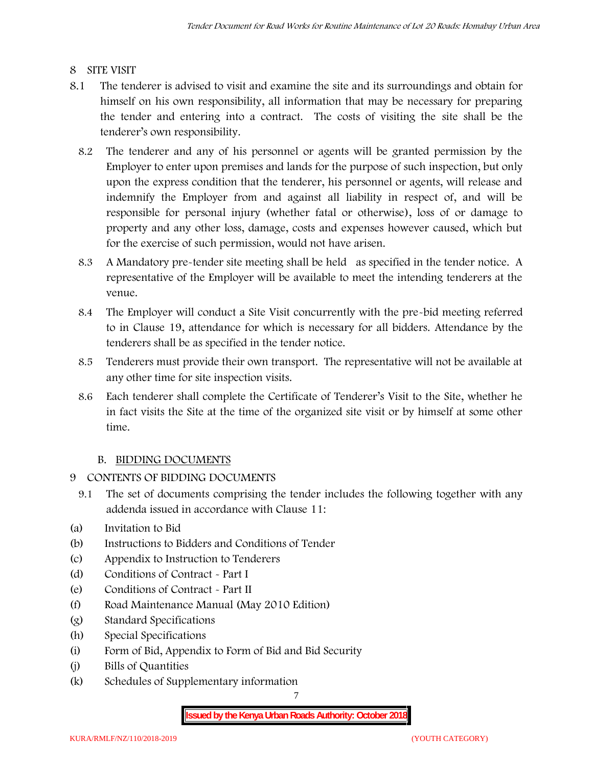## 8 SITE VISIT

8.1 The tenderer is advised to visit and examine the site and its surroundings and obtain for himself on his own responsibility, all information that may be necessary for preparing the tender and entering into a contract. The costs of visiting the site shall be the tenderer's own responsibility.

8.2 The tenderer and any of his personnel or agents will be granted permission by the Employer to enter upon premises and lands for the purpose of such inspection, but only upon the express condition that the tenderer, his personnel or agents, will release and indemnify the Employer from and against all liability in respect of, and will be responsible for personal injury (whether fatal or otherwise), loss of or damage to property and any other loss, damage, costs and expenses however caused, which but for the exercise of such permission, would not have arisen.

8.3 A Mandatory pre-tender site meeting shall be held as specified in the tender notice. A representative of the Employer will be available to meet the intending tenderers at the venue.

8.4 The Employer will conduct a Site Visit concurrently with the pre-bid meeting referred to in Clause 19, attendance for which is necessary for all bidders. Attendance by the tenderers shall be as specified in the tender notice.

8.5 Tenderers must provide their own transport. The representative will not be available at any other time for site inspection visits.

8.6 Each tenderer shall complete the Certificate of Tenderer's Visit to the Site, whether he in fact visits the Site at the time of the organized site visit or by himself at some other time.

### B. BIDDING DOCUMENTS

## 9 CONTENTS OF BIDDING DOCUMENTS

9.1 The set of documents comprising the tender includes the following together with any addenda issued in accordance with Clause 11:

(a) Invitation to Bid
(b) Instructions to Bidders and Conditions of Tender
(c) Appendix to Instruction to Tenderers
(d) Conditions of Contract - Part I
(e) Conditions of Contract - Part II
(f) Road Maintenance Manual (May 2010 Edition)
(g) Standard Specifications
(h) Special Specifications
(i) Form of Bid, Appendix to Form of Bid and Bid Security
(j) Bills of Quantities
(k) Schedules of Supplementary information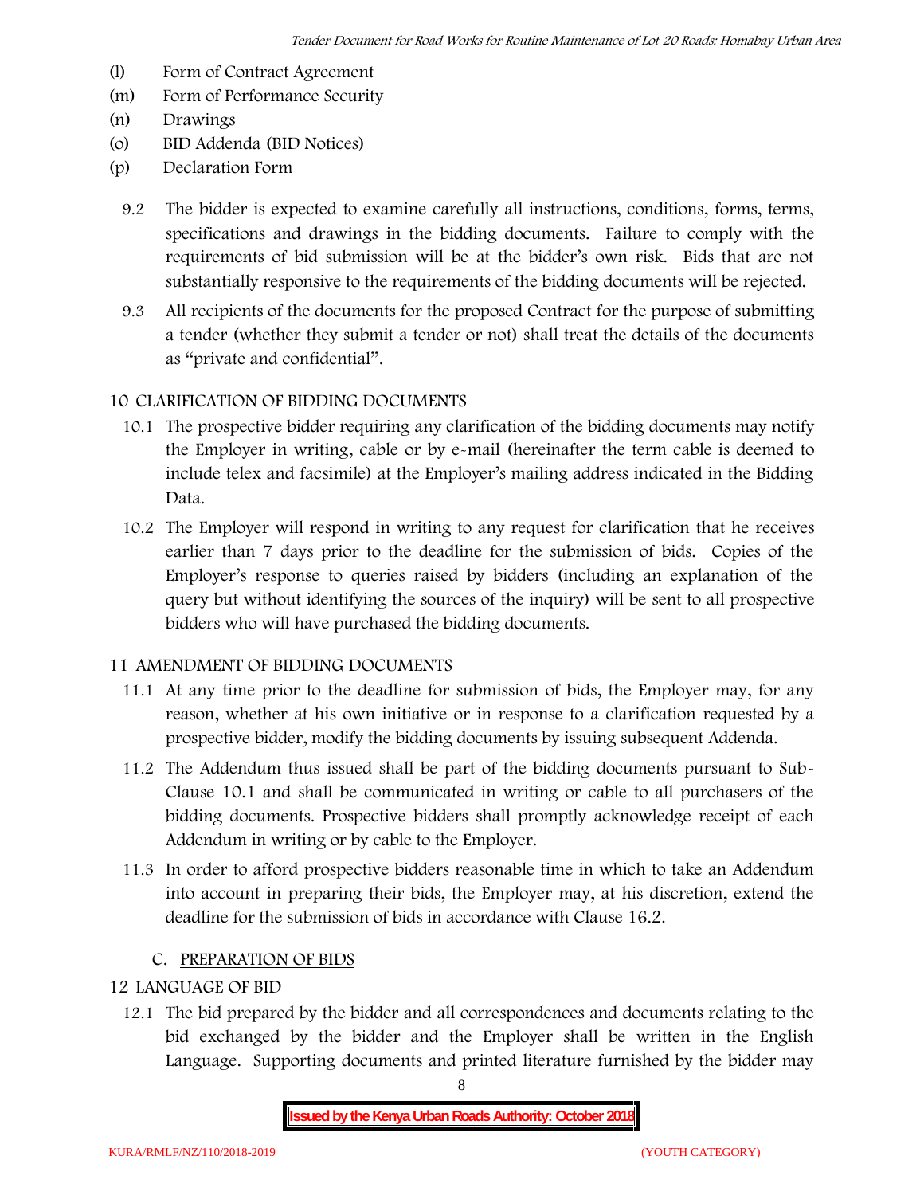(l) Form of Contract Agreement
(m) Form of Performance Security
(n) Drawings
(o) BID Addenda (BID Notices)
(p) Declaration Form

9.2 The bidder is expected to examine carefully all instructions, conditions, forms, terms, specifications and drawings in the bidding documents. Failure to comply with the requirements of bid submission will be at the bidder's own risk. Bids that are not substantially responsive to the requirements of the bidding documents will be rejected.

9.3 All recipients of the documents for the proposed Contract for the purpose of submitting a tender (whether they submit a tender or not) shall treat the details of the documents as "private and confidential".

## 10 CLARIFICATION OF BIDDING DOCUMENTS

10.1 The prospective bidder requiring any clarification of the bidding documents may notify the Employer in writing, cable or by e-mail (hereinafter the term cable is deemed to include telex and facsimile) at the Employer's mailing address indicated in the Bidding Data.

10.2 The Employer will respond in writing to any request for clarification that he receives earlier than 7 days prior to the deadline for the submission of bids. Copies of the Employer's response to queries raised by bidders (including an explanation of the query but without identifying the sources of the inquiry) will be sent to all prospective bidders who will have purchased the bidding documents.

## 11 AMENDMENT OF BIDDING DOCUMENTS

11.1 At any time prior to the deadline for submission of bids, the Employer may, for any reason, whether at his own initiative or in response to a clarification requested by a prospective bidder, modify the bidding documents by issuing subsequent Addenda.

11.2 The Addendum thus issued shall be part of the bidding documents pursuant to Sub-Clause 10.1 and shall be communicated in writing or cable to all purchasers of the bidding documents. Prospective bidders shall promptly acknowledge receipt of each Addendum in writing or by cable to the Employer.

11.3 In order to afford prospective bidders reasonable time in which to take an Addendum into account in preparing their bids, the Employer may, at his discretion, extend the deadline for the submission of bids in accordance with Clause 16.2.

## C. PREPARATION OF BIDS

## 12 LANGUAGE OF BID

12.1 The bid prepared by the bidder and all correspondences and documents relating to the bid exchanged by the bidder and the Employer shall be written in the English Language. Supporting documents and printed literature furnished by the bidder may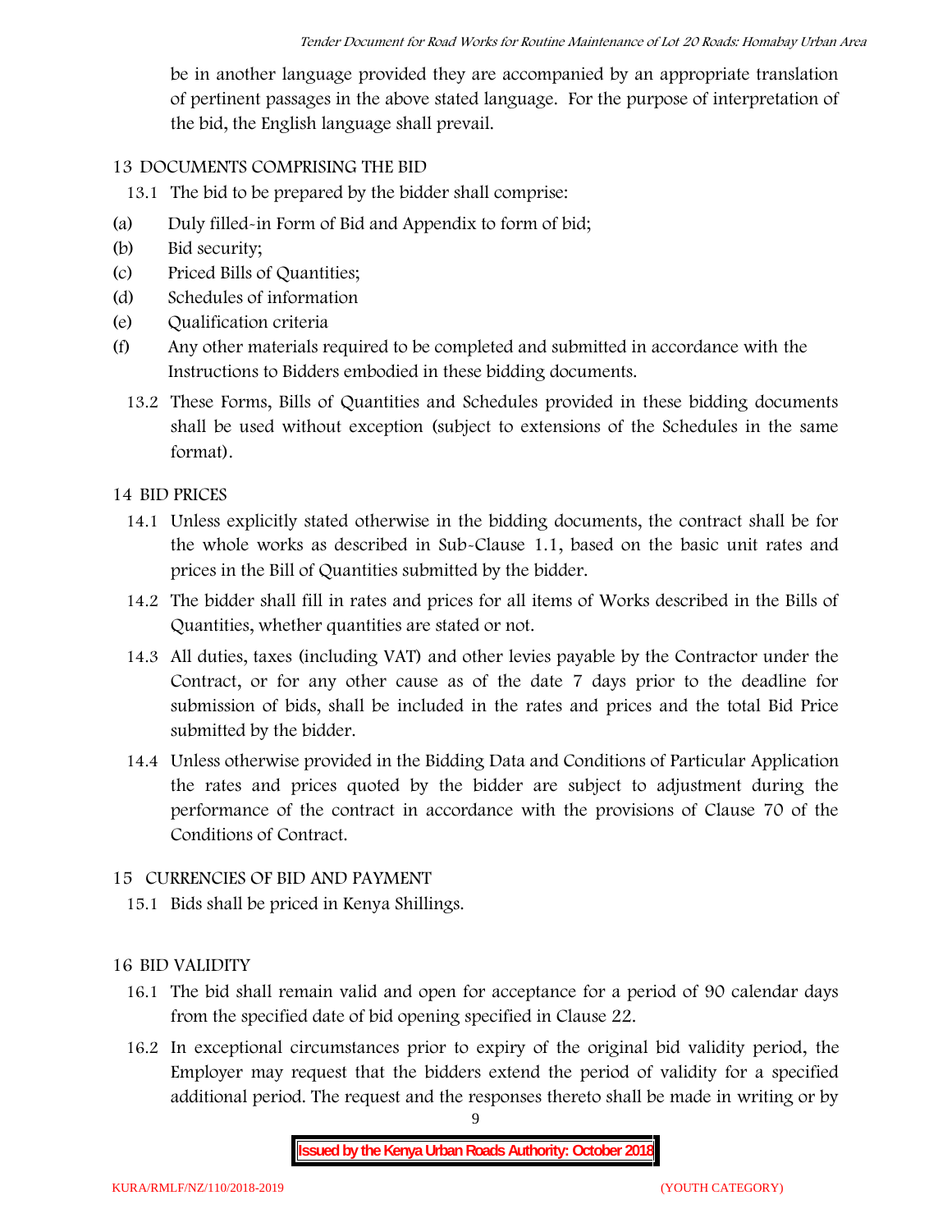be in another language provided they are accompanied by an appropriate translation of pertinent passages in the above stated language. For the purpose of interpretation of the bid, the English language shall prevail.

## 13 DOCUMENTS COMPRISING THE BID

13.1 The bid to be prepared by the bidder shall comprise:

(a) Duly filled-in Form of Bid and Appendix to form of bid;

(b) Bid security;

(c) Priced Bills of Quantities;

(d) Schedules of information

(e) Qualification criteria

(f) Any other materials required to be completed and submitted in accordance with the Instructions to Bidders embodied in these bidding documents.

13.2 These Forms, Bills of Quantities and Schedules provided in these bidding documents shall be used without exception (subject to extensions of the Schedules in the same format).

## 14 BID PRICES

14.1 Unless explicitly stated otherwise in the bidding documents, the contract shall be for the whole works as described in Sub-Clause 1.1, based on the basic unit rates and prices in the Bill of Quantities submitted by the bidder.

14.2 The bidder shall fill in rates and prices for all items of Works described in the Bills of Quantities, whether quantities are stated or not.

14.3 All duties, taxes (including VAT) and other levies payable by the Contractor under the Contract, or for any other cause as of the date 7 days prior to the deadline for submission of bids, shall be included in the rates and prices and the total Bid Price submitted by the bidder.

14.4 Unless otherwise provided in the Bidding Data and Conditions of Particular Application the rates and prices quoted by the bidder are subject to adjustment during the performance of the contract in accordance with the provisions of Clause 70 of the Conditions of Contract.

## 15 CURRENCIES OF BID AND PAYMENT

15.1 Bids shall be priced in Kenya Shillings.

## 16 BID VALIDITY

16.1 The bid shall remain valid and open for acceptance for a period of 90 calendar days from the specified date of bid opening specified in Clause 22.

16.2 In exceptional circumstances prior to expiry of the original bid validity period, the Employer may request that the bidders extend the period of validity for a specified additional period. The request and the responses thereto shall be made in writing or by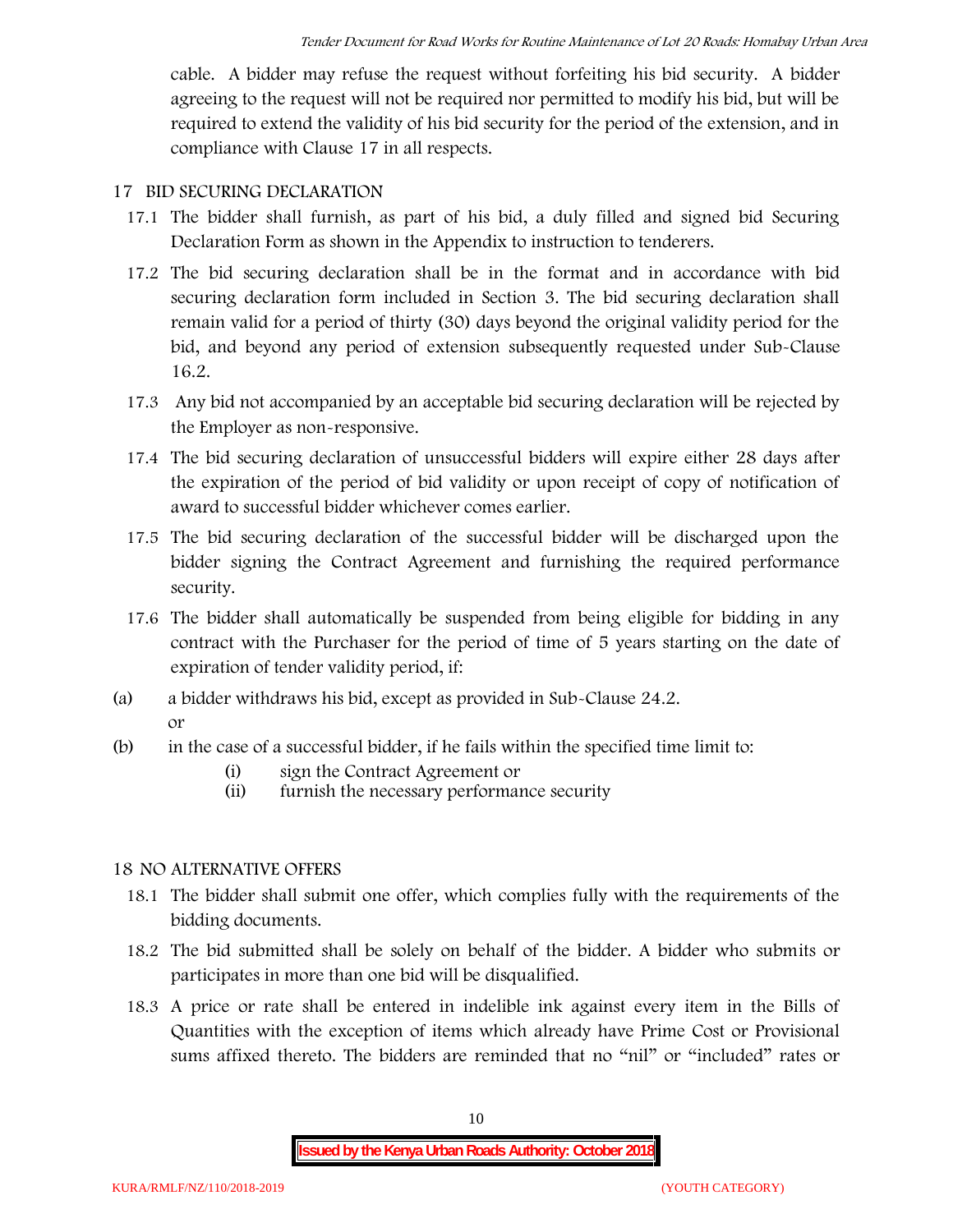cable. A bidder may refuse the request without forfeiting his bid security. A bidder agreeing to the request will not be required nor permitted to modify his bid, but will be required to extend the validity of his bid security for the period of the extension, and in compliance with Clause 17 in all respects.

## 17 BID SECURING DECLARATION

17.1 The bidder shall furnish, as part of his bid, a duly filled and signed bid Securing Declaration Form as shown in the Appendix to instruction to tenderers.

17.2 The bid securing declaration shall be in the format and in accordance with bid securing declaration form included in Section 3. The bid securing declaration shall remain valid for a period of thirty (30) days beyond the original validity period for the bid, and beyond any period of extension subsequently requested under Sub-Clause 16.2.

17.3 Any bid not accompanied by an acceptable bid securing declaration will be rejected by the Employer as non-responsive.

17.4 The bid securing declaration of unsuccessful bidders will expire either 28 days after the expiration of the period of bid validity or upon receipt of copy of notification of award to successful bidder whichever comes earlier.

17.5 The bid securing declaration of the successful bidder will be discharged upon the bidder signing the Contract Agreement and furnishing the required performance security.

17.6 The bidder shall automatically be suspended from being eligible for bidding in any contract with the Purchaser for the period of time of 5 years starting on the date of expiration of tender validity period, if:

(a) a bidder withdraws his bid, except as provided in Sub-Clause 24.2.
or

(b) in the case of a successful bidder, if he fails within the specified time limit to:
   (i) sign the Contract Agreement or
   (ii) furnish the necessary performance security

## 18 NO ALTERNATIVE OFFERS

18.1 The bidder shall submit one offer, which complies fully with the requirements of the bidding documents.

18.2 The bid submitted shall be solely on behalf of the bidder. A bidder who submits or participates in more than one bid will be disqualified.

18.3 A price or rate shall be entered in indelible ink against every item in the Bills of Quantities with the exception of items which already have Prime Cost or Provisional sums affixed thereto. The bidders are reminded that no "nil" or "included" rates or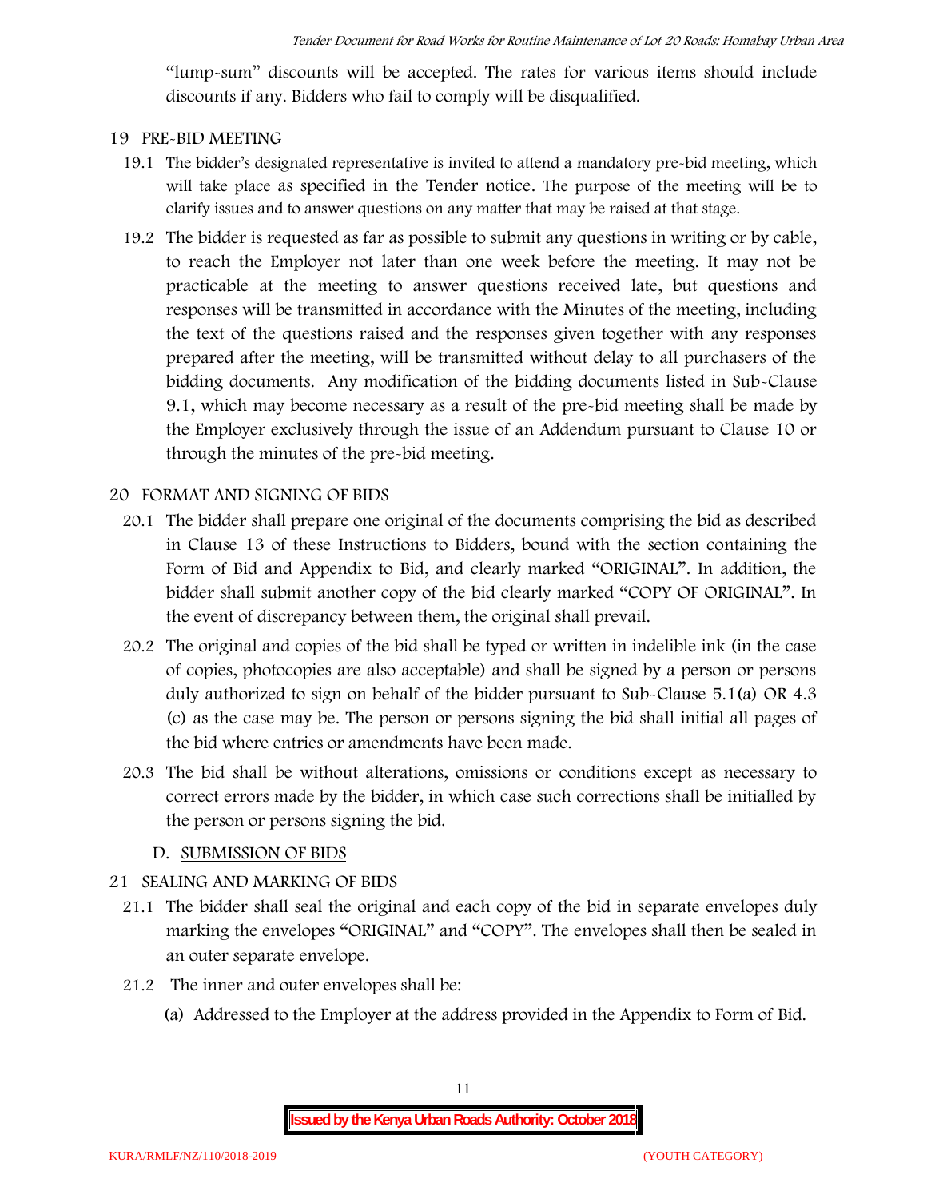"lump-sum" discounts will be accepted. The rates for various items should include discounts if any. Bidders who fail to comply will be disqualified.

## 19 PRE-BID MEETING

19.1 The bidder's designated representative is invited to attend a mandatory pre-bid meeting, which will take place as specified in the Tender notice. The purpose of the meeting will be to clarify issues and to answer questions on any matter that may be raised at that stage.

19.2 The bidder is requested as far as possible to submit any questions in writing or by cable, to reach the Employer not later than one week before the meeting. It may not be practicable at the meeting to answer questions received late, but questions and responses will be transmitted in accordance with the Minutes of the meeting, including the text of the questions raised and the responses given together with any responses prepared after the meeting, will be transmitted without delay to all purchasers of the bidding documents. Any modification of the bidding documents listed in Sub-Clause 9.1, which may become necessary as a result of the pre-bid meeting shall be made by the Employer exclusively through the issue of an Addendum pursuant to Clause 10 or through the minutes of the pre-bid meeting.

## 20 FORMAT AND SIGNING OF BIDS

20.1 The bidder shall prepare one original of the documents comprising the bid as described in Clause 13 of these Instructions to Bidders, bound with the section containing the Form of Bid and Appendix to Bid, and clearly marked "ORIGINAL". In addition, the bidder shall submit another copy of the bid clearly marked "COPY OF ORIGINAL". In the event of discrepancy between them, the original shall prevail.

20.2 The original and copies of the bid shall be typed or written in indelible ink (in the case of copies, photocopies are also acceptable) and shall be signed by a person or persons duly authorized to sign on behalf of the bidder pursuant to Sub-Clause 5.1(a) OR 4.3 (c) as the case may be. The person or persons signing the bid shall initial all pages of the bid where entries or amendments have been made.

20.3 The bid shall be without alterations, omissions or conditions except as necessary to correct errors made by the bidder, in which case such corrections shall be initialled by the person or persons signing the bid.

### D. SUBMISSION OF BIDS

## 21 SEALING AND MARKING OF BIDS

21.1 The bidder shall seal the original and each copy of the bid in separate envelopes duly marking the envelopes "ORIGINAL" and "COPY". The envelopes shall then be sealed in an outer separate envelope.

21.2 The inner and outer envelopes shall be:

(a) Addressed to the Employer at the address provided in the Appendix to Form of Bid.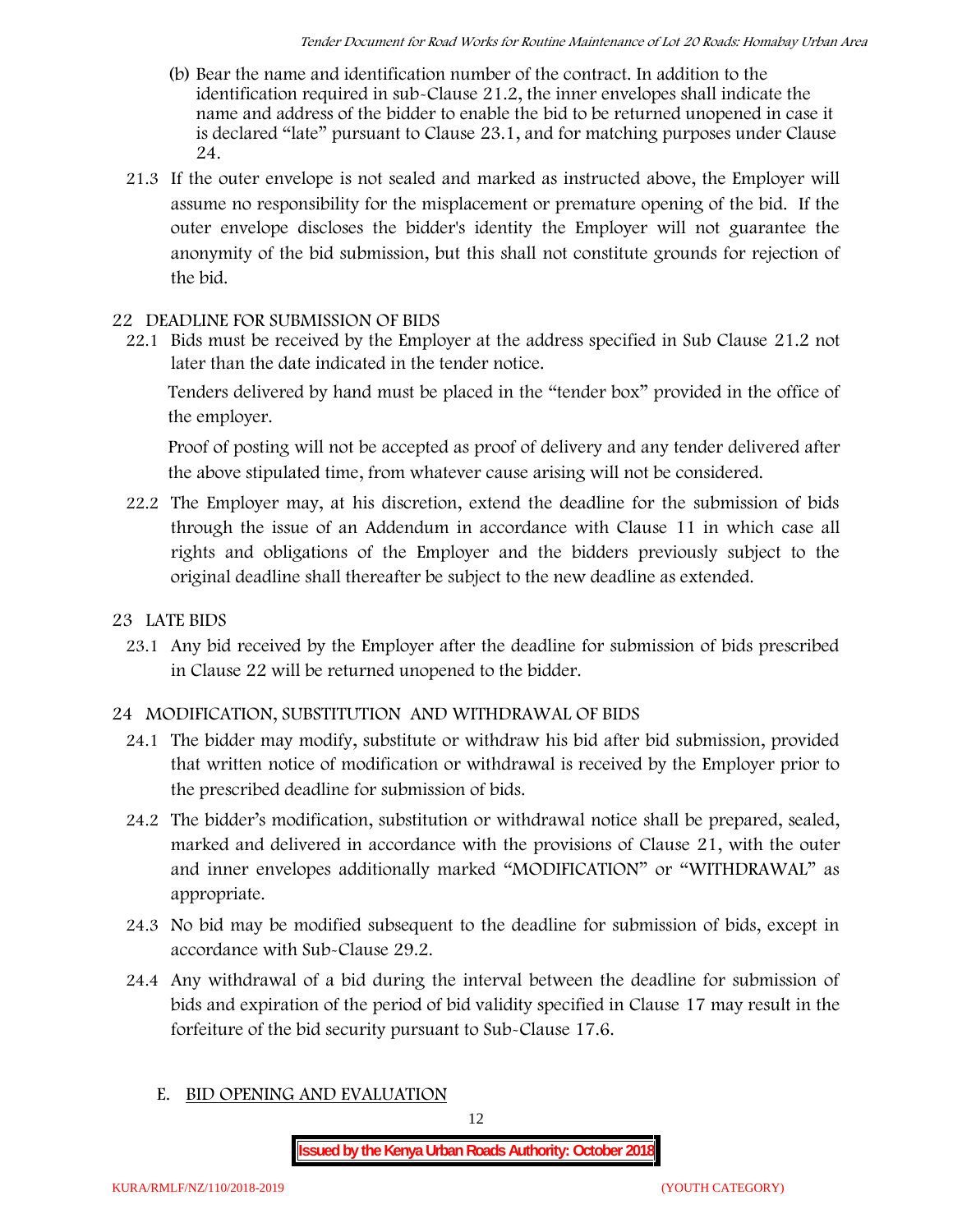(b) Bear the name and identification number of the contract. In addition to the identification required in sub-Clause 21.2, the inner envelopes shall indicate the name and address of the bidder to enable the bid to be returned unopened in case it is declared "late" pursuant to Clause 23.1, and for matching purposes under Clause 24.

21.3 If the outer envelope is not sealed and marked as instructed above, the Employer will assume no responsibility for the misplacement or premature opening of the bid. If the outer envelope discloses the bidder's identity the Employer will not guarantee the anonymity of the bid submission, but this shall not constitute grounds for rejection of the bid.

## 22 DEADLINE FOR SUBMISSION OF BIDS

22.1 Bids must be received by the Employer at the address specified in Sub Clause 21.2 not later than the date indicated in the tender notice.

Tenders delivered by hand must be placed in the "tender box" provided in the office of the employer.

Proof of posting will not be accepted as proof of delivery and any tender delivered after the above stipulated time, from whatever cause arising will not be considered.

22.2 The Employer may, at his discretion, extend the deadline for the submission of bids through the issue of an Addendum in accordance with Clause 11 in which case all rights and obligations of the Employer and the bidders previously subject to the original deadline shall thereafter be subject to the new deadline as extended.

## 23 LATE BIDS

23.1 Any bid received by the Employer after the deadline for submission of bids prescribed in Clause 22 will be returned unopened to the bidder.

## 24 MODIFICATION, SUBSTITUTION AND WITHDRAWAL OF BIDS

24.1 The bidder may modify, substitute or withdraw his bid after bid submission, provided that written notice of modification or withdrawal is received by the Employer prior to the prescribed deadline for submission of bids.

24.2 The bidder's modification, substitution or withdrawal notice shall be prepared, sealed, marked and delivered in accordance with the provisions of Clause 21, with the outer and inner envelopes additionally marked "MODIFICATION" or "WITHDRAWAL" as appropriate.

24.3 No bid may be modified subsequent to the deadline for submission of bids, except in accordance with Sub-Clause 29.2.

24.4 Any withdrawal of a bid during the interval between the deadline for submission of bids and expiration of the period of bid validity specified in Clause 17 may result in the forfeiture of the bid security pursuant to Sub-Clause 17.6.

## E. BID OPENING AND EVALUATION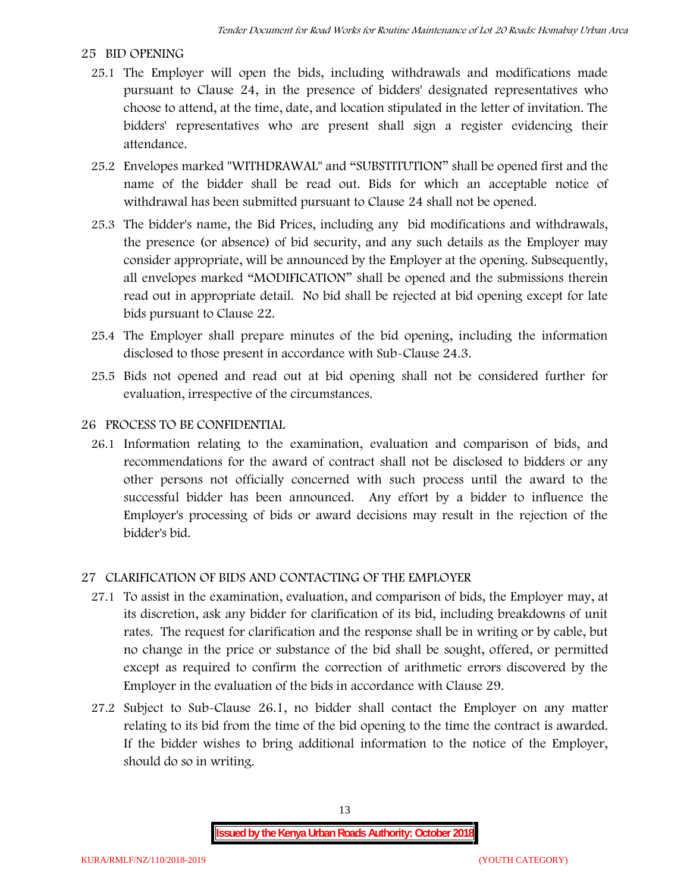## 25 BID OPENING

25.1 The Employer will open the bids, including withdrawals and modifications made pursuant to Clause 24, in the presence of bidders' designated representatives who choose to attend, at the time, date, and location stipulated in the letter of invitation. The bidders' representatives who are present shall sign a register evidencing their attendance.

25.2 Envelopes marked "WITHDRAWAL" and "SUBSTITUTION" shall be opened first and the name of the bidder shall be read out. Bids for which an acceptable notice of withdrawal has been submitted pursuant to Clause 24 shall not be opened.

25.3 The bidder's name, the Bid Prices, including any bid modifications and withdrawals, the presence (or absence) of bid security, and any such details as the Employer may consider appropriate, will be announced by the Employer at the opening. Subsequently, all envelopes marked "MODIFICATION" shall be opened and the submissions therein read out in appropriate detail. No bid shall be rejected at bid opening except for late bids pursuant to Clause 22.

25.4 The Employer shall prepare minutes of the bid opening, including the information disclosed to those present in accordance with Sub-Clause 24.3.

25.5 Bids not opened and read out at bid opening shall not be considered further for evaluation, irrespective of the circumstances.

## 26 PROCESS TO BE CONFIDENTIAL

26.1 Information relating to the examination, evaluation and comparison of bids, and recommendations for the award of contract shall not be disclosed to bidders or any other persons not officially concerned with such process until the award to the successful bidder has been announced. Any effort by a bidder to influence the Employer's processing of bids or award decisions may result in the rejection of the bidder's bid.

## 27 CLARIFICATION OF BIDS AND CONTACTING OF THE EMPLOYER

27.1 To assist in the examination, evaluation, and comparison of bids, the Employer may, at its discretion, ask any bidder for clarification of its bid, including breakdowns of unit rates. The request for clarification and the response shall be in writing or by cable, but no change in the price or substance of the bid shall be sought, offered, or permitted except as required to confirm the correction of arithmetic errors discovered by the Employer in the evaluation of the bids in accordance with Clause 29.

27.2 Subject to Sub-Clause 26.1, no bidder shall contact the Employer on any matter relating to its bid from the time of the bid opening to the time the contract is awarded. If the bidder wishes to bring additional information to the notice of the Employer, should do so in writing.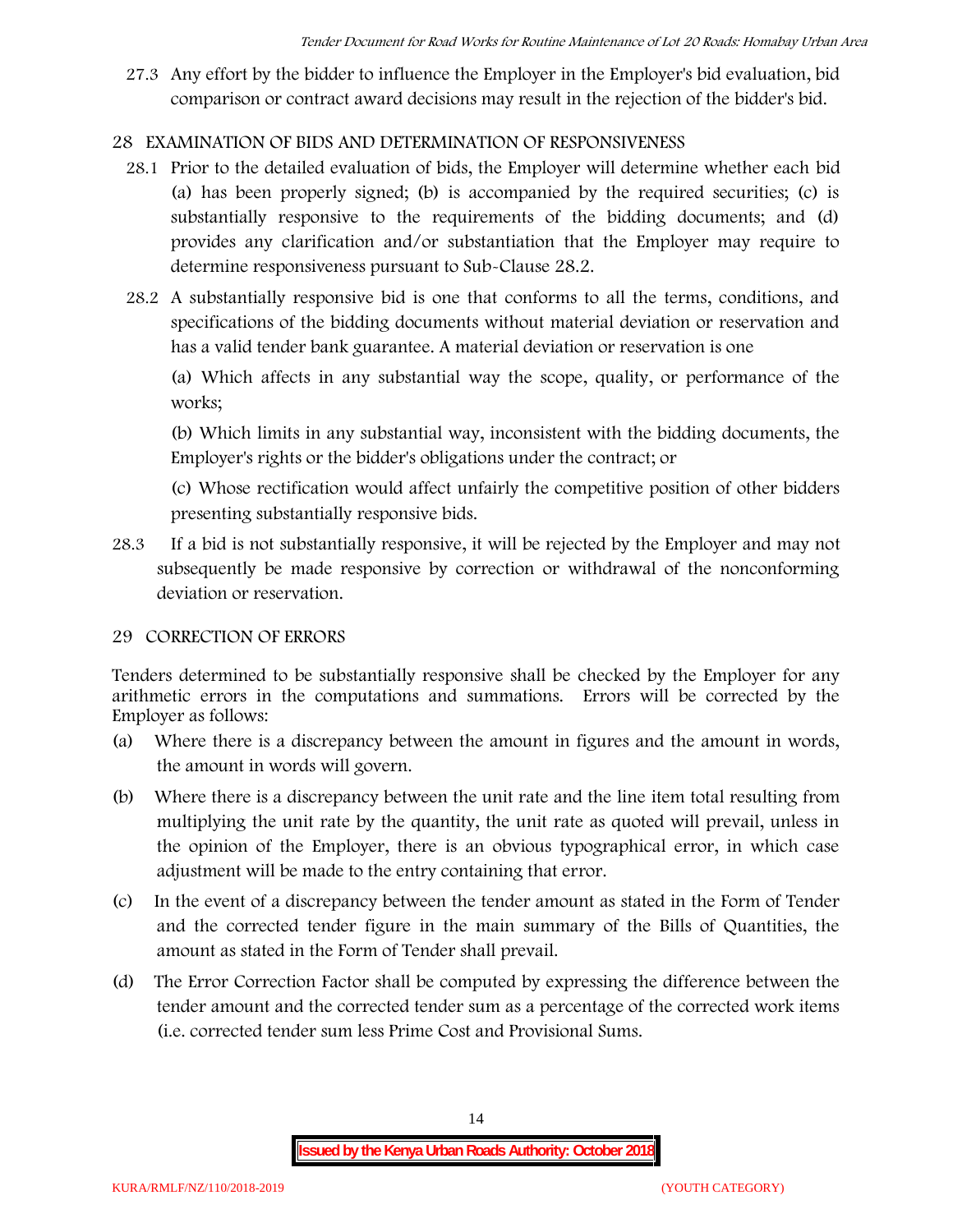27.3 Any effort by the bidder to influence the Employer in the Employer's bid evaluation, bid comparison or contract award decisions may result in the rejection of the bidder's bid.

## 28 EXAMINATION OF BIDS AND DETERMINATION OF RESPONSIVENESS

28.1 Prior to the detailed evaluation of bids, the Employer will determine whether each bid (a) has been properly signed; (b) is accompanied by the required securities; (c) is substantially responsive to the requirements of the bidding documents; and (d) provides any clarification and/or substantiation that the Employer may require to determine responsiveness pursuant to Sub-Clause 28.2.

28.2 A substantially responsive bid is one that conforms to all the terms, conditions, and specifications of the bidding documents without material deviation or reservation and has a valid tender bank guarantee. A material deviation or reservation is one

(a) Which affects in any substantial way the scope, quality, or performance of the works;

(b) Which limits in any substantial way, inconsistent with the bidding documents, the Employer's rights or the bidder's obligations under the contract; or

(c) Whose rectification would affect unfairly the competitive position of other bidders presenting substantially responsive bids.

28.3 If a bid is not substantially responsive, it will be rejected by the Employer and may not subsequently be made responsive by correction or withdrawal of the nonconforming deviation or reservation.

## 29 CORRECTION OF ERRORS

Tenders determined to be substantially responsive shall be checked by the Employer for any arithmetic errors in the computations and summations. Errors will be corrected by the Employer as follows:

(a) Where there is a discrepancy between the amount in figures and the amount in words, the amount in words will govern.

(b) Where there is a discrepancy between the unit rate and the line item total resulting from multiplying the unit rate by the quantity, the unit rate as quoted will prevail, unless in the opinion of the Employer, there is an obvious typographical error, in which case adjustment will be made to the entry containing that error.

(c) In the event of a discrepancy between the tender amount as stated in the Form of Tender and the corrected tender figure in the main summary of the Bills of Quantities, the amount as stated in the Form of Tender shall prevail.

(d) The Error Correction Factor shall be computed by expressing the difference between the tender amount and the corrected tender sum as a percentage of the corrected work items (i.e. corrected tender sum less Prime Cost and Provisional Sums.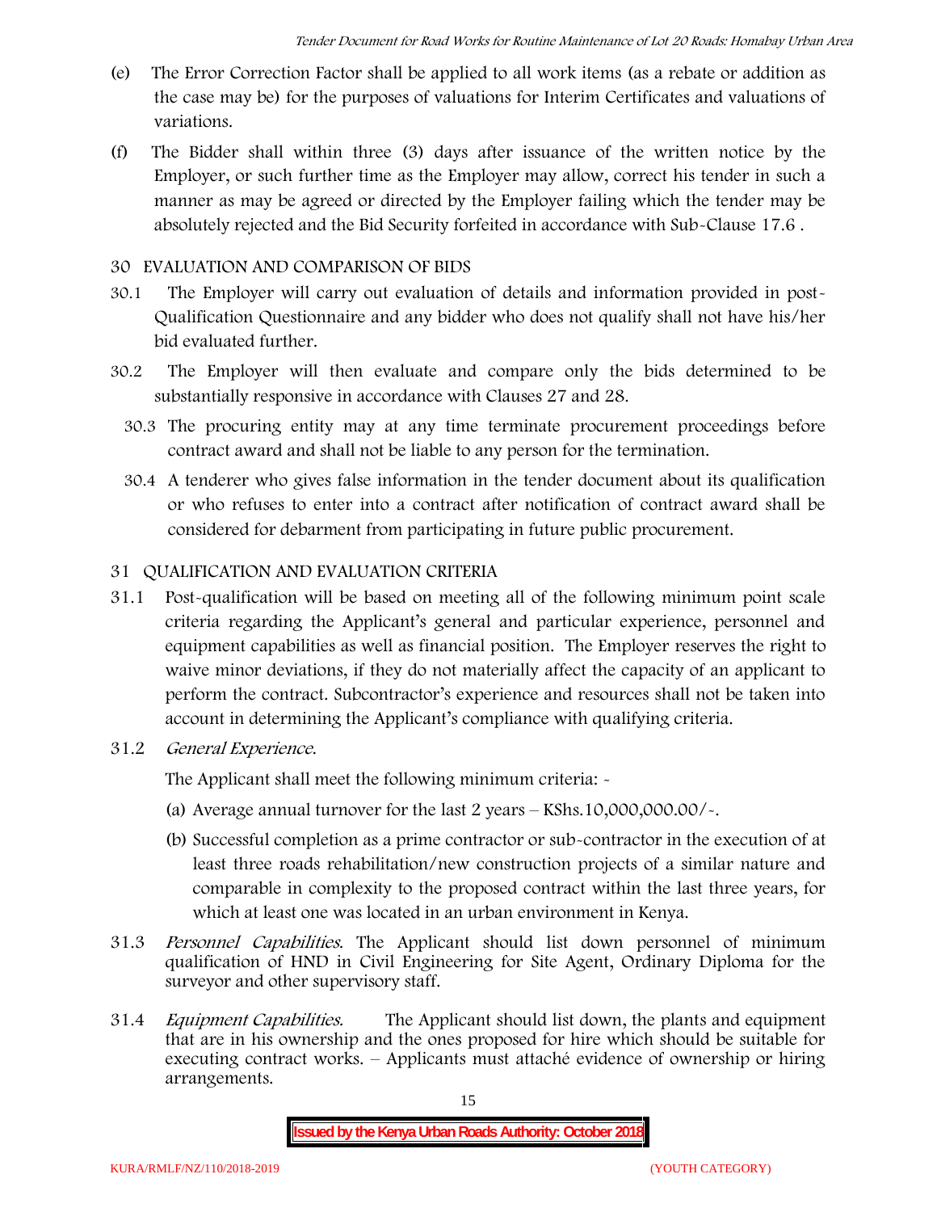(e) The Error Correction Factor shall be applied to all work items (as a rebate or addition as the case may be) for the purposes of valuations for Interim Certificates and valuations of variations.

(f) The Bidder shall within three (3) days after issuance of the written notice by the Employer, or such further time as the Employer may allow, correct his tender in such a manner as may be agreed or directed by the Employer failing which the tender may be absolutely rejected and the Bid Security forfeited in accordance with Sub-Clause 17.6 .

## 30 EVALUATION AND COMPARISON OF BIDS

30.1 The Employer will carry out evaluation of details and information provided in post-Qualification Questionnaire and any bidder who does not qualify shall not have his/her bid evaluated further.

30.2 The Employer will then evaluate and compare only the bids determined to be substantially responsive in accordance with Clauses 27 and 28.

30.3 The procuring entity may at any time terminate procurement proceedings before contract award and shall not be liable to any person for the termination.

30.4 A tenderer who gives false information in the tender document about its qualification or who refuses to enter into a contract after notification of contract award shall be considered for debarment from participating in future public procurement.

## 31 QUALIFICATION AND EVALUATION CRITERIA

31.1 Post-qualification will be based on meeting all of the following minimum point scale criteria regarding the Applicant's general and particular experience, personnel and equipment capabilities as well as financial position. The Employer reserves the right to waive minor deviations, if they do not materially affect the capacity of an applicant to perform the contract. Subcontractor's experience and resources shall not be taken into account in determining the Applicant's compliance with qualifying criteria.

31.2 *General Experience.*

The Applicant shall meet the following minimum criteria: -

(a) Average annual turnover for the last 2 years – KShs.10,000,000.00/-.

(b) Successful completion as a prime contractor or sub-contractor in the execution of at least three roads rehabilitation/new construction projects of a similar nature and comparable in complexity to the proposed contract within the last three years, for which at least one was located in an urban environment in Kenya.

31.3 *Personnel Capabilities.* The Applicant should list down personnel of minimum qualification of HND in Civil Engineering for Site Agent, Ordinary Diploma for the surveyor and other supervisory staff.

31.4 *Equipment Capabilities.* The Applicant should list down, the plants and equipment that are in his ownership and the ones proposed for hire which should be suitable for executing contract works. – Applicants must attaché evidence of ownership or hiring arrangements.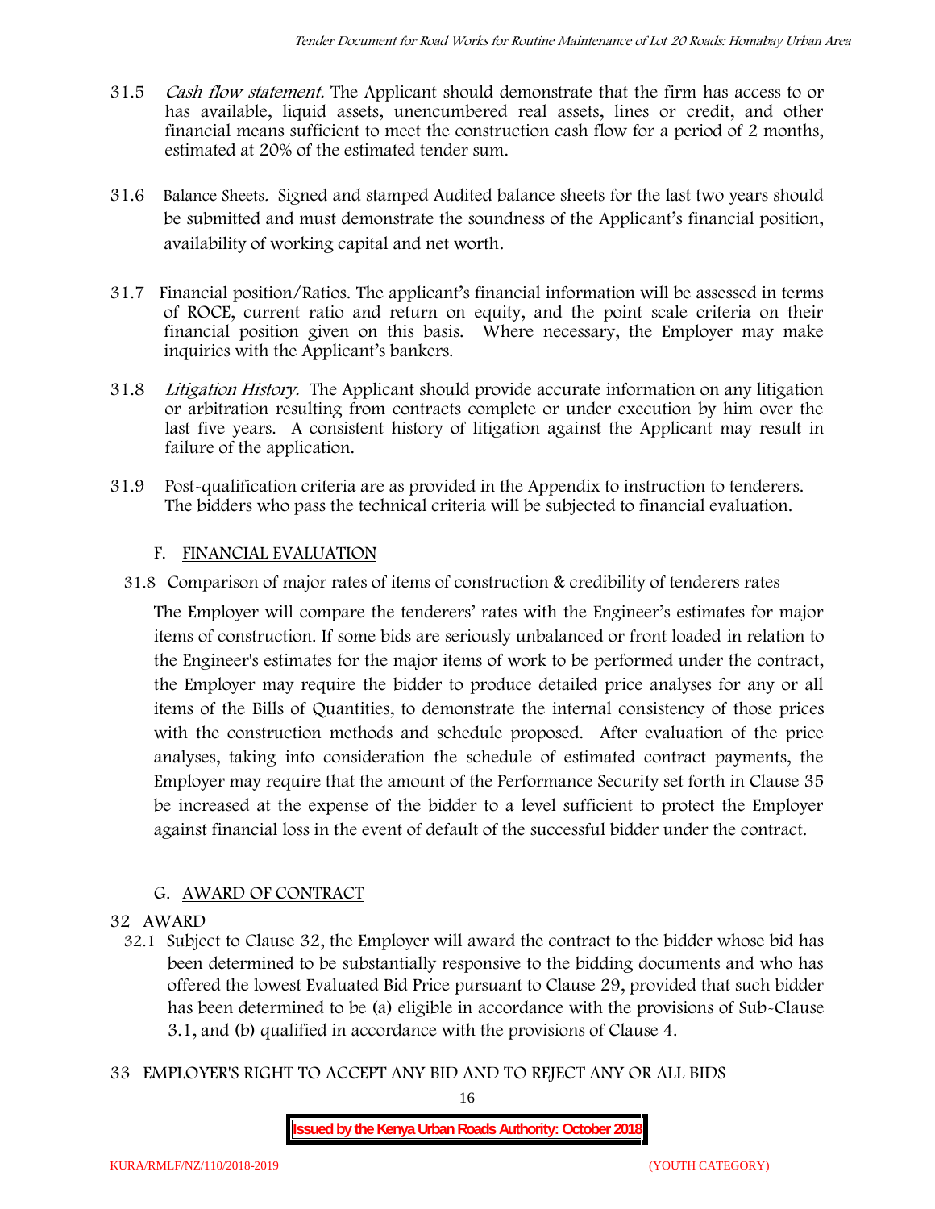31.5 *Cash flow statement.* The Applicant should demonstrate that the firm has access to or has available, liquid assets, unencumbered real assets, lines or credit, and other financial means sufficient to meet the construction cash flow for a period of 2 months, estimated at 20% of the estimated tender sum.

31.6 Balance Sheets. Signed and stamped Audited balance sheets for the last two years should be submitted and must demonstrate the soundness of the Applicant's financial position, availability of working capital and net worth.

31.7 Financial position/Ratios. The applicant's financial information will be assessed in terms of ROCE, current ratio and return on equity, and the point scale criteria on their financial position given on this basis. Where necessary, the Employer may make inquiries with the Applicant's bankers.

31.8 *Litigation History.* The Applicant should provide accurate information on any litigation or arbitration resulting from contracts complete or under execution by him over the last five years. A consistent history of litigation against the Applicant may result in failure of the application.

31.9 Post-qualification criteria are as provided in the Appendix to instruction to tenderers. The bidders who pass the technical criteria will be subjected to financial evaluation.

## F. FINANCIAL EVALUATION

31.8 Comparison of major rates of items of construction & credibility of tenderers rates

The Employer will compare the tenderers' rates with the Engineer's estimates for major items of construction. If some bids are seriously unbalanced or front loaded in relation to the Engineer's estimates for the major items of work to be performed under the contract, the Employer may require the bidder to produce detailed price analyses for any or all items of the Bills of Quantities, to demonstrate the internal consistency of those prices with the construction methods and schedule proposed. After evaluation of the price analyses, taking into consideration the schedule of estimated contract payments, the Employer may require that the amount of the Performance Security set forth in Clause 35 be increased at the expense of the bidder to a level sufficient to protect the Employer against financial loss in the event of default of the successful bidder under the contract.

## G. AWARD OF CONTRACT

### 32 AWARD

32.1 Subject to Clause 32, the Employer will award the contract to the bidder whose bid has been determined to be substantially responsive to the bidding documents and who has offered the lowest Evaluated Bid Price pursuant to Clause 29, provided that such bidder has been determined to be (a) eligible in accordance with the provisions of Sub-Clause 3.1, and (b) qualified in accordance with the provisions of Clause 4.

### 33 EMPLOYER'S RIGHT TO ACCEPT ANY BID AND TO REJECT ANY OR ALL BIDS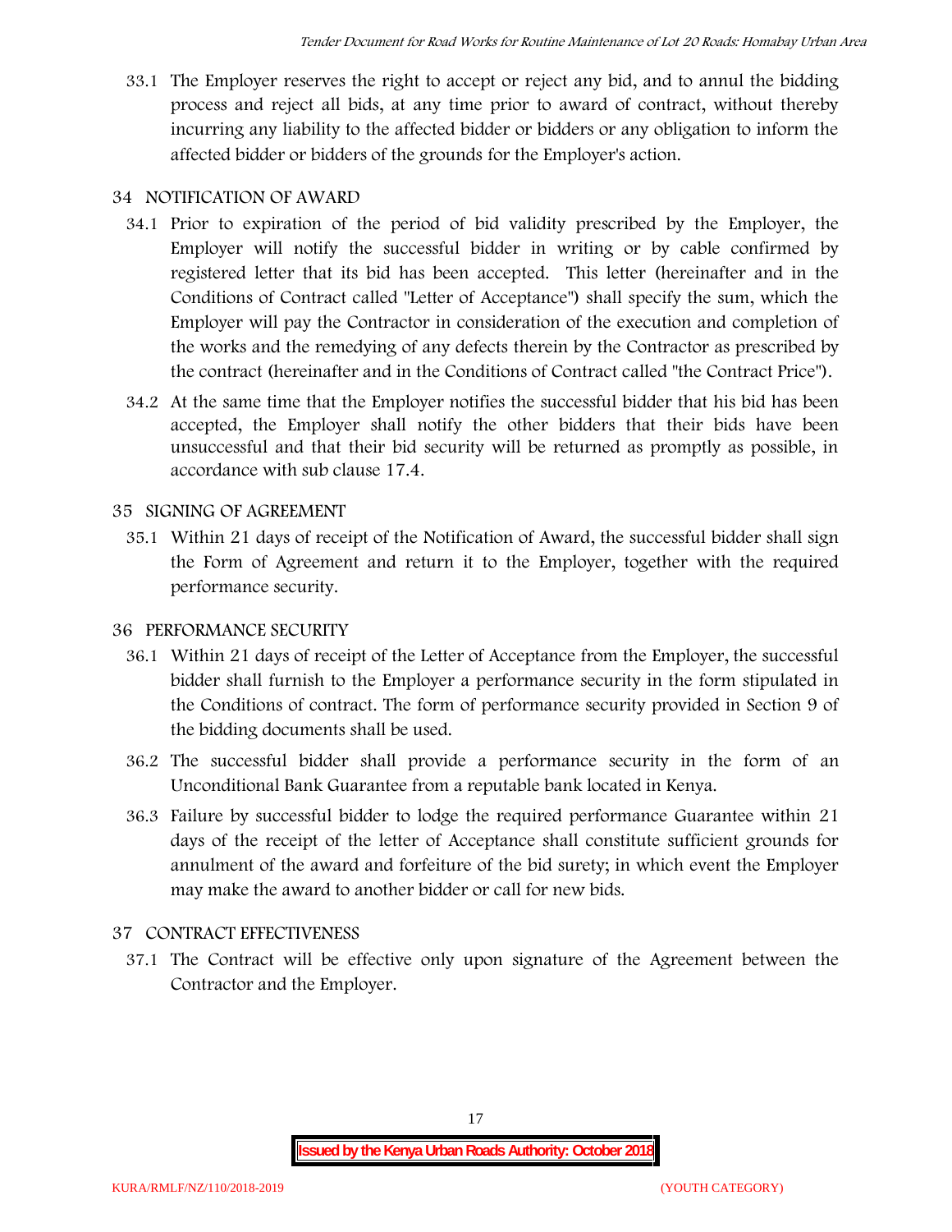33.1 The Employer reserves the right to accept or reject any bid, and to annul the bidding process and reject all bids, at any time prior to award of contract, without thereby incurring any liability to the affected bidder or bidders or any obligation to inform the affected bidder or bidders of the grounds for the Employer's action.

## 34 NOTIFICATION OF AWARD

34.1 Prior to expiration of the period of bid validity prescribed by the Employer, the Employer will notify the successful bidder in writing or by cable confirmed by registered letter that its bid has been accepted. This letter (hereinafter and in the Conditions of Contract called "Letter of Acceptance") shall specify the sum, which the Employer will pay the Contractor in consideration of the execution and completion of the works and the remedying of any defects therein by the Contractor as prescribed by the contract (hereinafter and in the Conditions of Contract called "the Contract Price").

34.2 At the same time that the Employer notifies the successful bidder that his bid has been accepted, the Employer shall notify the other bidders that their bids have been unsuccessful and that their bid security will be returned as promptly as possible, in accordance with sub clause 17.4.

## 35 SIGNING OF AGREEMENT

35.1 Within 21 days of receipt of the Notification of Award, the successful bidder shall sign the Form of Agreement and return it to the Employer, together with the required performance security.

## 36 PERFORMANCE SECURITY

36.1 Within 21 days of receipt of the Letter of Acceptance from the Employer, the successful bidder shall furnish to the Employer a performance security in the form stipulated in the Conditions of contract. The form of performance security provided in Section 9 of the bidding documents shall be used.

36.2 The successful bidder shall provide a performance security in the form of an Unconditional Bank Guarantee from a reputable bank located in Kenya.

36.3 Failure by successful bidder to lodge the required performance Guarantee within 21 days of the receipt of the letter of Acceptance shall constitute sufficient grounds for annulment of the award and forfeiture of the bid surety; in which event the Employer may make the award to another bidder or call for new bids.

## 37 CONTRACT EFFECTIVENESS

37.1 The Contract will be effective only upon signature of the Agreement between the Contractor and the Employer.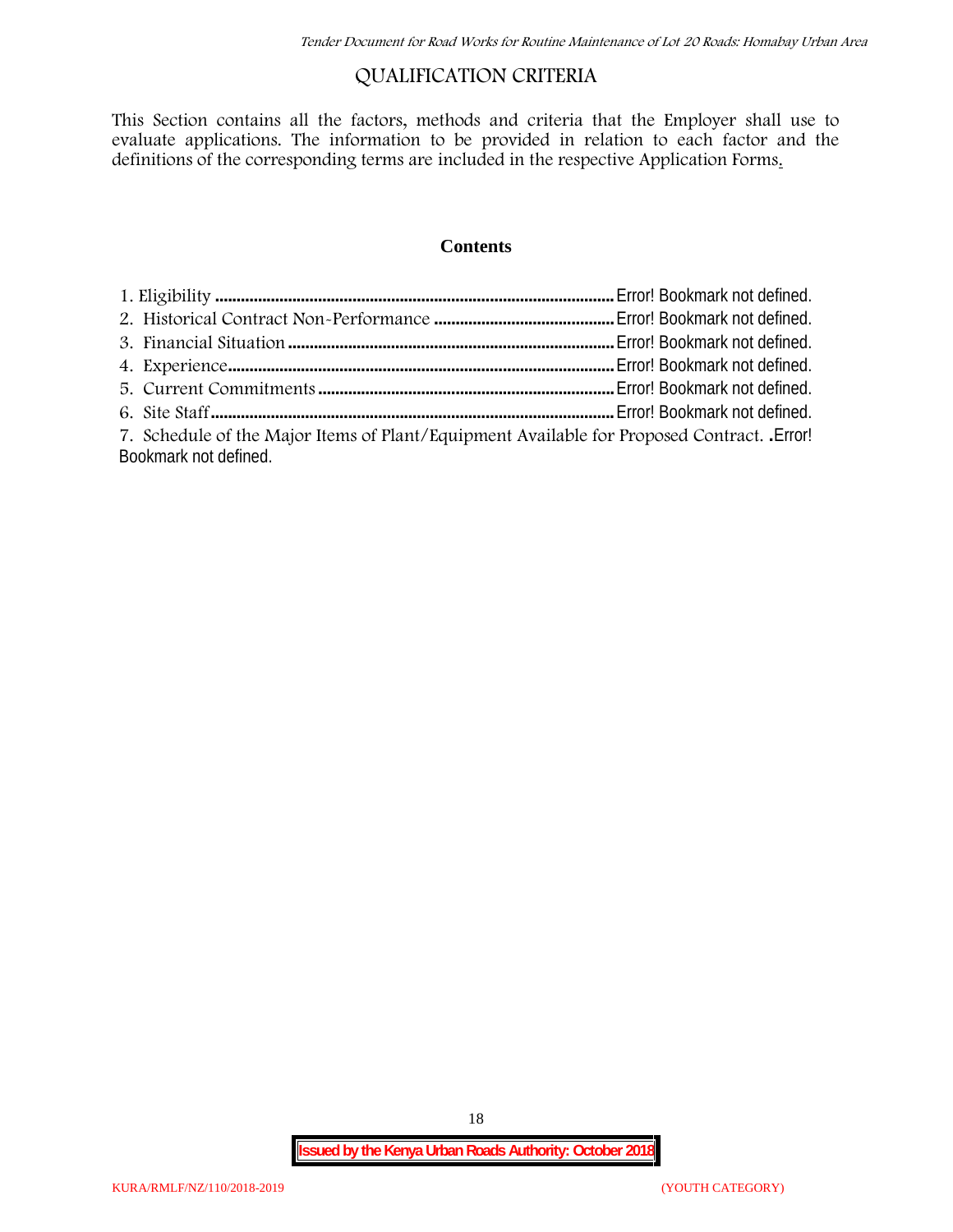# QUALIFICATION CRITERIA

This Section contains all the factors, methods and criteria that the Employer shall use to evaluate applications. The information to be provided in relation to each factor and the definitions of the corresponding terms are included in the respective Application Forms.

## Contents

1. Eligibility ........................................................................................... Error! Bookmark not defined.
2. Historical Contract Non-Performance .......................................... Error! Bookmark not defined.
3. Financial Situation ........................................................................... Error! Bookmark not defined.
4. Experience......................................................................................... Error! Bookmark not defined.
5. Current Commitments .................................................................... Error! Bookmark not defined.
6. Site Staff ............................................................................................ Error! Bookmark not defined.
7. Schedule of the Major Items of Plant/Equipment Available for Proposed Contract. .Error! Bookmark not defined.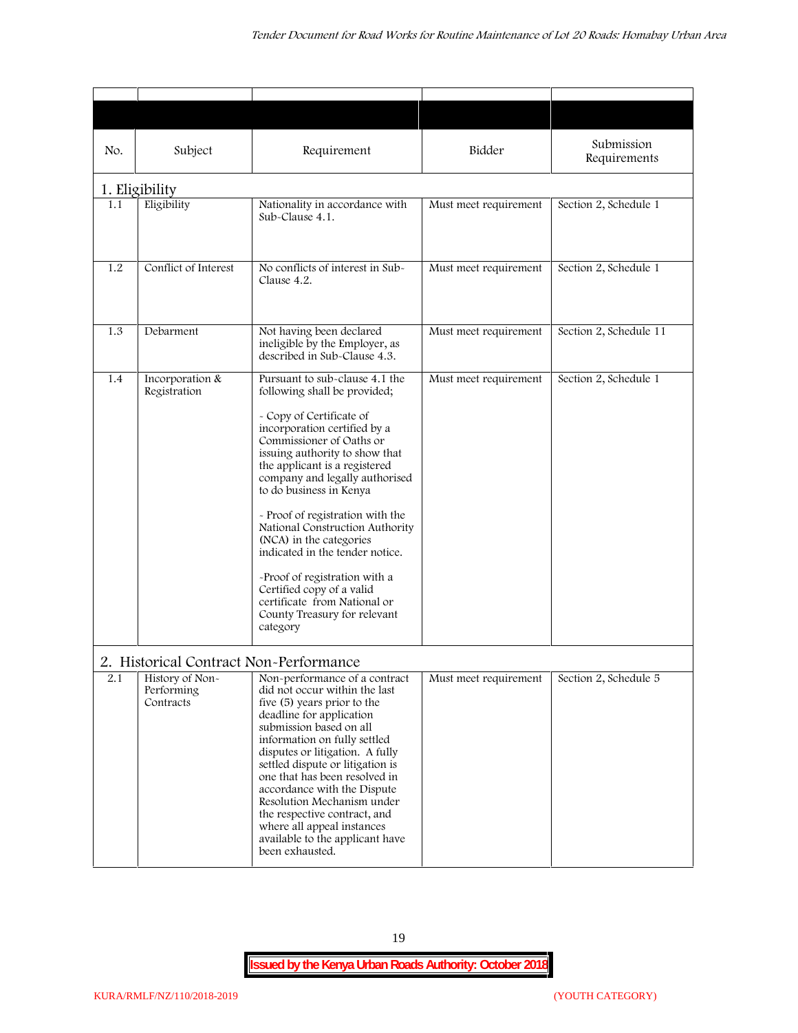| No. | Subject | Requirement | Bidder | Submission Requirements |
|---|---|---|---|---|
| **1. Eligibility** | | | | |
| 1.1 | Eligibility | Nationality in accordance with Sub-Clause 4.1. | Must meet requirement | Section 2, Schedule 1 |
| 1.2 | Conflict of Interest | No conflicts of interest in Sub-Clause 4.2. | Must meet requirement | Section 2, Schedule 1 |
| 1.3 | Debarment | Not having been declared ineligible by the Employer, as described in Sub-Clause 4.3. | Must meet requirement | Section 2, Schedule 11 |
| 1.4 | Incorporation & Registration | Pursuant to sub-clause 4.1 the following shall be provided;<br><br>- Copy of Certificate of incorporation certified by a Commissioner of Oaths or issuing authority to show that the applicant is a registered company and legally authorised to do business in Kenya<br><br>- Proof of registration with the National Construction Authority (NCA) in the categories indicated in the tender notice.<br><br>-Proof of registration with a Certified copy of a valid certificate from National or County Treasury for relevant category | Must meet requirement | Section 2, Schedule 1 |
| **2. Historical Contract Non-Performance** | | | | |
| 2.1 | History of Non-Performing Contracts | Non-performance of a contract did not occur within the last five (5) years prior to the deadline for application submission based on all information on fully settled disputes or litigation. A fully settled dispute or litigation is one that has been resolved in accordance with the Dispute Resolution Mechanism under the respective contract, and where all appeal instances available to the applicant have been exhausted. | Must meet requirement | Section 2, Schedule 5 |

**Issued by the Kenya Urban Roads Authority: October 2018**

KURA/RMLF/NZ/110/2018-2019 (YOUTH CATEGORY)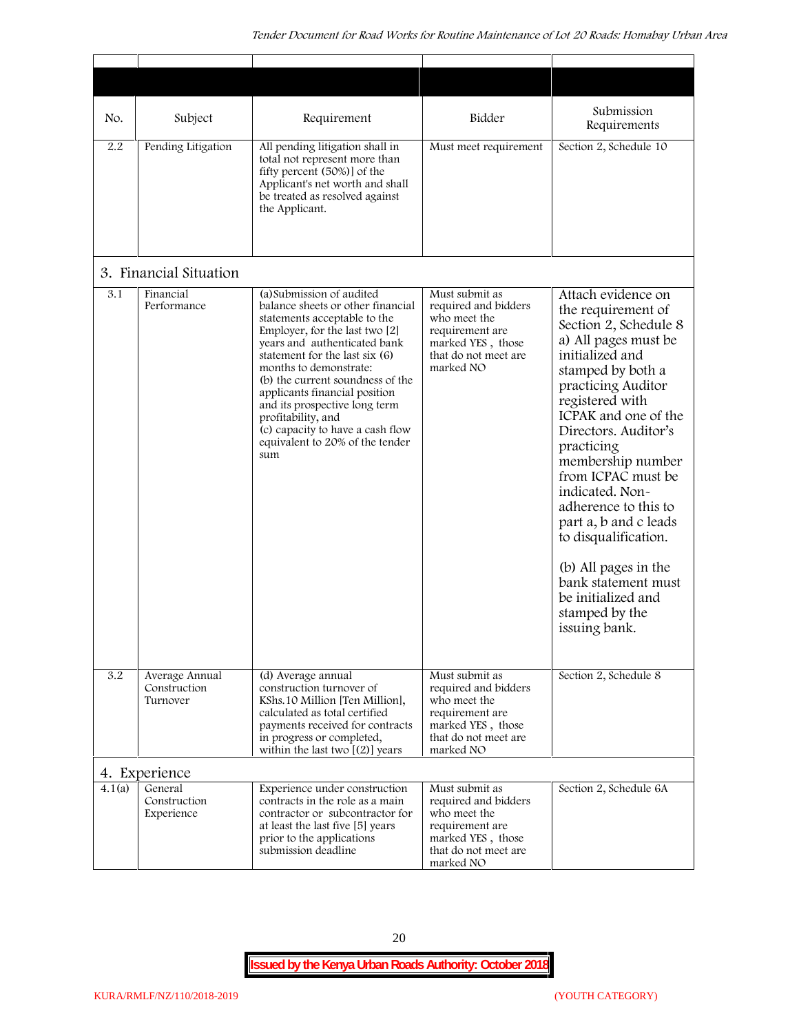| No. | Subject | Requirement | Bidder | Submission Requirements |
|---|---|---|---|---|
| 2.2 | Pending Litigation | All pending litigation shall in total not represent more than fifty percent (50%)] of the Applicant's net worth and shall be treated as resolved against the Applicant. | Must meet requirement | Section 2, Schedule 10 |
| **3. Financial Situation** | | | | |
| 3.1 | Financial Performance | (a)Submission of audited balance sheets or other financial statements acceptable to the Employer, for the last two [2] years and authenticated bank statement for the last six (6) months to demonstrate: (b) the current soundness of the applicants financial position and its prospective long term profitability, and (c) capacity to have a cash flow equivalent to 20% of the tender sum | Must submit as required and bidders who meet the requirement are marked YES , those that do not meet are marked NO | Attach evidence on the requirement of Section 2, Schedule 8 a) All pages must be initialized and stamped by both a practicing Auditor registered with ICPAK and one of the Directors. Auditor's practicing membership number from ICPAC must be indicated. Non-adherence to this to part a, b and c leads to disqualification. (b) All pages in the bank statement must be initialized and stamped by the issuing bank. |
| 3.2 | Average Annual Construction Turnover | (d) Average annual construction turnover of KShs.10 Million [Ten Million], calculated as total certified payments received for contracts in progress or completed, within the last two [(2)] years | Must submit as required and bidders who meet the requirement are marked YES , those that do not meet are marked NO | Section 2, Schedule 8 |
| **4. Experience** | | | | |
| 4.1(a) | General Construction Experience | Experience under construction contracts in the role as a main contractor or subcontractor for at least the last five [5] years prior to the applications submission deadline | Must submit as required and bidders who meet the requirement are marked YES , those that do not meet are marked NO | Section 2, Schedule 6A |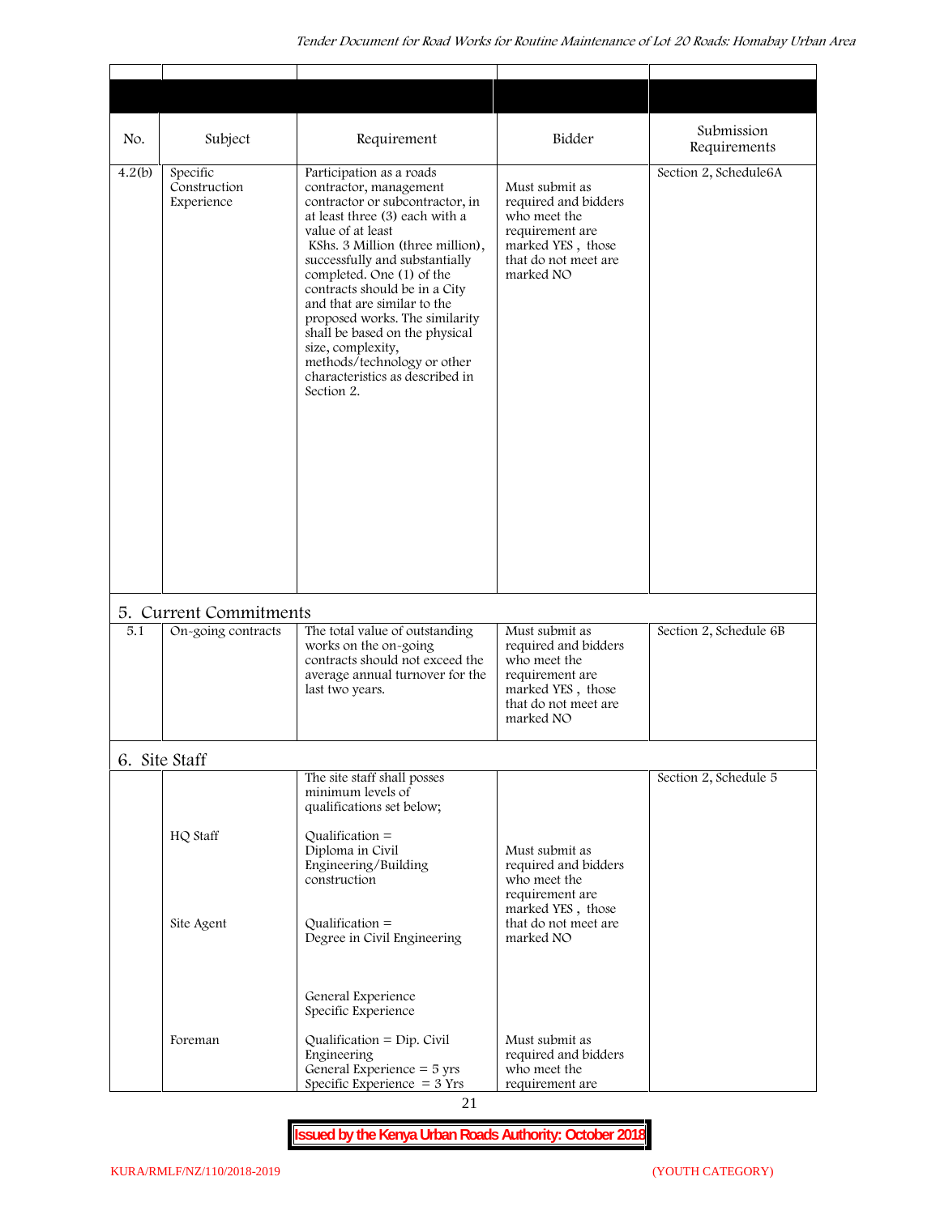| No. | Subject | Requirement | Bidder | Submission Requirements |
|---|---|---|---|---|
| 4.2(b) | Specific Construction Experience | Participation as a roads contractor, management contractor or subcontractor, in at least three (3) each with a value of at least KShs. 3 Million (three million), successfully and substantially completed. One (1) of the contracts should be in a City and that are similar to the proposed works. The similarity shall be based on the physical size, complexity, methods/technology or other characteristics as described in Section 2. | Must submit as required and bidders who meet the requirement are marked YES , those that do not meet are marked NO | Section 2, Schedule6A |
| **5. Current Commitments** | | | | |
| 5.1 | On-going contracts | The total value of outstanding works on the on-going contracts should not exceed the average annual turnover for the last two years. | Must submit as required and bidders who meet the requirement are marked YES , those that do not meet are marked NO | Section 2, Schedule 6B |
| **6. Site Staff** | | | | |
| | | The site staff shall posses minimum levels of qualifications set below; | | Section 2, Schedule 5 |
| | HQ Staff | Qualification = Diploma in Civil Engineering/Building construction | Must submit as required and bidders who meet the requirement are marked YES , those that do not meet are marked NO | |
| | Site Agent | Qualification = Degree in Civil Engineering<br><br>General Experience<br>Specific Experience | | |
| | Foreman | Qualification = Dip. Civil Engineering<br>General Experience = 5 yrs<br>Specific Experience = 3 Yrs | Must submit as required and bidders who meet the requirement are | |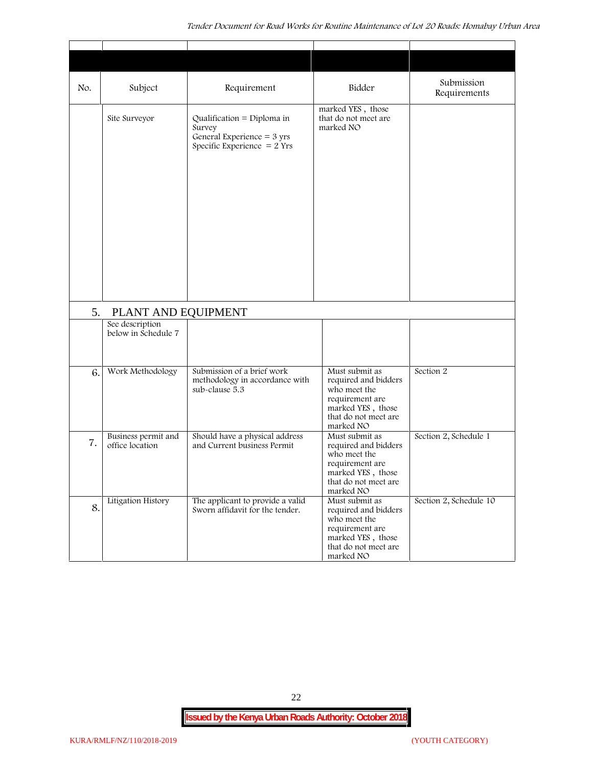| No. | Subject | Requirement | Bidder | Submission Requirements |
|---|---|---|---|---|
| | Site Surveyor | Qualification = Diploma in Survey<br>General Experience = 3 yrs<br>Specific Experience = 2 Yrs | marked YES , those that do not meet are marked NO | |
| 5. | PLANT AND EQUIPMENT | | | |
| | See description below in Schedule 7 | | | |
| 6. | Work Methodology | Submission of a brief work methodology in accordance with sub-clause 5.3 | Must submit as required and bidders who meet the requirement are marked YES , those that do not meet are marked NO | Section 2 |
| 7. | Business permit and office location | Should have a physical address and Current business Permit | Must submit as required and bidders who meet the requirement are marked YES , those that do not meet are marked NO | Section 2, Schedule 1 |
| 8. | Litigation History | The applicant to provide a valid Sworn affidavit for the tender. | Must submit as required and bidders who meet the requirement are marked YES , those that do not meet are marked NO | Section 2, Schedule 10 |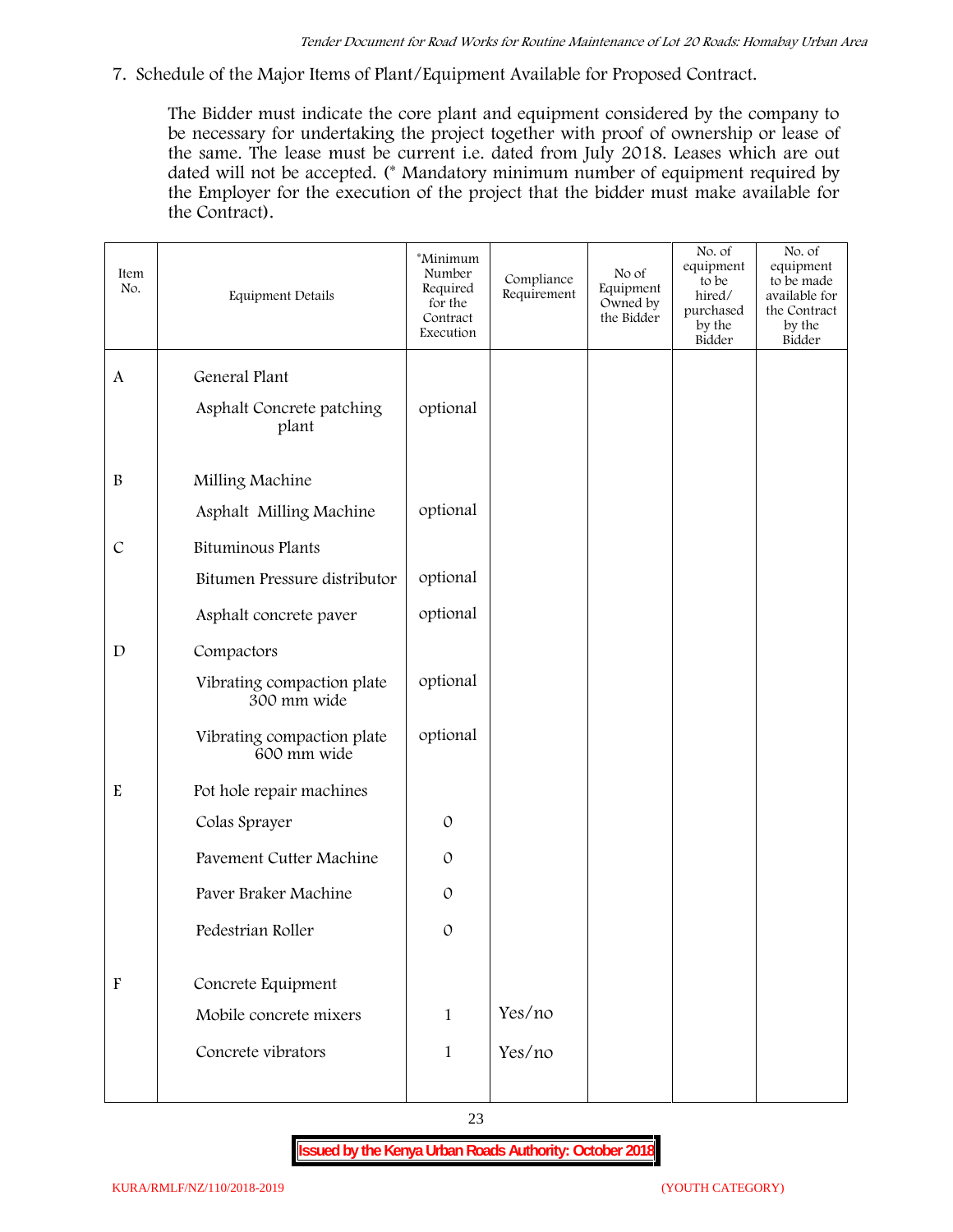7. Schedule of the Major Items of Plant/Equipment Available for Proposed Contract.

The Bidder must indicate the core plant and equipment considered by the company to be necessary for undertaking the project together with proof of ownership or lease of the same. The lease must be current i.e. dated from July 2018. Leases which are out dated will not be accepted. (* Mandatory minimum number of equipment required by the Employer for the execution of the project that the bidder must make available for the Contract).

| Item No. | Equipment Details | *Minimum Number Required for the Contract Execution | Compliance Requirement | No of Equipment Owned by the Bidder | No. of equipment to be hired/ purchased by the Bidder | No. of equipment to be made available for the Contract by the Bidder |
|---|---|---|---|---|---|---|
| A | General Plant | | | | | |
| | Asphalt Concrete patching plant | optional | | | | |
| B | Milling Machine | | | | | |
| | Asphalt Milling Machine | optional | | | | |
| C | Bituminous Plants | | | | | |
| | Bitumen Pressure distributor | optional | | | | |
| | Asphalt concrete paver | optional | | | | |
| D | Compactors | | | | | |
| | Vibrating compaction plate 300 mm wide | optional | | | | |
| | Vibrating compaction plate 600 mm wide | optional | | | | |
| E | Pot hole repair machines | | | | | |
| | Colas Sprayer | 0 | | | | |
| | Pavement Cutter Machine | 0 | | | | |
| | Paver Braker Machine | 0 | | | | |
| | Pedestrian Roller | 0 | | | | |
| F | Concrete Equipment | | | | | |
| | Mobile concrete mixers | 1 | Yes/no | | | |
| | Concrete vibrators | 1 | Yes/no | | | |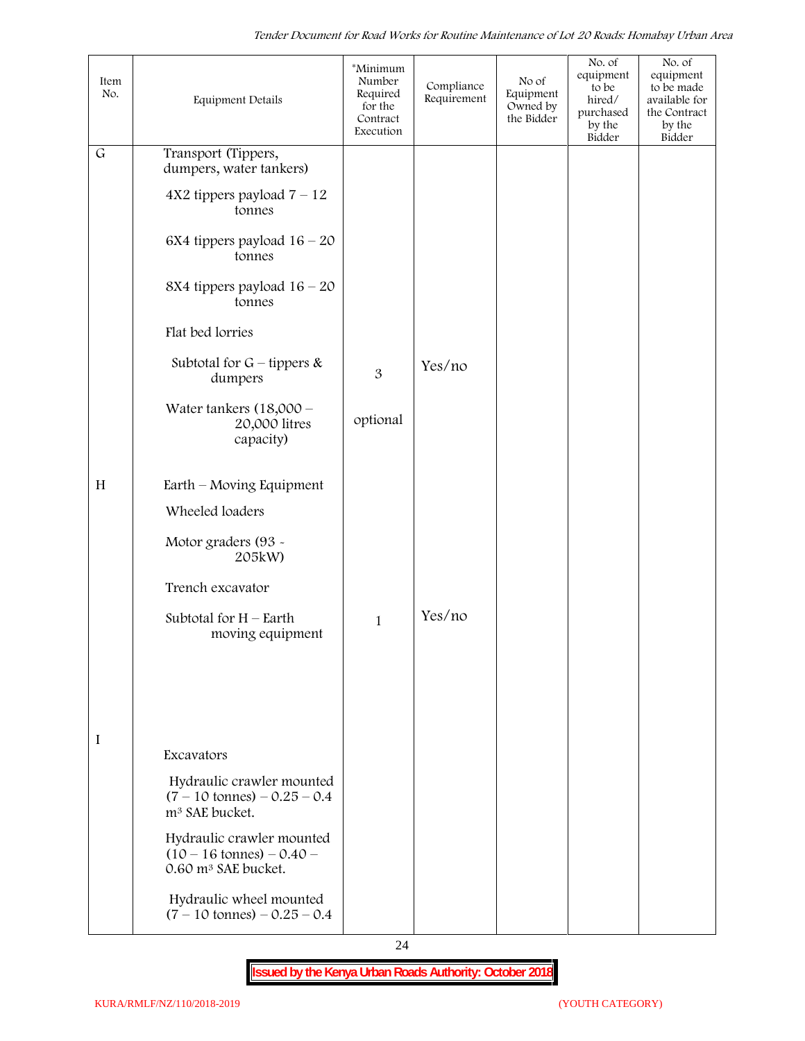| Item No. | Equipment Details | *Minimum Number Required for the Contract Execution | Compliance Requirement | No of Equipment Owned by the Bidder | No. of equipment to be hired/ purchased by the Bidder | No. of equipment to be made available for the Contract by the Bidder |
|---|---|---|---|---|---|---|
| G | Transport (Tippers, dumpers, water tankers) | | | | | |
| | 4X2 tippers payload 7 – 12 tonnes | | | | | |
| | 6X4 tippers payload 16 – 20 tonnes | | | | | |
| | 8X4 tippers payload 16 – 20 tonnes | | | | | |
| | Flat bed lorries | | | | | |
| | Subtotal for G – tippers & dumpers | 3 | Yes/no | | | |
| | Water tankers (18,000 – 20,000 litres capacity) | optional | | | | |
| H | Earth – Moving Equipment | | | | | |
| | Wheeled loaders | | | | | |
| | Motor graders (93 - 205kW) | | | | | |
| | Trench excavator | | | | | |
| | Subtotal for H – Earth moving equipment | 1 | Yes/no | | | |
| I | Excavators | | | | | |
| | Hydraulic crawler mounted (7 – 10 tonnes) – 0.25 – 0.4 m³ SAE bucket. | | | | | |
| | Hydraulic crawler mounted (10 – 16 tonnes) – 0.40 – 0.60 m³ SAE bucket. | | | | | |
| | Hydraulic wheel mounted (7 – 10 tonnes) – 0.25 – 0.4 | | | | | |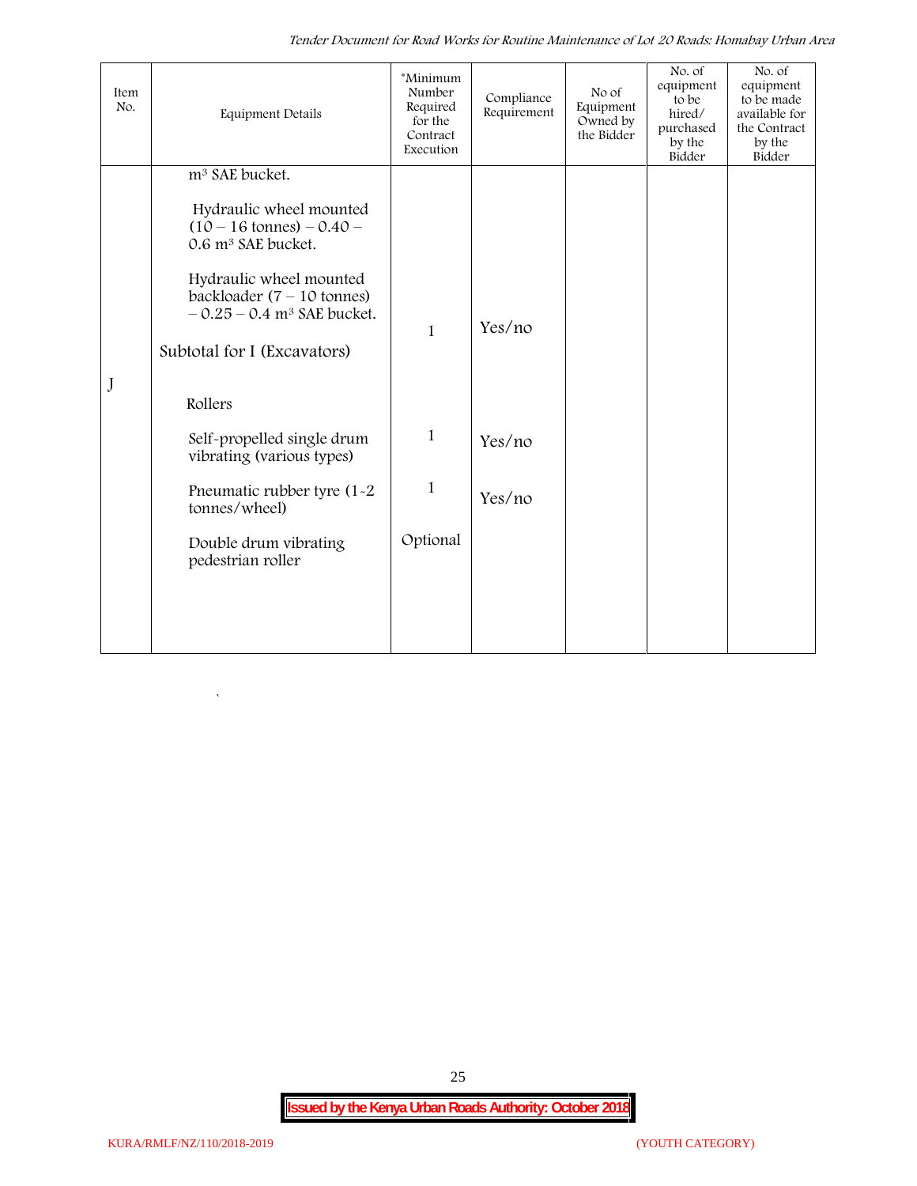| Item No. | Equipment Details | *Minimum Number Required for the Contract Execution | Compliance Requirement | No of Equipment Owned by the Bidder | No. of equipment to be hired/ purchased by the Bidder | No. of equipment to be made available for the Contract by the Bidder |
|---|---|---|---|---|---|---|
| | $m^3$ SAE bucket. | | | | | |
| | Hydraulic wheel mounted (10 – 16 tonnes) – 0.40 – 0.6 $m^3$ SAE bucket. | | | | | |
| | Hydraulic wheel mounted backloader (7 – 10 tonnes) – 0.25 – 0.4 $m^3$ SAE bucket. | 1 | Yes/no | | | |
| | Subtotal for I (Excavators) | | | | | |
| J | Rollers | | | | | |
| | Self-propelled single drum vibrating (various types) | 1 | Yes/no | | | |
| | Pneumatic rubber tyre (1-2 tonnes/wheel) | 1 | Yes/no | | | |
| | Double drum vibrating pedestrian roller | Optional | | | | |

`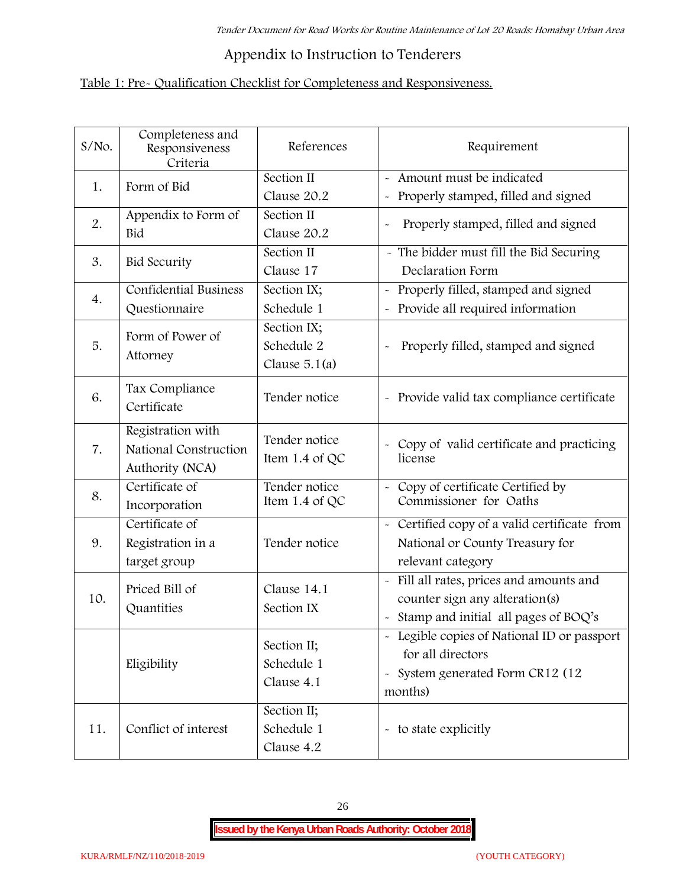## Appendix to Instruction to Tenderers

Table 1: Pre- Qualification Checklist for Completeness and Responsiveness.

| S/No. | Completeness and Responsiveness Criteria | References | Requirement |
|---|---|---|---|
| 1. | Form of Bid | Section II Clause 20.2 | - Amount must be indicated<br>- Properly stamped, filled and signed |
| 2. | Appendix to Form of Bid | Section II Clause 20.2 | - Properly stamped, filled and signed |
| 3. | Bid Security | Section II Clause 17 | - The bidder must fill the Bid Securing Declaration Form |
| 4. | Confidential Business Questionnaire | Section IX; Schedule 1 | - Properly filled, stamped and signed<br>- Provide all required information |
| 5. | Form of Power of Attorney | Section IX; Schedule 2 Clause 5.1(a) | - Properly filled, stamped and signed |
| 6. | Tax Compliance Certificate | Tender notice | - Provide valid tax compliance certificate |
| 7. | Registration with National Construction Authority (NCA) | Tender notice Item 1.4 of QC | - Copy of valid certificate and practicing license |
| 8. | Certificate of Incorporation | Tender notice Item 1.4 of QC | - Copy of certificate Certified by Commissioner for Oaths |
| 9. | Certificate of Registration in a target group | Tender notice | - Certified copy of a valid certificate from National or County Treasury for relevant category |
| 10. | Priced Bill of Quantities | Clause 14.1 Section IX | - Fill all rates, prices and amounts and counter sign any alteration(s)<br>- Stamp and initial all pages of BOQ's |
| | Eligibility | Section II; Schedule 1 Clause 4.1 | - Legible copies of National ID or passport for all directors<br>- System generated Form CR12 (12 months) |
| 11. | Conflict of interest | Section II; Schedule 1 Clause 4.2 | - to state explicitly |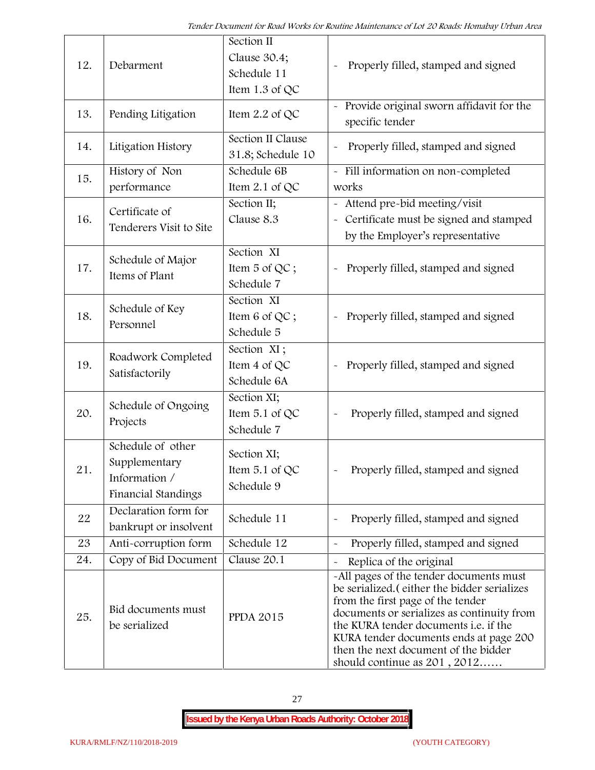| 12. | Debarment | Section II<br>Clause 30.4;<br>Schedule 11<br>Item 1.3 of QC | - Properly filled, stamped and signed |
|---|---|---|---|
| 13. | Pending Litigation | Item 2.2 of QC | - Provide original sworn affidavit for the specific tender |
| 14. | Litigation History | Section II Clause 31.8; Schedule 10 | - Properly filled, stamped and signed |
| 15. | History of Non performance | Schedule 6B<br>Item 2.1 of QC | - Fill information on non-completed works |
| 16. | Certificate of Tenderers Visit to Site | Section II;<br>Clause 8.3 | - Attend pre-bid meeting/visit<br>- Certificate must be signed and stamped by the Employer's representative |
| 17. | Schedule of Major Items of Plant | Section XI<br>Item 5 of QC ;<br>Schedule 7 | - Properly filled, stamped and signed |
| 18. | Schedule of Key Personnel | Section XI<br>Item 6 of QC ;<br>Schedule 5 | - Properly filled, stamped and signed |
| 19. | Roadwork Completed Satisfactorily | Section XI ;<br>Item 4 of QC<br>Schedule 6A | - Properly filled, stamped and signed |
| 20. | Schedule of Ongoing Projects | Section XI;<br>Item 5.1 of QC<br>Schedule 7 | - Properly filled, stamped and signed |
| 21. | Schedule of other Supplementary Information / Financial Standings | Section XI;<br>Item 5.1 of QC<br>Schedule 9 | - Properly filled, stamped and signed |
| 22 | Declaration form for bankrupt or insolvent | Schedule 11 | - Properly filled, stamped and signed |
| 23 | Anti-corruption form | Schedule 12 | - Properly filled, stamped and signed |
| 24. | Copy of Bid Document | Clause 20.1 | - Replica of the original |
| 25. | Bid documents must be serialized | PPDA 2015 | -All pages of the tender documents must be serialized.( either the bidder serializes from the first page of the tender documents or serializes as continuity from the KURA tender documents i.e. if the KURA tender documents ends at page 200 then the next document of the bidder should continue as 201 , 2012…… |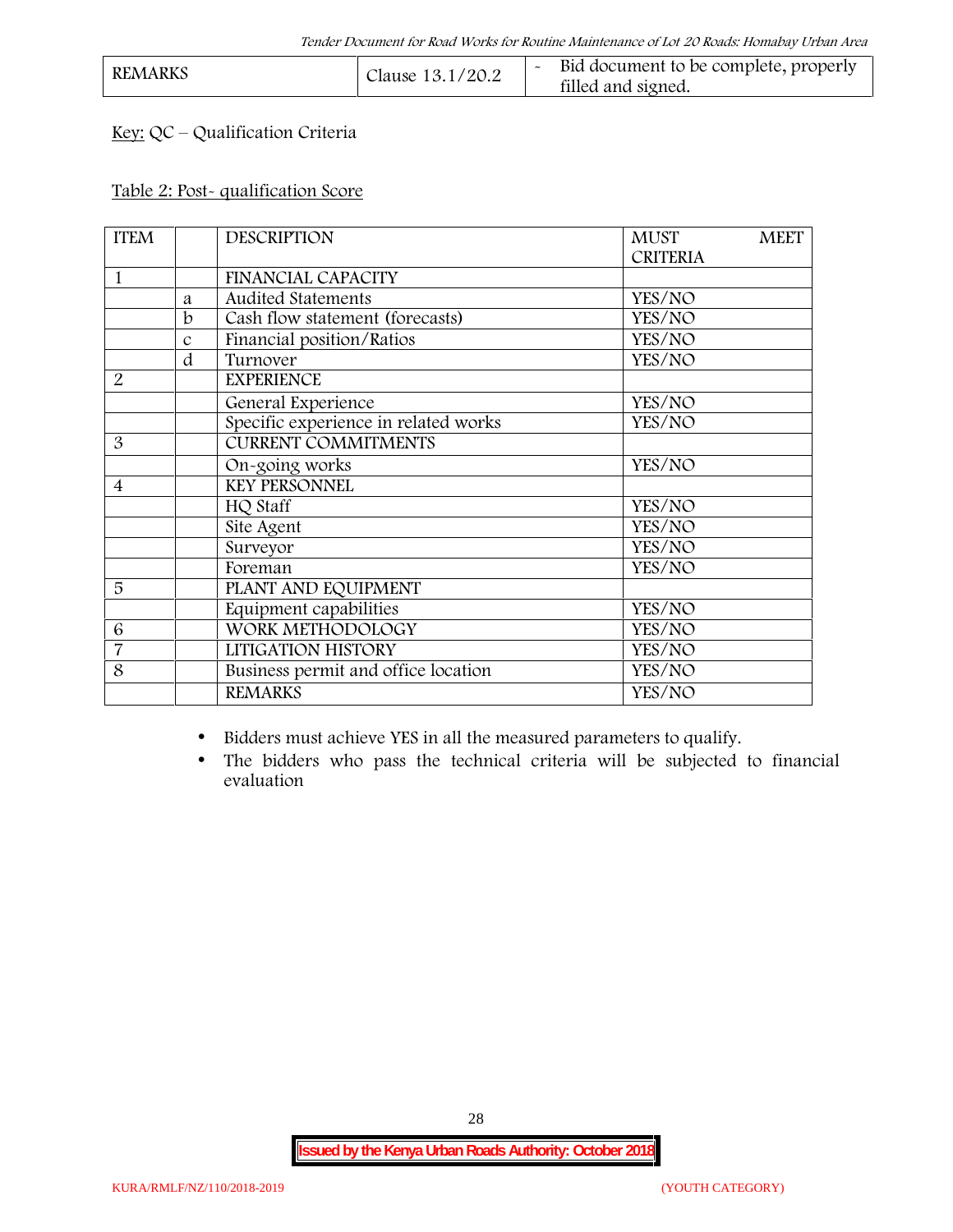| REMARKS | Clause 13.1/20.2 | - Bid document to be complete, properly filled and signed. |
|---|---|---|

Key: QC – Qualification Criteria

Table 2: Post- qualification Score

| ITEM | | DESCRIPTION | MUST MEET CRITERIA |
|---|---|---|---|
| 1 | | FINANCIAL CAPACITY | |
| | a | Audited Statements | YES/NO |
| | b | Cash flow statement (forecasts) | YES/NO |
| | c | Financial position/Ratios | YES/NO |
| | d | Turnover | YES/NO |
| 2 | | EXPERIENCE | |
| | | General Experience | YES/NO |
| | | Specific experience in related works | YES/NO |
| 3 | | CURRENT COMMITMENTS | |
| | | On-going works | YES/NO |
| 4 | | KEY PERSONNEL | |
| | | HQ Staff | YES/NO |
| | | Site Agent | YES/NO |
| | | Surveyor | YES/NO |
| | | Foreman | YES/NO |
| 5 | | PLANT AND EQUIPMENT | |
| | | Equipment capabilities | YES/NO |
| 6 | | WORK METHODOLOGY | YES/NO |
| 7 | | LITIGATION HISTORY | YES/NO |
| 8 | | Business permit and office location | YES/NO |
| | | REMARKS | YES/NO |

- Bidders must achieve YES in all the measured parameters to qualify.
- The bidders who pass the technical criteria will be subjected to financial evaluation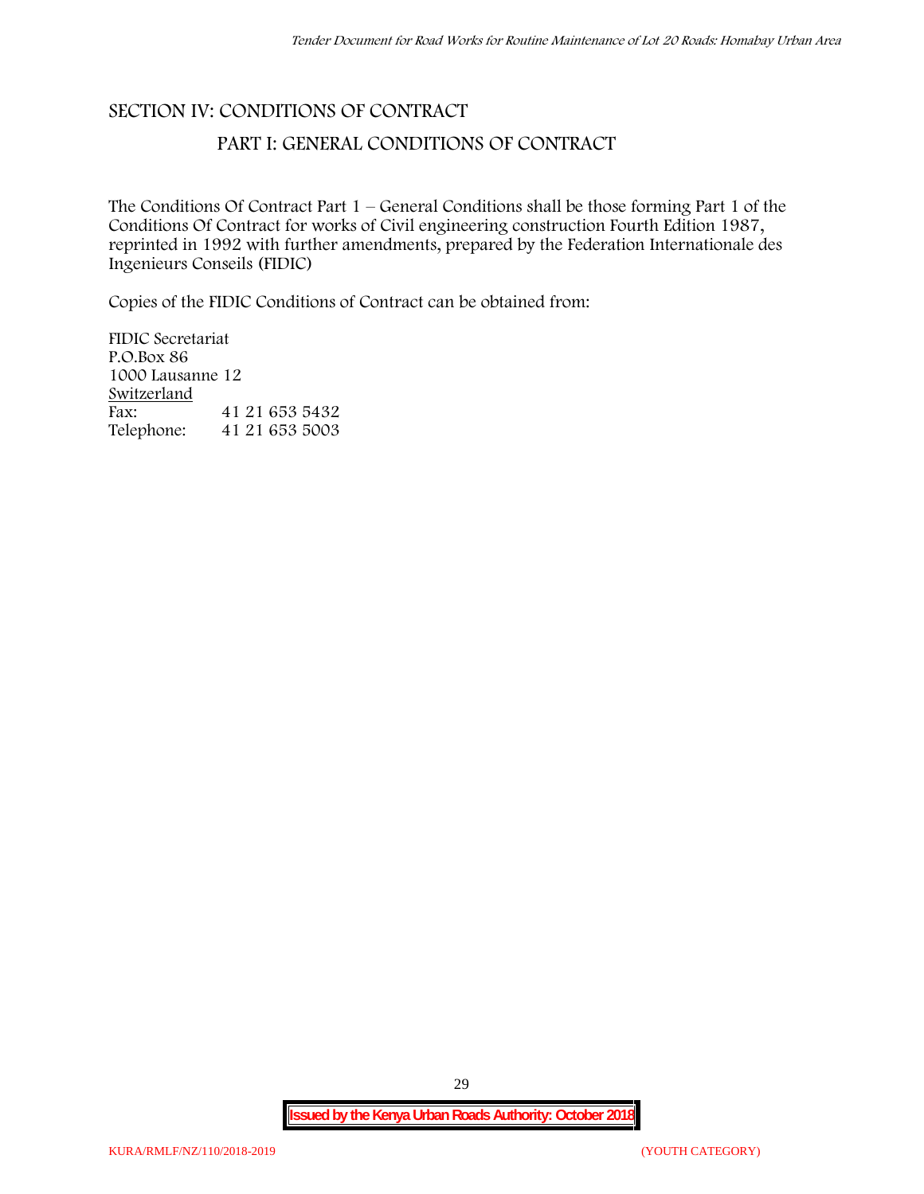# SECTION IV: CONDITIONS OF CONTRACT

## PART I: GENERAL CONDITIONS OF CONTRACT

The Conditions Of Contract Part 1 – General Conditions shall be those forming Part 1 of the Conditions Of Contract for works of Civil engineering construction Fourth Edition 1987, reprinted in 1992 with further amendments, prepared by the Federation Internationale des Ingenieurs Conseils (FIDIC)

Copies of the FIDIC Conditions of Contract can be obtained from:

FIDIC Secretariat
P.O.Box 86
1000 Lausanne 12
Switzerland
Fax: 41 21 653 5432
Telephone: 41 21 653 5003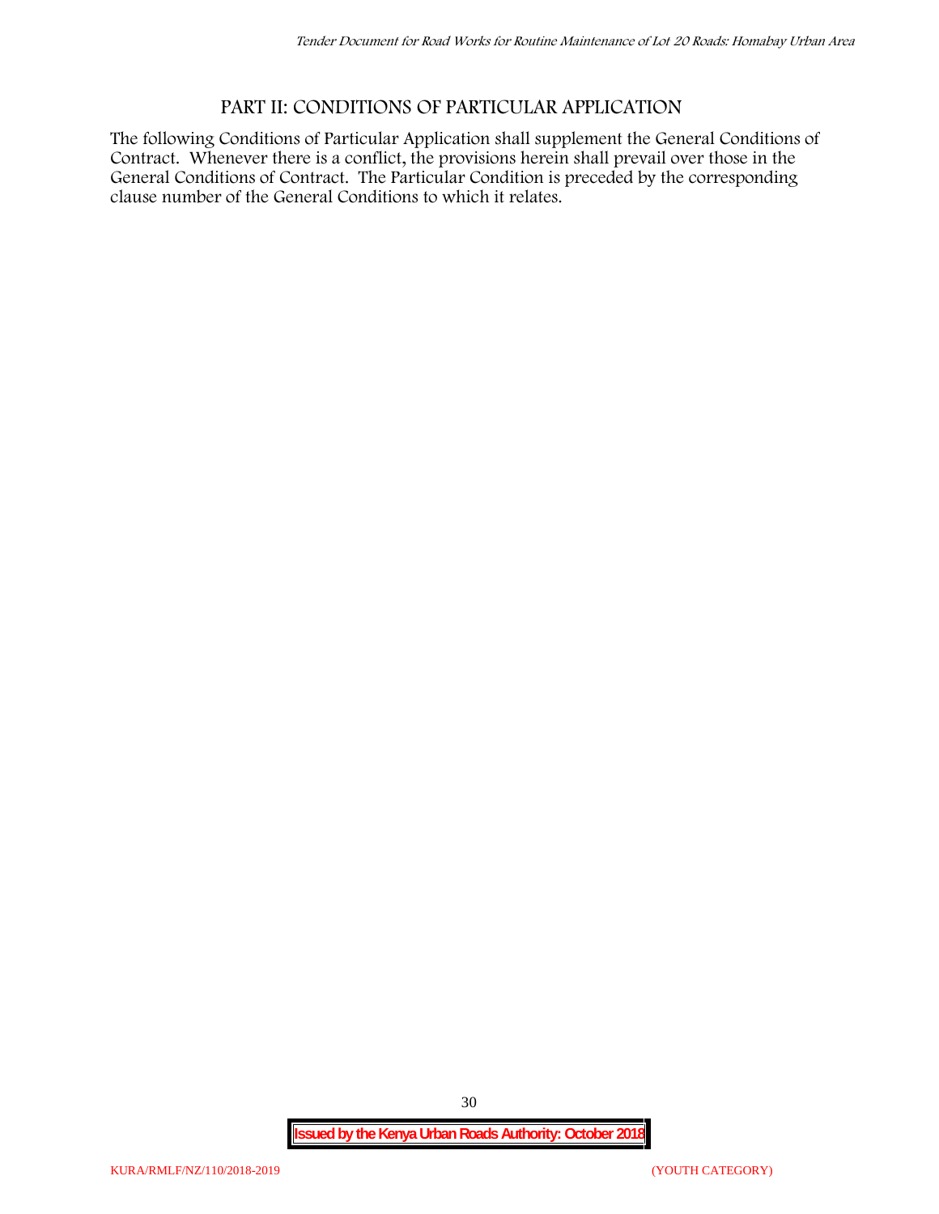# PART II: CONDITIONS OF PARTICULAR APPLICATION

The following Conditions of Particular Application shall supplement the General Conditions of Contract. Whenever there is a conflict, the provisions herein shall prevail over those in the General Conditions of Contract. The Particular Condition is preceded by the corresponding clause number of the General Conditions to which it relates.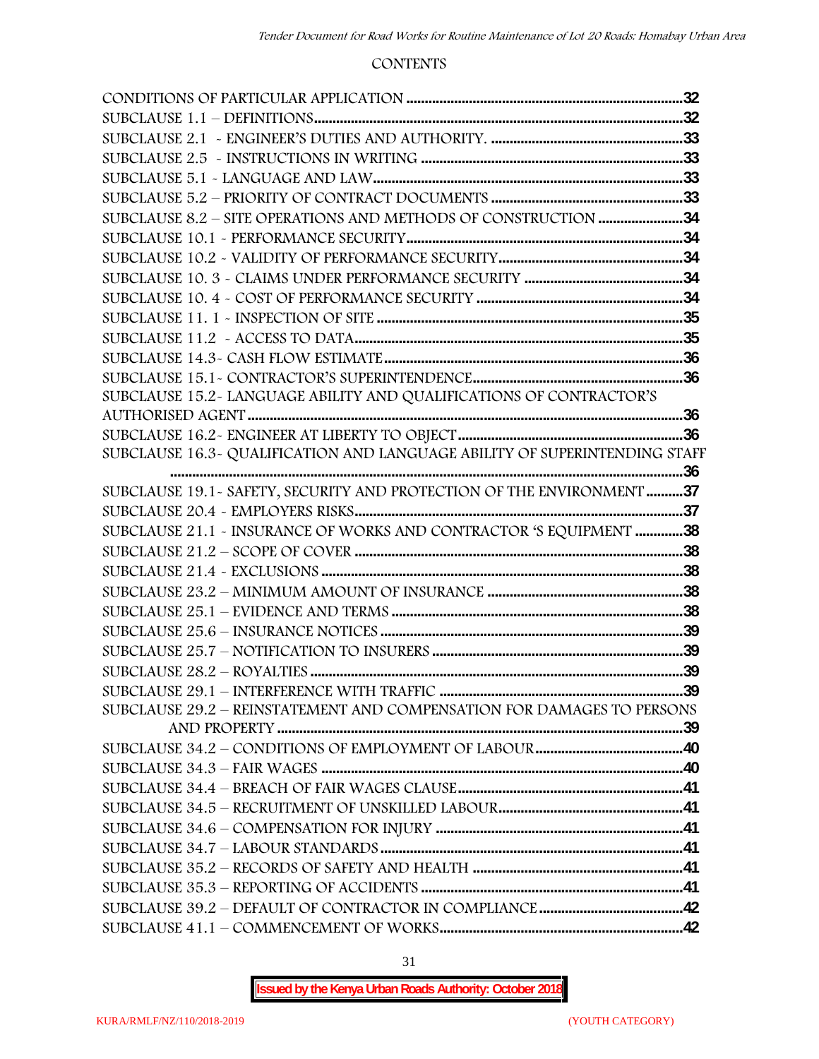CONTENTS

| | |
|---|---|
| CONDITIONS OF PARTICULAR APPLICATION | 32 |
| SUBCLAUSE 1.1 – DEFINITIONS | 32 |
| SUBCLAUSE 2.1 - ENGINEER'S DUTIES AND AUTHORITY. | 33 |
| SUBCLAUSE 2.5 - INSTRUCTIONS IN WRITING | 33 |
| SUBCLAUSE 5.1 - LANGUAGE AND LAW | 33 |
| SUBCLAUSE 5.2 – PRIORITY OF CONTRACT DOCUMENTS | 33 |
| SUBCLAUSE 8.2 – SITE OPERATIONS AND METHODS OF CONSTRUCTION | 34 |
| SUBCLAUSE 10.1 - PERFORMANCE SECURITY | 34 |
| SUBCLAUSE 10.2 - VALIDITY OF PERFORMANCE SECURITY | 34 |
| SUBCLAUSE 10. 3 - CLAIMS UNDER PERFORMANCE SECURITY | 34 |
| SUBCLAUSE 10. 4 - COST OF PERFORMANCE SECURITY | 34 |
| SUBCLAUSE 11. 1 - INSPECTION OF SITE | 35 |
| SUBCLAUSE 11.2 - ACCESS TO DATA | 35 |
| SUBCLAUSE 14.3- CASH FLOW ESTIMATE | 36 |
| SUBCLAUSE 15.1- CONTRACTOR'S SUPERINTENDENCE | 36 |
| SUBCLAUSE 15.2- LANGUAGE ABILITY AND QUALIFICATIONS OF CONTRACTOR'S AUTHORISED AGENT | 36 |
| SUBCLAUSE 16.2- ENGINEER AT LIBERTY TO OBJECT | 36 |
| SUBCLAUSE 16.3- QUALIFICATION AND LANGUAGE ABILITY OF SUPERINTENDING STAFF | 36 |
| SUBCLAUSE 19.1- SAFETY, SECURITY AND PROTECTION OF THE ENVIRONMENT | 37 |
| SUBCLAUSE 20.4 - EMPLOYERS RISKS | 37 |
| SUBCLAUSE 21.1 - INSURANCE OF WORKS AND CONTRACTOR 'S EQUIPMENT | 38 |
| SUBCLAUSE 21.2 – SCOPE OF COVER | 38 |
| SUBCLAUSE 21.4 - EXCLUSIONS | 38 |
| SUBCLAUSE 23.2 – MINIMUM AMOUNT OF INSURANCE | 38 |
| SUBCLAUSE 25.1 – EVIDENCE AND TERMS | 38 |
| SUBCLAUSE 25.6 – INSURANCE NOTICES | 39 |
| SUBCLAUSE 25.7 – NOTIFICATION TO INSURERS | 39 |
| SUBCLAUSE 28.2 – ROYALTIES | 39 |
| SUBCLAUSE 29.1 – INTERFERENCE WITH TRAFFIC | 39 |
| SUBCLAUSE 29.2 – REINSTATEMENT AND COMPENSATION FOR DAMAGES TO PERSONS AND PROPERTY | 39 |
| SUBCLAUSE 34.2 – CONDITIONS OF EMPLOYMENT OF LABOUR | 40 |
| SUBCLAUSE 34.3 – FAIR WAGES | 40 |
| SUBCLAUSE 34.4 – BREACH OF FAIR WAGES CLAUSE | 41 |
| SUBCLAUSE 34.5 – RECRUITMENT OF UNSKILLED LABOUR | 41 |
| SUBCLAUSE 34.6 – COMPENSATION FOR INJURY | 41 |
| SUBCLAUSE 34.7 – LABOUR STANDARDS | 41 |
| SUBCLAUSE 35.2 – RECORDS OF SAFETY AND HEALTH | 41 |
| SUBCLAUSE 35.3 – REPORTING OF ACCIDENTS | 41 |
| SUBCLAUSE 39.2 – DEFAULT OF CONTRACTOR IN COMPLIANCE | 42 |
| SUBCLAUSE 41.1 – COMMENCEMENT OF WORKS | 42 |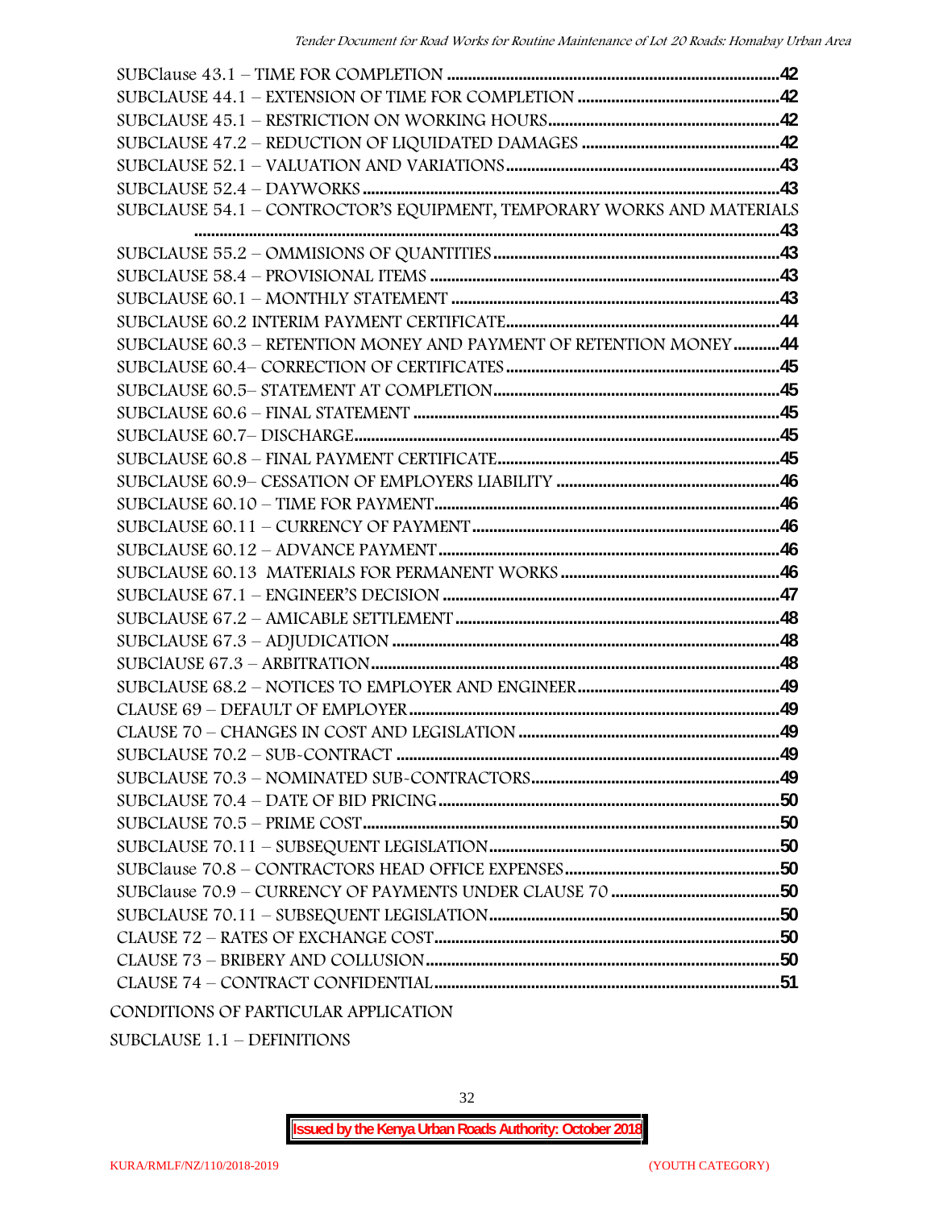SUBClause 43.1 – TIME FOR COMPLETION ........................................................................42
SUBCLAUSE 44.1 – EXTENSION OF TIME FOR COMPLETION ..............................................42
SUBCLAUSE 45.1 – RESTRICTION ON WORKING HOURS.......................................................42
SUBCLAUSE 47.2 – REDUCTION OF LIQUIDATED DAMAGES ................................................42
SUBCLAUSE 52.1 – VALUATION AND VARIATIONS.................................................................43
SUBCLAUSE 52.4 – DAYWORKS....................................................................................................43
SUBCLAUSE 54.1 – CONTROCTOR'S EQUIPMENT, TEMPORARY WORKS AND MATERIALS ...........................................................................................................................................43
SUBCLAUSE 55.2 – OMMISIONS OF QUANTITIES.....................................................................43
SUBCLAUSE 58.4 – PROVISIONAL ITEMS ...................................................................................43
SUBCLAUSE 60.1 – MONTHLY STATEMENT ................................................................................43
SUBCLAUSE 60.2 INTERIM PAYMENT CERTIFICATE..................................................................44
SUBCLAUSE 60.3 – RETENTION MONEY AND PAYMENT OF RETENTION MONEY...........44
SUBCLAUSE 60.4– CORRECTION OF CERTIFICATES.................................................................45
SUBCLAUSE 60.5– STATEMENT AT COMPLETION.....................................................................45
SUBCLAUSE 60.6 – FINAL STATEMENT .......................................................................................45
SUBCLAUSE 60.7– DISCHARGE.......................................................................................................45
SUBCLAUSE 60.8 – FINAL PAYMENT CERTIFICATE....................................................................45
SUBCLAUSE 60.9– CESSATION OF EMPLOYERS LIABILITY ......................................................46
SUBCLAUSE 60.10 – TIME FOR PAYMENT...................................................................................46
SUBCLAUSE 60.11 – CURRENCY OF PAYMENT..........................................................................46
SUBCLAUSE 60.12 – ADVANCE PAYMENT...................................................................................46
SUBCLAUSE 60.13 MATERIALS FOR PERMANENT WORKS......................................................46
SUBCLAUSE 67.1 – ENGINEER'S DECISION ................................................................................47
SUBCLAUSE 67.2 – AMICABLE SETTLEMENT..............................................................................48
SUBCLAUSE 67.3 – ADJUDICATION ..............................................................................................48
SUBClAUSE 67.3 – ARBITRATION...................................................................................................48
SUBCLAUSE 68.2 – NOTICES TO EMPLOYER AND ENGINEER.................................................49
CLAUSE 69 – DEFAULT OF EMPLOYER........................................................................................49
CLAUSE 70 – CHANGES IN COST AND LEGISLATION ..............................................................49
SUBCLAUSE 70.2 – SUB-CONTRACT ...........................................................................................49
SUBCLAUSE 70.3 – NOMINATED SUB-CONTRACTORS............................................................49
SUBCLAUSE 70.4 – DATE OF BID PRICING..................................................................................50
SUBCLAUSE 70.5 – PRIME COST....................................................................................................50
SUBCLAUSE 70.11 – SUBSEQUENT LEGISLATION......................................................................50
SUBClause 70.8 – CONTRACTORS HEAD OFFICE EXPENSES....................................................50
SUBClause 70.9 – CURRENCY OF PAYMENTS UNDER CLAUSE 70 ..........................................50
SUBCLAUSE 70.11 – SUBSEQUENT LEGISLATION......................................................................50
CLAUSE 72 – RATES OF EXCHANGE COST...................................................................................50
CLAUSE 73 – BRIBERY AND COLLUSION.....................................................................................50
CLAUSE 74 – CONTRACT CONFIDENTIAL...................................................................................51

CONDITIONS OF PARTICULAR APPLICATION

SUBCLAUSE 1.1 – DEFINITIONS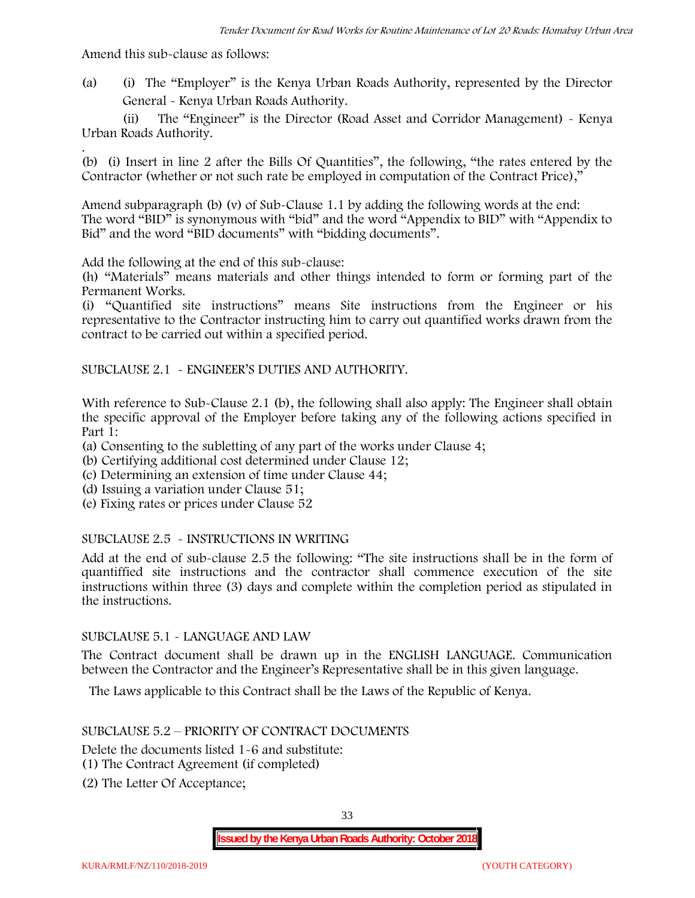Amend this sub-clause as follows:

(a) (i) The "Employer" is the Kenya Urban Roads Authority, represented by the Director General - Kenya Urban Roads Authority.

(ii) The "Engineer" is the Director (Road Asset and Corridor Management) - Kenya Urban Roads Authority.

.

(b) (i) Insert in line 2 after the Bills Of Quantities", the following, "the rates entered by the Contractor (whether or not such rate be employed in computation of the Contract Price),"

Amend subparagraph (b) (v) of Sub-Clause 1.1 by adding the following words at the end:
The word "BID" is synonymous with "bid" and the word "Appendix to BID" with "Appendix to Bid" and the word "BID documents" with "bidding documents".

Add the following at the end of this sub-clause:
(h) "Materials" means materials and other things intended to form or forming part of the Permanent Works.
(i) "Quantified site instructions" means Site instructions from the Engineer or his representative to the Contractor instructing him to carry out quantified works drawn from the contract to be carried out within a specified period.

SUBCLAUSE 2.1 - ENGINEER'S DUTIES AND AUTHORITY.

With reference to Sub-Clause 2.1 (b), the following shall also apply: The Engineer shall obtain the specific approval of the Employer before taking any of the following actions specified in Part 1:

(a) Consenting to the subletting of any part of the works under Clause 4;
(b) Certifying additional cost determined under Clause 12;
(c) Determining an extension of time under Clause 44;
(d) Issuing a variation under Clause 51;
(e) Fixing rates or prices under Clause 52

SUBCLAUSE 2.5 - INSTRUCTIONS IN WRITING

Add at the end of sub-clause 2.5 the following: "The site instructions shall be in the form of quantiffied site instructions and the contractor shall commence execution of the site instructions within three (3) days and complete within the completion period as stipulated in the instructions.

SUBCLAUSE 5.1 - LANGUAGE AND LAW

The Contract document shall be drawn up in the ENGLISH LANGUAGE. Communication between the Contractor and the Engineer's Representative shall be in this given language.

The Laws applicable to this Contract shall be the Laws of the Republic of Kenya.

SUBCLAUSE 5.2 – PRIORITY OF CONTRACT DOCUMENTS

Delete the documents listed 1-6 and substitute:
(1) The Contract Agreement (if completed)
(2) The Letter Of Acceptance;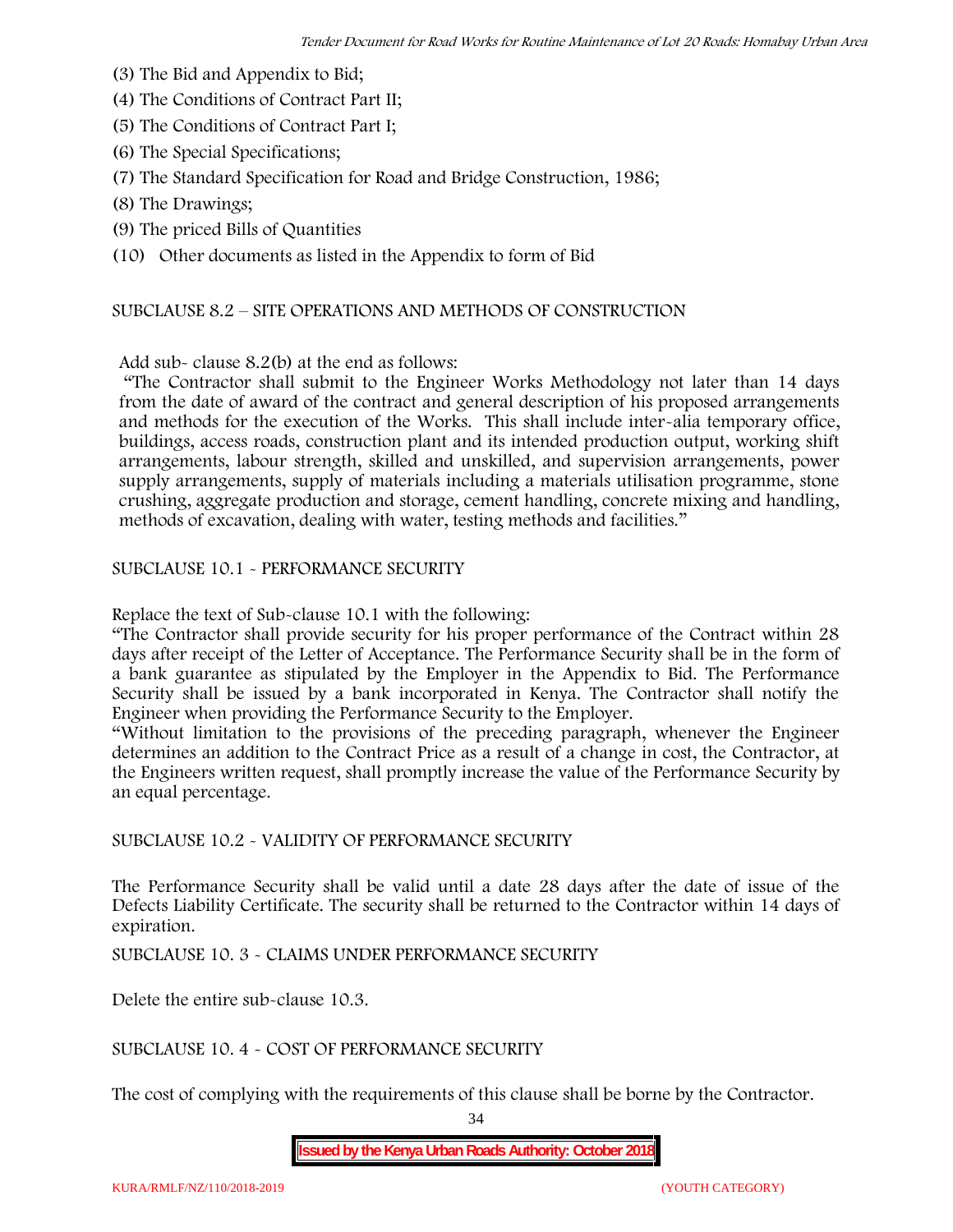(3) The Bid and Appendix to Bid;
(4) The Conditions of Contract Part II;
(5) The Conditions of Contract Part I;
(6) The Special Specifications;
(7) The Standard Specification for Road and Bridge Construction, 1986;
(8) The Drawings;
(9) The priced Bills of Quantities
(10) Other documents as listed in the Appendix to form of Bid

SUBCLAUSE 8.2 – SITE OPERATIONS AND METHODS OF CONSTRUCTION

Add sub- clause 8.2(b) at the end as follows:

"The Contractor shall submit to the Engineer Works Methodology not later than 14 days from the date of award of the contract and general description of his proposed arrangements and methods for the execution of the Works. This shall include inter-alia temporary office, buildings, access roads, construction plant and its intended production output, working shift arrangements, labour strength, skilled and unskilled, and supervision arrangements, power supply arrangements, supply of materials including a materials utilisation programme, stone crushing, aggregate production and storage, cement handling, concrete mixing and handling, methods of excavation, dealing with water, testing methods and facilities."

SUBCLAUSE 10.1 - PERFORMANCE SECURITY

Replace the text of Sub-clause 10.1 with the following:

"The Contractor shall provide security for his proper performance of the Contract within 28 days after receipt of the Letter of Acceptance. The Performance Security shall be in the form of a bank guarantee as stipulated by the Employer in the Appendix to Bid. The Performance Security shall be issued by a bank incorporated in Kenya. The Contractor shall notify the Engineer when providing the Performance Security to the Employer.

"Without limitation to the provisions of the preceding paragraph, whenever the Engineer determines an addition to the Contract Price as a result of a change in cost, the Contractor, at the Engineers written request, shall promptly increase the value of the Performance Security by an equal percentage.

SUBCLAUSE 10.2 - VALIDITY OF PERFORMANCE SECURITY

The Performance Security shall be valid until a date 28 days after the date of issue of the Defects Liability Certificate. The security shall be returned to the Contractor within 14 days of expiration.

SUBCLAUSE 10. 3 - CLAIMS UNDER PERFORMANCE SECURITY

Delete the entire sub-clause 10.3.

SUBCLAUSE 10. 4 - COST OF PERFORMANCE SECURITY

The cost of complying with the requirements of this clause shall be borne by the Contractor.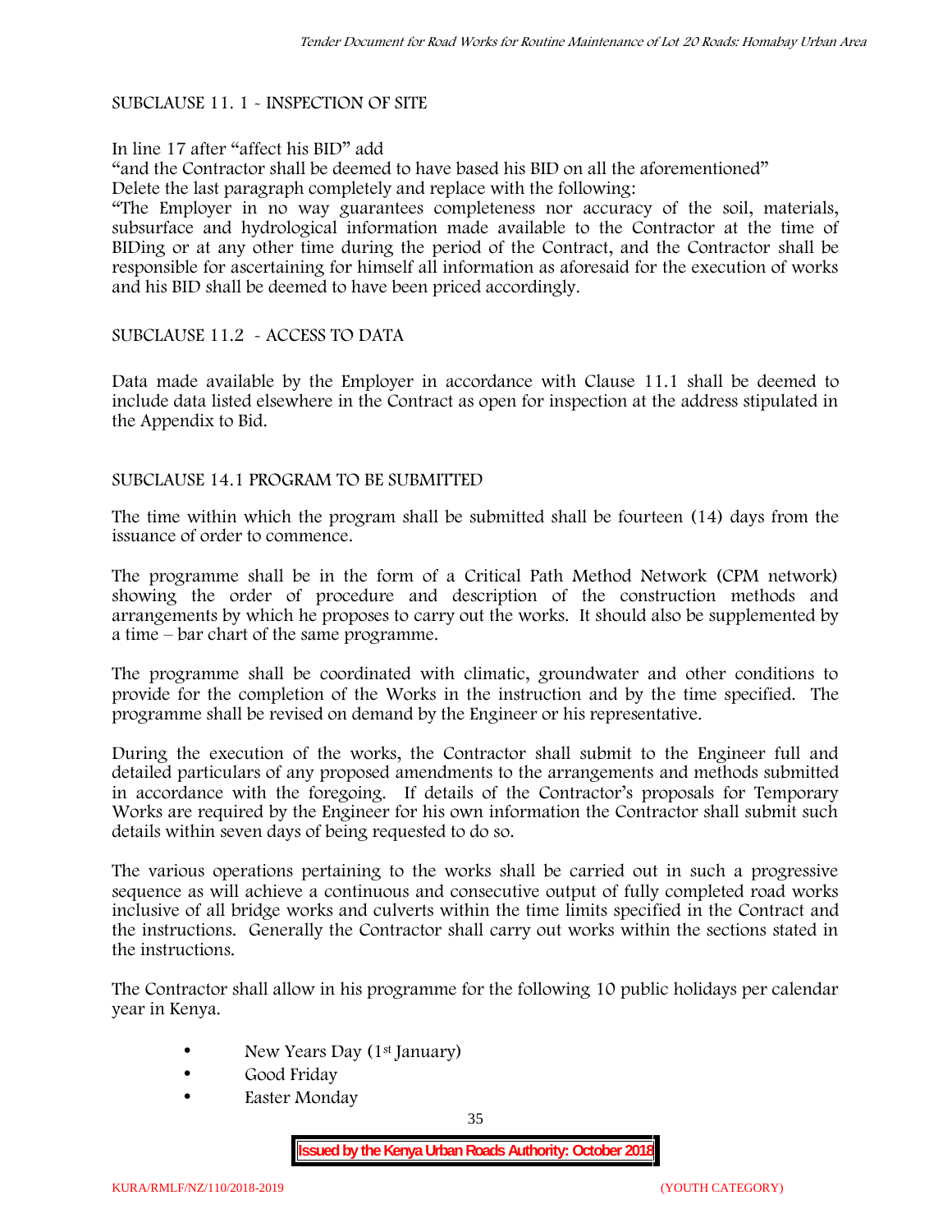SUBCLAUSE 11. 1 - INSPECTION OF SITE

In line 17 after "affect his BID" add

"and the Contractor shall be deemed to have based his BID on all the aforementioned"

Delete the last paragraph completely and replace with the following:

"The Employer in no way guarantees completeness nor accuracy of the soil, materials, subsurface and hydrological information made available to the Contractor at the time of BIDing or at any other time during the period of the Contract, and the Contractor shall be responsible for ascertaining for himself all information as aforesaid for the execution of works and his BID shall be deemed to have been priced accordingly.

SUBCLAUSE 11.2 - ACCESS TO DATA

Data made available by the Employer in accordance with Clause 11.1 shall be deemed to include data listed elsewhere in the Contract as open for inspection at the address stipulated in the Appendix to Bid.

SUBCLAUSE 14.1 PROGRAM TO BE SUBMITTED

The time within which the program shall be submitted shall be fourteen (14) days from the issuance of order to commence.

The programme shall be in the form of a Critical Path Method Network (CPM network) showing the order of procedure and description of the construction methods and arrangements by which he proposes to carry out the works. It should also be supplemented by a time – bar chart of the same programme.

The programme shall be coordinated with climatic, groundwater and other conditions to provide for the completion of the Works in the instruction and by the time specified. The programme shall be revised on demand by the Engineer or his representative.

During the execution of the works, the Contractor shall submit to the Engineer full and detailed particulars of any proposed amendments to the arrangements and methods submitted in accordance with the foregoing. If details of the Contractor's proposals for Temporary Works are required by the Engineer for his own information the Contractor shall submit such details within seven days of being requested to do so.

The various operations pertaining to the works shall be carried out in such a progressive sequence as will achieve a continuous and consecutive output of fully completed road works inclusive of all bridge works and culverts within the time limits specified in the Contract and the instructions. Generally the Contractor shall carry out works within the sections stated in the instructions.

The Contractor shall allow in his programme for the following 10 public holidays per calendar year in Kenya.

- New Years Day (1st January)
- Good Friday
- Easter Monday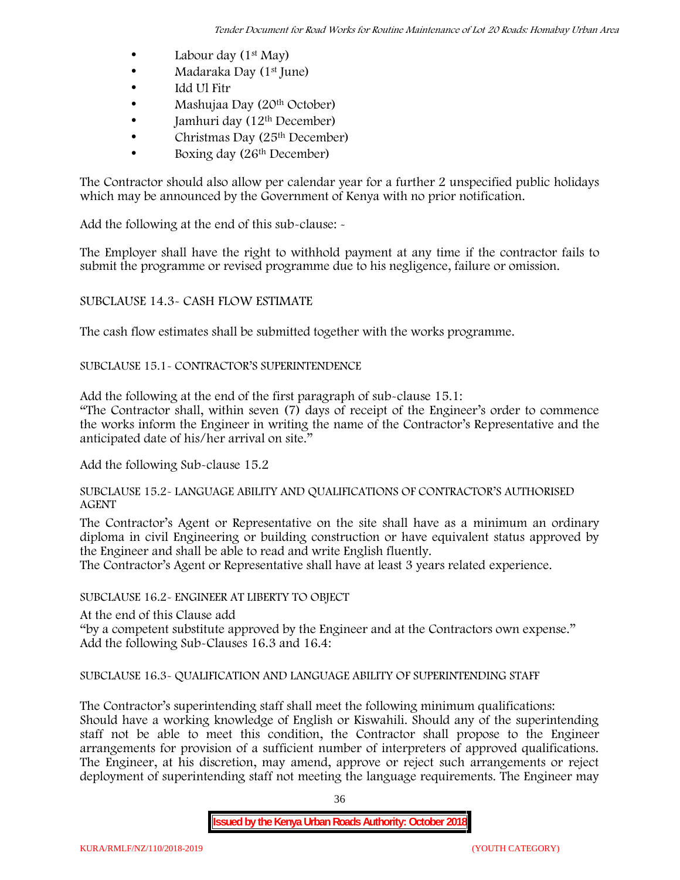- Labour day (1st May)
- Madaraka Day (1st June)
- Idd Ul Fitr
- Mashujaa Day (20th October)
- Jamhuri day (12th December)
- Christmas Day (25th December)
- Boxing day (26th December)

The Contractor should also allow per calendar year for a further 2 unspecified public holidays which may be announced by the Government of Kenya with no prior notification.

Add the following at the end of this sub-clause: -

The Employer shall have the right to withhold payment at any time if the contractor fails to submit the programme or revised programme due to his negligence, failure or omission.

SUBCLAUSE 14.3- CASH FLOW ESTIMATE

The cash flow estimates shall be submitted together with the works programme.

SUBCLAUSE 15.1- CONTRACTOR'S SUPERINTENDENCE

Add the following at the end of the first paragraph of sub-clause 15.1:
"The Contractor shall, within seven (7) days of receipt of the Engineer's order to commence the works inform the Engineer in writing the name of the Contractor's Representative and the anticipated date of his/her arrival on site."

Add the following Sub-clause 15.2

SUBCLAUSE 15.2- LANGUAGE ABILITY AND QUALIFICATIONS OF CONTRACTOR'S AUTHORISED AGENT

The Contractor's Agent or Representative on the site shall have as a minimum an ordinary diploma in civil Engineering or building construction or have equivalent status approved by the Engineer and shall be able to read and write English fluently.
The Contractor's Agent or Representative shall have at least 3 years related experience.

SUBCLAUSE 16.2- ENGINEER AT LIBERTY TO OBJECT

At the end of this Clause add
"by a competent substitute approved by the Engineer and at the Contractors own expense."
Add the following Sub-Clauses 16.3 and 16.4:

SUBCLAUSE 16.3- QUALIFICATION AND LANGUAGE ABILITY OF SUPERINTENDING STAFF

The Contractor's superintending staff shall meet the following minimum qualifications:
Should have a working knowledge of English or Kiswahili. Should any of the superintending staff not be able to meet this condition, the Contractor shall propose to the Engineer arrangements for provision of a sufficient number of interpreters of approved qualifications. The Engineer, at his discretion, may amend, approve or reject such arrangements or reject deployment of superintending staff not meeting the language requirements. The Engineer may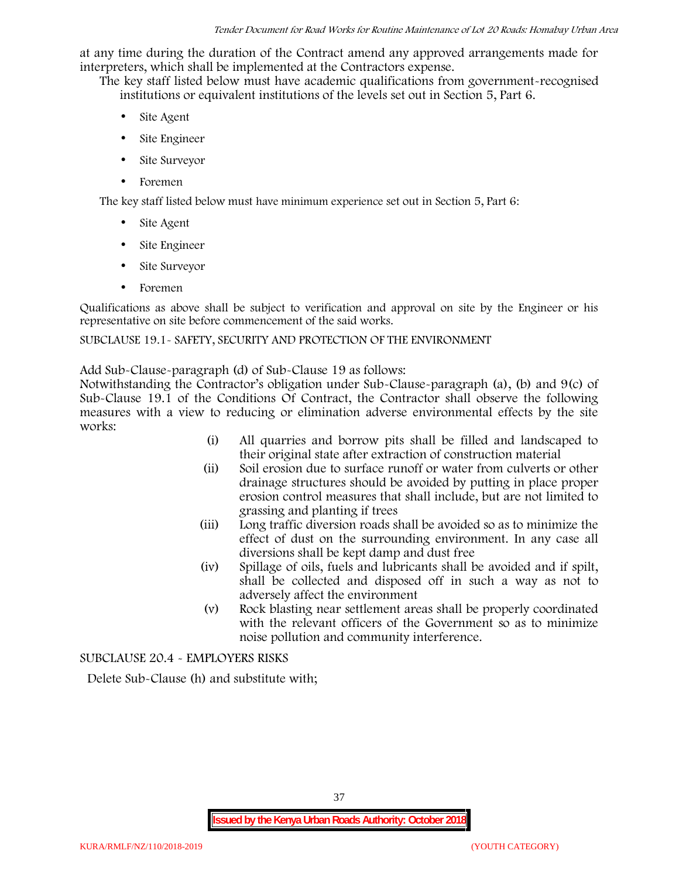at any time during the duration of the Contract amend any approved arrangements made for interpreters, which shall be implemented at the Contractors expense.

The key staff listed below must have academic qualifications from government-recognised institutions or equivalent institutions of the levels set out in Section 5, Part 6.

- Site Agent
- Site Engineer
- Site Surveyor
- Foremen

The key staff listed below must have minimum experience set out in Section 5, Part 6:

- Site Agent
- Site Engineer
- Site Surveyor
- Foremen

Qualifications as above shall be subject to verification and approval on site by the Engineer or his representative on site before commencement of the said works.

SUBCLAUSE 19.1- SAFETY, SECURITY AND PROTECTION OF THE ENVIRONMENT

Add Sub-Clause-paragraph (d) of Sub-Clause 19 as follows:

Notwithstanding the Contractor's obligation under Sub-Clause-paragraph (a), (b) and 9(c) of Sub-Clause 19.1 of the Conditions Of Contract, the Contractor shall observe the following measures with a view to reducing or elimination adverse environmental effects by the site works:

(i) All quarries and borrow pits shall be filled and landscaped to their original state after extraction of construction material

(ii) Soil erosion due to surface runoff or water from culverts or other drainage structures should be avoided by putting in place proper erosion control measures that shall include, but are not limited to grassing and planting if trees

(iii) Long traffic diversion roads shall be avoided so as to minimize the effect of dust on the surrounding environment. In any case all diversions shall be kept damp and dust free

(iv) Spillage of oils, fuels and lubricants shall be avoided and if spilt, shall be collected and disposed off in such a way as not to adversely affect the environment

(v) Rock blasting near settlement areas shall be properly coordinated with the relevant officers of the Government so as to minimize noise pollution and community interference.

SUBCLAUSE 20.4 - EMPLOYERS RISKS

Delete Sub-Clause (h) and substitute with;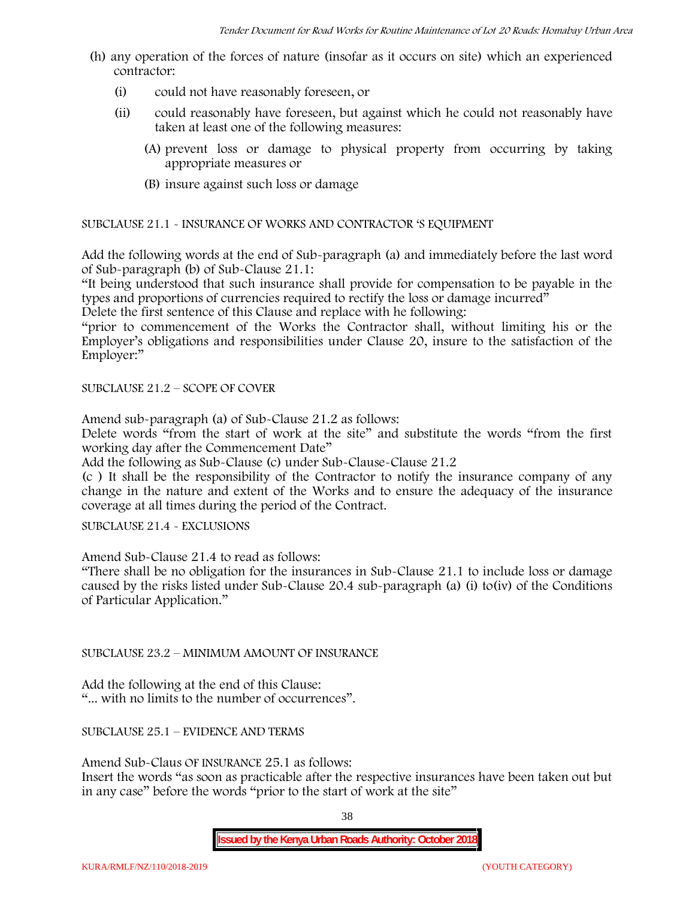(h) any operation of the forces of nature (insofar as it occurs on site) which an experienced contractor:

   (i) could not have reasonably foreseen, or

   (ii) could reasonably have foreseen, but against which he could not reasonably have taken at least one of the following measures:

      (A) prevent loss or damage to physical property from occurring by taking appropriate measures or

      (B) insure against such loss or damage

SUBCLAUSE 21.1 - INSURANCE OF WORKS AND CONTRACTOR 'S EQUIPMENT

Add the following words at the end of Sub-paragraph (a) and immediately before the last word of Sub-paragraph (b) of Sub-Clause 21.1:

"It being understood that such insurance shall provide for compensation to be payable in the types and proportions of currencies required to rectify the loss or damage incurred"

Delete the first sentence of this Clause and replace with he following:

"prior to commencement of the Works the Contractor shall, without limiting his or the Employer's obligations and responsibilities under Clause 20, insure to the satisfaction of the Employer:"

SUBCLAUSE 21.2 – SCOPE OF COVER

Amend sub-paragraph (a) of Sub-Clause 21.2 as follows:

Delete words "from the start of work at the site" and substitute the words "from the first working day after the Commencement Date"

Add the following as Sub-Clause (c) under Sub-Clause-Clause 21.2

(c ) It shall be the responsibility of the Contractor to notify the insurance company of any change in the nature and extent of the Works and to ensure the adequacy of the insurance coverage at all times during the period of the Contract.

SUBCLAUSE 21.4 - EXCLUSIONS

Amend Sub-Clause 21.4 to read as follows:

"There shall be no obligation for the insurances in Sub-Clause 21.1 to include loss or damage caused by the risks listed under Sub-Clause 20.4 sub-paragraph (a) (i) to(iv) of the Conditions of Particular Application."

SUBCLAUSE 23.2 – MINIMUM AMOUNT OF INSURANCE

Add the following at the end of this Clause:

"... with no limits to the number of occurrences".

SUBCLAUSE 25.1 – EVIDENCE AND TERMS

Amend Sub-Claus OF INSURANCE 25.1 as follows:

Insert the words "as soon as practicable after the respective insurances have been taken out but in any case" before the words "prior to the start of work at the site"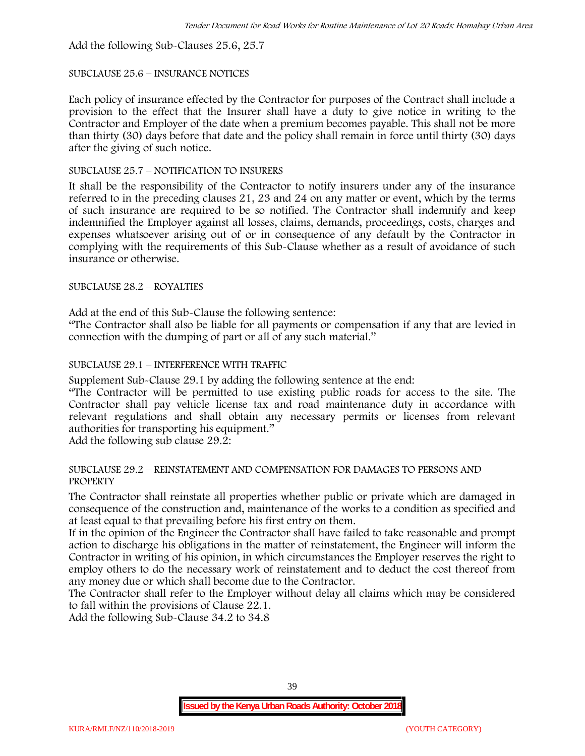Add the following Sub-Clauses 25.6, 25.7

SUBCLAUSE 25.6 – INSURANCE NOTICES

Each policy of insurance effected by the Contractor for purposes of the Contract shall include a provision to the effect that the Insurer shall have a duty to give notice in writing to the Contractor and Employer of the date when a premium becomes payable. This shall not be more than thirty (30) days before that date and the policy shall remain in force until thirty (30) days after the giving of such notice.

SUBCLAUSE 25.7 – NOTIFICATION TO INSURERS

It shall be the responsibility of the Contractor to notify insurers under any of the insurance referred to in the preceding clauses 21, 23 and 24 on any matter or event, which by the terms of such insurance are required to be so notified. The Contractor shall indemnify and keep indemnified the Employer against all losses, claims, demands, proceedings, costs, charges and expenses whatsoever arising out of or in consequence of any default by the Contractor in complying with the requirements of this Sub-Clause whether as a result of avoidance of such insurance or otherwise.

SUBCLAUSE 28.2 – ROYALTIES

Add at the end of this Sub-Clause the following sentence:

"The Contractor shall also be liable for all payments or compensation if any that are levied in connection with the dumping of part or all of any such material."

SUBCLAUSE 29.1 – INTERFERENCE WITH TRAFFIC

Supplement Sub-Clause 29.1 by adding the following sentence at the end:

"The Contractor will be permitted to use existing public roads for access to the site. The Contractor shall pay vehicle license tax and road maintenance duty in accordance with relevant regulations and shall obtain any necessary permits or licenses from relevant authorities for transporting his equipment."

Add the following sub clause 29.2:

SUBCLAUSE 29.2 – REINSTATEMENT AND COMPENSATION FOR DAMAGES TO PERSONS AND PROPERTY

The Contractor shall reinstate all properties whether public or private which are damaged in consequence of the construction and, maintenance of the works to a condition as specified and at least equal to that prevailing before his first entry on them.

If in the opinion of the Engineer the Contractor shall have failed to take reasonable and prompt action to discharge his obligations in the matter of reinstatement, the Engineer will inform the Contractor in writing of his opinion, in which circumstances the Employer reserves the right to employ others to do the necessary work of reinstatement and to deduct the cost thereof from any money due or which shall become due to the Contractor.

The Contractor shall refer to the Employer without delay all claims which may be considered to fall within the provisions of Clause 22.1.

Add the following Sub-Clause 34.2 to 34.8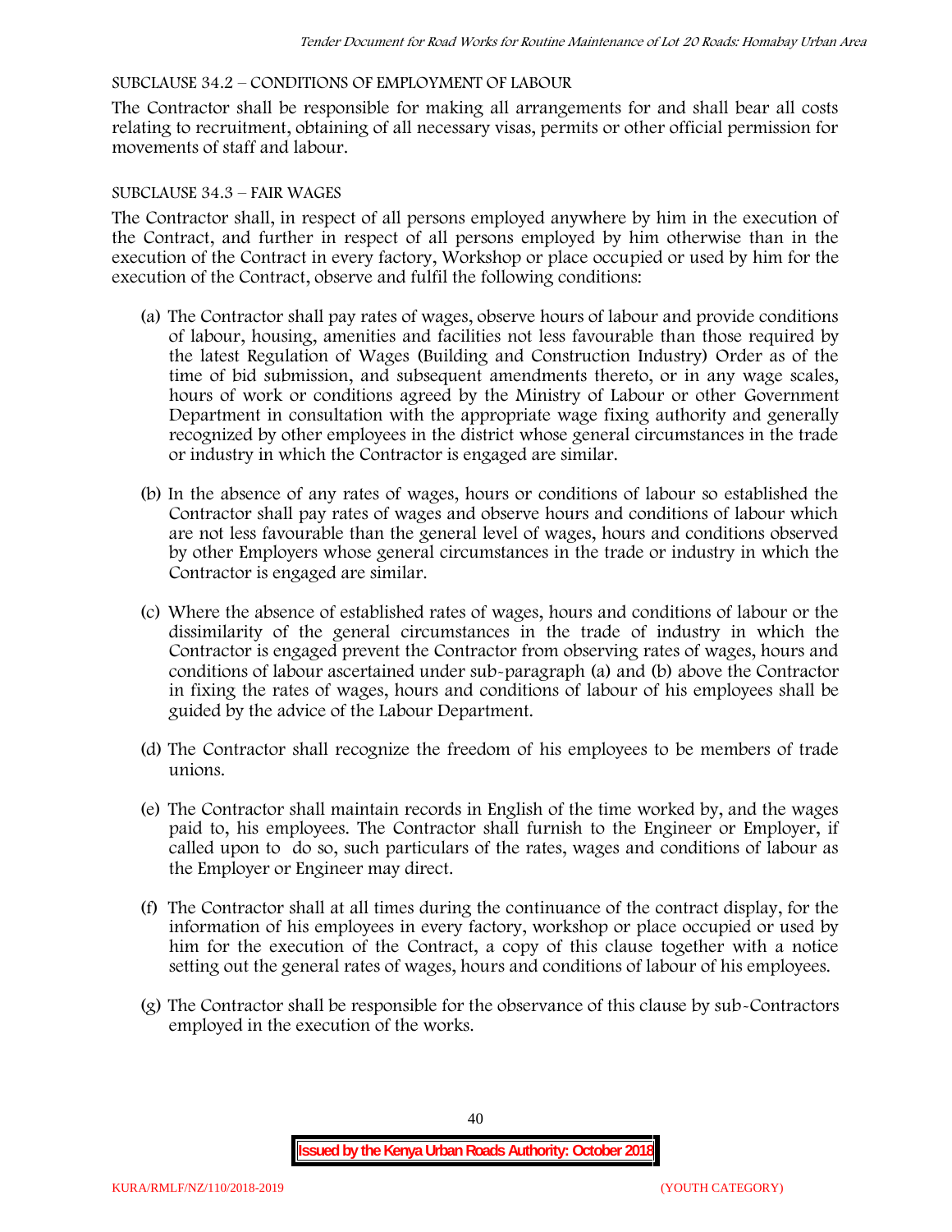SUBCLAUSE 34.2 – CONDITIONS OF EMPLOYMENT OF LABOUR

The Contractor shall be responsible for making all arrangements for and shall bear all costs relating to recruitment, obtaining of all necessary visas, permits or other official permission for movements of staff and labour.

SUBCLAUSE 34.3 – FAIR WAGES

The Contractor shall, in respect of all persons employed anywhere by him in the execution of the Contract, and further in respect of all persons employed by him otherwise than in the execution of the Contract in every factory, Workshop or place occupied or used by him for the execution of the Contract, observe and fulfil the following conditions:

(a) The Contractor shall pay rates of wages, observe hours of labour and provide conditions of labour, housing, amenities and facilities not less favourable than those required by the latest Regulation of Wages (Building and Construction Industry) Order as of the time of bid submission, and subsequent amendments thereto, or in any wage scales, hours of work or conditions agreed by the Ministry of Labour or other Government Department in consultation with the appropriate wage fixing authority and generally recognized by other employees in the district whose general circumstances in the trade or industry in which the Contractor is engaged are similar.

(b) In the absence of any rates of wages, hours or conditions of labour so established the Contractor shall pay rates of wages and observe hours and conditions of labour which are not less favourable than the general level of wages, hours and conditions observed by other Employers whose general circumstances in the trade or industry in which the Contractor is engaged are similar.

(c) Where the absence of established rates of wages, hours and conditions of labour or the dissimilarity of the general circumstances in the trade of industry in which the Contractor is engaged prevent the Contractor from observing rates of wages, hours and conditions of labour ascertained under sub-paragraph (a) and (b) above the Contractor in fixing the rates of wages, hours and conditions of labour of his employees shall be guided by the advice of the Labour Department.

(d) The Contractor shall recognize the freedom of his employees to be members of trade unions.

(e) The Contractor shall maintain records in English of the time worked by, and the wages paid to, his employees. The Contractor shall furnish to the Engineer or Employer, if called upon to do so, such particulars of the rates, wages and conditions of labour as the Employer or Engineer may direct.

(f) The Contractor shall at all times during the continuance of the contract display, for the information of his employees in every factory, workshop or place occupied or used by him for the execution of the Contract, a copy of this clause together with a notice setting out the general rates of wages, hours and conditions of labour of his employees.

(g) The Contractor shall be responsible for the observance of this clause by sub-Contractors employed in the execution of the works.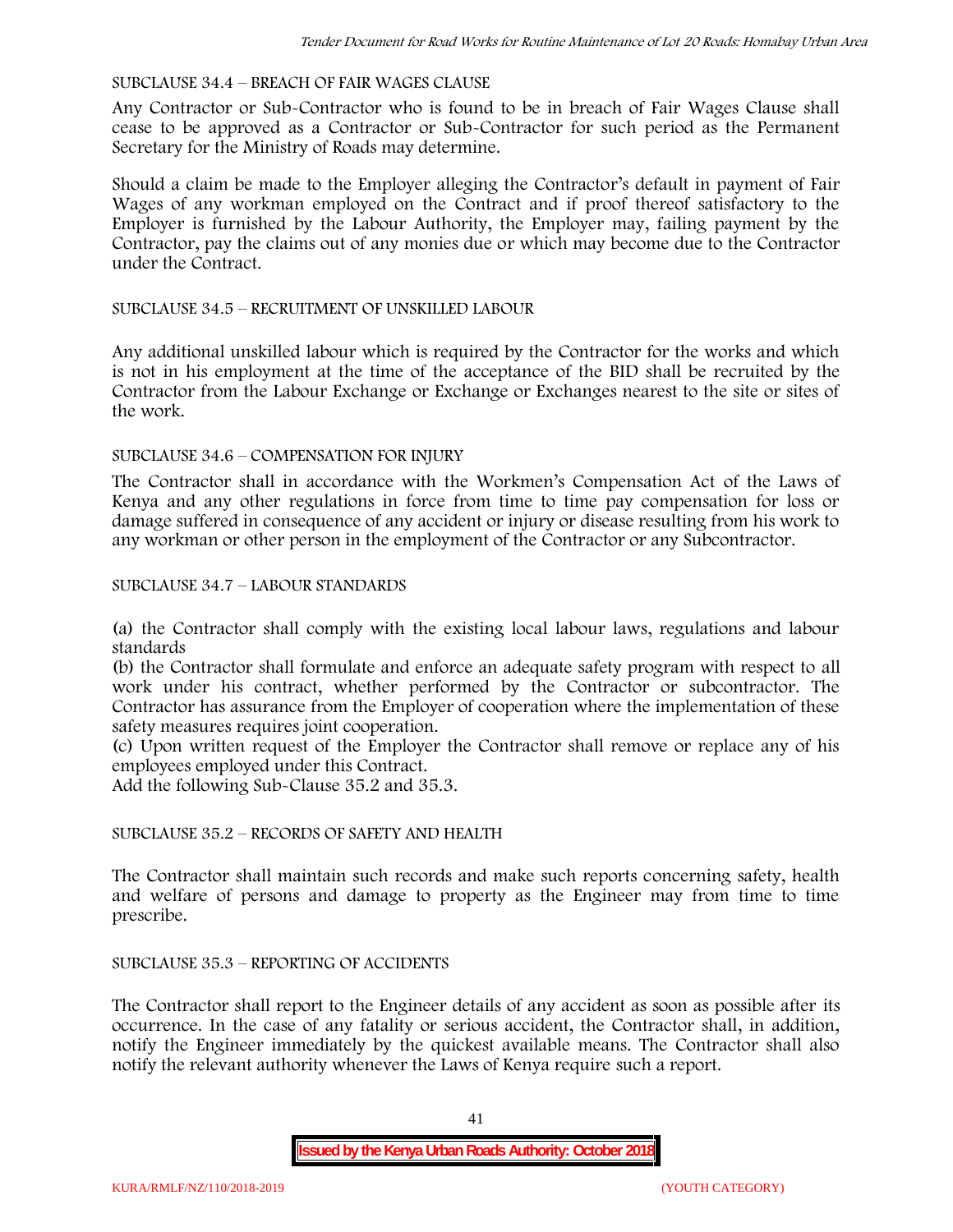SUBCLAUSE 34.4 – BREACH OF FAIR WAGES CLAUSE

Any Contractor or Sub-Contractor who is found to be in breach of Fair Wages Clause shall cease to be approved as a Contractor or Sub-Contractor for such period as the Permanent Secretary for the Ministry of Roads may determine.

Should a claim be made to the Employer alleging the Contractor's default in payment of Fair Wages of any workman employed on the Contract and if proof thereof satisfactory to the Employer is furnished by the Labour Authority, the Employer may, failing payment by the Contractor, pay the claims out of any monies due or which may become due to the Contractor under the Contract.

SUBCLAUSE 34.5 – RECRUITMENT OF UNSKILLED LABOUR

Any additional unskilled labour which is required by the Contractor for the works and which is not in his employment at the time of the acceptance of the BID shall be recruited by the Contractor from the Labour Exchange or Exchange or Exchanges nearest to the site or sites of the work.

SUBCLAUSE 34.6 – COMPENSATION FOR INJURY

The Contractor shall in accordance with the Workmen's Compensation Act of the Laws of Kenya and any other regulations in force from time to time pay compensation for loss or damage suffered in consequence of any accident or injury or disease resulting from his work to any workman or other person in the employment of the Contractor or any Subcontractor.

SUBCLAUSE 34.7 – LABOUR STANDARDS

(a) the Contractor shall comply with the existing local labour laws, regulations and labour standards

(b) the Contractor shall formulate and enforce an adequate safety program with respect to all work under his contract, whether performed by the Contractor or subcontractor. The Contractor has assurance from the Employer of cooperation where the implementation of these safety measures requires joint cooperation.

(c) Upon written request of the Employer the Contractor shall remove or replace any of his employees employed under this Contract.

Add the following Sub-Clause 35.2 and 35.3.

SUBCLAUSE 35.2 – RECORDS OF SAFETY AND HEALTH

The Contractor shall maintain such records and make such reports concerning safety, health and welfare of persons and damage to property as the Engineer may from time to time prescribe.

SUBCLAUSE 35.3 – REPORTING OF ACCIDENTS

The Contractor shall report to the Engineer details of any accident as soon as possible after its occurrence. In the case of any fatality or serious accident, the Contractor shall, in addition, notify the Engineer immediately by the quickest available means. The Contractor shall also notify the relevant authority whenever the Laws of Kenya require such a report.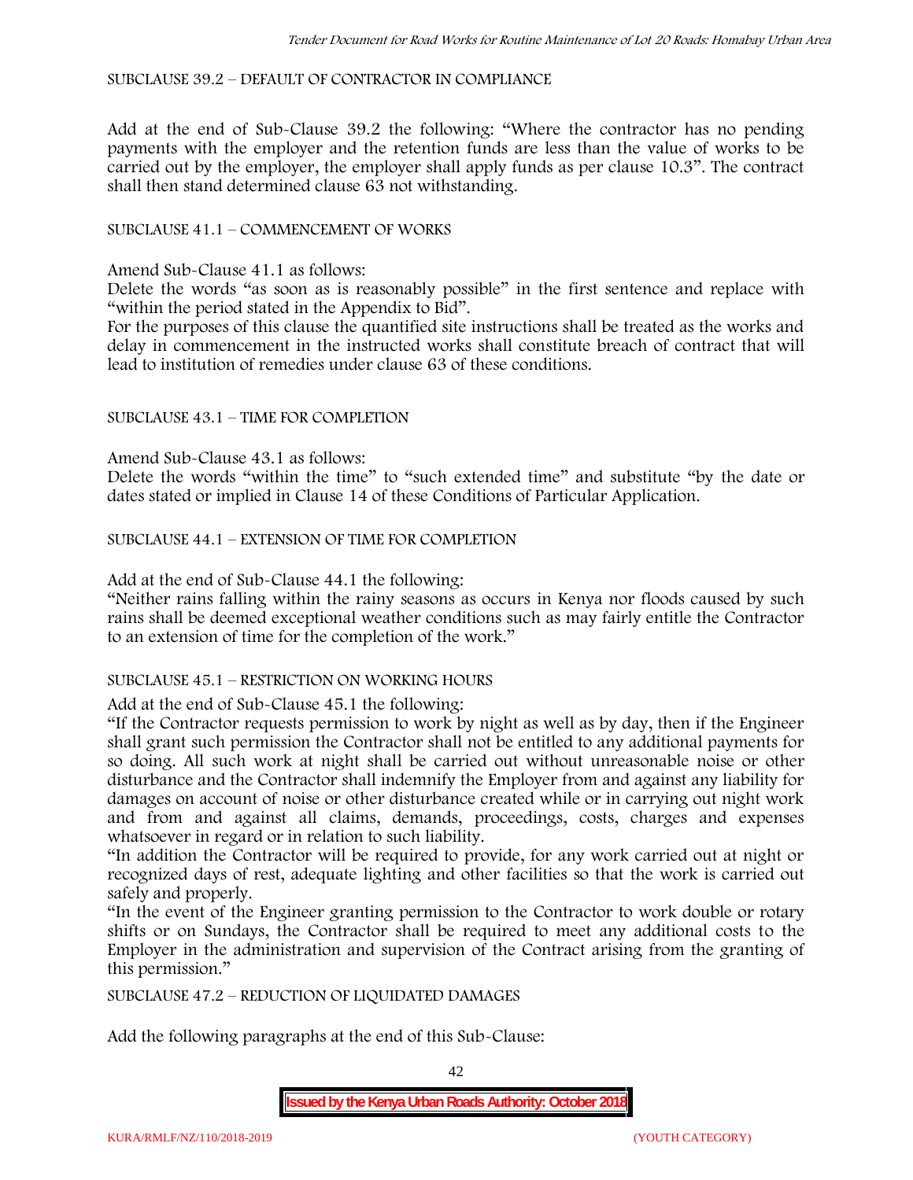SUBCLAUSE 39.2 – DEFAULT OF CONTRACTOR IN COMPLIANCE

Add at the end of Sub-Clause 39.2 the following: "Where the contractor has no pending payments with the employer and the retention funds are less than the value of works to be carried out by the employer, the employer shall apply funds as per clause 10.3". The contract shall then stand determined clause 63 not withstanding.

SUBCLAUSE 41.1 – COMMENCEMENT OF WORKS

Amend Sub-Clause 41.1 as follows:

Delete the words "as soon as is reasonably possible" in the first sentence and replace with "within the period stated in the Appendix to Bid".

For the purposes of this clause the quantified site instructions shall be treated as the works and delay in commencement in the instructed works shall constitute breach of contract that will lead to institution of remedies under clause 63 of these conditions.

SUBCLAUSE 43.1 – TIME FOR COMPLETION

Amend Sub-Clause 43.1 as follows:

Delete the words "within the time" to "such extended time" and substitute "by the date or dates stated or implied in Clause 14 of these Conditions of Particular Application.

SUBCLAUSE 44.1 – EXTENSION OF TIME FOR COMPLETION

Add at the end of Sub-Clause 44.1 the following:

"Neither rains falling within the rainy seasons as occurs in Kenya nor floods caused by such rains shall be deemed exceptional weather conditions such as may fairly entitle the Contractor to an extension of time for the completion of the work."

SUBCLAUSE 45.1 – RESTRICTION ON WORKING HOURS

Add at the end of Sub-Clause 45.1 the following:

"If the Contractor requests permission to work by night as well as by day, then if the Engineer shall grant such permission the Contractor shall not be entitled to any additional payments for so doing. All such work at night shall be carried out without unreasonable noise or other disturbance and the Contractor shall indemnify the Employer from and against any liability for damages on account of noise or other disturbance created while or in carrying out night work and from and against all claims, demands, proceedings, costs, charges and expenses whatsoever in regard or in relation to such liability.

"In addition the Contractor will be required to provide, for any work carried out at night or recognized days of rest, adequate lighting and other facilities so that the work is carried out safely and properly.

"In the event of the Engineer granting permission to the Contractor to work double or rotary shifts or on Sundays, the Contractor shall be required to meet any additional costs to the Employer in the administration and supervision of the Contract arising from the granting of this permission."

SUBCLAUSE 47.2 – REDUCTION OF LIQUIDATED DAMAGES

Add the following paragraphs at the end of this Sub-Clause: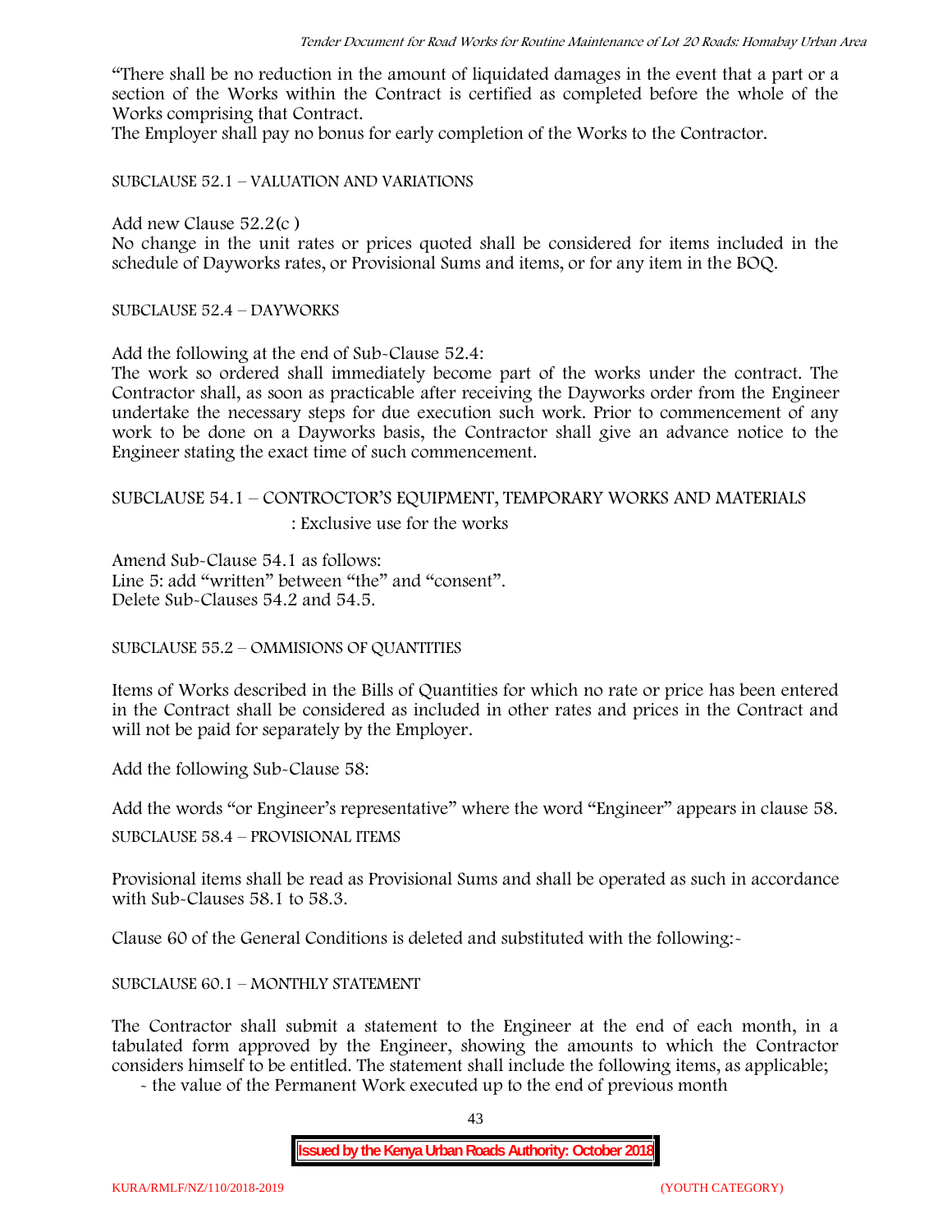"There shall be no reduction in the amount of liquidated damages in the event that a part or a section of the Works within the Contract is certified as completed before the whole of the Works comprising that Contract.

The Employer shall pay no bonus for early completion of the Works to the Contractor.

SUBCLAUSE 52.1 – VALUATION AND VARIATIONS

Add new Clause 52.2(c )

No change in the unit rates or prices quoted shall be considered for items included in the schedule of Dayworks rates, or Provisional Sums and items, or for any item in the BOQ.

SUBCLAUSE 52.4 – DAYWORKS

Add the following at the end of Sub-Clause 52.4:

The work so ordered shall immediately become part of the works under the contract. The Contractor shall, as soon as practicable after receiving the Dayworks order from the Engineer undertake the necessary steps for due execution such work. Prior to commencement of any work to be done on a Dayworks basis, the Contractor shall give an advance notice to the Engineer stating the exact time of such commencement.

SUBCLAUSE 54.1 – CONTROCTOR'S EQUIPMENT, TEMPORARY WORKS AND MATERIALS : Exclusive use for the works

Amend Sub-Clause 54.1 as follows:
Line 5: add "written" between "the" and "consent".
Delete Sub-Clauses 54.2 and 54.5.

SUBCLAUSE 55.2 – OMMISIONS OF QUANTITIES

Items of Works described in the Bills of Quantities for which no rate or price has been entered in the Contract shall be considered as included in other rates and prices in the Contract and will not be paid for separately by the Employer.

Add the following Sub-Clause 58:

Add the words "or Engineer's representative" where the word "Engineer" appears in clause 58.

SUBCLAUSE 58.4 – PROVISIONAL ITEMS

Provisional items shall be read as Provisional Sums and shall be operated as such in accordance with Sub-Clauses 58.1 to 58.3.

Clause 60 of the General Conditions is deleted and substituted with the following:-

SUBCLAUSE 60.1 – MONTHLY STATEMENT

The Contractor shall submit a statement to the Engineer at the end of each month, in a tabulated form approved by the Engineer, showing the amounts to which the Contractor considers himself to be entitled. The statement shall include the following items, as applicable;

- the value of the Permanent Work executed up to the end of previous month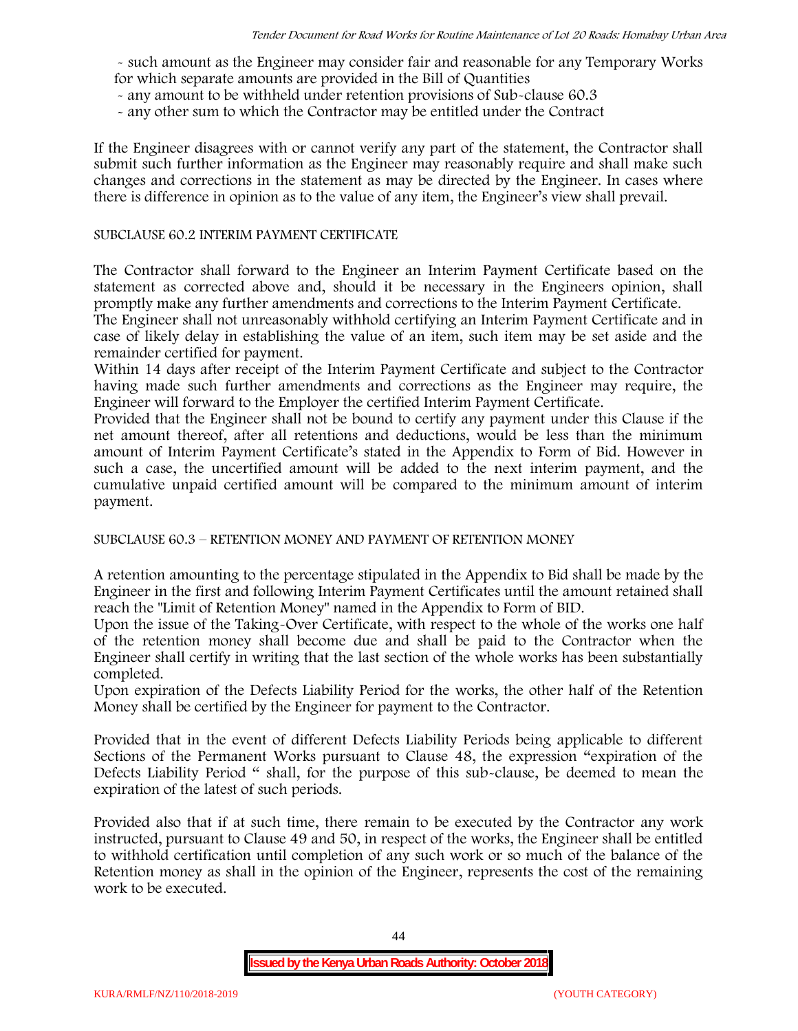- such amount as the Engineer may consider fair and reasonable for any Temporary Works for which separate amounts are provided in the Bill of Quantities
- any amount to be withheld under retention provisions of Sub-clause 60.3
- any other sum to which the Contractor may be entitled under the Contract

If the Engineer disagrees with or cannot verify any part of the statement, the Contractor shall submit such further information as the Engineer may reasonably require and shall make such changes and corrections in the statement as may be directed by the Engineer. In cases where there is difference in opinion as to the value of any item, the Engineer's view shall prevail.

SUBCLAUSE 60.2 INTERIM PAYMENT CERTIFICATE

The Contractor shall forward to the Engineer an Interim Payment Certificate based on the statement as corrected above and, should it be necessary in the Engineers opinion, shall promptly make any further amendments and corrections to the Interim Payment Certificate.

The Engineer shall not unreasonably withhold certifying an Interim Payment Certificate and in case of likely delay in establishing the value of an item, such item may be set aside and the remainder certified for payment.

Within 14 days after receipt of the Interim Payment Certificate and subject to the Contractor having made such further amendments and corrections as the Engineer may require, the Engineer will forward to the Employer the certified Interim Payment Certificate.

Provided that the Engineer shall not be bound to certify any payment under this Clause if the net amount thereof, after all retentions and deductions, would be less than the minimum amount of Interim Payment Certificate's stated in the Appendix to Form of Bid. However in such a case, the uncertified amount will be added to the next interim payment, and the cumulative unpaid certified amount will be compared to the minimum amount of interim payment.

SUBCLAUSE 60.3 – RETENTION MONEY AND PAYMENT OF RETENTION MONEY

A retention amounting to the percentage stipulated in the Appendix to Bid shall be made by the Engineer in the first and following Interim Payment Certificates until the amount retained shall reach the "Limit of Retention Money" named in the Appendix to Form of BID.

Upon the issue of the Taking-Over Certificate, with respect to the whole of the works one half of the retention money shall become due and shall be paid to the Contractor when the Engineer shall certify in writing that the last section of the whole works has been substantially completed.

Upon expiration of the Defects Liability Period for the works, the other half of the Retention Money shall be certified by the Engineer for payment to the Contractor.

Provided that in the event of different Defects Liability Periods being applicable to different Sections of the Permanent Works pursuant to Clause 48, the expression "expiration of the Defects Liability Period " shall, for the purpose of this sub-clause, be deemed to mean the expiration of the latest of such periods.

Provided also that if at such time, there remain to be executed by the Contractor any work instructed, pursuant to Clause 49 and 50, in respect of the works, the Engineer shall be entitled to withhold certification until completion of any such work or so much of the balance of the Retention money as shall in the opinion of the Engineer, represents the cost of the remaining work to be executed.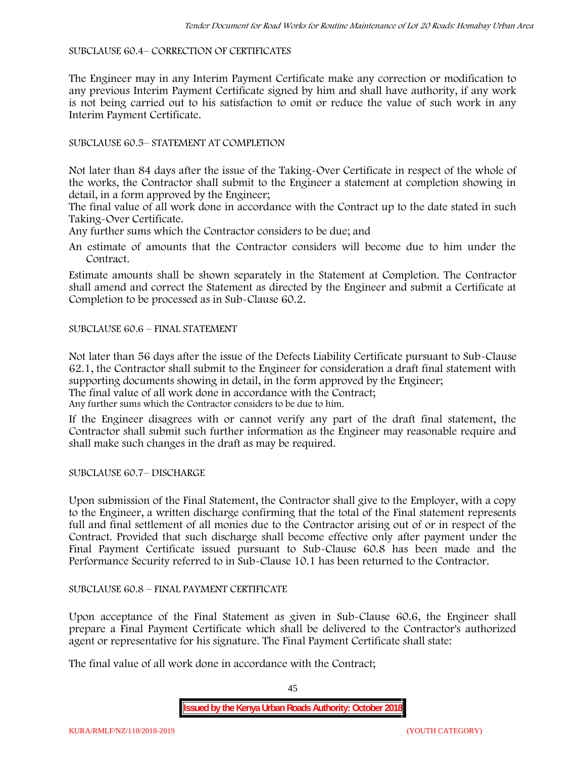SUBCLAUSE 60.4– CORRECTION OF CERTIFICATES

The Engineer may in any Interim Payment Certificate make any correction or modification to any previous Interim Payment Certificate signed by him and shall have authority, if any work is not being carried out to his satisfaction to omit or reduce the value of such work in any Interim Payment Certificate.

SUBCLAUSE 60.5– STATEMENT AT COMPLETION

Not later than 84 days after the issue of the Taking-Over Certificate in respect of the whole of the works, the Contractor shall submit to the Engineer a statement at completion showing in detail, in a form approved by the Engineer;

The final value of all work done in accordance with the Contract up to the date stated in such Taking-Over Certificate.

Any further sums which the Contractor considers to be due; and

An estimate of amounts that the Contractor considers will become due to him under the Contract.

Estimate amounts shall be shown separately in the Statement at Completion. The Contractor shall amend and correct the Statement as directed by the Engineer and submit a Certificate at Completion to be processed as in Sub-Clause 60.2.

SUBCLAUSE 60.6 – FINAL STATEMENT

Not later than 56 days after the issue of the Defects Liability Certificate pursuant to Sub-Clause 62.1, the Contractor shall submit to the Engineer for consideration a draft final statement with supporting documents showing in detail, in the form approved by the Engineer;

The final value of all work done in accordance with the Contract;

Any further sums which the Contractor considers to be due to him.

If the Engineer disagrees with or cannot verify any part of the draft final statement, the Contractor shall submit such further information as the Engineer may reasonable require and shall make such changes in the draft as may be required.

SUBCLAUSE 60.7– DISCHARGE

Upon submission of the Final Statement, the Contractor shall give to the Employer, with a copy to the Engineer, a written discharge confirming that the total of the Final statement represents full and final settlement of all monies due to the Contractor arising out of or in respect of the Contract. Provided that such discharge shall become effective only after payment under the Final Payment Certificate issued pursuant to Sub-Clause 60.8 has been made and the Performance Security referred to in Sub-Clause 10.1 has been returned to the Contractor.

SUBCLAUSE 60.8 – FINAL PAYMENT CERTIFICATE

Upon acceptance of the Final Statement as given in Sub-Clause 60.6, the Engineer shall prepare a Final Payment Certificate which shall be delivered to the Contractor's authorized agent or representative for his signature. The Final Payment Certificate shall state:

The final value of all work done in accordance with the Contract;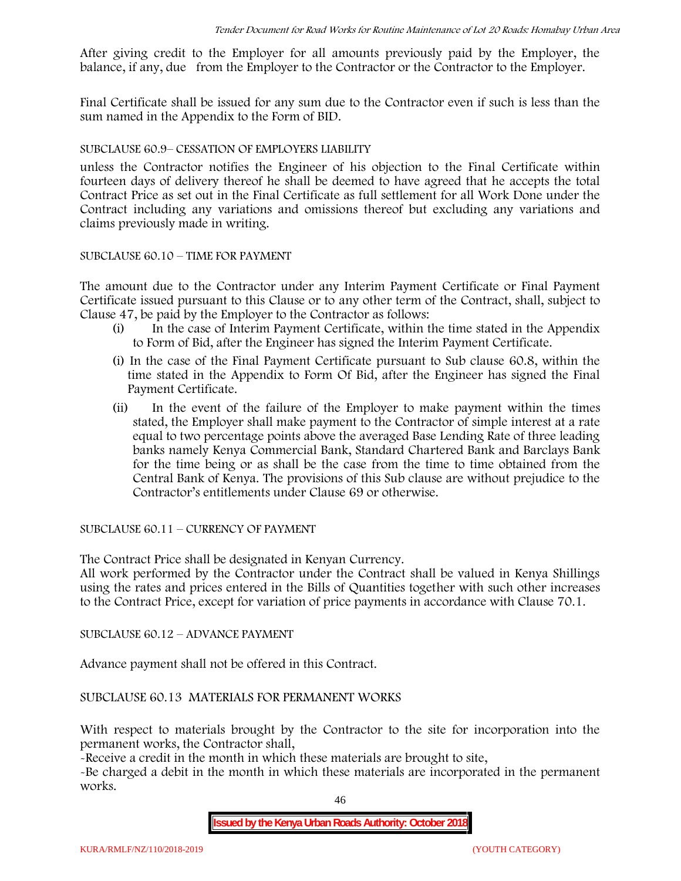After giving credit to the Employer for all amounts previously paid by the Employer, the balance, if any, due from the Employer to the Contractor or the Contractor to the Employer.

Final Certificate shall be issued for any sum due to the Contractor even if such is less than the sum named in the Appendix to the Form of BID.

SUBCLAUSE 60.9– CESSATION OF EMPLOYERS LIABILITY

unless the Contractor notifies the Engineer of his objection to the Final Certificate within fourteen days of delivery thereof he shall be deemed to have agreed that he accepts the total Contract Price as set out in the Final Certificate as full settlement for all Work Done under the Contract including any variations and omissions thereof but excluding any variations and claims previously made in writing.

SUBCLAUSE 60.10 – TIME FOR PAYMENT

The amount due to the Contractor under any Interim Payment Certificate or Final Payment Certificate issued pursuant to this Clause or to any other term of the Contract, shall, subject to Clause 47, be paid by the Employer to the Contractor as follows:

(i) In the case of Interim Payment Certificate, within the time stated in the Appendix to Form of Bid, after the Engineer has signed the Interim Payment Certificate.

(i) In the case of the Final Payment Certificate pursuant to Sub clause 60.8, within the time stated in the Appendix to Form Of Bid, after the Engineer has signed the Final Payment Certificate.

(ii) In the event of the failure of the Employer to make payment within the times stated, the Employer shall make payment to the Contractor of simple interest at a rate equal to two percentage points above the averaged Base Lending Rate of three leading banks namely Kenya Commercial Bank, Standard Chartered Bank and Barclays Bank for the time being or as shall be the case from the time to time obtained from the Central Bank of Kenya. The provisions of this Sub clause are without prejudice to the Contractor's entitlements under Clause 69 or otherwise.

SUBCLAUSE 60.11 – CURRENCY OF PAYMENT

The Contract Price shall be designated in Kenyan Currency.
All work performed by the Contractor under the Contract shall be valued in Kenya Shillings using the rates and prices entered in the Bills of Quantities together with such other increases to the Contract Price, except for variation of price payments in accordance with Clause 70.1.

SUBCLAUSE 60.12 – ADVANCE PAYMENT

Advance payment shall not be offered in this Contract.

SUBCLAUSE 60.13 MATERIALS FOR PERMANENT WORKS

With respect to materials brought by the Contractor to the site for incorporation into the permanent works, the Contractor shall,

-Receive a credit in the month in which these materials are brought to site,

-Be charged a debit in the month in which these materials are incorporated in the permanent works.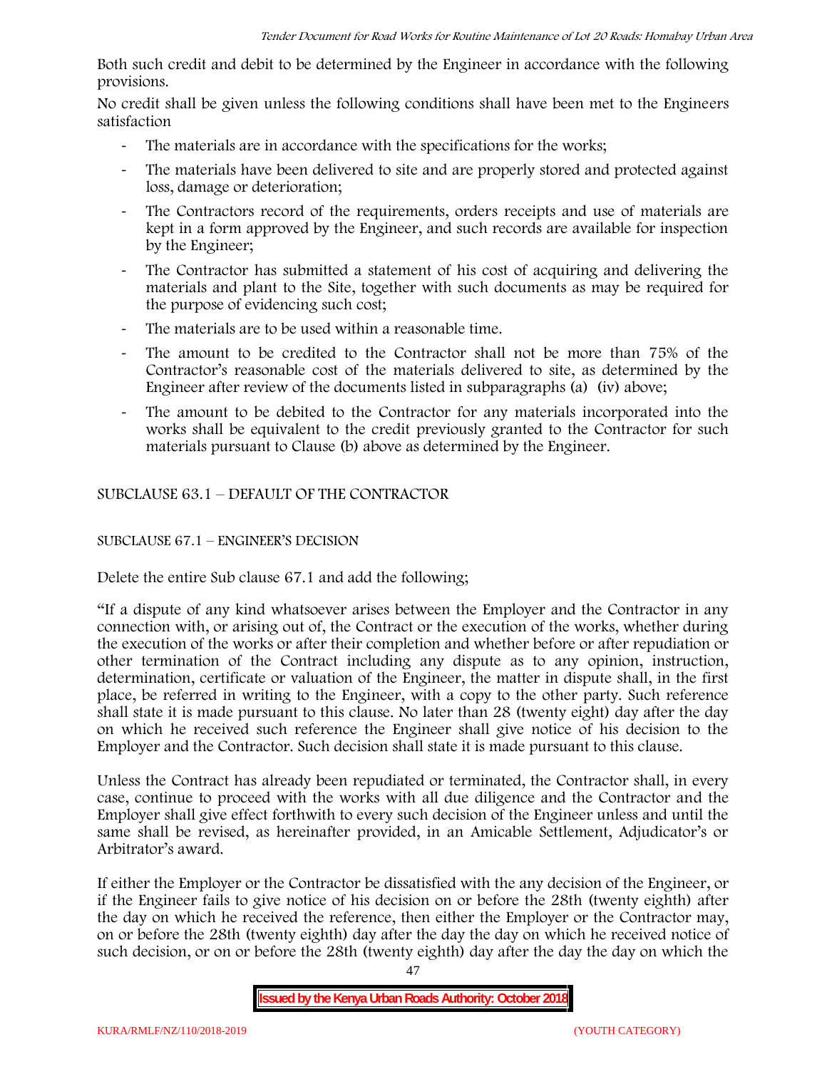Both such credit and debit to be determined by the Engineer in accordance with the following provisions.

No credit shall be given unless the following conditions shall have been met to the Engineers satisfaction

- The materials are in accordance with the specifications for the works;
- The materials have been delivered to site and are properly stored and protected against loss, damage or deterioration;
- The Contractors record of the requirements, orders receipts and use of materials are kept in a form approved by the Engineer, and such records are available for inspection by the Engineer;
- The Contractor has submitted a statement of his cost of acquiring and delivering the materials and plant to the Site, together with such documents as may be required for the purpose of evidencing such cost;
- The materials are to be used within a reasonable time.
- The amount to be credited to the Contractor shall not be more than 75% of the Contractor's reasonable cost of the materials delivered to site, as determined by the Engineer after review of the documents listed in subparagraphs (a) (iv) above;
- The amount to be debited to the Contractor for any materials incorporated into the works shall be equivalent to the credit previously granted to the Contractor for such materials pursuant to Clause (b) above as determined by the Engineer.

SUBCLAUSE 63.1 – DEFAULT OF THE CONTRACTOR

SUBCLAUSE 67.1 – ENGINEER'S DECISION

Delete the entire Sub clause 67.1 and add the following;

"If a dispute of any kind whatsoever arises between the Employer and the Contractor in any connection with, or arising out of, the Contract or the execution of the works, whether during the execution of the works or after their completion and whether before or after repudiation or other termination of the Contract including any dispute as to any opinion, instruction, determination, certificate or valuation of the Engineer, the matter in dispute shall, in the first place, be referred in writing to the Engineer, with a copy to the other party. Such reference shall state it is made pursuant to this clause. No later than 28 (twenty eight) day after the day on which he received such reference the Engineer shall give notice of his decision to the Employer and the Contractor. Such decision shall state it is made pursuant to this clause.

Unless the Contract has already been repudiated or terminated, the Contractor shall, in every case, continue to proceed with the works with all due diligence and the Contractor and the Employer shall give effect forthwith to every such decision of the Engineer unless and until the same shall be revised, as hereinafter provided, in an Amicable Settlement, Adjudicator's or Arbitrator's award.

If either the Employer or the Contractor be dissatisfied with the any decision of the Engineer, or if the Engineer fails to give notice of his decision on or before the 28th (twenty eighth) after the day on which he received the reference, then either the Employer or the Contractor may, on or before the 28th (twenty eighth) day after the day the day on which he received notice of such decision, or on or before the 28th (twenty eighth) day after the day the day on which the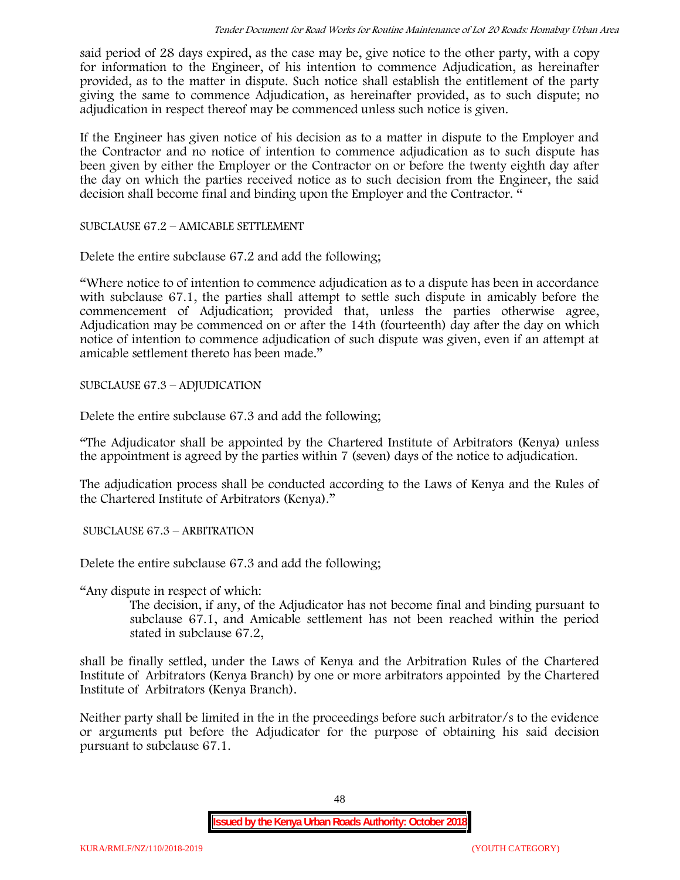said period of 28 days expired, as the case may be, give notice to the other party, with a copy for information to the Engineer, of his intention to commence Adjudication, as hereinafter provided, as to the matter in dispute. Such notice shall establish the entitlement of the party giving the same to commence Adjudication, as hereinafter provided, as to such dispute; no adjudication in respect thereof may be commenced unless such notice is given.

If the Engineer has given notice of his decision as to a matter in dispute to the Employer and the Contractor and no notice of intention to commence adjudication as to such dispute has been given by either the Employer or the Contractor on or before the twenty eighth day after the day on which the parties received notice as to such decision from the Engineer, the said decision shall become final and binding upon the Employer and the Contractor. "

SUBCLAUSE 67.2 – AMICABLE SETTLEMENT

Delete the entire subclause 67.2 and add the following;

"Where notice to of intention to commence adjudication as to a dispute has been in accordance with subclause 67.1, the parties shall attempt to settle such dispute in amicably before the commencement of Adjudication; provided that, unless the parties otherwise agree, Adjudication may be commenced on or after the 14th (fourteenth) day after the day on which notice of intention to commence adjudication of such dispute was given, even if an attempt at amicable settlement thereto has been made."

SUBCLAUSE 67.3 – ADJUDICATION

Delete the entire subclause 67.3 and add the following;

"The Adjudicator shall be appointed by the Chartered Institute of Arbitrators (Kenya) unless the appointment is agreed by the parties within 7 (seven) days of the notice to adjudication.

The adjudication process shall be conducted according to the Laws of Kenya and the Rules of the Chartered Institute of Arbitrators (Kenya)."

SUBCLAUSE 67.3 – ARBITRATION

Delete the entire subclause 67.3 and add the following;

"Any dispute in respect of which:

> The decision, if any, of the Adjudicator has not become final and binding pursuant to subclause 67.1, and Amicable settlement has not been reached within the period stated in subclause 67.2,

shall be finally settled, under the Laws of Kenya and the Arbitration Rules of the Chartered Institute of Arbitrators (Kenya Branch) by one or more arbitrators appointed by the Chartered Institute of Arbitrators (Kenya Branch).

Neither party shall be limited in the in the proceedings before such arbitrator/s to the evidence or arguments put before the Adjudicator for the purpose of obtaining his said decision pursuant to subclause 67.1.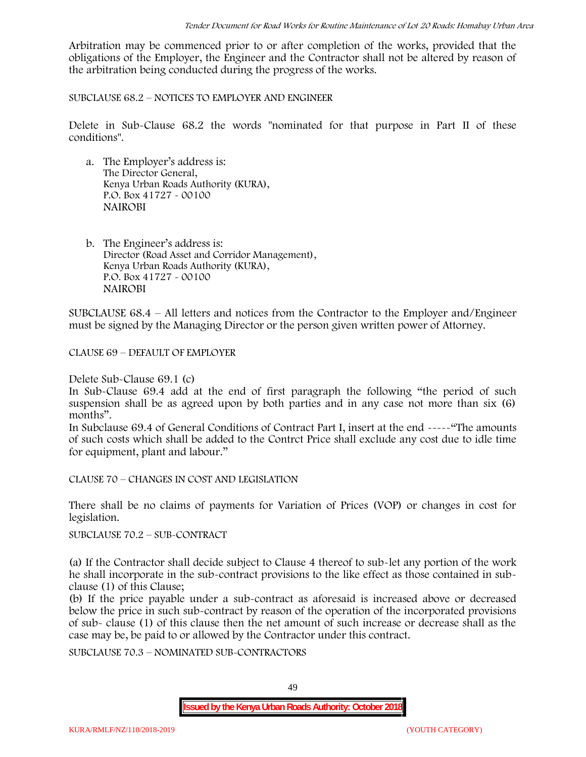Arbitration may be commenced prior to or after completion of the works, provided that the obligations of the Employer, the Engineer and the Contractor shall not be altered by reason of the arbitration being conducted during the progress of the works.

SUBCLAUSE 68.2 – NOTICES TO EMPLOYER AND ENGINEER

Delete in Sub-Clause 68.2 the words "nominated for that purpose in Part II of these conditions".

a. The Employer's address is:
   The Director General,
   Kenya Urban Roads Authority (KURA),
   P.O. Box 41727 - 00100
   NAIROBI

b. The Engineer's address is:
   Director (Road Asset and Corridor Management),
   Kenya Urban Roads Authority (KURA),
   P.O. Box 41727 - 00100
   NAIROBI

SUBCLAUSE 68.4 – All letters and notices from the Contractor to the Employer and/Engineer must be signed by the Managing Director or the person given written power of Attorney.

CLAUSE 69 – DEFAULT OF EMPLOYER

Delete Sub-Clause 69.1 (c)

In Sub-Clause 69.4 add at the end of first paragraph the following "the period of such suspension shall be as agreed upon by both parties and in any case not more than six (6) months".

In Subclause 69.4 of General Conditions of Contract Part I, insert at the end -----"The amounts of such costs which shall be added to the Contrct Price shall exclude any cost due to idle time for equipment, plant and labour."

CLAUSE 70 – CHANGES IN COST AND LEGISLATION

There shall be no claims of payments for Variation of Prices (VOP) or changes in cost for legislation.

SUBCLAUSE 70.2 – SUB-CONTRACT

(a) If the Contractor shall decide subject to Clause 4 thereof to sub-let any portion of the work he shall incorporate in the sub-contract provisions to the like effect as those contained in sub-clause (1) of this Clause;

(b) If the price payable under a sub-contract as aforesaid is increased above or decreased below the price in such sub-contract by reason of the operation of the incorporated provisions of sub- clause (1) of this clause then the net amount of such increase or decrease shall as the case may be, be paid to or allowed by the Contractor under this contract.

SUBCLAUSE 70.3 – NOMINATED SUB-CONTRACTORS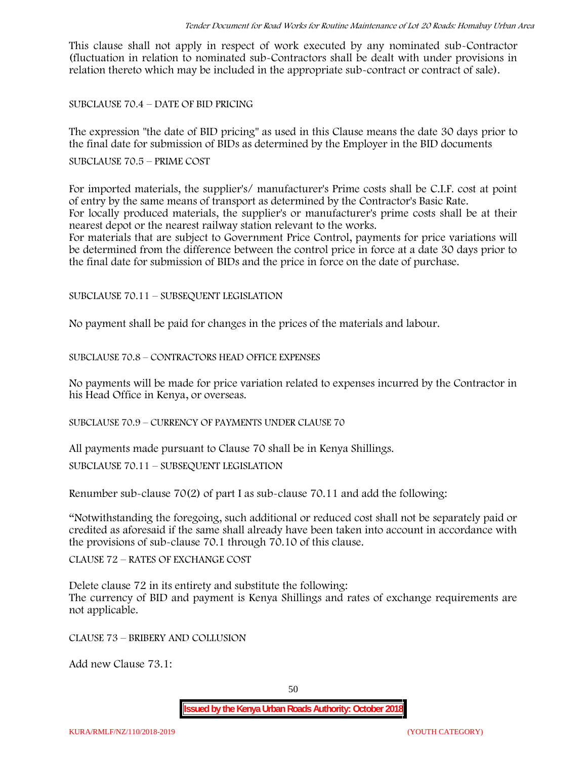This clause shall not apply in respect of work executed by any nominated sub-Contractor (fluctuation in relation to nominated sub-Contractors shall be dealt with under provisions in relation thereto which may be included in the appropriate sub-contract or contract of sale).

SUBCLAUSE 70.4 – DATE OF BID PRICING

The expression "the date of BID pricing" as used in this Clause means the date 30 days prior to the final date for submission of BIDs as determined by the Employer in the BID documents

SUBCLAUSE 70.5 – PRIME COST

For imported materials, the supplier's/ manufacturer's Prime costs shall be C.I.F. cost at point of entry by the same means of transport as determined by the Contractor's Basic Rate.

For locally produced materials, the supplier's or manufacturer's prime costs shall be at their nearest depot or the nearest railway station relevant to the works.

For materials that are subject to Government Price Control, payments for price variations will be determined from the difference between the control price in force at a date 30 days prior to the final date for submission of BIDs and the price in force on the date of purchase.

SUBCLAUSE 70.11 – SUBSEQUENT LEGISLATION

No payment shall be paid for changes in the prices of the materials and labour.

SUBCLAUSE 70.8 – CONTRACTORS HEAD OFFICE EXPENSES

No payments will be made for price variation related to expenses incurred by the Contractor in his Head Office in Kenya, or overseas.

SUBCLAUSE 70.9 – CURRENCY OF PAYMENTS UNDER CLAUSE 70

All payments made pursuant to Clause 70 shall be in Kenya Shillings.

SUBCLAUSE 70.11 – SUBSEQUENT LEGISLATION

Renumber sub-clause 70(2) of part I as sub-clause 70.11 and add the following:

"Notwithstanding the foregoing, such additional or reduced cost shall not be separately paid or credited as aforesaid if the same shall already have been taken into account in accordance with the provisions of sub-clause 70.1 through 70.10 of this clause.

CLAUSE 72 – RATES OF EXCHANGE COST

Delete clause 72 in its entirety and substitute the following:
The currency of BID and payment is Kenya Shillings and rates of exchange requirements are not applicable.

CLAUSE 73 – BRIBERY AND COLLUSION

Add new Clause 73.1: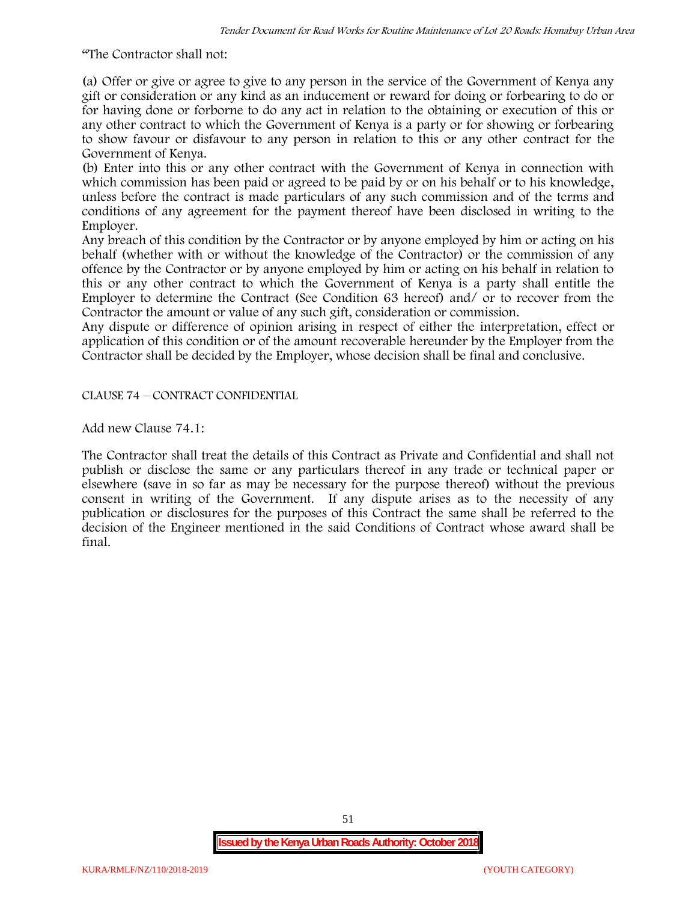"The Contractor shall not:

(a) Offer or give or agree to give to any person in the service of the Government of Kenya any gift or consideration or any kind as an inducement or reward for doing or forbearing to do or for having done or forborne to do any act in relation to the obtaining or execution of this or any other contract to which the Government of Kenya is a party or for showing or forbearing to show favour or disfavour to any person in relation to this or any other contract for the Government of Kenya.

(b) Enter into this or any other contract with the Government of Kenya in connection with which commission has been paid or agreed to be paid by or on his behalf or to his knowledge, unless before the contract is made particulars of any such commission and of the terms and conditions of any agreement for the payment thereof have been disclosed in writing to the Employer.

Any breach of this condition by the Contractor or by anyone employed by him or acting on his behalf (whether with or without the knowledge of the Contractor) or the commission of any offence by the Contractor or by anyone employed by him or acting on his behalf in relation to this or any other contract to which the Government of Kenya is a party shall entitle the Employer to determine the Contract (See Condition 63 hereof) and/ or to recover from the Contractor the amount or value of any such gift, consideration or commission.

Any dispute or difference of opinion arising in respect of either the interpretation, effect or application of this condition or of the amount recoverable hereunder by the Employer from the Contractor shall be decided by the Employer, whose decision shall be final and conclusive.

CLAUSE 74 – CONTRACT CONFIDENTIAL

Add new Clause 74.1:

The Contractor shall treat the details of this Contract as Private and Confidential and shall not publish or disclose the same or any particulars thereof in any trade or technical paper or elsewhere (save in so far as may be necessary for the purpose thereof) without the previous consent in writing of the Government. If any dispute arises as to the necessity of any publication or disclosures for the purposes of this Contract the same shall be referred to the decision of the Engineer mentioned in the said Conditions of Contract whose award shall be final.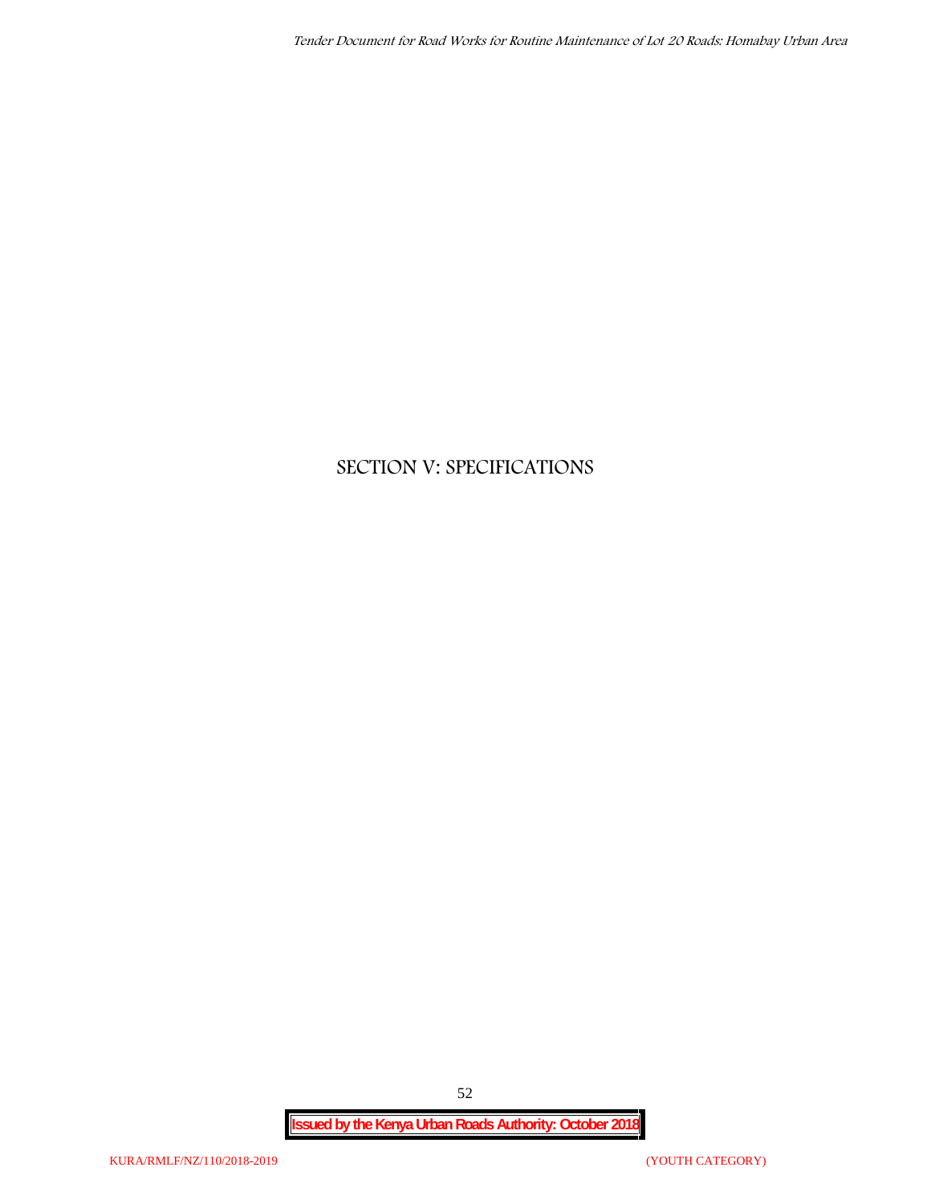# SECTION V: SPECIFICATIONS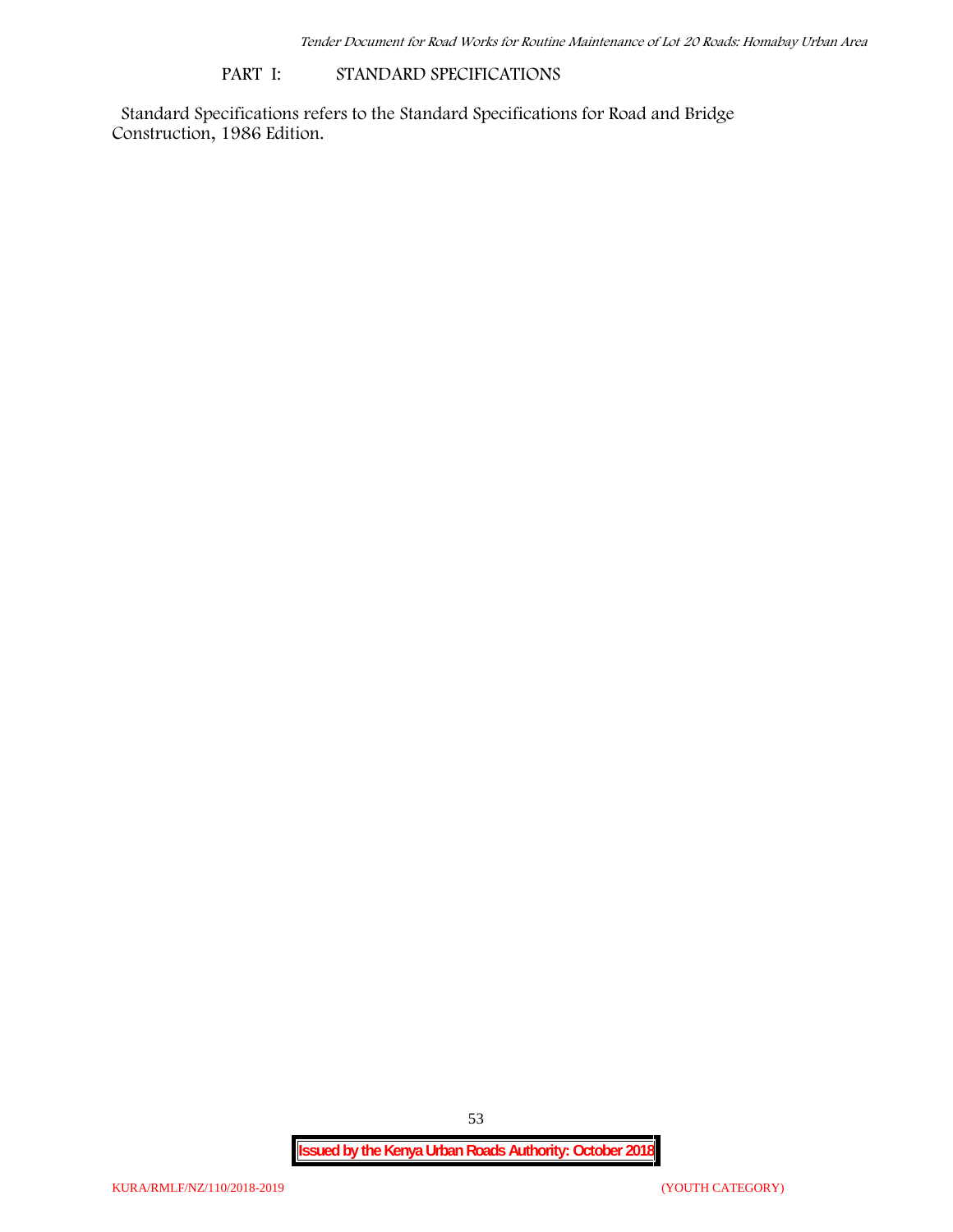## PART I: STANDARD SPECIFICATIONS

Standard Specifications refers to the Standard Specifications for Road and Bridge Construction, 1986 Edition.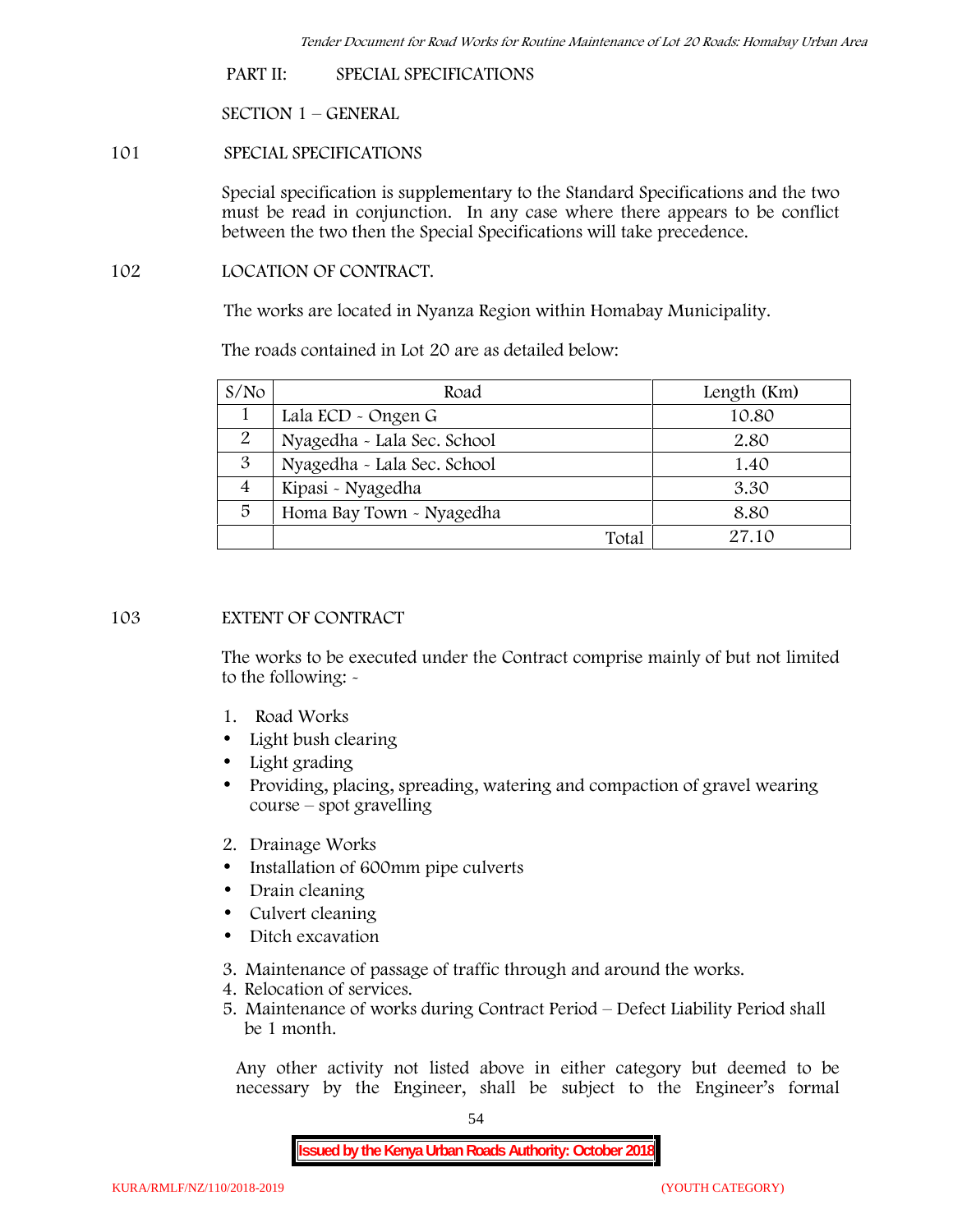PART II: SPECIAL SPECIFICATIONS

SECTION 1 – GENERAL

101 SPECIAL SPECIFICATIONS

Special specification is supplementary to the Standard Specifications and the two must be read in conjunction. In any case where there appears to be conflict between the two then the Special Specifications will take precedence.

102 LOCATION OF CONTRACT.

The works are located in Nyanza Region within Homabay Municipality.

The roads contained in Lot 20 are as detailed below:

| S/No | Road | Length (Km) |
|---|---|---|
| 1 | Lala ECD - Ongen G | 10.80 |
| 2 | Nyagedha - Lala Sec. School | 2.80 |
| 3 | Nyagedha - Lala Sec. School | 1.40 |
| 4 | Kipasi - Nyagedha | 3.30 |
| 5 | Homa Bay Town - Nyagedha | 8.80 |
| | Total | 27.10 |

103 EXTENT OF CONTRACT

The works to be executed under the Contract comprise mainly of but not limited to the following: -

1. Road Works
   - Light bush clearing
   - Light grading
   - Providing, placing, spreading, watering and compaction of gravel wearing course – spot gravelling
2. Drainage Works
   - Installation of 600mm pipe culverts
   - Drain cleaning
   - Culvert cleaning
   - Ditch excavation
3. Maintenance of passage of traffic through and around the works.
4. Relocation of services.
5. Maintenance of works during Contract Period – Defect Liability Period shall be 1 month.

Any other activity not listed above in either category but deemed to be necessary by the Engineer, shall be subject to the Engineer's formal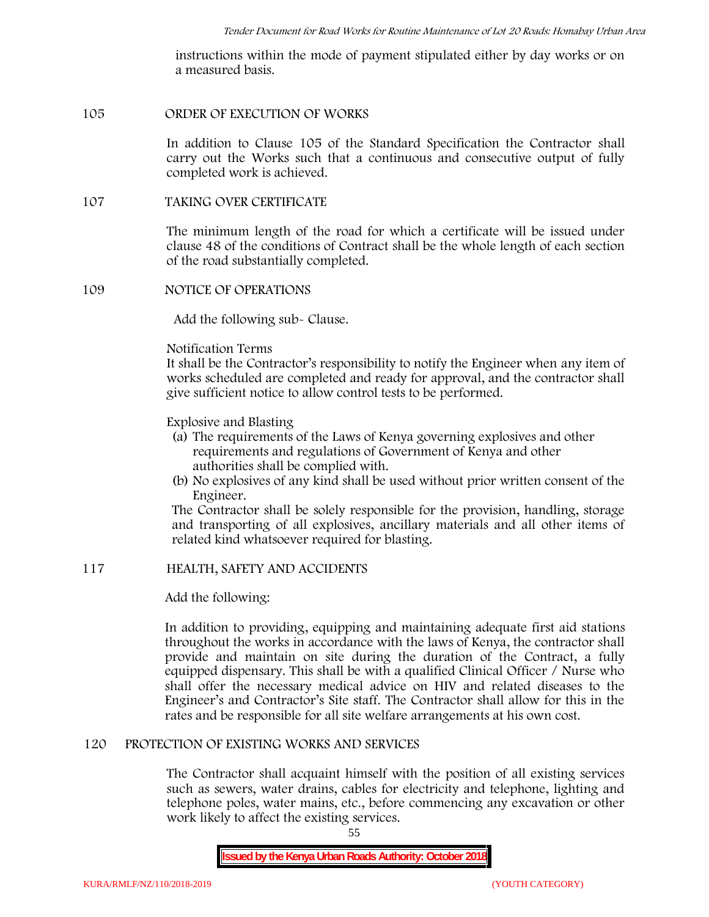instructions within the mode of payment stipulated either by day works or on a measured basis.

**105 ORDER OF EXECUTION OF WORKS**

In addition to Clause 105 of the Standard Specification the Contractor shall carry out the Works such that a continuous and consecutive output of fully completed work is achieved.

**107 TAKING OVER CERTIFICATE**

The minimum length of the road for which a certificate will be issued under clause 48 of the conditions of Contract shall be the whole length of each section of the road substantially completed.

**109 NOTICE OF OPERATIONS**

Add the following sub- Clause.

Notification Terms
It shall be the Contractor's responsibility to notify the Engineer when any item of works scheduled are completed and ready for approval, and the contractor shall give sufficient notice to allow control tests to be performed.

Explosive and Blasting

(a) The requirements of the Laws of Kenya governing explosives and other requirements and regulations of Government of Kenya and other authorities shall be complied with.
(b) No explosives of any kind shall be used without prior written consent of the Engineer.

The Contractor shall be solely responsible for the provision, handling, storage and transporting of all explosives, ancillary materials and all other items of related kind whatsoever required for blasting.

**117 HEALTH, SAFETY AND ACCIDENTS**

Add the following:

In addition to providing, equipping and maintaining adequate first aid stations throughout the works in accordance with the laws of Kenya, the contractor shall provide and maintain on site during the duration of the Contract, a fully equipped dispensary. This shall be with a qualified Clinical Officer / Nurse who shall offer the necessary medical advice on HIV and related diseases to the Engineer's and Contractor's Site staff. The Contractor shall allow for this in the rates and be responsible for all site welfare arrangements at his own cost.

**120 PROTECTION OF EXISTING WORKS AND SERVICES**

The Contractor shall acquaint himself with the position of all existing services such as sewers, water drains, cables for electricity and telephone, lighting and telephone poles, water mains, etc., before commencing any excavation or other work likely to affect the existing services.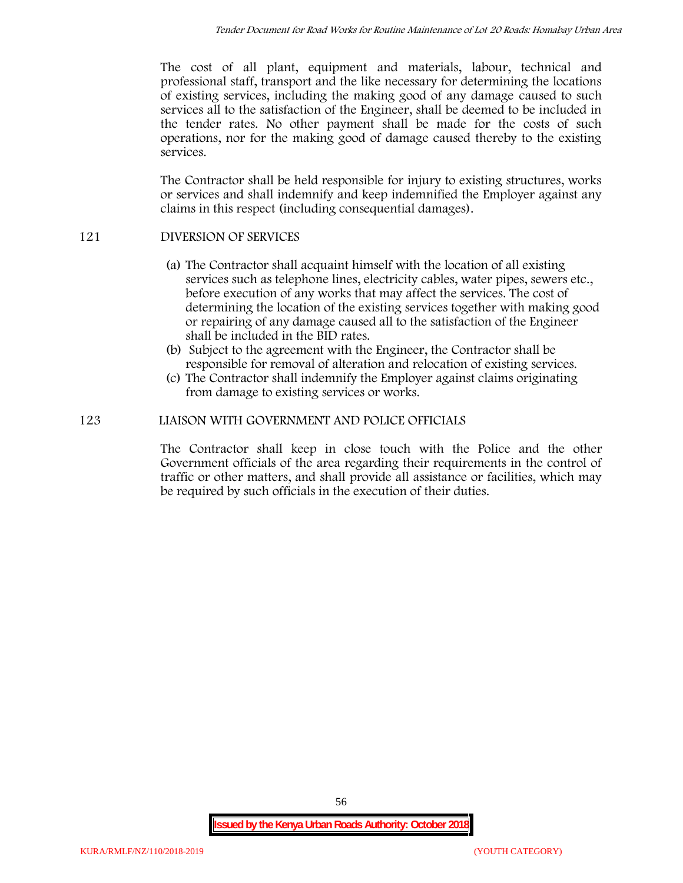The cost of all plant, equipment and materials, labour, technical and professional staff, transport and the like necessary for determining the locations of existing services, including the making good of any damage caused to such services all to the satisfaction of the Engineer, shall be deemed to be included in the tender rates. No other payment shall be made for the costs of such operations, nor for the making good of damage caused thereby to the existing services.

The Contractor shall be held responsible for injury to existing structures, works or services and shall indemnify and keep indemnified the Employer against any claims in this respect (including consequential damages).

## 121 DIVERSION OF SERVICES

(a) The Contractor shall acquaint himself with the location of all existing services such as telephone lines, electricity cables, water pipes, sewers etc., before execution of any works that may affect the services. The cost of determining the location of the existing services together with making good or repairing of any damage caused all to the satisfaction of the Engineer shall be included in the BID rates.

(b) Subject to the agreement with the Engineer, the Contractor shall be responsible for removal of alteration and relocation of existing services.

(c) The Contractor shall indemnify the Employer against claims originating from damage to existing services or works.

## 123 LIAISON WITH GOVERNMENT AND POLICE OFFICIALS

The Contractor shall keep in close touch with the Police and the other Government officials of the area regarding their requirements in the control of traffic or other matters, and shall provide all assistance or facilities, which may be required by such officials in the execution of their duties.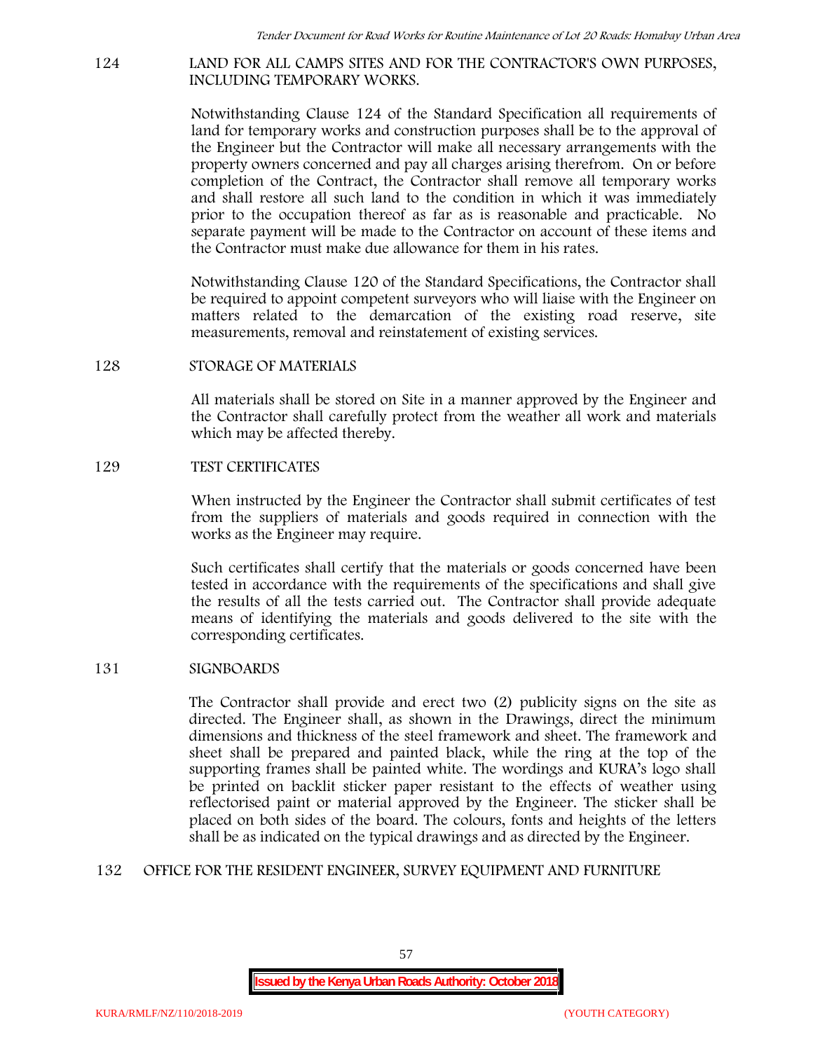## 124 LAND FOR ALL CAMPS SITES AND FOR THE CONTRACTOR'S OWN PURPOSES, INCLUDING TEMPORARY WORKS.

Notwithstanding Clause 124 of the Standard Specification all requirements of land for temporary works and construction purposes shall be to the approval of the Engineer but the Contractor will make all necessary arrangements with the property owners concerned and pay all charges arising therefrom. On or before completion of the Contract, the Contractor shall remove all temporary works and shall restore all such land to the condition in which it was immediately prior to the occupation thereof as far as is reasonable and practicable. No separate payment will be made to the Contractor on account of these items and the Contractor must make due allowance for them in his rates.

Notwithstanding Clause 120 of the Standard Specifications, the Contractor shall be required to appoint competent surveyors who will liaise with the Engineer on matters related to the demarcation of the existing road reserve, site measurements, removal and reinstatement of existing services.

## 128 STORAGE OF MATERIALS

All materials shall be stored on Site in a manner approved by the Engineer and the Contractor shall carefully protect from the weather all work and materials which may be affected thereby.

## 129 TEST CERTIFICATES

When instructed by the Engineer the Contractor shall submit certificates of test from the suppliers of materials and goods required in connection with the works as the Engineer may require.

Such certificates shall certify that the materials or goods concerned have been tested in accordance with the requirements of the specifications and shall give the results of all the tests carried out. The Contractor shall provide adequate means of identifying the materials and goods delivered to the site with the corresponding certificates.

## 131 SIGNBOARDS

The Contractor shall provide and erect two (2) publicity signs on the site as directed. The Engineer shall, as shown in the Drawings, direct the minimum dimensions and thickness of the steel framework and sheet. The framework and sheet shall be prepared and painted black, while the ring at the top of the supporting frames shall be painted white. The wordings and KURA's logo shall be printed on backlit sticker paper resistant to the effects of weather using reflectorised paint or material approved by the Engineer. The sticker shall be placed on both sides of the board. The colours, fonts and heights of the letters shall be as indicated on the typical drawings and as directed by the Engineer.

## 132 OFFICE FOR THE RESIDENT ENGINEER, SURVEY EQUIPMENT AND FURNITURE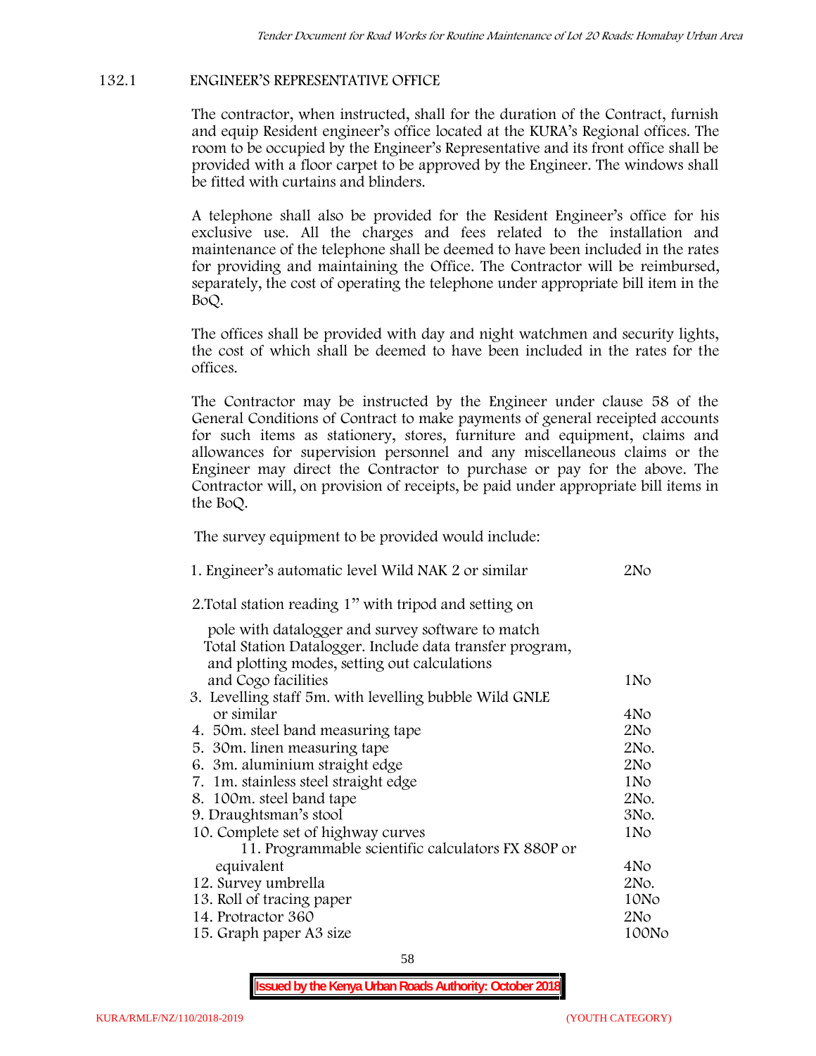### 132.1 ENGINEER'S REPRESENTATIVE OFFICE

The contractor, when instructed, shall for the duration of the Contract, furnish and equip Resident engineer's office located at the KURA's Regional offices. The room to be occupied by the Engineer's Representative and its front office shall be provided with a floor carpet to be approved by the Engineer. The windows shall be fitted with curtains and blinders.

A telephone shall also be provided for the Resident Engineer's office for his exclusive use. All the charges and fees related to the installation and maintenance of the telephone shall be deemed to have been included in the rates for providing and maintaining the Office. The Contractor will be reimbursed, separately, the cost of operating the telephone under appropriate bill item in the BoQ.

The offices shall be provided with day and night watchmen and security lights, the cost of which shall be deemed to have been included in the rates for the offices.

The Contractor may be instructed by the Engineer under clause 58 of the General Conditions of Contract to make payments of general receipted accounts for such items as stationery, stores, furniture and equipment, claims and allowances for supervision personnel and any miscellaneous claims or the Engineer may direct the Contractor to purchase or pay for the above. The Contractor will, on provision of receipts, be paid under appropriate bill items in the BoQ.

The survey equipment to be provided would include:

| Item | Quantity |
|---|---|
| 1. Engineer's automatic level Wild NAK 2 or similar | 2No |
| 2. Total station reading 1" with tripod and setting on pole with datalogger and survey software to match Total Station Datalogger. Include data transfer program, and plotting modes, setting out calculations and Cogo facilities | 1No |
| 3. Levelling staff 5m. with levelling bubble Wild GNLE or similar | 4No |
| 4. 50m. steel band measuring tape | 2No |
| 5. 30m. linen measuring tape | 2No. |
| 6. 3m. aluminium straight edge | 2No |
| 7. 1m. stainless steel straight edge | 1No |
| 8. 100m. steel band tape | 2No. |
| 9. Draughtsman's stool | 3No. |
| 10. Complete set of highway curves | 1No |
| 11. Programmable scientific calculators FX 880P or equivalent | 4No |
| 12. Survey umbrella | 2No. |
| 13. Roll of tracing paper | 10No |
| 14. Protractor 360 | 2No |
| 15. Graph paper A3 size | 100No |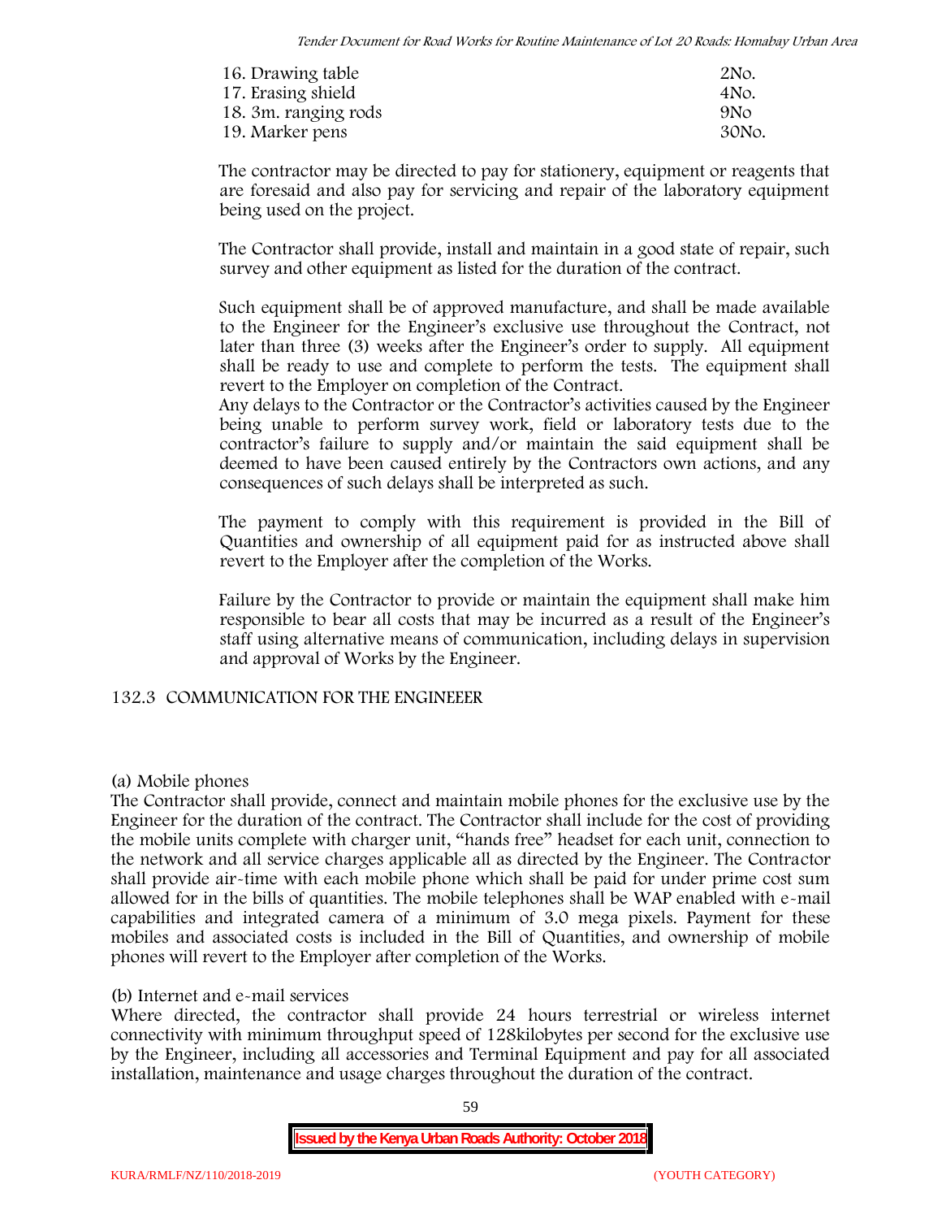| | |
|---|---|
| 16. Drawing table | 2No. |
| 17. Erasing shield | 4No. |
| 18. 3m. ranging rods | 9No |
| 19. Marker pens | 30No. |

The contractor may be directed to pay for stationery, equipment or reagents that are foresaid and also pay for servicing and repair of the laboratory equipment being used on the project.

The Contractor shall provide, install and maintain in a good state of repair, such survey and other equipment as listed for the duration of the contract.

Such equipment shall be of approved manufacture, and shall be made available to the Engineer for the Engineer's exclusive use throughout the Contract, not later than three (3) weeks after the Engineer's order to supply. All equipment shall be ready to use and complete to perform the tests. The equipment shall revert to the Employer on completion of the Contract.
Any delays to the Contractor or the Contractor's activities caused by the Engineer being unable to perform survey work, field or laboratory tests due to the contractor's failure to supply and/or maintain the said equipment shall be deemed to have been caused entirely by the Contractors own actions, and any consequences of such delays shall be interpreted as such.

The payment to comply with this requirement is provided in the Bill of Quantities and ownership of all equipment paid for as instructed above shall revert to the Employer after the completion of the Works.

Failure by the Contractor to provide or maintain the equipment shall make him responsible to bear all costs that may be incurred as a result of the Engineer's staff using alternative means of communication, including delays in supervision and approval of Works by the Engineer.

## 132.3 COMMUNICATION FOR THE ENGINEEER

(a) Mobile phones
The Contractor shall provide, connect and maintain mobile phones for the exclusive use by the Engineer for the duration of the contract. The Contractor shall include for the cost of providing the mobile units complete with charger unit, "hands free" headset for each unit, connection to the network and all service charges applicable all as directed by the Engineer. The Contractor shall provide air-time with each mobile phone which shall be paid for under prime cost sum allowed for in the bills of quantities. The mobile telephones shall be WAP enabled with e-mail capabilities and integrated camera of a minimum of 3.0 mega pixels. Payment for these mobiles and associated costs is included in the Bill of Quantities, and ownership of mobile phones will revert to the Employer after completion of the Works.

(b) Internet and e-mail services
Where directed, the contractor shall provide 24 hours terrestrial or wireless internet connectivity with minimum throughput speed of 128kilobytes per second for the exclusive use by the Engineer, including all accessories and Terminal Equipment and pay for all associated installation, maintenance and usage charges throughout the duration of the contract.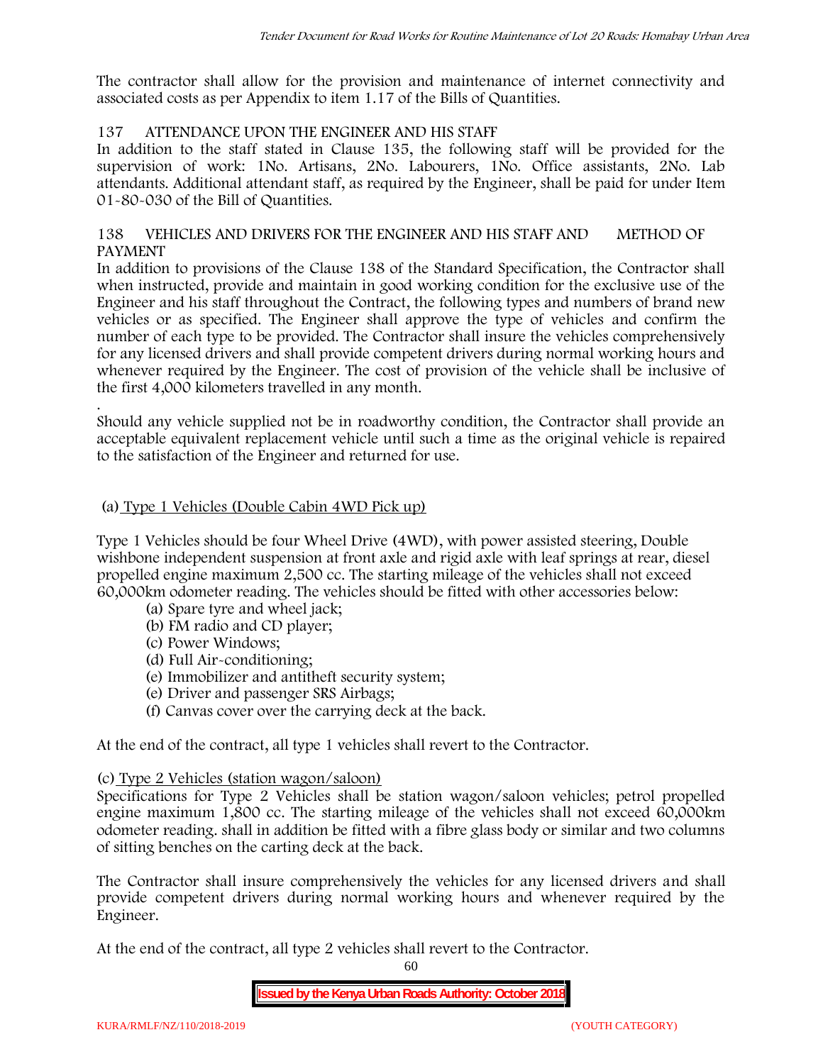The contractor shall allow for the provision and maintenance of internet connectivity and associated costs as per Appendix to item 1.17 of the Bills of Quantities.

## 137 ATTENDANCE UPON THE ENGINEER AND HIS STAFF

In addition to the staff stated in Clause 135, the following staff will be provided for the supervision of work: 1No. Artisans, 2No. Labourers, 1No. Office assistants, 2No. Lab attendants. Additional attendant staff, as required by the Engineer, shall be paid for under Item 01-80-030 of the Bill of Quantities.

## 138 VEHICLES AND DRIVERS FOR THE ENGINEER AND HIS STAFF AND METHOD OF PAYMENT

In addition to provisions of the Clause 138 of the Standard Specification, the Contractor shall when instructed, provide and maintain in good working condition for the exclusive use of the Engineer and his staff throughout the Contract, the following types and numbers of brand new vehicles or as specified. The Engineer shall approve the type of vehicles and confirm the number of each type to be provided. The Contractor shall insure the vehicles comprehensively for any licensed drivers and shall provide competent drivers during normal working hours and whenever required by the Engineer. The cost of provision of the vehicle shall be inclusive of the first 4,000 kilometers travelled in any month.

.

Should any vehicle supplied not be in roadworthy condition, the Contractor shall provide an acceptable equivalent replacement vehicle until such a time as the original vehicle is repaired to the satisfaction of the Engineer and returned for use.

(a) <u>Type 1 Vehicles (Double Cabin 4WD Pick up)</u>

Type 1 Vehicles should be four Wheel Drive (4WD), with power assisted steering, Double wishbone independent suspension at front axle and rigid axle with leaf springs at rear, diesel propelled engine maximum 2,500 cc. The starting mileage of the vehicles shall not exceed 60,000km odometer reading. The vehicles should be fitted with other accessories below:

- (a) Spare tyre and wheel jack;
- (b) FM radio and CD player;
- (c) Power Windows;
- (d) Full Air-conditioning;
- (e) Immobilizer and antitheft security system;
- (e) Driver and passenger SRS Airbags;
- (f) Canvas cover over the carrying deck at the back.

At the end of the contract, all type 1 vehicles shall revert to the Contractor.

(c) <u>Type 2 Vehicles (station wagon/saloon)</u>

Specifications for Type 2 Vehicles shall be station wagon/saloon vehicles; petrol propelled engine maximum 1,800 cc. The starting mileage of the vehicles shall not exceed 60,000km odometer reading. shall in addition be fitted with a fibre glass body or similar and two columns of sitting benches on the carting deck at the back.

The Contractor shall insure comprehensively the vehicles for any licensed drivers and shall provide competent drivers during normal working hours and whenever required by the Engineer.

At the end of the contract, all type 2 vehicles shall revert to the Contractor.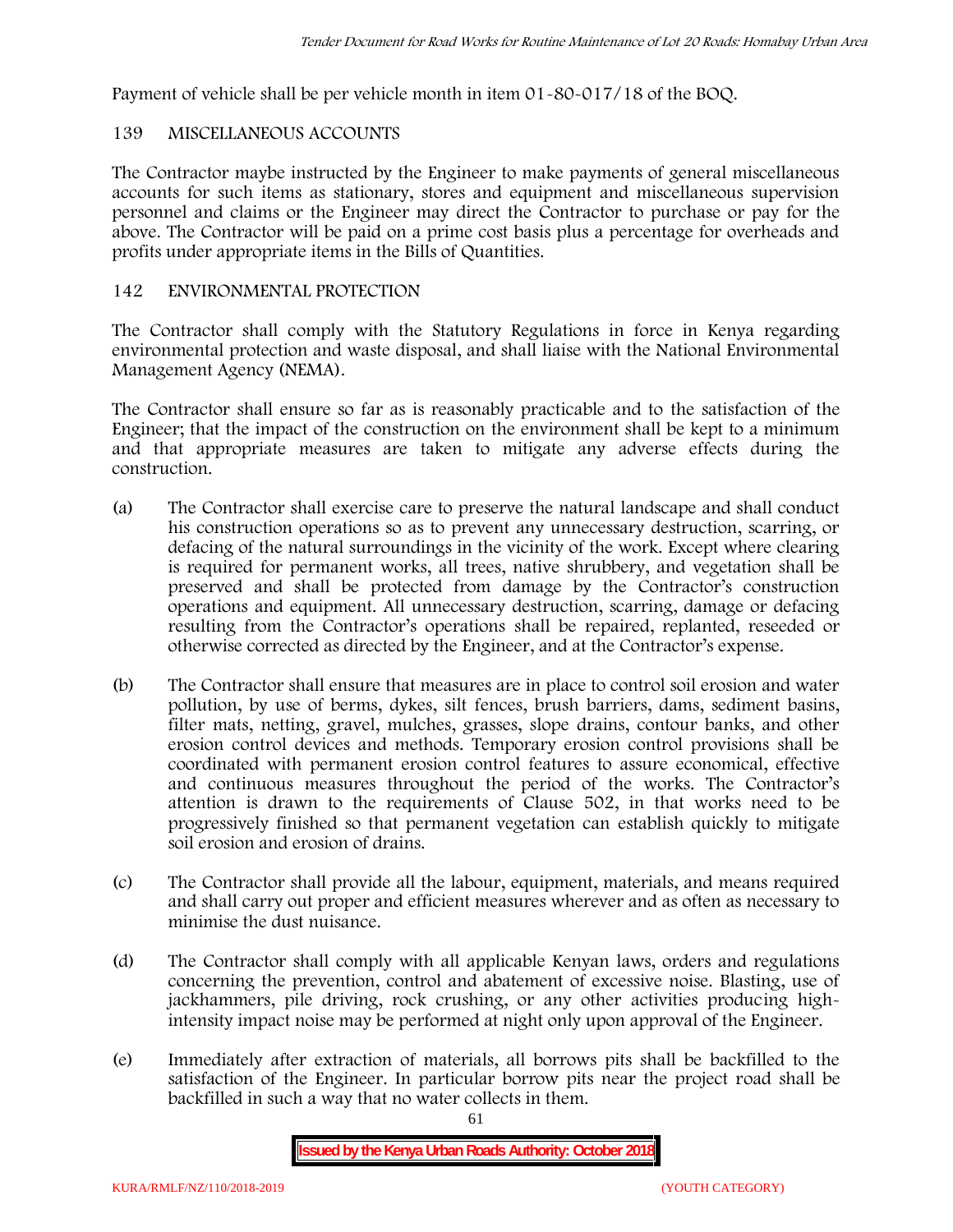Payment of vehicle shall be per vehicle month in item 01-80-017/18 of the BOQ.

## 139 MISCELLANEOUS ACCOUNTS

The Contractor maybe instructed by the Engineer to make payments of general miscellaneous accounts for such items as stationary, stores and equipment and miscellaneous supervision personnel and claims or the Engineer may direct the Contractor to purchase or pay for the above. The Contractor will be paid on a prime cost basis plus a percentage for overheads and profits under appropriate items in the Bills of Quantities.

## 142 ENVIRONMENTAL PROTECTION

The Contractor shall comply with the Statutory Regulations in force in Kenya regarding environmental protection and waste disposal, and shall liaise with the National Environmental Management Agency (NEMA).

The Contractor shall ensure so far as is reasonably practicable and to the satisfaction of the Engineer; that the impact of the construction on the environment shall be kept to a minimum and that appropriate measures are taken to mitigate any adverse effects during the construction.

(a) The Contractor shall exercise care to preserve the natural landscape and shall conduct his construction operations so as to prevent any unnecessary destruction, scarring, or defacing of the natural surroundings in the vicinity of the work. Except where clearing is required for permanent works, all trees, native shrubbery, and vegetation shall be preserved and shall be protected from damage by the Contractor's construction operations and equipment. All unnecessary destruction, scarring, damage or defacing resulting from the Contractor's operations shall be repaired, replanted, reseeded or otherwise corrected as directed by the Engineer, and at the Contractor's expense.

(b) The Contractor shall ensure that measures are in place to control soil erosion and water pollution, by use of berms, dykes, silt fences, brush barriers, dams, sediment basins, filter mats, netting, gravel, mulches, grasses, slope drains, contour banks, and other erosion control devices and methods. Temporary erosion control provisions shall be coordinated with permanent erosion control features to assure economical, effective and continuous measures throughout the period of the works. The Contractor's attention is drawn to the requirements of Clause 502, in that works need to be progressively finished so that permanent vegetation can establish quickly to mitigate soil erosion and erosion of drains.

(c) The Contractor shall provide all the labour, equipment, materials, and means required and shall carry out proper and efficient measures wherever and as often as necessary to minimise the dust nuisance.

(d) The Contractor shall comply with all applicable Kenyan laws, orders and regulations concerning the prevention, control and abatement of excessive noise. Blasting, use of jackhammers, pile driving, rock crushing, or any other activities producing high-intensity impact noise may be performed at night only upon approval of the Engineer.

(e) Immediately after extraction of materials, all borrows pits shall be backfilled to the satisfaction of the Engineer. In particular borrow pits near the project road shall be backfilled in such a way that no water collects in them.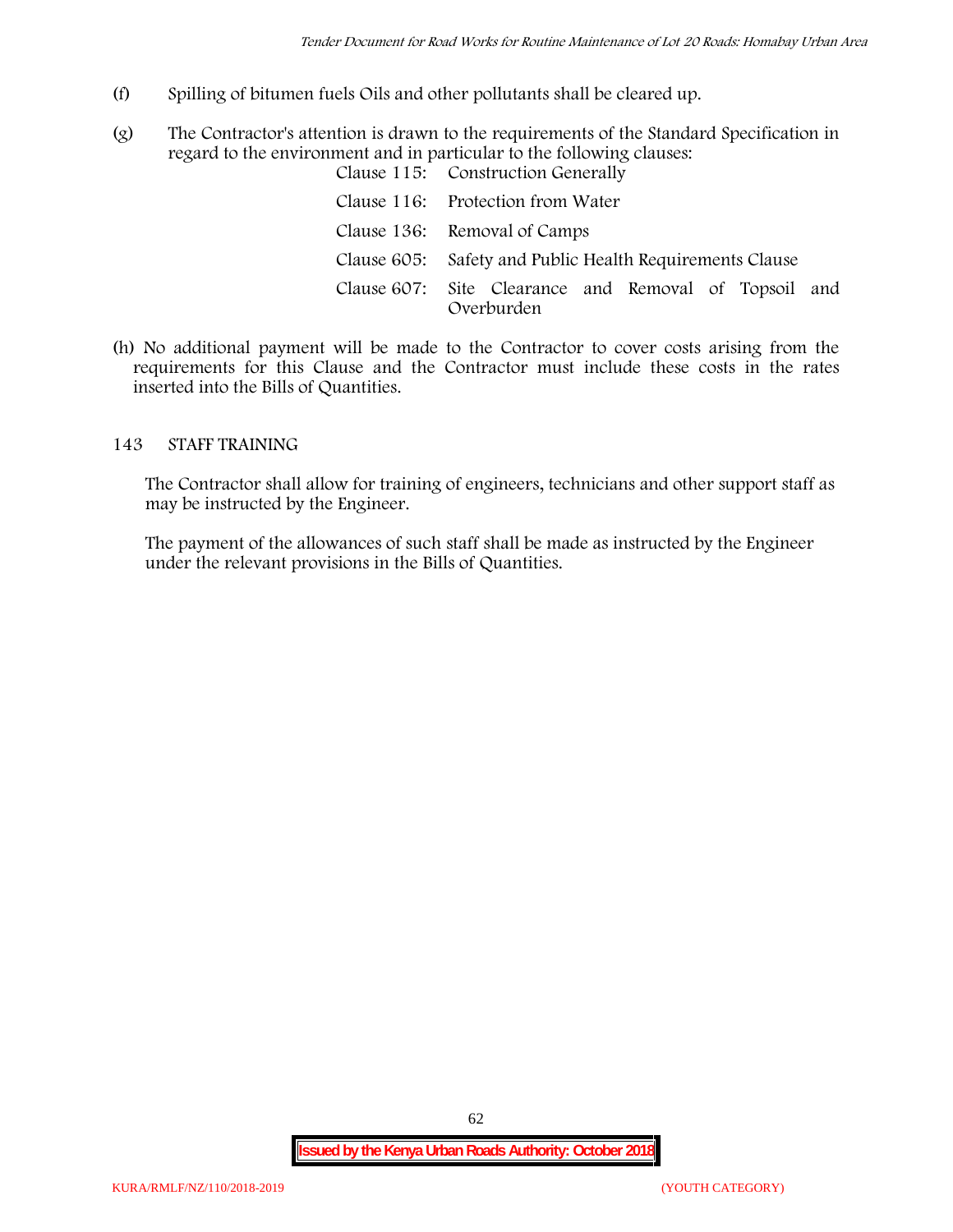(f) Spilling of bitumen fuels Oils and other pollutants shall be cleared up.

(g) The Contractor's attention is drawn to the requirements of the Standard Specification in regard to the environment and in particular to the following clauses:

| | |
|---|---|
| Clause 115: | Construction Generally |
| Clause 116: | Protection from Water |
| Clause 136: | Removal of Camps |
| Clause 605: | Safety and Public Health Requirements Clause |
| Clause 607: | Site Clearance and Removal of Topsoil and Overburden |

(h) No additional payment will be made to the Contractor to cover costs arising from the requirements for this Clause and the Contractor must include these costs in the rates inserted into the Bills of Quantities.

## 143 STAFF TRAINING

The Contractor shall allow for training of engineers, technicians and other support staff as may be instructed by the Engineer.

The payment of the allowances of such staff shall be made as instructed by the Engineer under the relevant provisions in the Bills of Quantities.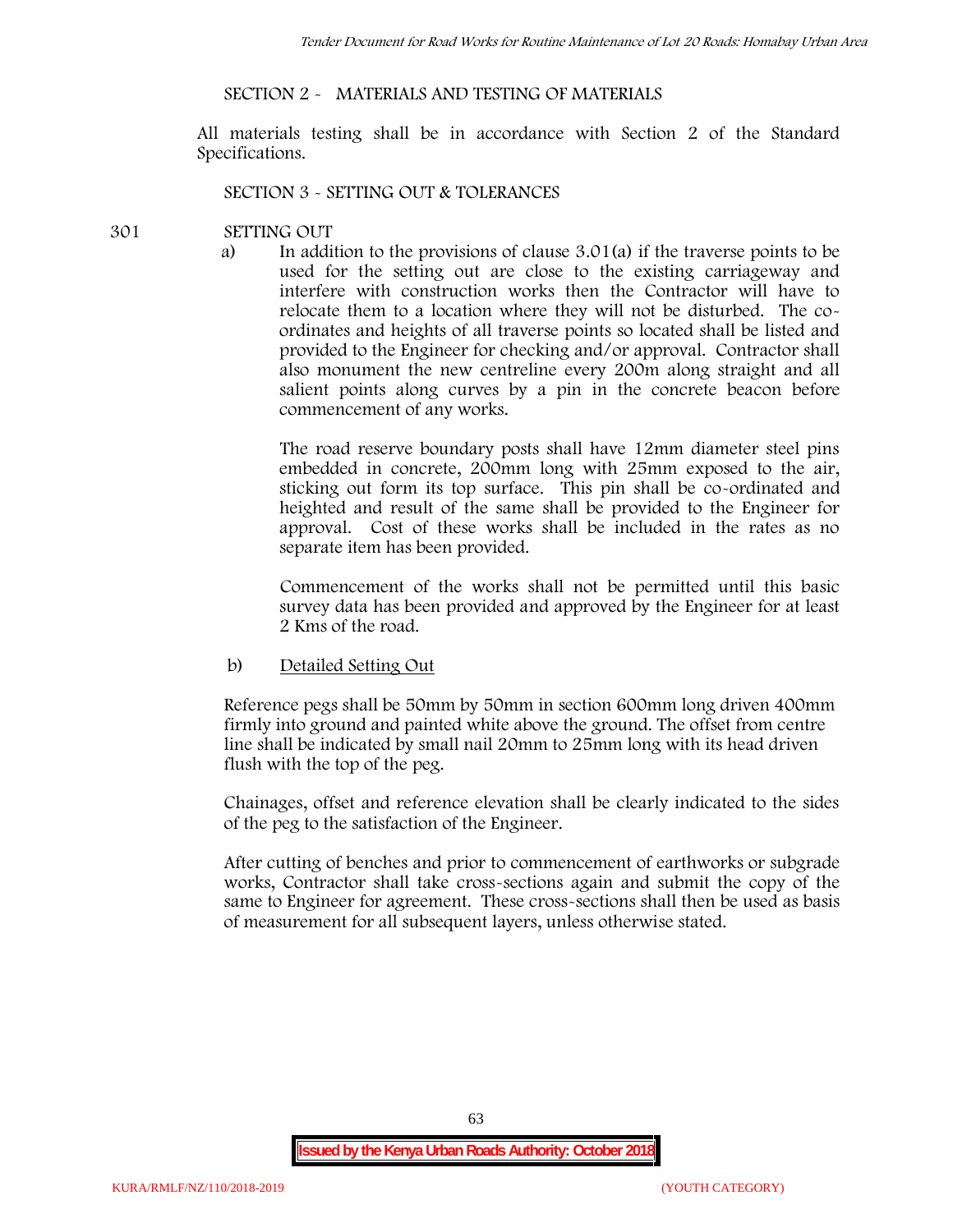SECTION 2 - MATERIALS AND TESTING OF MATERIALS

All materials testing shall be in accordance with Section 2 of the Standard Specifications.

SECTION 3 - SETTING OUT & TOLERANCES

301 SETTING OUT

a) In addition to the provisions of clause 3.01(a) if the traverse points to be used for the setting out are close to the existing carriageway and interfere with construction works then the Contractor will have to relocate them to a location where they will not be disturbed. The co-ordinates and heights of all traverse points so located shall be listed and provided to the Engineer for checking and/or approval. Contractor shall also monument the new centreline every 200m along straight and all salient points along curves by a pin in the concrete beacon before commencement of any works.

The road reserve boundary posts shall have 12mm diameter steel pins embedded in concrete, 200mm long with 25mm exposed to the air, sticking out form its top surface. This pin shall be co-ordinated and heighted and result of the same shall be provided to the Engineer for approval. Cost of these works shall be included in the rates as no separate item has been provided.

Commencement of the works shall not be permitted until this basic survey data has been provided and approved by the Engineer for at least 2 Kms of the road.

b) Detailed Setting Out

Reference pegs shall be 50mm by 50mm in section 600mm long driven 400mm firmly into ground and painted white above the ground. The offset from centre line shall be indicated by small nail 20mm to 25mm long with its head driven flush with the top of the peg.

Chainages, offset and reference elevation shall be clearly indicated to the sides of the peg to the satisfaction of the Engineer.

After cutting of benches and prior to commencement of earthworks or subgrade works, Contractor shall take cross-sections again and submit the copy of the same to Engineer for agreement. These cross-sections shall then be used as basis of measurement for all subsequent layers, unless otherwise stated.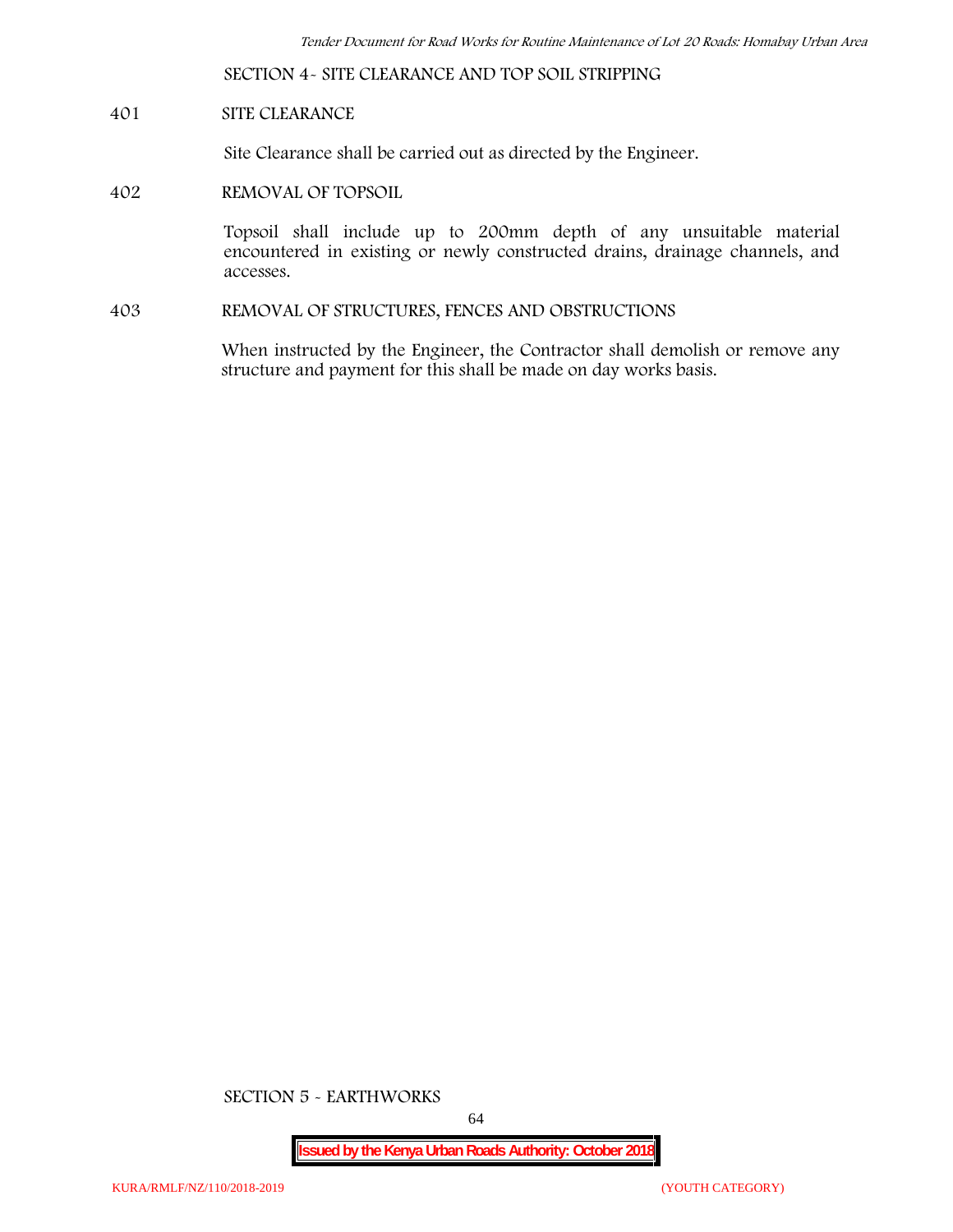## SECTION 4- SITE CLEARANCE AND TOP SOIL STRIPPING

### 401 SITE CLEARANCE

Site Clearance shall be carried out as directed by the Engineer.

### 402 REMOVAL OF TOPSOIL

Topsoil shall include up to 200mm depth of any unsuitable material encountered in existing or newly constructed drains, drainage channels, and accesses.

### 403 REMOVAL OF STRUCTURES, FENCES AND OBSTRUCTIONS

When instructed by the Engineer, the Contractor shall demolish or remove any structure and payment for this shall be made on day works basis.

## SECTION 5 - EARTHWORKS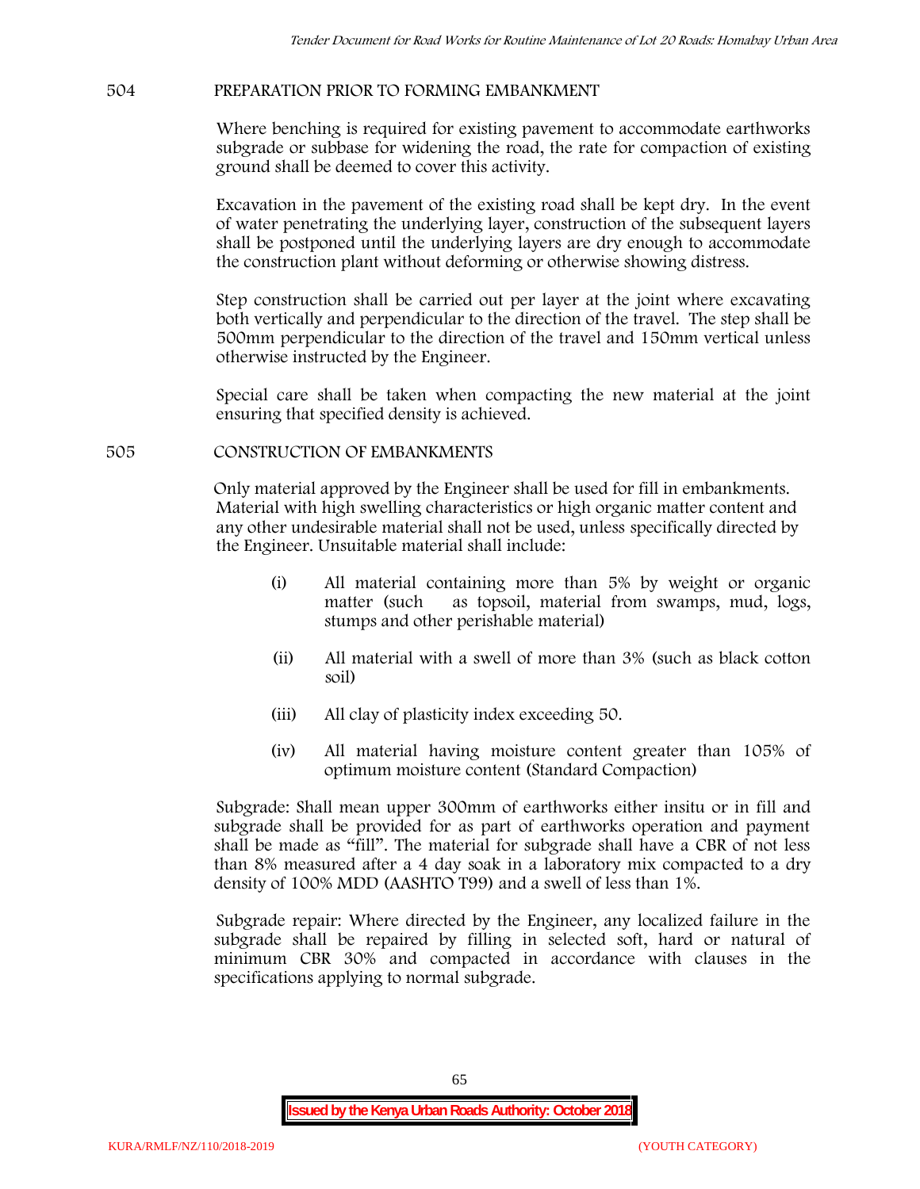## 504 PREPARATION PRIOR TO FORMING EMBANKMENT

Where benching is required for existing pavement to accommodate earthworks subgrade or subbase for widening the road, the rate for compaction of existing ground shall be deemed to cover this activity.

Excavation in the pavement of the existing road shall be kept dry. In the event of water penetrating the underlying layer, construction of the subsequent layers shall be postponed until the underlying layers are dry enough to accommodate the construction plant without deforming or otherwise showing distress.

Step construction shall be carried out per layer at the joint where excavating both vertically and perpendicular to the direction of the travel. The step shall be 500mm perpendicular to the direction of the travel and 150mm vertical unless otherwise instructed by the Engineer.

Special care shall be taken when compacting the new material at the joint ensuring that specified density is achieved.

## 505 CONSTRUCTION OF EMBANKMENTS

Only material approved by the Engineer shall be used for fill in embankments. Material with high swelling characteristics or high organic matter content and any other undesirable material shall not be used, unless specifically directed by the Engineer. Unsuitable material shall include:

(i) All material containing more than 5% by weight or organic matter (such as topsoil, material from swamps, mud, logs, stumps and other perishable material)

(ii) All material with a swell of more than 3% (such as black cotton soil)

(iii) All clay of plasticity index exceeding 50.

(iv) All material having moisture content greater than 105% of optimum moisture content (Standard Compaction)

Subgrade: Shall mean upper 300mm of earthworks either insitu or in fill and subgrade shall be provided for as part of earthworks operation and payment shall be made as "fill". The material for subgrade shall have a CBR of not less than 8% measured after a 4 day soak in a laboratory mix compacted to a dry density of 100% MDD (AASHTO T99) and a swell of less than 1%.

Subgrade repair: Where directed by the Engineer, any localized failure in the subgrade shall be repaired by filling in selected soft, hard or natural of minimum CBR 30% and compacted in accordance with clauses in the specifications applying to normal subgrade.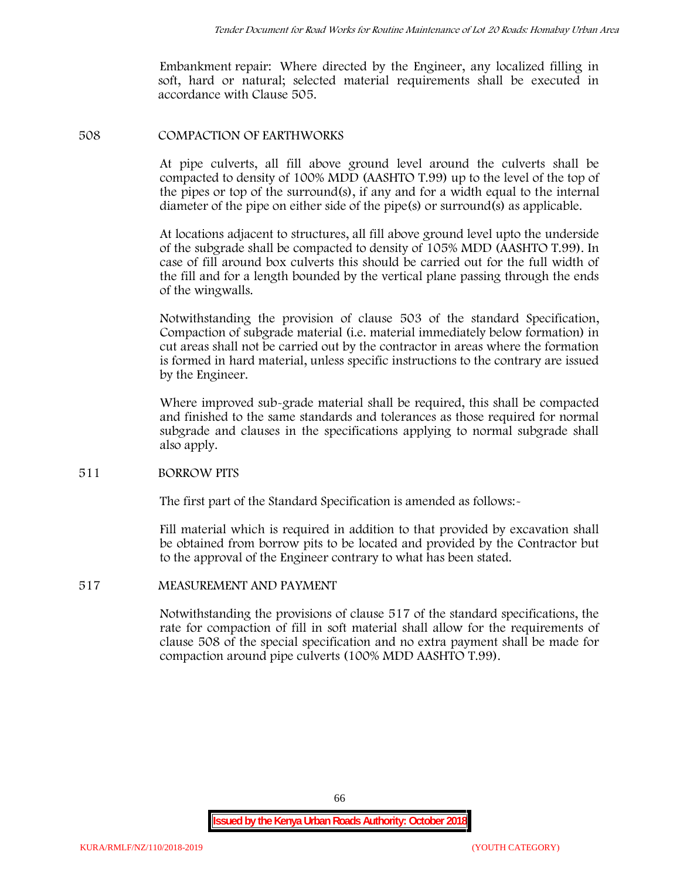Embankment repair: Where directed by the Engineer, any localized filling in soft, hard or natural; selected material requirements shall be executed in accordance with Clause 505.

### 508 COMPACTION OF EARTHWORKS

At pipe culverts, all fill above ground level around the culverts shall be compacted to density of 100% MDD (AASHTO T.99) up to the level of the top of the pipes or top of the surround(s), if any and for a width equal to the internal diameter of the pipe on either side of the pipe(s) or surround(s) as applicable.

At locations adjacent to structures, all fill above ground level upto the underside of the subgrade shall be compacted to density of 105% MDD (AASHTO T.99). In case of fill around box culverts this should be carried out for the full width of the fill and for a length bounded by the vertical plane passing through the ends of the wingwalls.

Notwithstanding the provision of clause 503 of the standard Specification, Compaction of subgrade material (i.e. material immediately below formation) in cut areas shall not be carried out by the contractor in areas where the formation is formed in hard material, unless specific instructions to the contrary are issued by the Engineer.

Where improved sub-grade material shall be required, this shall be compacted and finished to the same standards and tolerances as those required for normal subgrade and clauses in the specifications applying to normal subgrade shall also apply.

### 511 BORROW PITS

The first part of the Standard Specification is amended as follows:-

Fill material which is required in addition to that provided by excavation shall be obtained from borrow pits to be located and provided by the Contractor but to the approval of the Engineer contrary to what has been stated.

### 517 MEASUREMENT AND PAYMENT

Notwithstanding the provisions of clause 517 of the standard specifications, the rate for compaction of fill in soft material shall allow for the requirements of clause 508 of the special specification and no extra payment shall be made for compaction around pipe culverts (100% MDD AASHTO T.99).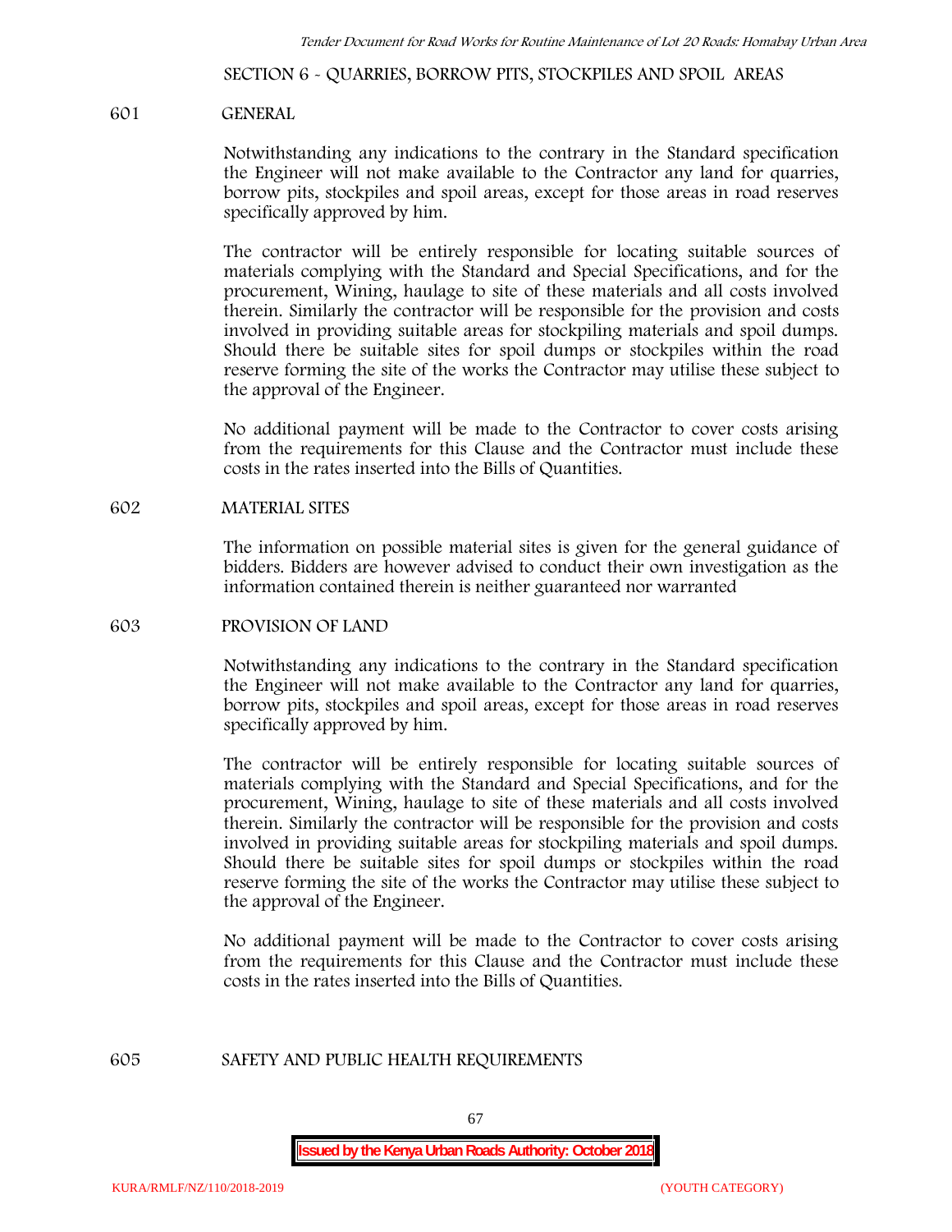## SECTION 6 - QUARRIES, BORROW PITS, STOCKPILES AND SPOIL AREAS

### 601 GENERAL

Notwithstanding any indications to the contrary in the Standard specification the Engineer will not make available to the Contractor any land for quarries, borrow pits, stockpiles and spoil areas, except for those areas in road reserves specifically approved by him.

The contractor will be entirely responsible for locating suitable sources of materials complying with the Standard and Special Specifications, and for the procurement, Wining, haulage to site of these materials and all costs involved therein. Similarly the contractor will be responsible for the provision and costs involved in providing suitable areas for stockpiling materials and spoil dumps. Should there be suitable sites for spoil dumps or stockpiles within the road reserve forming the site of the works the Contractor may utilise these subject to the approval of the Engineer.

No additional payment will be made to the Contractor to cover costs arising from the requirements for this Clause and the Contractor must include these costs in the rates inserted into the Bills of Quantities.

### 602 MATERIAL SITES

The information on possible material sites is given for the general guidance of bidders. Bidders are however advised to conduct their own investigation as the information contained therein is neither guaranteed nor warranted

### 603 PROVISION OF LAND

Notwithstanding any indications to the contrary in the Standard specification the Engineer will not make available to the Contractor any land for quarries, borrow pits, stockpiles and spoil areas, except for those areas in road reserves specifically approved by him.

The contractor will be entirely responsible for locating suitable sources of materials complying with the Standard and Special Specifications, and for the procurement, Wining, haulage to site of these materials and all costs involved therein. Similarly the contractor will be responsible for the provision and costs involved in providing suitable areas for stockpiling materials and spoil dumps. Should there be suitable sites for spoil dumps or stockpiles within the road reserve forming the site of the works the Contractor may utilise these subject to the approval of the Engineer.

No additional payment will be made to the Contractor to cover costs arising from the requirements for this Clause and the Contractor must include these costs in the rates inserted into the Bills of Quantities.

### 605 SAFETY AND PUBLIC HEALTH REQUIREMENTS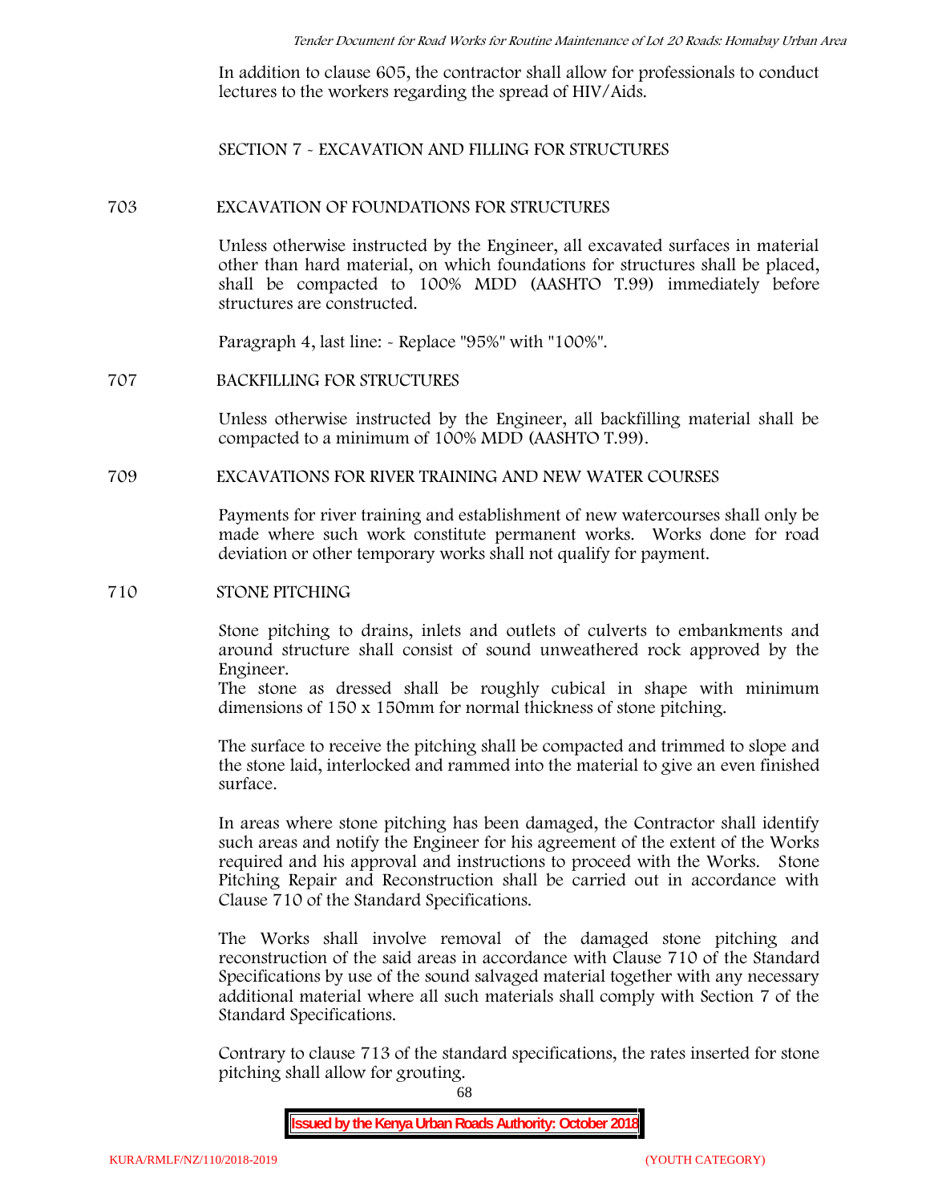In addition to clause 605, the contractor shall allow for professionals to conduct lectures to the workers regarding the spread of HIV/Aids.

## SECTION 7 - EXCAVATION AND FILLING FOR STRUCTURES

### 703 EXCAVATION OF FOUNDATIONS FOR STRUCTURES

Unless otherwise instructed by the Engineer, all excavated surfaces in material other than hard material, on which foundations for structures shall be placed, shall be compacted to 100% MDD (AASHTO T.99) immediately before structures are constructed.

Paragraph 4, last line: - Replace "95%" with "100%".

### 707 BACKFILLING FOR STRUCTURES

Unless otherwise instructed by the Engineer, all backfilling material shall be compacted to a minimum of 100% MDD (AASHTO T.99).

### 709 EXCAVATIONS FOR RIVER TRAINING AND NEW WATER COURSES

Payments for river training and establishment of new watercourses shall only be made where such work constitute permanent works. Works done for road deviation or other temporary works shall not qualify for payment.

### 710 STONE PITCHING

Stone pitching to drains, inlets and outlets of culverts to embankments and around structure shall consist of sound unweathered rock approved by the Engineer.
The stone as dressed shall be roughly cubical in shape with minimum dimensions of 150 x 150mm for normal thickness of stone pitching.

The surface to receive the pitching shall be compacted and trimmed to slope and the stone laid, interlocked and rammed into the material to give an even finished surface.

In areas where stone pitching has been damaged, the Contractor shall identify such areas and notify the Engineer for his agreement of the extent of the Works required and his approval and instructions to proceed with the Works. Stone Pitching Repair and Reconstruction shall be carried out in accordance with Clause 710 of the Standard Specifications.

The Works shall involve removal of the damaged stone pitching and reconstruction of the said areas in accordance with Clause 710 of the Standard Specifications by use of the sound salvaged material together with any necessary additional material where all such materials shall comply with Section 7 of the Standard Specifications.

Contrary to clause 713 of the standard specifications, the rates inserted for stone pitching shall allow for grouting.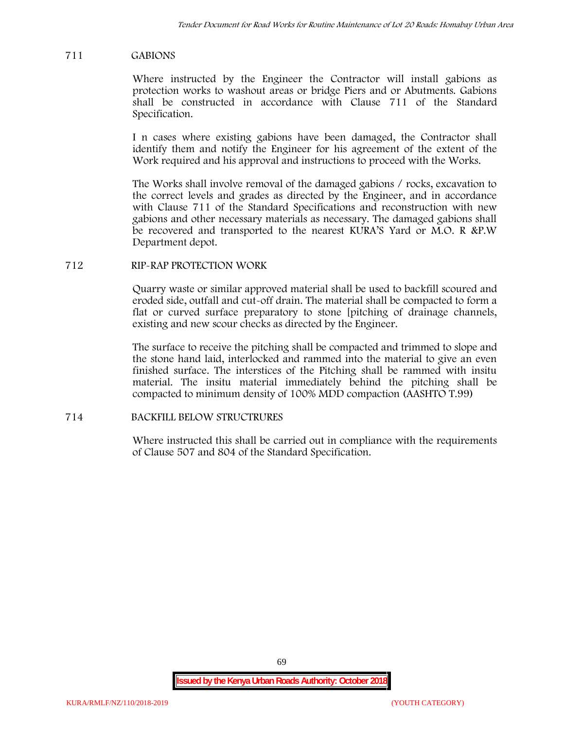## 711 GABIONS

Where instructed by the Engineer the Contractor will install gabions as protection works to washout areas or bridge Piers and or Abutments. Gabions shall be constructed in accordance with Clause 711 of the Standard Specification.

I n cases where existing gabions have been damaged, the Contractor shall identify them and notify the Engineer for his agreement of the extent of the Work required and his approval and instructions to proceed with the Works.

The Works shall involve removal of the damaged gabions / rocks, excavation to the correct levels and grades as directed by the Engineer, and in accordance with Clause 711 of the Standard Specifications and reconstruction with new gabions and other necessary materials as necessary. The damaged gabions shall be recovered and transported to the nearest KURA'S Yard or M.O. R &P.W Department depot.

## 712 RIP-RAP PROTECTION WORK

Quarry waste or similar approved material shall be used to backfill scoured and eroded side, outfall and cut-off drain. The material shall be compacted to form a flat or curved surface preparatory to stone [pitching of drainage channels, existing and new scour checks as directed by the Engineer.

The surface to receive the pitching shall be compacted and trimmed to slope and the stone hand laid, interlocked and rammed into the material to give an even finished surface. The interstices of the Pitching shall be rammed with insitu material. The insitu material immediately behind the pitching shall be compacted to minimum density of 100% MDD compaction (AASHTO T.99)

## 714 BACKFILL BELOW STRUCTRURES

Where instructed this shall be carried out in compliance with the requirements of Clause 507 and 804 of the Standard Specification.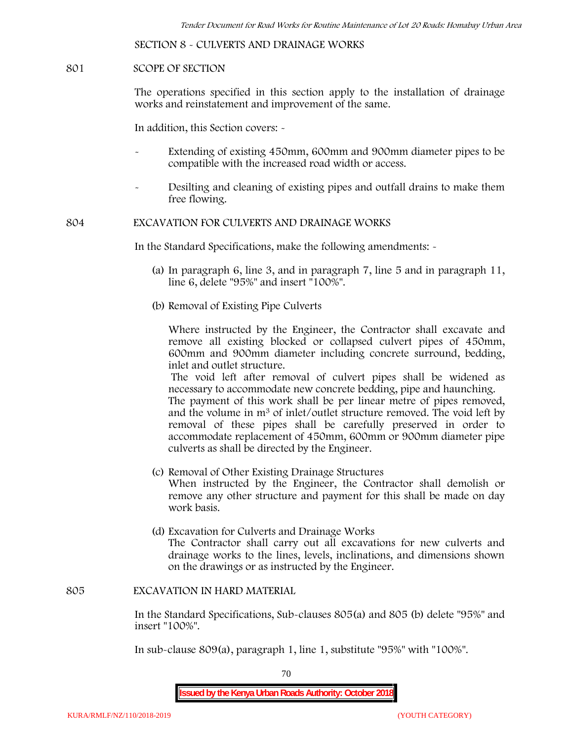SECTION 8 - CULVERTS AND DRAINAGE WORKS

801 SCOPE OF SECTION

The operations specified in this section apply to the installation of drainage works and reinstatement and improvement of the same.

In addition, this Section covers: -

- Extending of existing 450mm, 600mm and 900mm diameter pipes to be compatible with the increased road width or access.
- Desilting and cleaning of existing pipes and outfall drains to make them free flowing.

804 EXCAVATION FOR CULVERTS AND DRAINAGE WORKS

In the Standard Specifications, make the following amendments: -

(a) In paragraph 6, line 3, and in paragraph 7, line 5 and in paragraph 11, line 6, delete "95%" and insert "100%".

(b) Removal of Existing Pipe Culverts

Where instructed by the Engineer, the Contractor shall excavate and remove all existing blocked or collapsed culvert pipes of 450mm, 600mm and 900mm diameter including concrete surround, bedding, inlet and outlet structure.

The void left after removal of culvert pipes shall be widened as necessary to accommodate new concrete bedding, pipe and haunching.

The payment of this work shall be per linear metre of pipes removed, and the volume in $m^3$ of inlet/outlet structure removed. The void left by removal of these pipes shall be carefully preserved in order to accommodate replacement of 450mm, 600mm or 900mm diameter pipe culverts as shall be directed by the Engineer.

(c) Removal of Other Existing Drainage Structures

When instructed by the Engineer, the Contractor shall demolish or remove any other structure and payment for this shall be made on day work basis.

(d) Excavation for Culverts and Drainage Works

The Contractor shall carry out all excavations for new culverts and drainage works to the lines, levels, inclinations, and dimensions shown on the drawings or as instructed by the Engineer.

805 EXCAVATION IN HARD MATERIAL

In the Standard Specifications, Sub-clauses 805(a) and 805 (b) delete "95%" and insert "100%".

In sub-clause 809(a), paragraph 1, line 1, substitute "95%" with "100%".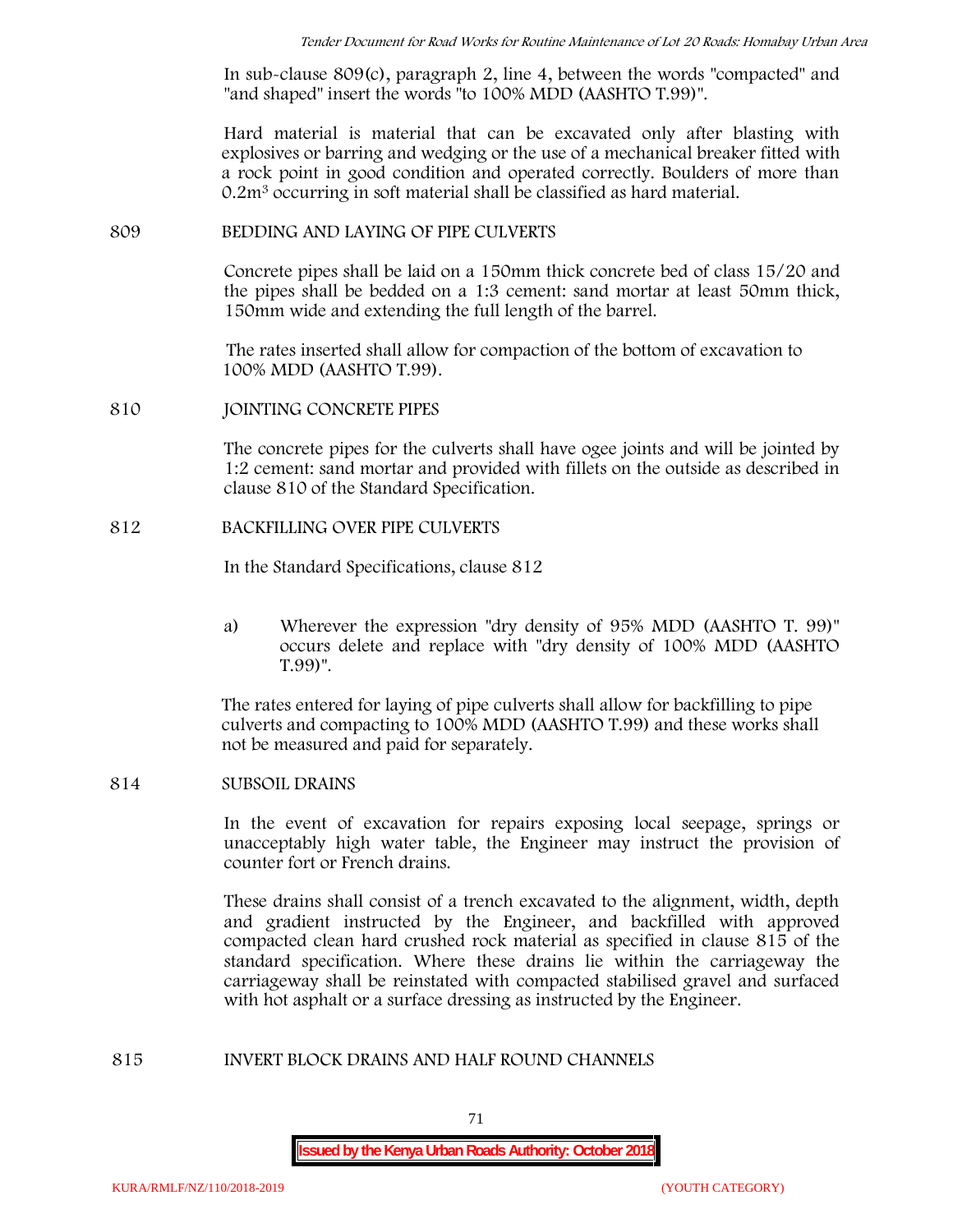In sub-clause 809(c), paragraph 2, line 4, between the words "compacted" and "and shaped" insert the words "to 100% MDD (AASHTO T.99)".

Hard material is material that can be excavated only after blasting with explosives or barring and wedging or the use of a mechanical breaker fitted with a rock point in good condition and operated correctly. Boulders of more than $0.2m^3$ occurring in soft material shall be classified as hard material.

809 BEDDING AND LAYING OF PIPE CULVERTS

Concrete pipes shall be laid on a 150mm thick concrete bed of class 15/20 and the pipes shall be bedded on a 1:3 cement: sand mortar at least 50mm thick, 150mm wide and extending the full length of the barrel.

The rates inserted shall allow for compaction of the bottom of excavation to 100% MDD (AASHTO T.99).

810 JOINTING CONCRETE PIPES

The concrete pipes for the culverts shall have ogee joints and will be jointed by 1:2 cement: sand mortar and provided with fillets on the outside as described in clause 810 of the Standard Specification.

812 BACKFILLING OVER PIPE CULVERTS

In the Standard Specifications, clause 812

a) Wherever the expression "dry density of 95% MDD (AASHTO T. 99)" occurs delete and replace with "dry density of 100% MDD (AASHTO T.99)".

The rates entered for laying of pipe culverts shall allow for backfilling to pipe culverts and compacting to 100% MDD (AASHTO T.99) and these works shall not be measured and paid for separately.

814 SUBSOIL DRAINS

In the event of excavation for repairs exposing local seepage, springs or unacceptably high water table, the Engineer may instruct the provision of counter fort or French drains.

These drains shall consist of a trench excavated to the alignment, width, depth and gradient instructed by the Engineer, and backfilled with approved compacted clean hard crushed rock material as specified in clause 815 of the standard specification. Where these drains lie within the carriageway the carriageway shall be reinstated with compacted stabilised gravel and surfaced with hot asphalt or a surface dressing as instructed by the Engineer.

815 INVERT BLOCK DRAINS AND HALF ROUND CHANNELS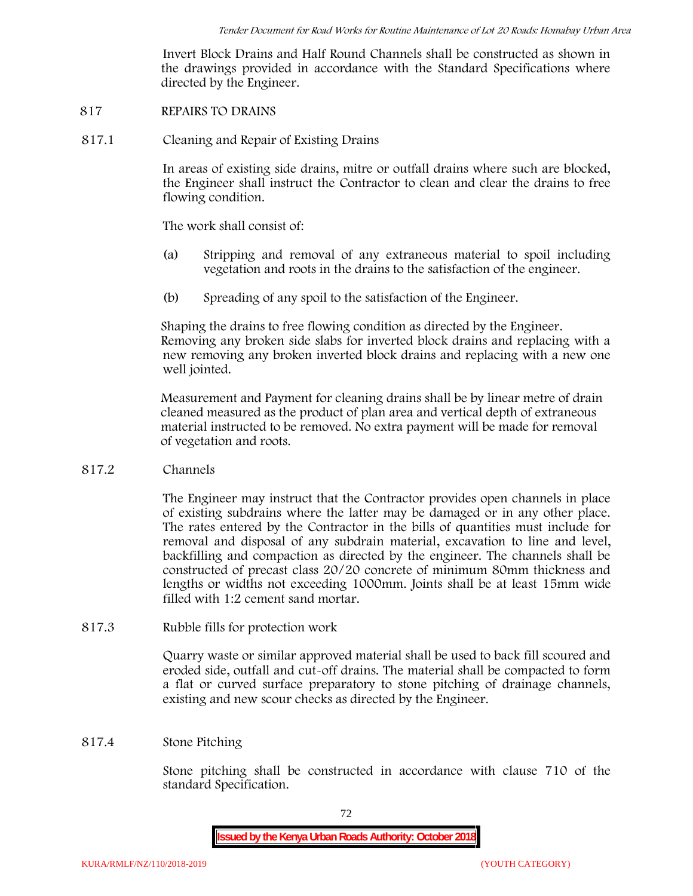Invert Block Drains and Half Round Channels shall be constructed as shown in the drawings provided in accordance with the Standard Specifications where directed by the Engineer.

## 817 REPAIRS TO DRAINS

### 817.1 Cleaning and Repair of Existing Drains

In areas of existing side drains, mitre or outfall drains where such are blocked, the Engineer shall instruct the Contractor to clean and clear the drains to free flowing condition.

The work shall consist of:

(a) Stripping and removal of any extraneous material to spoil including vegetation and roots in the drains to the satisfaction of the engineer.

(b) Spreading of any spoil to the satisfaction of the Engineer.

Shaping the drains to free flowing condition as directed by the Engineer. Removing any broken side slabs for inverted block drains and replacing with a new removing any broken inverted block drains and replacing with a new one well jointed.

Measurement and Payment for cleaning drains shall be by linear metre of drain cleaned measured as the product of plan area and vertical depth of extraneous material instructed to be removed. No extra payment will be made for removal of vegetation and roots.

### 817.2 Channels

The Engineer may instruct that the Contractor provides open channels in place of existing subdrains where the latter may be damaged or in any other place. The rates entered by the Contractor in the bills of quantities must include for removal and disposal of any subdrain material, excavation to line and level, backfilling and compaction as directed by the engineer. The channels shall be constructed of precast class 20/20 concrete of minimum 80mm thickness and lengths or widths not exceeding 1000mm. Joints shall be at least 15mm wide filled with 1:2 cement sand mortar.

### 817.3 Rubble fills for protection work

Quarry waste or similar approved material shall be used to back fill scoured and eroded side, outfall and cut-off drains. The material shall be compacted to form a flat or curved surface preparatory to stone pitching of drainage channels, existing and new scour checks as directed by the Engineer.

### 817.4 Stone Pitching

Stone pitching shall be constructed in accordance with clause 710 of the standard Specification.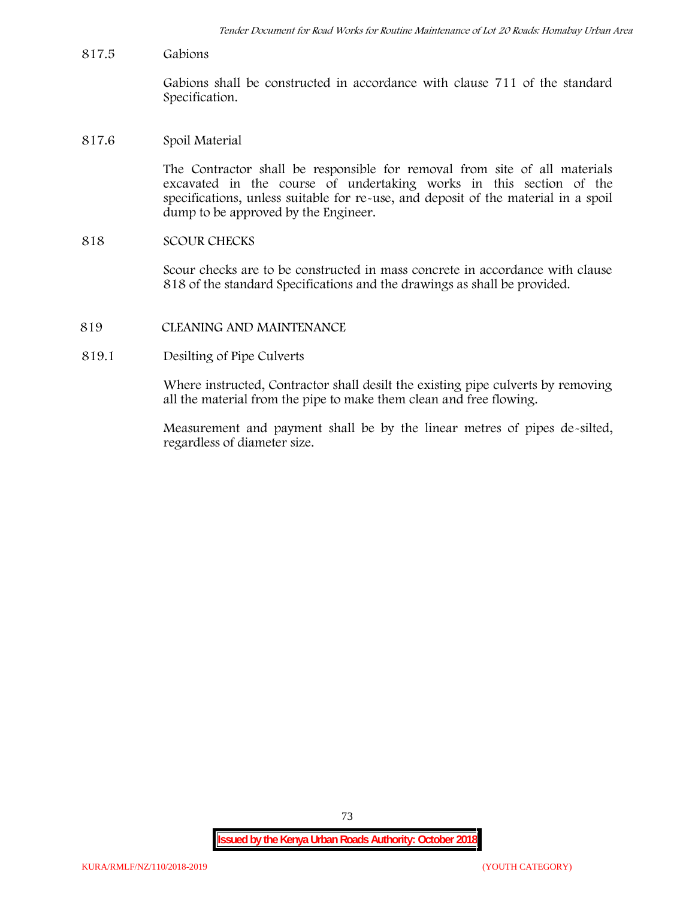817.5 Gabions

Gabions shall be constructed in accordance with clause 711 of the standard Specification.

817.6 Spoil Material

The Contractor shall be responsible for removal from site of all materials excavated in the course of undertaking works in this section of the specifications, unless suitable for re-use, and deposit of the material in a spoil dump to be approved by the Engineer.

## 818 SCOUR CHECKS

Scour checks are to be constructed in mass concrete in accordance with clause 818 of the standard Specifications and the drawings as shall be provided.

## 819 CLEANING AND MAINTENANCE

819.1 Desilting of Pipe Culverts

Where instructed, Contractor shall desilt the existing pipe culverts by removing all the material from the pipe to make them clean and free flowing.

Measurement and payment shall be by the linear metres of pipes de-silted, regardless of diameter size.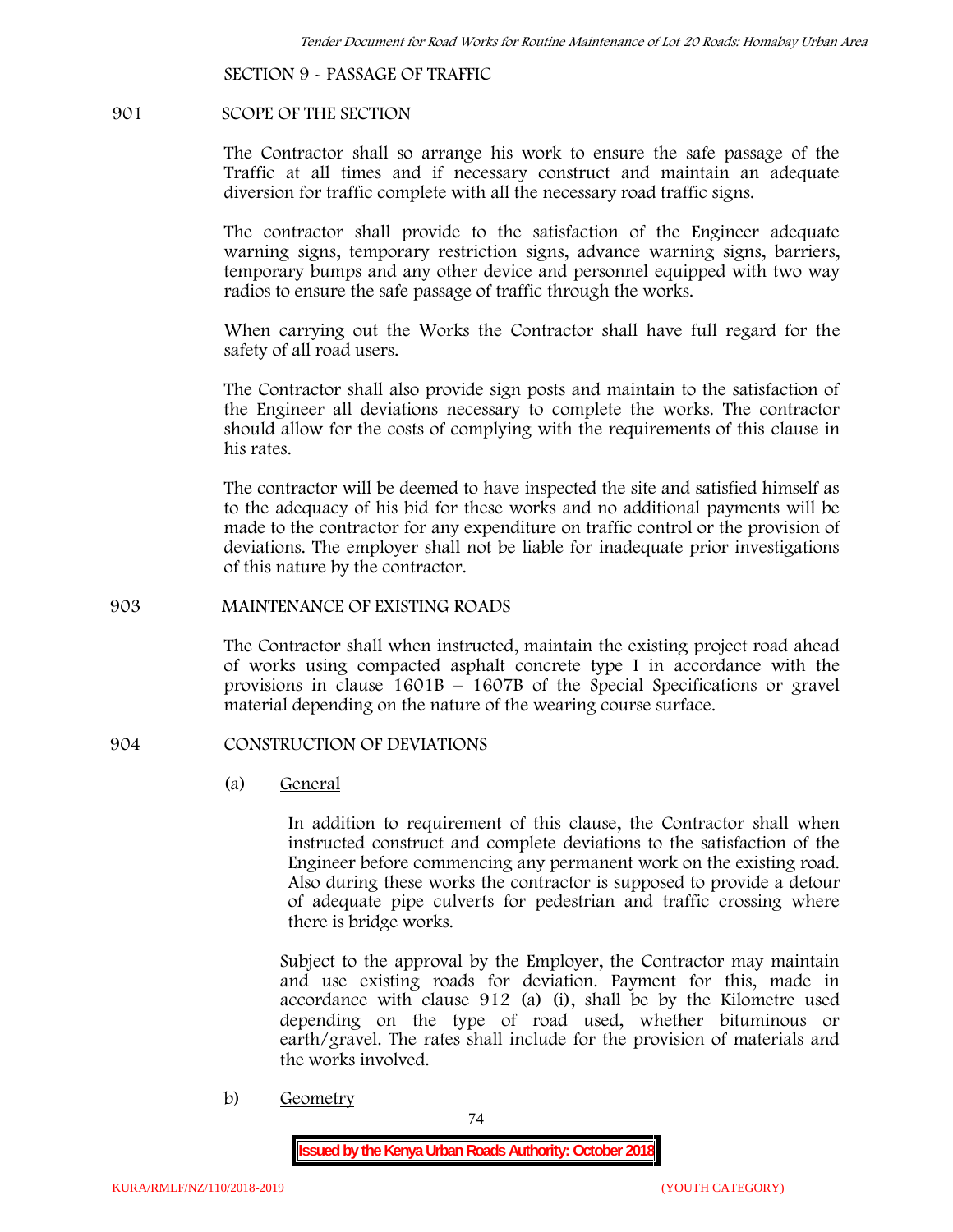SECTION 9 - PASSAGE OF TRAFFIC

901 SCOPE OF THE SECTION

The Contractor shall so arrange his work to ensure the safe passage of the Traffic at all times and if necessary construct and maintain an adequate diversion for traffic complete with all the necessary road traffic signs.

The contractor shall provide to the satisfaction of the Engineer adequate warning signs, temporary restriction signs, advance warning signs, barriers, temporary bumps and any other device and personnel equipped with two way radios to ensure the safe passage of traffic through the works.

When carrying out the Works the Contractor shall have full regard for the safety of all road users.

The Contractor shall also provide sign posts and maintain to the satisfaction of the Engineer all deviations necessary to complete the works. The contractor should allow for the costs of complying with the requirements of this clause in his rates.

The contractor will be deemed to have inspected the site and satisfied himself as to the adequacy of his bid for these works and no additional payments will be made to the contractor for any expenditure on traffic control or the provision of deviations. The employer shall not be liable for inadequate prior investigations of this nature by the contractor.

903 MAINTENANCE OF EXISTING ROADS

The Contractor shall when instructed, maintain the existing project road ahead of works using compacted asphalt concrete type I in accordance with the provisions in clause 1601B – 1607B of the Special Specifications or gravel material depending on the nature of the wearing course surface.

904 CONSTRUCTION OF DEVIATIONS

(a) General

In addition to requirement of this clause, the Contractor shall when instructed construct and complete deviations to the satisfaction of the Engineer before commencing any permanent work on the existing road. Also during these works the contractor is supposed to provide a detour of adequate pipe culverts for pedestrian and traffic crossing where there is bridge works.

Subject to the approval by the Employer, the Contractor may maintain and use existing roads for deviation. Payment for this, made in accordance with clause 912 (a) (i), shall be by the Kilometre used depending on the type of road used, whether bituminous or earth/gravel. The rates shall include for the provision of materials and the works involved.

b) Geometry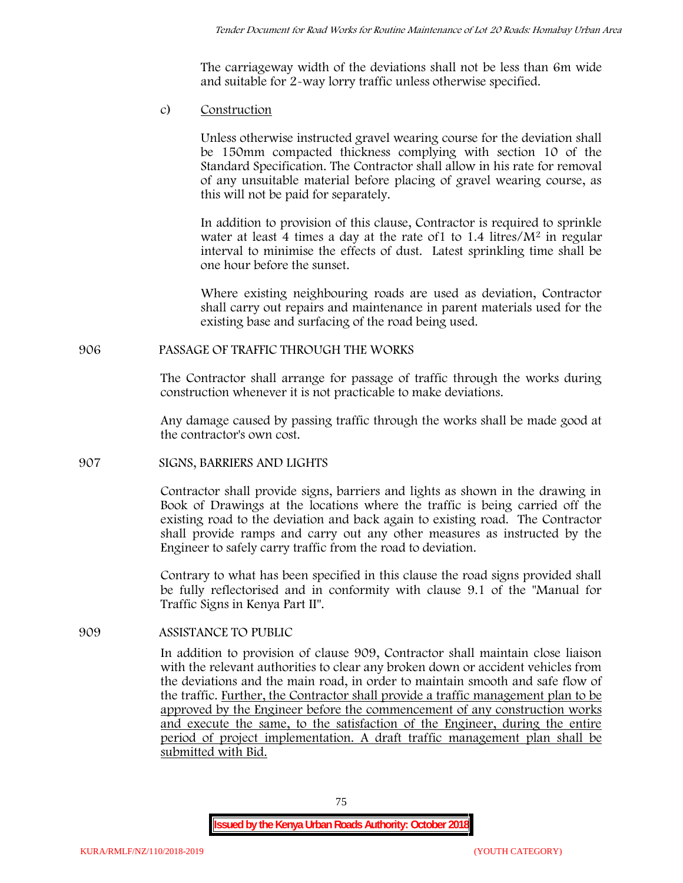The carriageway width of the deviations shall not be less than 6m wide and suitable for 2-way lorry traffic unless otherwise specified.

c) Construction

Unless otherwise instructed gravel wearing course for the deviation shall be 150mm compacted thickness complying with section 10 of the Standard Specification. The Contractor shall allow in his rate for removal of any unsuitable material before placing of gravel wearing course, as this will not be paid for separately.

In addition to provision of this clause, Contractor is required to sprinkle water at least 4 times a day at the rate of1 to 1.4 litres/$M^2$ in regular interval to minimise the effects of dust. Latest sprinkling time shall be one hour before the sunset.

Where existing neighbouring roads are used as deviation, Contractor shall carry out repairs and maintenance in parent materials used for the existing base and surfacing of the road being used.

## 906 PASSAGE OF TRAFFIC THROUGH THE WORKS

The Contractor shall arrange for passage of traffic through the works during construction whenever it is not practicable to make deviations.

Any damage caused by passing traffic through the works shall be made good at the contractor's own cost.

## 907 SIGNS, BARRIERS AND LIGHTS

Contractor shall provide signs, barriers and lights as shown in the drawing in Book of Drawings at the locations where the traffic is being carried off the existing road to the deviation and back again to existing road. The Contractor shall provide ramps and carry out any other measures as instructed by the Engineer to safely carry traffic from the road to deviation.

Contrary to what has been specified in this clause the road signs provided shall be fully reflectorised and in conformity with clause 9.1 of the "Manual for Traffic Signs in Kenya Part II".

## 909 ASSISTANCE TO PUBLIC

In addition to provision of clause 909, Contractor shall maintain close liaison with the relevant authorities to clear any broken down or accident vehicles from the deviations and the main road, in order to maintain smooth and safe flow of the traffic. Further, the Contractor shall provide a traffic management plan to be approved by the Engineer before the commencement of any construction works and execute the same, to the satisfaction of the Engineer, during the entire period of project implementation. A draft traffic management plan shall be submitted with Bid.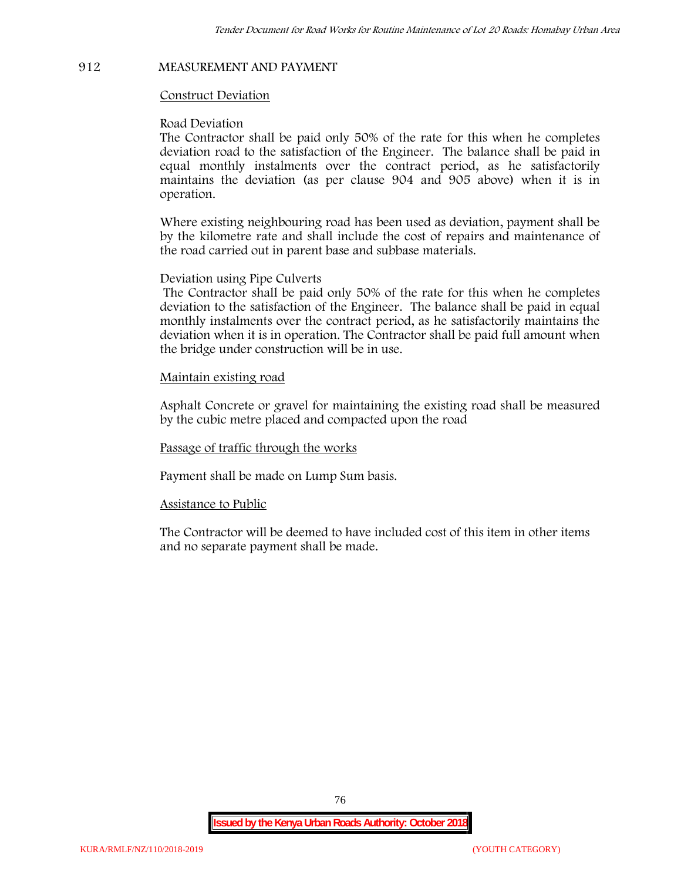## 912 MEASUREMENT AND PAYMENT

Construct Deviation

Road Deviation

The Contractor shall be paid only 50% of the rate for this when he completes deviation road to the satisfaction of the Engineer. The balance shall be paid in equal monthly instalments over the contract period, as he satisfactorily maintains the deviation (as per clause 904 and 905 above) when it is in operation.

Where existing neighbouring road has been used as deviation, payment shall be by the kilometre rate and shall include the cost of repairs and maintenance of the road carried out in parent base and subbase materials.

Deviation using Pipe Culverts

The Contractor shall be paid only 50% of the rate for this when he completes deviation to the satisfaction of the Engineer. The balance shall be paid in equal monthly instalments over the contract period, as he satisfactorily maintains the deviation when it is in operation. The Contractor shall be paid full amount when the bridge under construction will be in use.

Maintain existing road

Asphalt Concrete or gravel for maintaining the existing road shall be measured by the cubic metre placed and compacted upon the road

Passage of traffic through the works

Payment shall be made on Lump Sum basis.

Assistance to Public

The Contractor will be deemed to have included cost of this item in other items and no separate payment shall be made.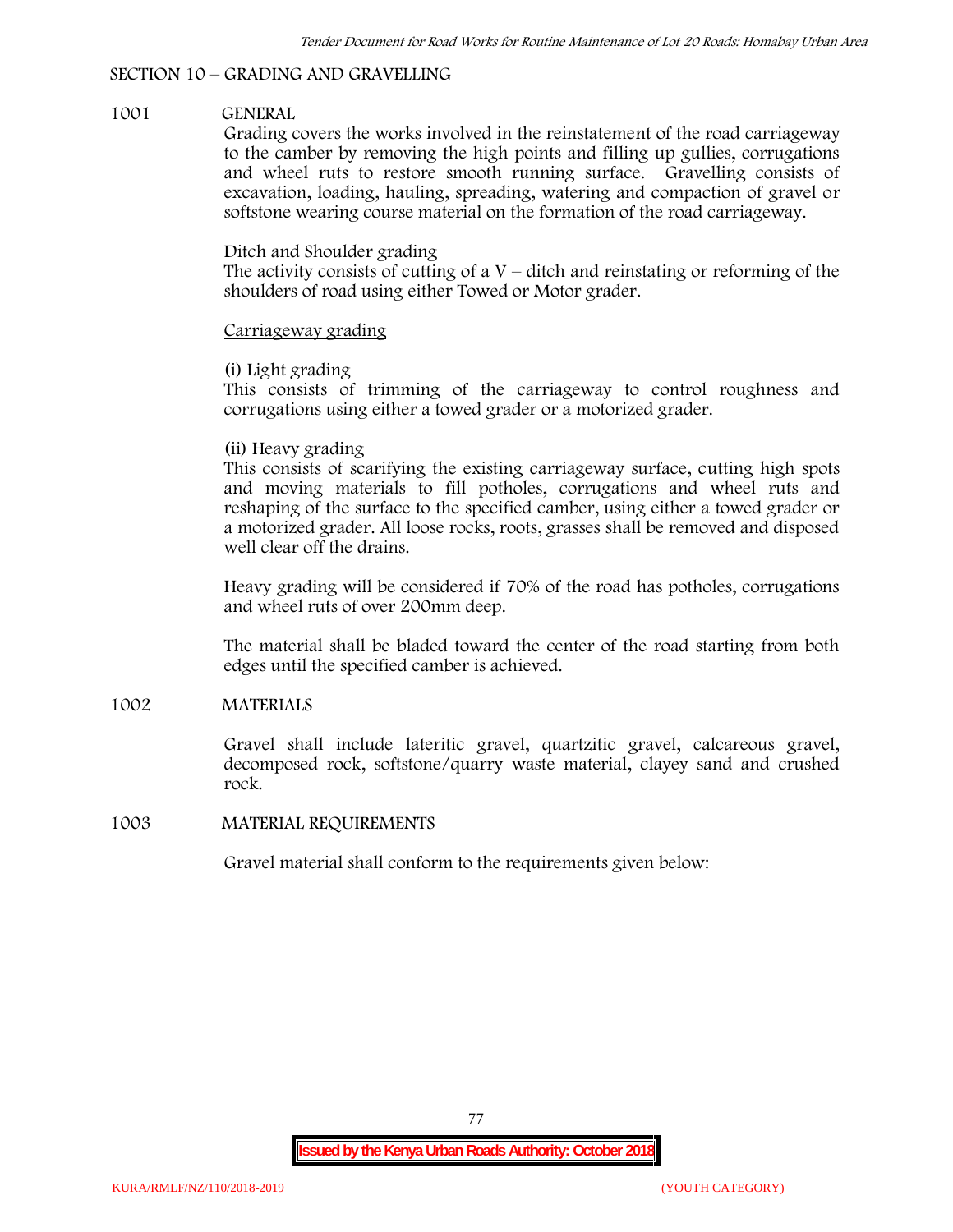## SECTION 10 – GRADING AND GRAVELLING

### 1001 GENERAL

Grading covers the works involved in the reinstatement of the road carriageway to the camber by removing the high points and filling up gullies, corrugations and wheel ruts to restore smooth running surface. Gravelling consists of excavation, loading, hauling, spreading, watering and compaction of gravel or softstone wearing course material on the formation of the road carriageway.

<u>Ditch and Shoulder grading</u>

The activity consists of cutting of a V – ditch and reinstating or reforming of the shoulders of road using either Towed or Motor grader.

<u>Carriageway grading</u>

(i) Light grading

This consists of trimming of the carriageway to control roughness and corrugations using either a towed grader or a motorized grader.

(ii) Heavy grading

This consists of scarifying the existing carriageway surface, cutting high spots and moving materials to fill potholes, corrugations and wheel ruts and reshaping of the surface to the specified camber, using either a towed grader or a motorized grader. All loose rocks, roots, grasses shall be removed and disposed well clear off the drains.

Heavy grading will be considered if 70% of the road has potholes, corrugations and wheel ruts of over 200mm deep.

The material shall be bladed toward the center of the road starting from both edges until the specified camber is achieved.

### 1002 MATERIALS

Gravel shall include lateritic gravel, quartzitic gravel, calcareous gravel, decomposed rock, softstone/quarry waste material, clayey sand and crushed rock.

### 1003 MATERIAL REQUIREMENTS

Gravel material shall conform to the requirements given below: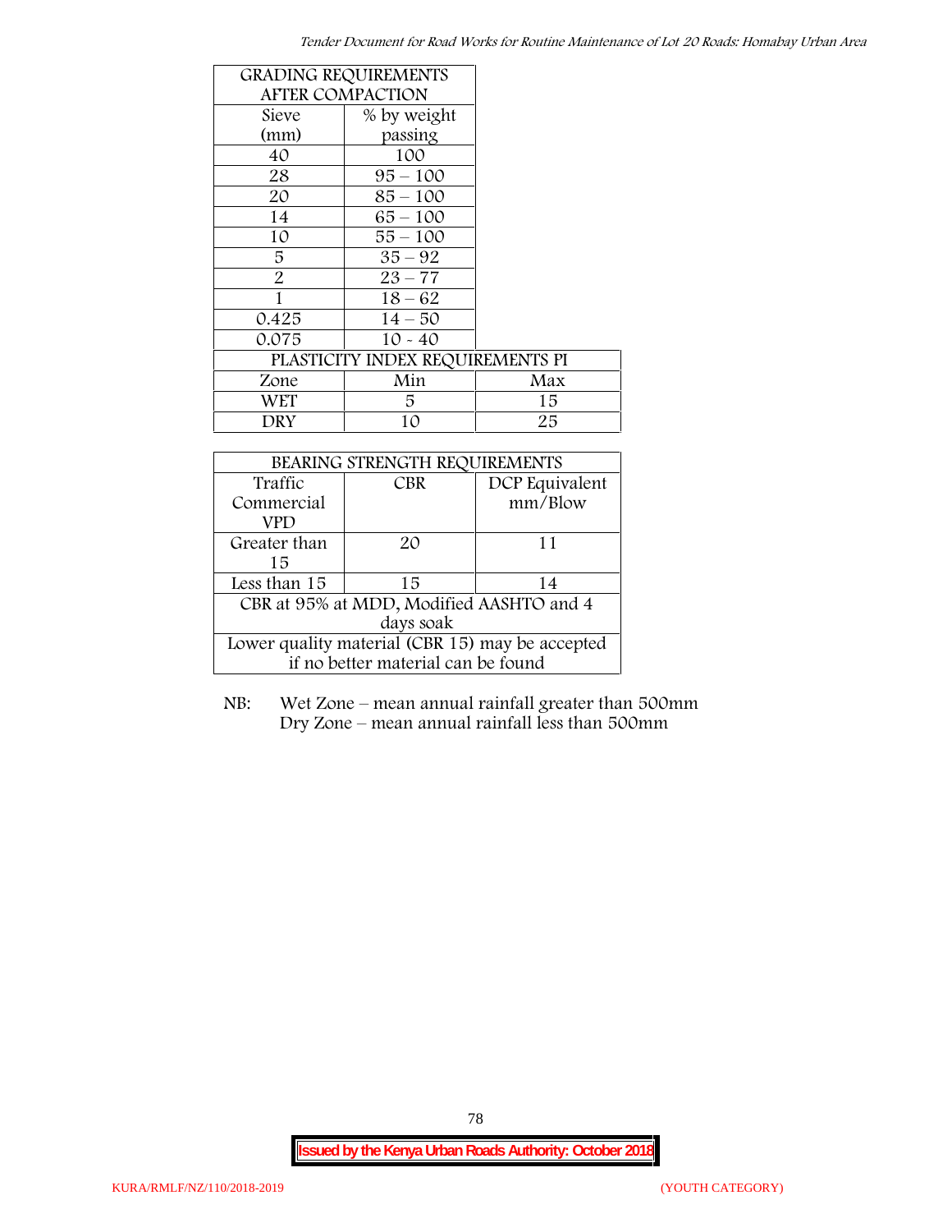| GRADING REQUIREMENTS AFTER COMPACTION | |
|---|---|
| Sieve (mm) | % by weight passing |
| 40 | 100 |
| 28 | 95 – 100 |
| 20 | 85 – 100 |
| 14 | 65 – 100 |
| 10 | 55 – 100 |
| 5 | 35 – 92 |
| 2 | 23 – 77 |
| 1 | 18 – 62 |
| 0.425 | 14 – 50 |
| 0.075 | 10 - 40 |

| PLASTICITY INDEX REQUIREMENTS PI | | |
|---|---|---|
| Zone | Min | Max |
| WET | 5 | 15 |
| DRY | 10 | 25 |

| BEARING STRENGTH REQUIREMENTS | | |
|---|---|---|
| Traffic Commercial VPD | CBR | DCP Equivalent mm/Blow |
| Greater than 15 | 20 | 11 |
| Less than 15 | 15 | 14 |
| CBR at 95% at MDD, Modified AASHTO and 4 days soak | | |
| Lower quality material (CBR 15) may be accepted if no better material can be found | | |

NB: Wet Zone – mean annual rainfall greater than 500mm
Dry Zone – mean annual rainfall less than 500mm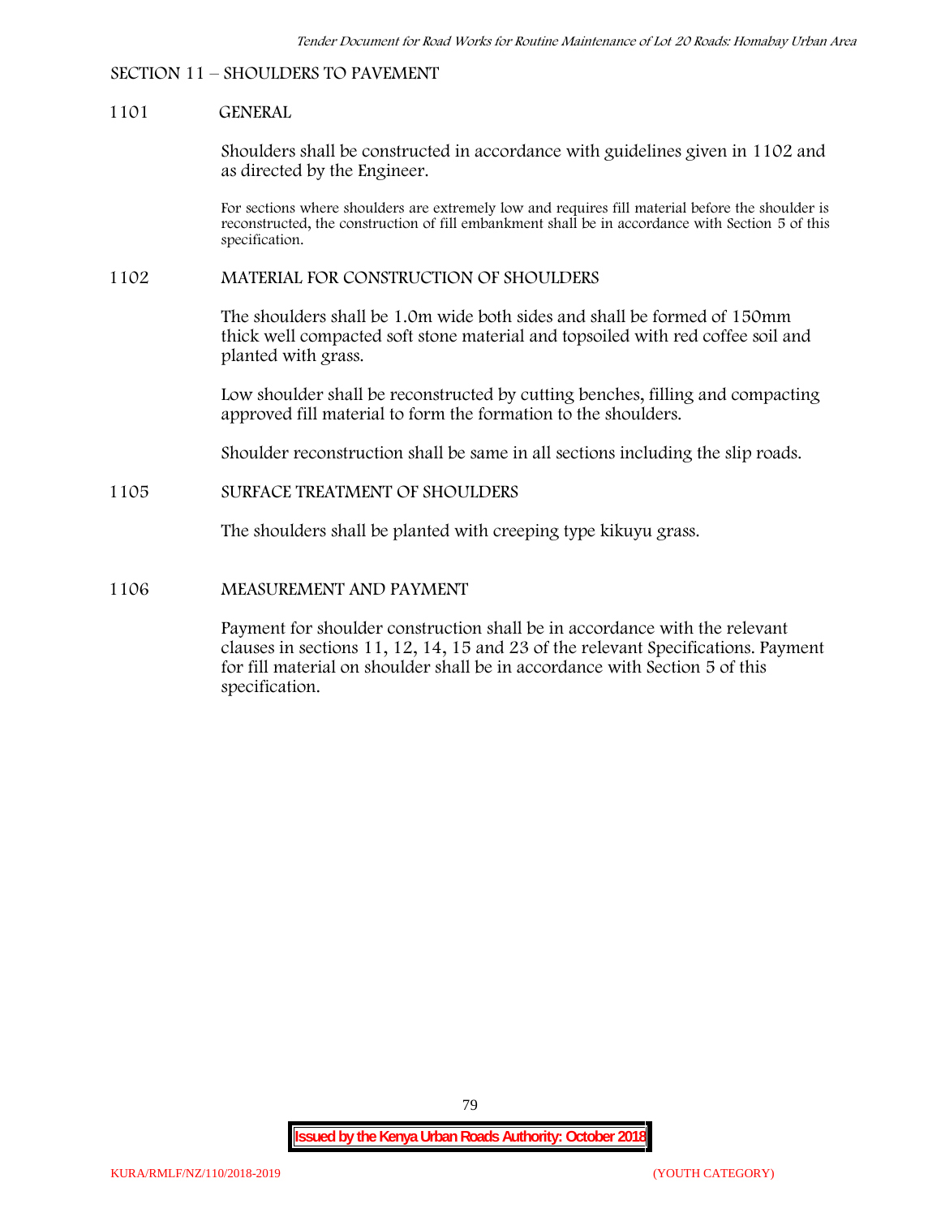## SECTION 11 – SHOULDERS TO PAVEMENT

### 1101 GENERAL

Shoulders shall be constructed in accordance with guidelines given in 1102 and as directed by the Engineer.

For sections where shoulders are extremely low and requires fill material before the shoulder is reconstructed, the construction of fill embankment shall be in accordance with Section 5 of this specification.

### 1102 MATERIAL FOR CONSTRUCTION OF SHOULDERS

The shoulders shall be 1.0m wide both sides and shall be formed of 150mm thick well compacted soft stone material and topsoiled with red coffee soil and planted with grass.

Low shoulder shall be reconstructed by cutting benches, filling and compacting approved fill material to form the formation to the shoulders.

Shoulder reconstruction shall be same in all sections including the slip roads.

### 1105 SURFACE TREATMENT OF SHOULDERS

The shoulders shall be planted with creeping type kikuyu grass.

### 1106 MEASUREMENT AND PAYMENT

Payment for shoulder construction shall be in accordance with the relevant clauses in sections 11, 12, 14, 15 and 23 of the relevant Specifications. Payment for fill material on shoulder shall be in accordance with Section 5 of this specification.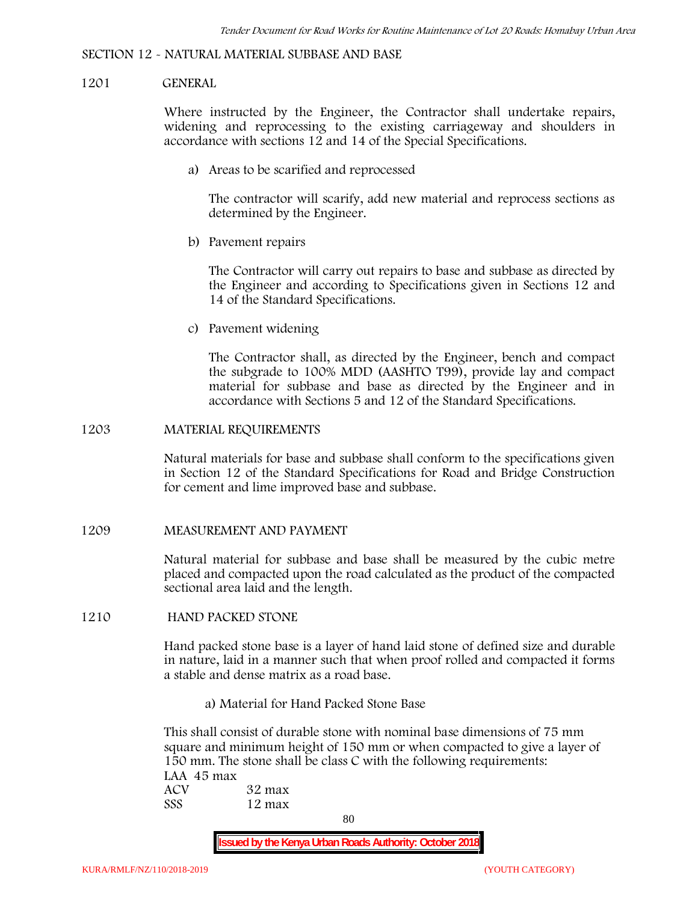## SECTION 12 - NATURAL MATERIAL SUBBASE AND BASE

### 1201 GENERAL

Where instructed by the Engineer, the Contractor shall undertake repairs, widening and reprocessing to the existing carriageway and shoulders in accordance with sections 12 and 14 of the Special Specifications.

a) Areas to be scarified and reprocessed

The contractor will scarify, add new material and reprocess sections as determined by the Engineer.

b) Pavement repairs

The Contractor will carry out repairs to base and subbase as directed by the Engineer and according to Specifications given in Sections 12 and 14 of the Standard Specifications.

c) Pavement widening

The Contractor shall, as directed by the Engineer, bench and compact the subgrade to 100% MDD (AASHTO T99), provide lay and compact material for subbase and base as directed by the Engineer and in accordance with Sections 5 and 12 of the Standard Specifications.

### 1203 MATERIAL REQUIREMENTS

Natural materials for base and subbase shall conform to the specifications given in Section 12 of the Standard Specifications for Road and Bridge Construction for cement and lime improved base and subbase.

### 1209 MEASUREMENT AND PAYMENT

Natural material for subbase and base shall be measured by the cubic metre placed and compacted upon the road calculated as the product of the compacted sectional area laid and the length.

### 1210 HAND PACKED STONE

Hand packed stone base is a layer of hand laid stone of defined size and durable in nature, laid in a manner such that when proof rolled and compacted it forms a stable and dense matrix as a road base.

a) Material for Hand Packed Stone Base

This shall consist of durable stone with nominal base dimensions of 75 mm square and minimum height of 150 mm or when compacted to give a layer of 150 mm. The stone shall be class C with the following requirements:

LAA 45 max
ACV 32 max
SSS 12 max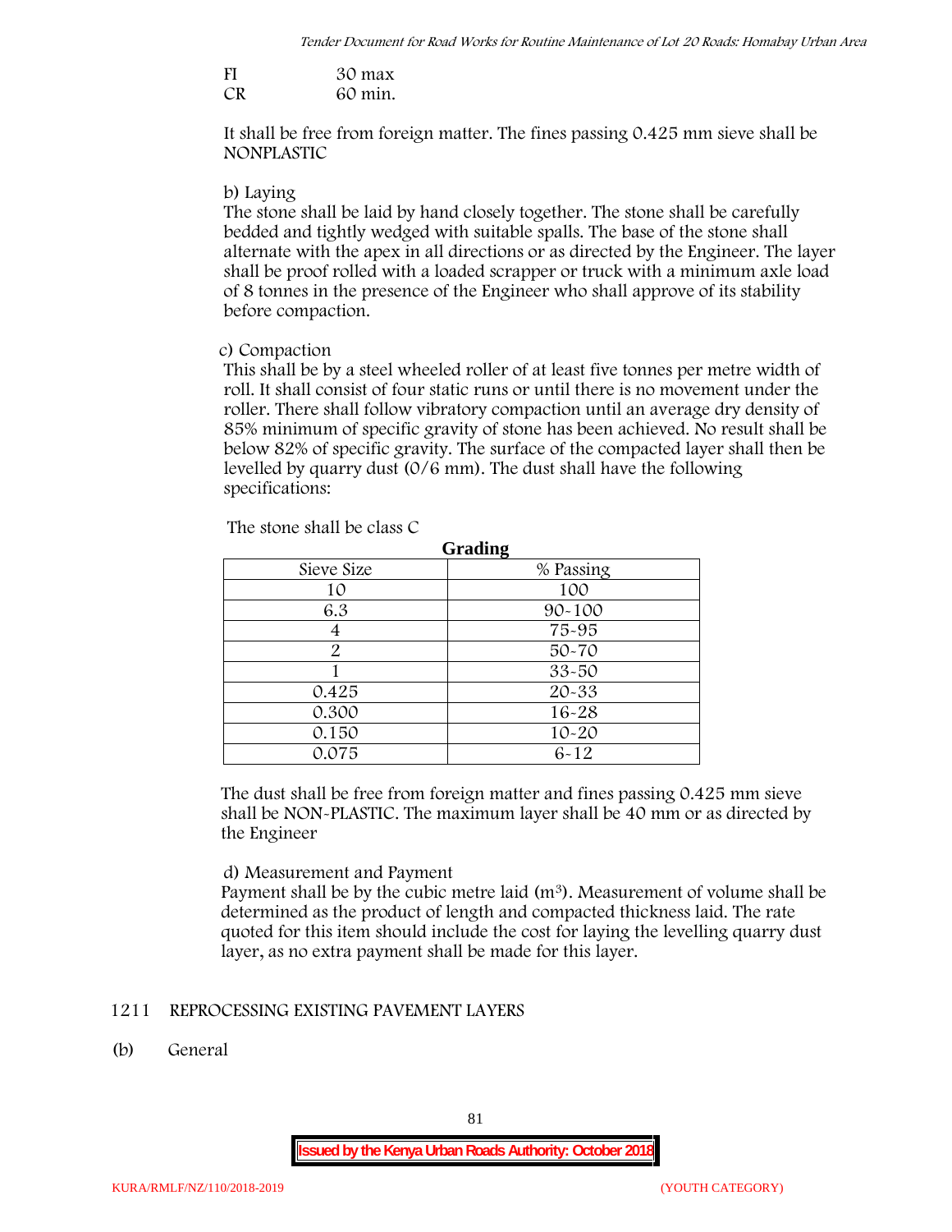FI 30 max
CR 60 min.

It shall be free from foreign matter. The fines passing 0.425 mm sieve shall be NONPLASTIC

b) Laying

The stone shall be laid by hand closely together. The stone shall be carefully bedded and tightly wedged with suitable spalls. The base of the stone shall alternate with the apex in all directions or as directed by the Engineer. The layer shall be proof rolled with a loaded scrapper or truck with a minimum axle load of 8 tonnes in the presence of the Engineer who shall approve of its stability before compaction.

c) Compaction

This shall be by a steel wheeled roller of at least five tonnes per metre width of roll. It shall consist of four static runs or until there is no movement under the roller. There shall follow vibratory compaction until an average dry density of 85% minimum of specific gravity of stone has been achieved. No result shall be below 82% of specific gravity. The surface of the compacted layer shall then be levelled by quarry dust (0/6 mm). The dust shall have the following specifications:

The stone shall be class C

**Grading**

| Sieve Size | % Passing |
|---|---|
| 10 | 100 |
| 6.3 | 90-100 |
| 4 | 75-95 |
| 2 | 50-70 |
| 1 | 33-50 |
| 0.425 | 20-33 |
| 0.300 | 16-28 |
| 0.150 | 10-20 |
| 0.075 | 6-12 |

The dust shall be free from foreign matter and fines passing 0.425 mm sieve shall be NON-PLASTIC. The maximum layer shall be 40 mm or as directed by the Engineer

d) Measurement and Payment

Payment shall be by the cubic metre laid ($m^3$). Measurement of volume shall be determined as the product of length and compacted thickness laid. The rate quoted for this item should include the cost for laying the levelling quarry dust layer, as no extra payment shall be made for this layer.

## 1211 REPROCESSING EXISTING PAVEMENT LAYERS

(b) General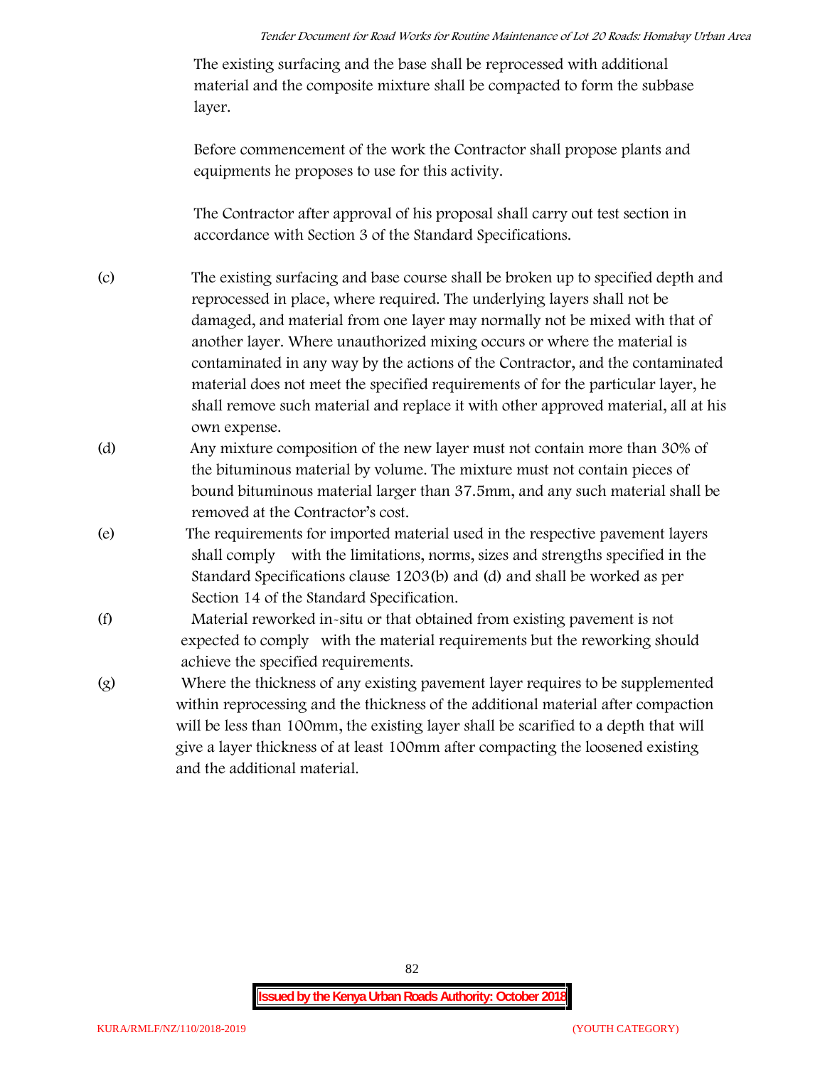The existing surfacing and the base shall be reprocessed with additional material and the composite mixture shall be compacted to form the subbase layer.

Before commencement of the work the Contractor shall propose plants and equipments he proposes to use for this activity.

The Contractor after approval of his proposal shall carry out test section in accordance with Section 3 of the Standard Specifications.

(c) The existing surfacing and base course shall be broken up to specified depth and reprocessed in place, where required. The underlying layers shall not be damaged, and material from one layer may normally not be mixed with that of another layer. Where unauthorized mixing occurs or where the material is contaminated in any way by the actions of the Contractor, and the contaminated material does not meet the specified requirements of for the particular layer, he shall remove such material and replace it with other approved material, all at his own expense.

(d) Any mixture composition of the new layer must not contain more than 30% of the bituminous material by volume. The mixture must not contain pieces of bound bituminous material larger than 37.5mm, and any such material shall be removed at the Contractor's cost.

(e) The requirements for imported material used in the respective pavement layers shall comply with the limitations, norms, sizes and strengths specified in the Standard Specifications clause 1203(b) and (d) and shall be worked as per Section 14 of the Standard Specification.

(f) Material reworked in-situ or that obtained from existing pavement is not expected to comply with the material requirements but the reworking should achieve the specified requirements.

(g) Where the thickness of any existing pavement layer requires to be supplemented within reprocessing and the thickness of the additional material after compaction will be less than 100mm, the existing layer shall be scarified to a depth that will give a layer thickness of at least 100mm after compacting the loosened existing and the additional material.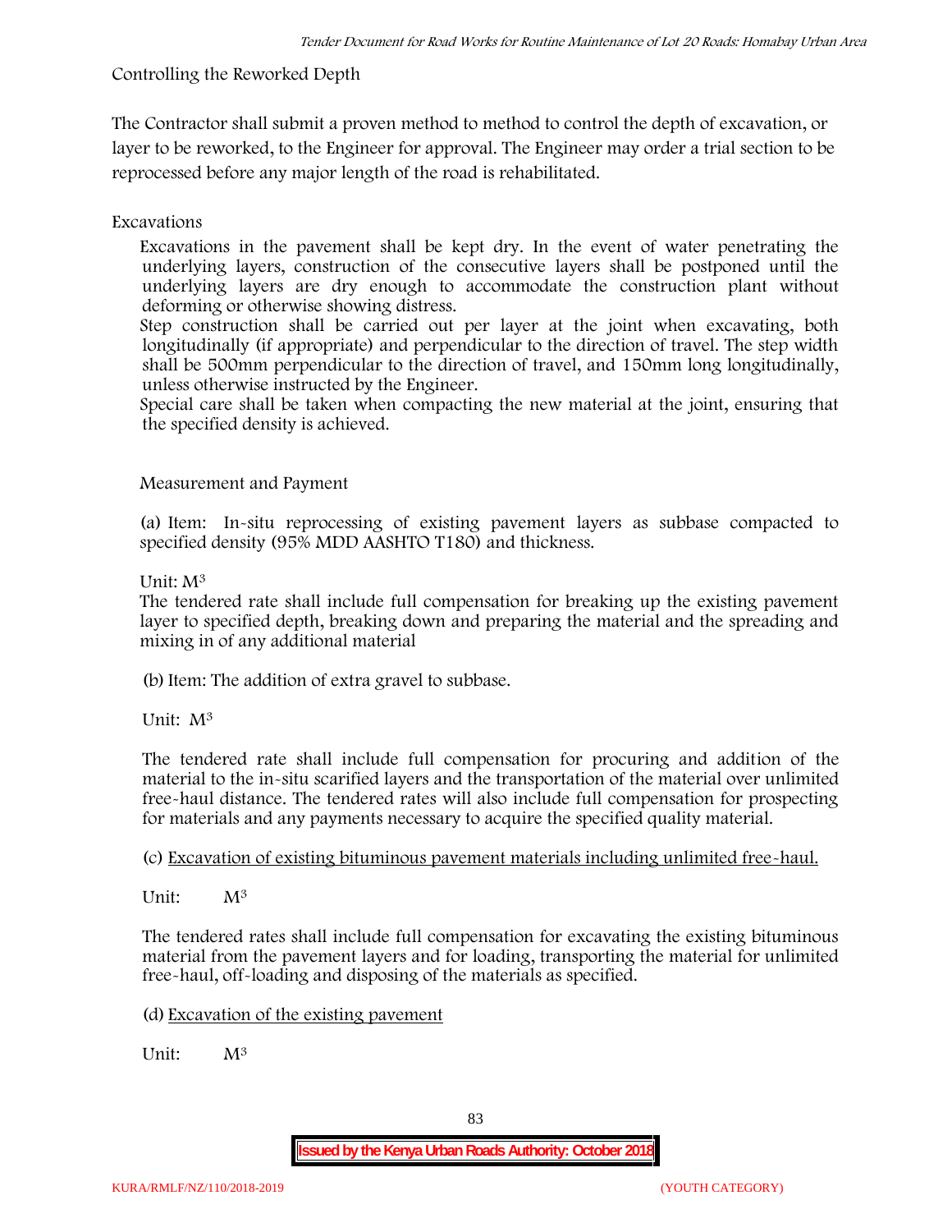Controlling the Reworked Depth

The Contractor shall submit a proven method to method to control the depth of excavation, or layer to be reworked, to the Engineer for approval. The Engineer may order a trial section to be reprocessed before any major length of the road is rehabilitated.

Excavations

Excavations in the pavement shall be kept dry. In the event of water penetrating the underlying layers, construction of the consecutive layers shall be postponed until the underlying layers are dry enough to accommodate the construction plant without deforming or otherwise showing distress.

Step construction shall be carried out per layer at the joint when excavating, both longitudinally (if appropriate) and perpendicular to the direction of travel. The step width shall be 500mm perpendicular to the direction of travel, and 150mm long longitudinally, unless otherwise instructed by the Engineer.

Special care shall be taken when compacting the new material at the joint, ensuring that the specified density is achieved.

Measurement and Payment

(a) Item: In-situ reprocessing of existing pavement layers as subbase compacted to specified density (95% MDD AASHTO T180) and thickness.

Unit: $M^3$

The tendered rate shall include full compensation for breaking up the existing pavement layer to specified depth, breaking down and preparing the material and the spreading and mixing in of any additional material

(b) Item: The addition of extra gravel to subbase.

Unit: $M^3$

The tendered rate shall include full compensation for procuring and addition of the material to the in-situ scarified layers and the transportation of the material over unlimited free-haul distance. The tendered rates will also include full compensation for prospecting for materials and any payments necessary to acquire the specified quality material.

(c) Excavation of existing bituminous pavement materials including unlimited free-haul.

Unit: $M^3$

The tendered rates shall include full compensation for excavating the existing bituminous material from the pavement layers and for loading, transporting the material for unlimited free-haul, off-loading and disposing of the materials as specified.

(d) Excavation of the existing pavement

Unit: $M^3$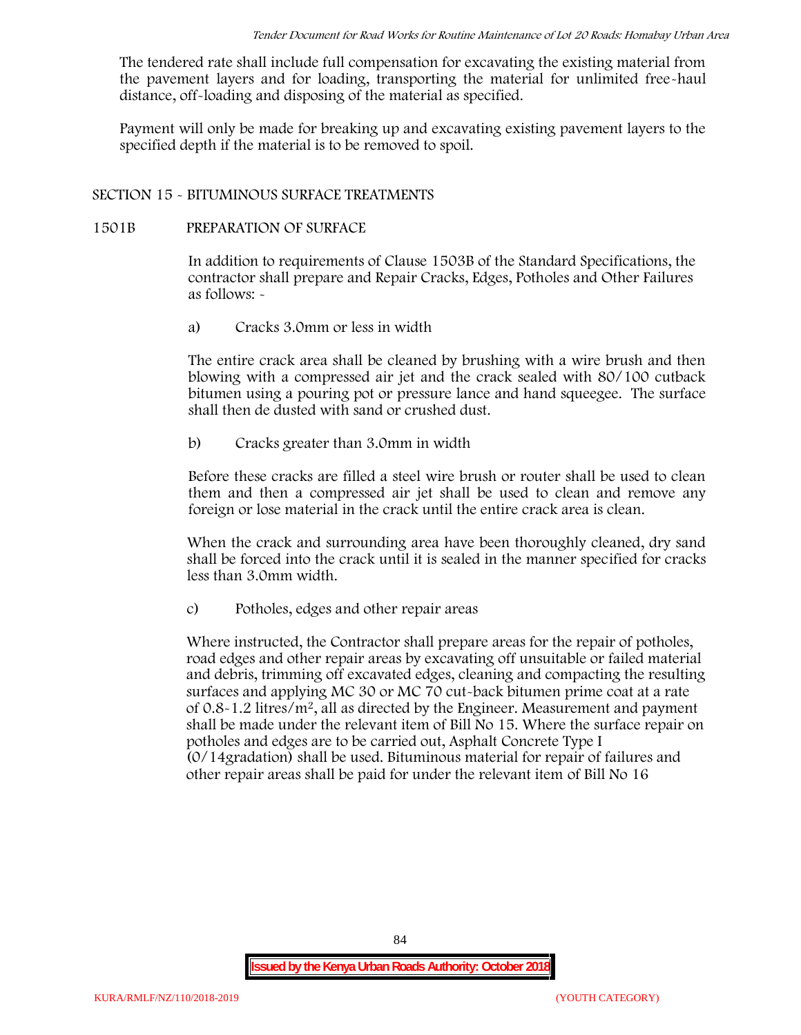The tendered rate shall include full compensation for excavating the existing material from the pavement layers and for loading, transporting the material for unlimited free-haul distance, off-loading and disposing of the material as specified.

Payment will only be made for breaking up and excavating existing pavement layers to the specified depth if the material is to be removed to spoil.

## SECTION 15 - BITUMINOUS SURFACE TREATMENTS

### 1501B PREPARATION OF SURFACE

In addition to requirements of Clause 1503B of the Standard Specifications, the contractor shall prepare and Repair Cracks, Edges, Potholes and Other Failures as follows: -

a) Cracks 3.0mm or less in width

The entire crack area shall be cleaned by brushing with a wire brush and then blowing with a compressed air jet and the crack sealed with 80/100 cutback bitumen using a pouring pot or pressure lance and hand squeegee. The surface shall then de dusted with sand or crushed dust.

b) Cracks greater than 3.0mm in width

Before these cracks are filled a steel wire brush or router shall be used to clean them and then a compressed air jet shall be used to clean and remove any foreign or lose material in the crack until the entire crack area is clean.

When the crack and surrounding area have been thoroughly cleaned, dry sand shall be forced into the crack until it is sealed in the manner specified for cracks less than 3.0mm width.

c) Potholes, edges and other repair areas

Where instructed, the Contractor shall prepare areas for the repair of potholes, road edges and other repair areas by excavating off unsuitable or failed material and debris, trimming off excavated edges, cleaning and compacting the resulting surfaces and applying MC 30 or MC 70 cut-back bitumen prime coat at a rate of 0.8-1.2 litres/$m^2$, all as directed by the Engineer. Measurement and payment shall be made under the relevant item of Bill No 15. Where the surface repair on potholes and edges are to be carried out, Asphalt Concrete Type I (0/14gradation) shall be used. Bituminous material for repair of failures and other repair areas shall be paid for under the relevant item of Bill No 16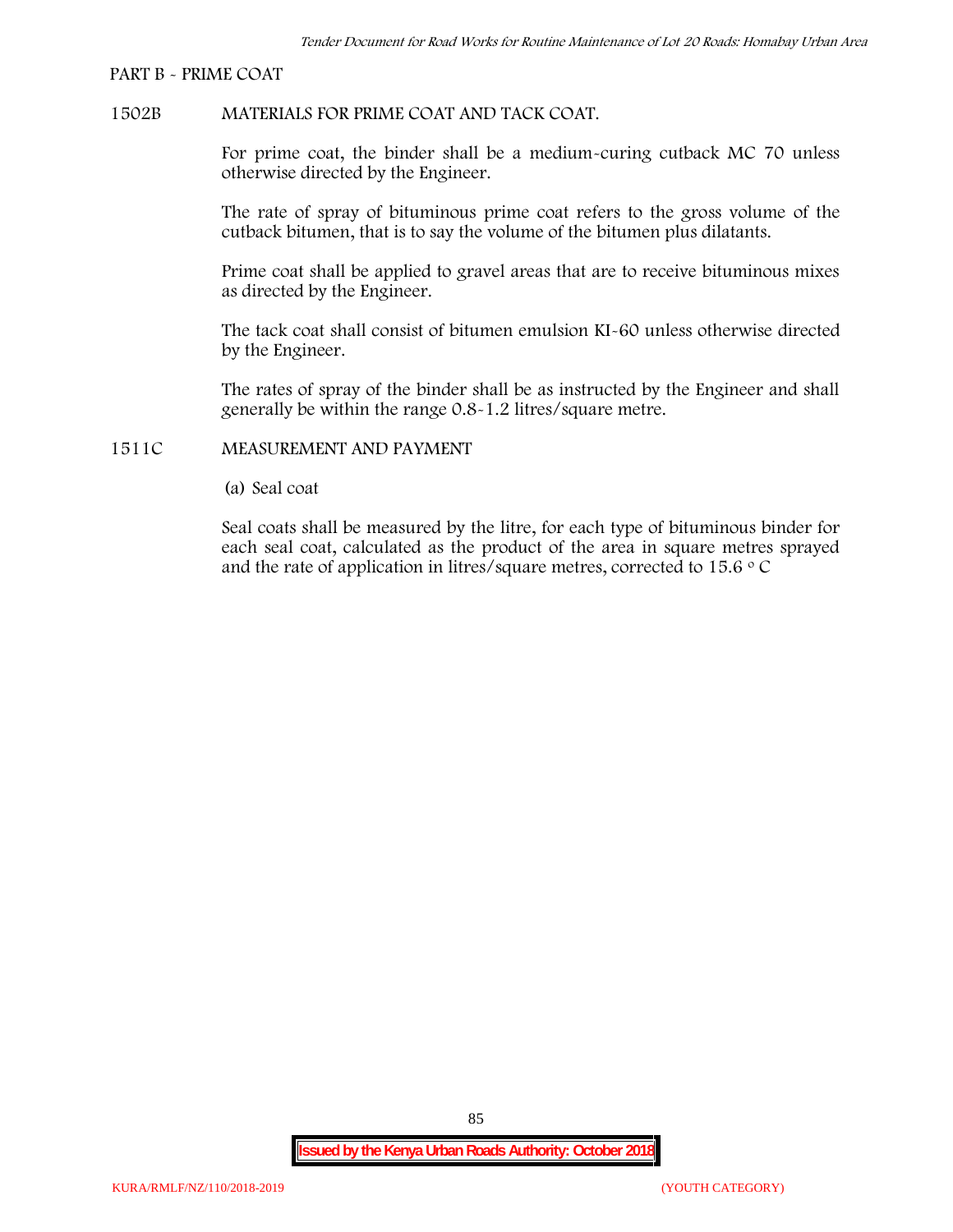PART B - PRIME COAT

1502B MATERIALS FOR PRIME COAT AND TACK COAT.

For prime coat, the binder shall be a medium-curing cutback MC 70 unless otherwise directed by the Engineer.

The rate of spray of bituminous prime coat refers to the gross volume of the cutback bitumen, that is to say the volume of the bitumen plus dilatants.

Prime coat shall be applied to gravel areas that are to receive bituminous mixes as directed by the Engineer.

The tack coat shall consist of bitumen emulsion KI-60 unless otherwise directed by the Engineer.

The rates of spray of the binder shall be as instructed by the Engineer and shall generally be within the range 0.8-1.2 litres/square metre.

1511C MEASUREMENT AND PAYMENT

(a) Seal coat

Seal coats shall be measured by the litre, for each type of bituminous binder for each seal coat, calculated as the product of the area in square metres sprayed and the rate of application in litres/square metres, corrected to 15.6 $^{o}$ C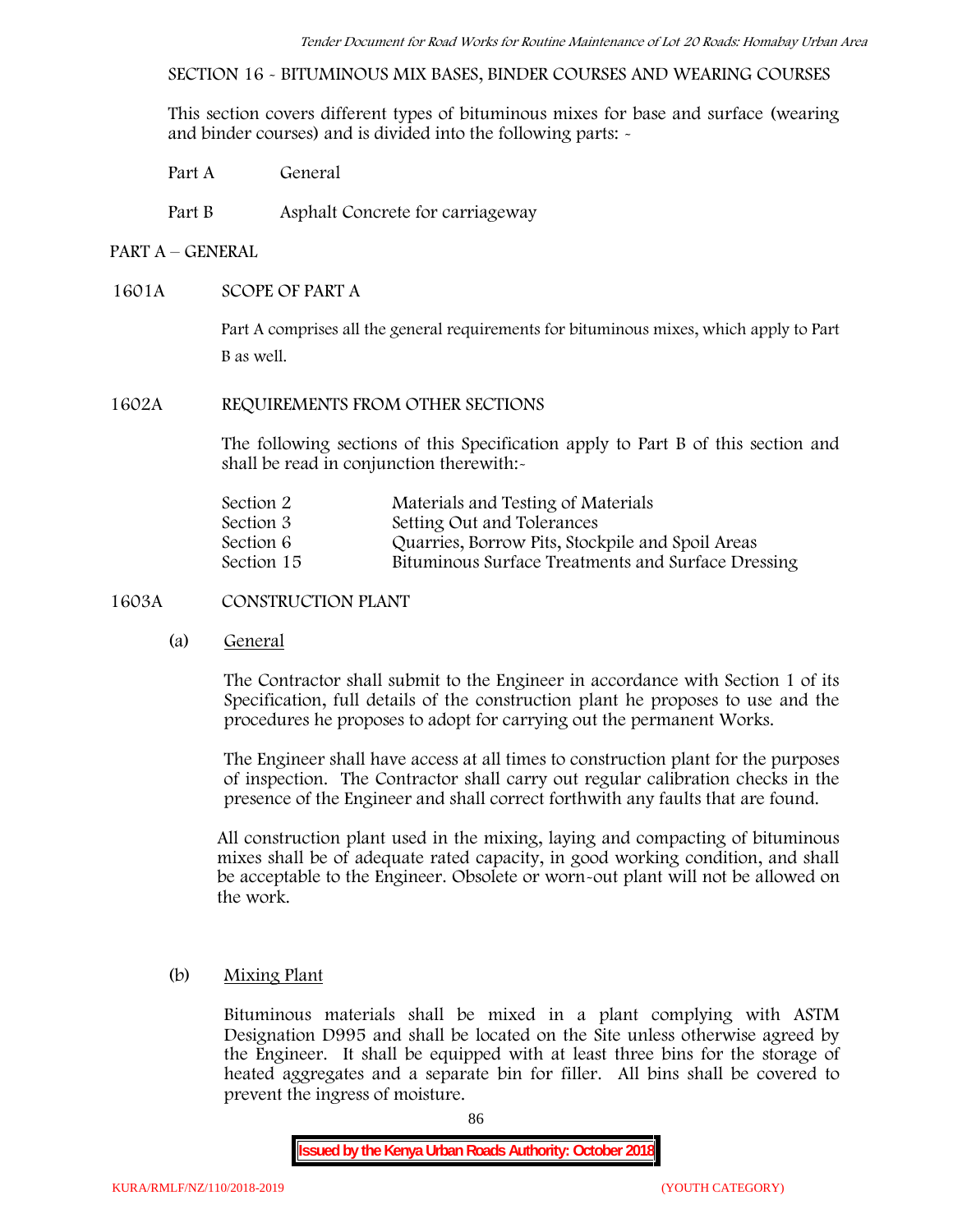SECTION 16 - BITUMINOUS MIX BASES, BINDER COURSES AND WEARING COURSES

This section covers different types of bituminous mixes for base and surface (wearing and binder courses) and is divided into the following parts: -

Part A General

Part B Asphalt Concrete for carriageway

## PART A – GENERAL

### 1601A SCOPE OF PART A

Part A comprises all the general requirements for bituminous mixes, which apply to Part B as well.

### 1602A REQUIREMENTS FROM OTHER SECTIONS

The following sections of this Specification apply to Part B of this section and shall be read in conjunction therewith:-

| | |
|---|---|
| Section 2 | Materials and Testing of Materials |
| Section 3 | Setting Out and Tolerances |
| Section 6 | Quarries, Borrow Pits, Stockpile and Spoil Areas |
| Section 15 | Bituminous Surface Treatments and Surface Dressing |

### 1603A CONSTRUCTION PLANT

(a) General

The Contractor shall submit to the Engineer in accordance with Section 1 of its Specification, full details of the construction plant he proposes to use and the procedures he proposes to adopt for carrying out the permanent Works.

The Engineer shall have access at all times to construction plant for the purposes of inspection. The Contractor shall carry out regular calibration checks in the presence of the Engineer and shall correct forthwith any faults that are found.

All construction plant used in the mixing, laying and compacting of bituminous mixes shall be of adequate rated capacity, in good working condition, and shall be acceptable to the Engineer. Obsolete or worn-out plant will not be allowed on the work.

(b) Mixing Plant

Bituminous materials shall be mixed in a plant complying with ASTM Designation D995 and shall be located on the Site unless otherwise agreed by the Engineer. It shall be equipped with at least three bins for the storage of heated aggregates and a separate bin for filler. All bins shall be covered to prevent the ingress of moisture.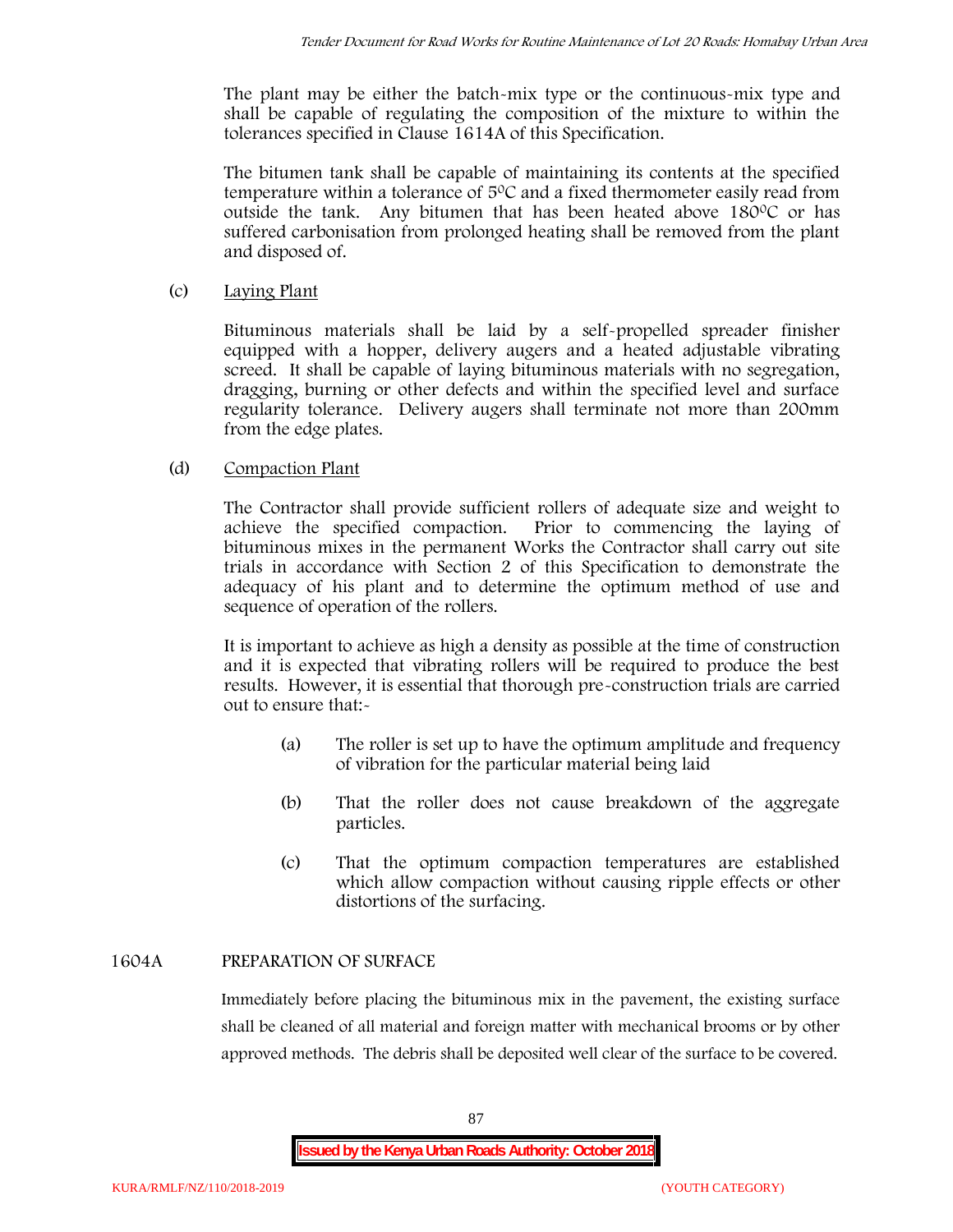The plant may be either the batch-mix type or the continuous-mix type and shall be capable of regulating the composition of the mixture to within the tolerances specified in Clause 1614A of this Specification.

The bitumen tank shall be capable of maintaining its contents at the specified temperature within a tolerance of $5^0C$ and a fixed thermometer easily read from outside the tank. Any bitumen that has been heated above $180^0C$ or has suffered carbonisation from prolonged heating shall be removed from the plant and disposed of.

(c) Laying Plant

Bituminous materials shall be laid by a self-propelled spreader finisher equipped with a hopper, delivery augers and a heated adjustable vibrating screed. It shall be capable of laying bituminous materials with no segregation, dragging, burning or other defects and within the specified level and surface regularity tolerance. Delivery augers shall terminate not more than 200mm from the edge plates.

(d) Compaction Plant

The Contractor shall provide sufficient rollers of adequate size and weight to achieve the specified compaction. Prior to commencing the laying of bituminous mixes in the permanent Works the Contractor shall carry out site trials in accordance with Section 2 of this Specification to demonstrate the adequacy of his plant and to determine the optimum method of use and sequence of operation of the rollers.

It is important to achieve as high a density as possible at the time of construction and it is expected that vibrating rollers will be required to produce the best results. However, it is essential that thorough pre-construction trials are carried out to ensure that:-

(a) The roller is set up to have the optimum amplitude and frequency of vibration for the particular material being laid

(b) That the roller does not cause breakdown of the aggregate particles.

(c) That the optimum compaction temperatures are established which allow compaction without causing ripple effects or other distortions of the surfacing.

## 1604A PREPARATION OF SURFACE

Immediately before placing the bituminous mix in the pavement, the existing surface shall be cleaned of all material and foreign matter with mechanical brooms or by other approved methods. The debris shall be deposited well clear of the surface to be covered.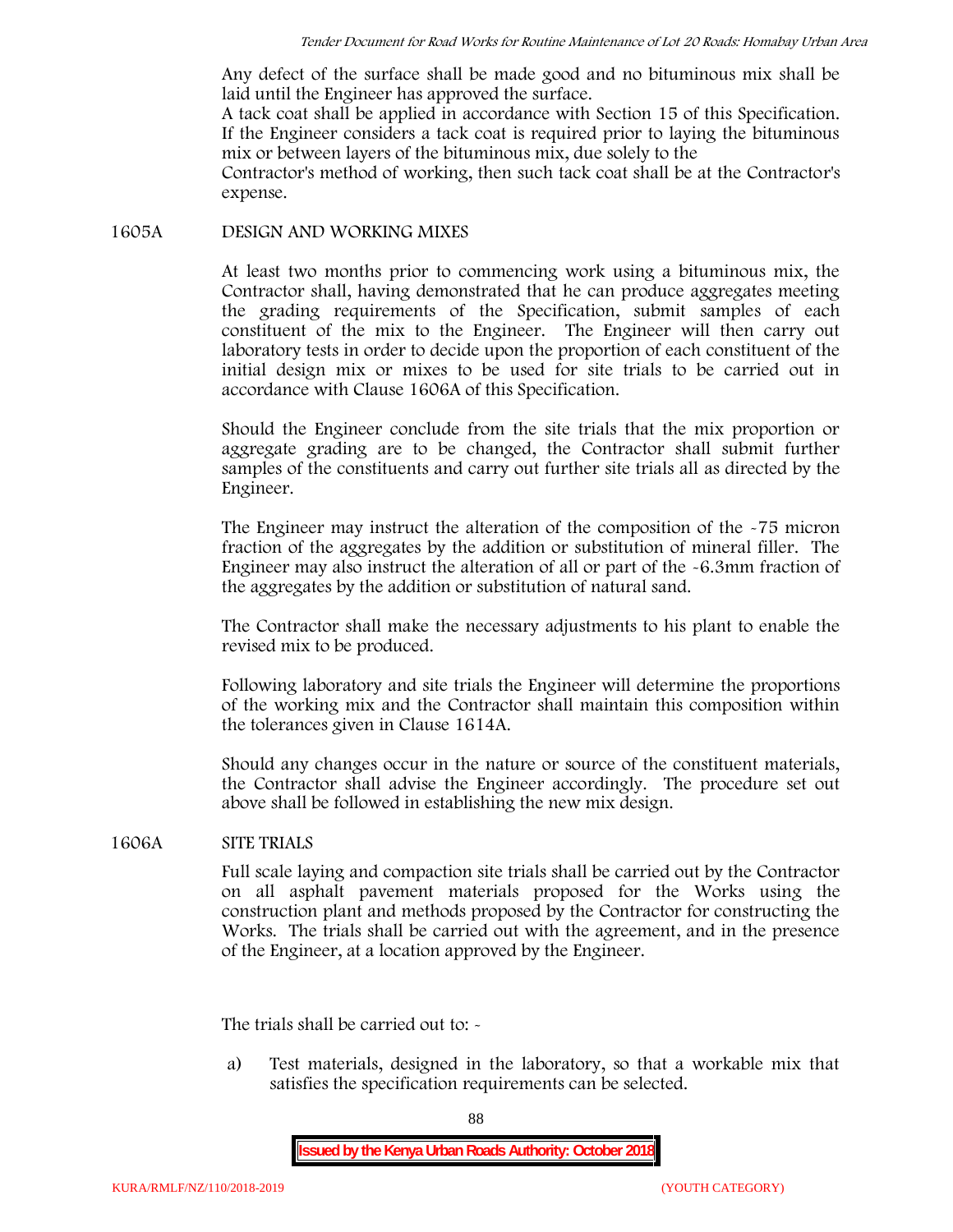Any defect of the surface shall be made good and no bituminous mix shall be laid until the Engineer has approved the surface.

A tack coat shall be applied in accordance with Section 15 of this Specification. If the Engineer considers a tack coat is required prior to laying the bituminous mix or between layers of the bituminous mix, due solely to the Contractor's method of working, then such tack coat shall be at the Contractor's expense.

### 1605A DESIGN AND WORKING MIXES

At least two months prior to commencing work using a bituminous mix, the Contractor shall, having demonstrated that he can produce aggregates meeting the grading requirements of the Specification, submit samples of each constituent of the mix to the Engineer. The Engineer will then carry out laboratory tests in order to decide upon the proportion of each constituent of the initial design mix or mixes to be used for site trials to be carried out in accordance with Clause 1606A of this Specification.

Should the Engineer conclude from the site trials that the mix proportion or aggregate grading are to be changed, the Contractor shall submit further samples of the constituents and carry out further site trials all as directed by the Engineer.

The Engineer may instruct the alteration of the composition of the -75 micron fraction of the aggregates by the addition or substitution of mineral filler. The Engineer may also instruct the alteration of all or part of the -6.3mm fraction of the aggregates by the addition or substitution of natural sand.

The Contractor shall make the necessary adjustments to his plant to enable the revised mix to be produced.

Following laboratory and site trials the Engineer will determine the proportions of the working mix and the Contractor shall maintain this composition within the tolerances given in Clause 1614A.

Should any changes occur in the nature or source of the constituent materials, the Contractor shall advise the Engineer accordingly. The procedure set out above shall be followed in establishing the new mix design.

### 1606A SITE TRIALS

Full scale laying and compaction site trials shall be carried out by the Contractor on all asphalt pavement materials proposed for the Works using the construction plant and methods proposed by the Contractor for constructing the Works. The trials shall be carried out with the agreement, and in the presence of the Engineer, at a location approved by the Engineer.

The trials shall be carried out to: -

a) Test materials, designed in the laboratory, so that a workable mix that satisfies the specification requirements can be selected.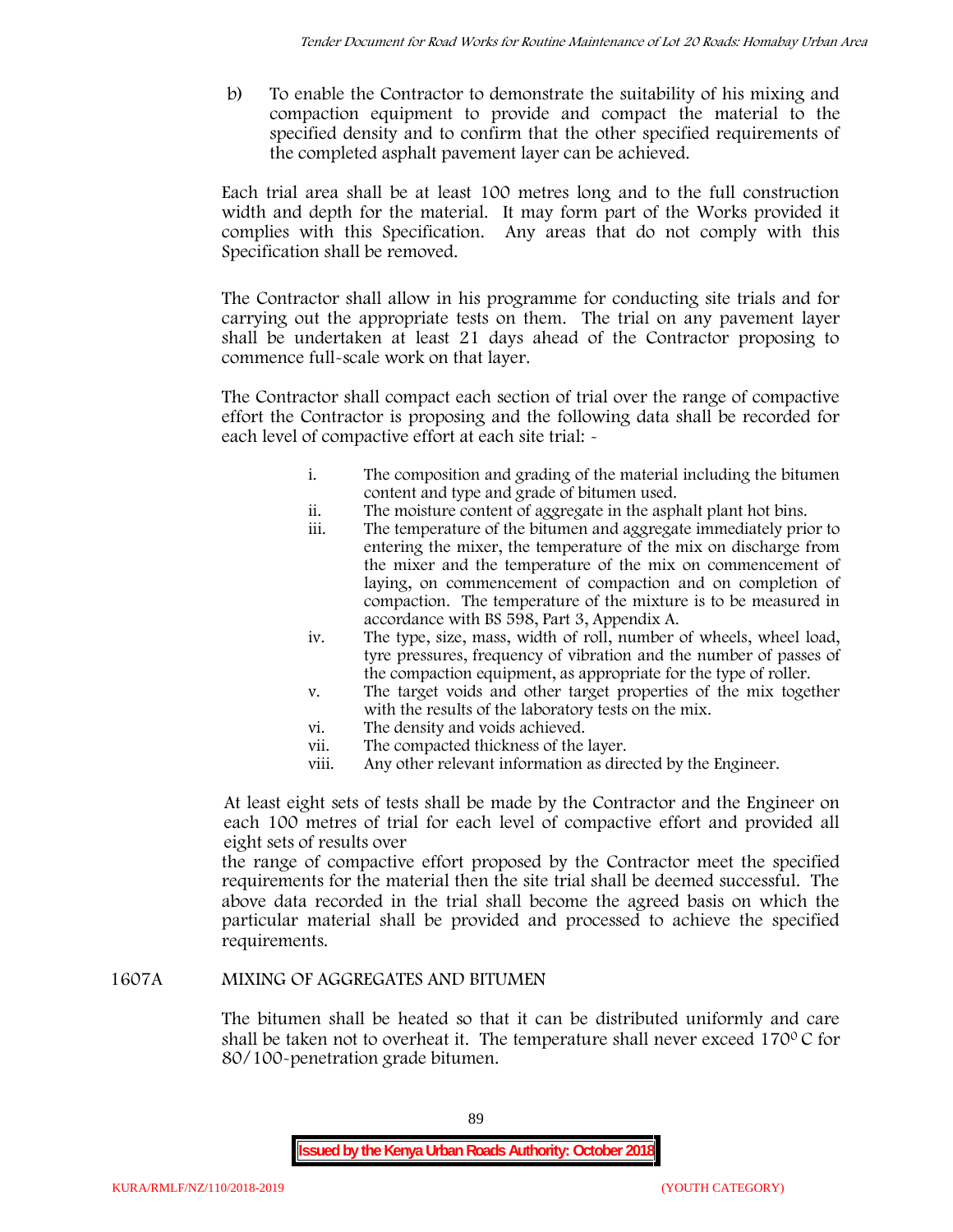b) To enable the Contractor to demonstrate the suitability of his mixing and compaction equipment to provide and compact the material to the specified density and to confirm that the other specified requirements of the completed asphalt pavement layer can be achieved.

Each trial area shall be at least 100 metres long and to the full construction width and depth for the material. It may form part of the Works provided it complies with this Specification. Any areas that do not comply with this Specification shall be removed.

The Contractor shall allow in his programme for conducting site trials and for carrying out the appropriate tests on them. The trial on any pavement layer shall be undertaken at least 21 days ahead of the Contractor proposing to commence full-scale work on that layer.

The Contractor shall compact each section of trial over the range of compactive effort the Contractor is proposing and the following data shall be recorded for each level of compactive effort at each site trial: -

i. The composition and grading of the material including the bitumen content and type and grade of bitumen used.
ii. The moisture content of aggregate in the asphalt plant hot bins.
iii. The temperature of the bitumen and aggregate immediately prior to entering the mixer, the temperature of the mix on discharge from the mixer and the temperature of the mix on commencement of laying, on commencement of compaction and on completion of compaction. The temperature of the mixture is to be measured in accordance with BS 598, Part 3, Appendix A.
iv. The type, size, mass, width of roll, number of wheels, wheel load, tyre pressures, frequency of vibration and the number of passes of the compaction equipment, as appropriate for the type of roller.
v. The target voids and other target properties of the mix together with the results of the laboratory tests on the mix.
vi. The density and voids achieved.
vii. The compacted thickness of the layer.
viii. Any other relevant information as directed by the Engineer.

At least eight sets of tests shall be made by the Contractor and the Engineer on each 100 metres of trial for each level of compactive effort and provided all eight sets of results over the range of compactive effort proposed by the Contractor meet the specified requirements for the material then the site trial shall be deemed successful. The above data recorded in the trial shall become the agreed basis on which the particular material shall be provided and processed to achieve the specified requirements.

## 1607A MIXING OF AGGREGATES AND BITUMEN

The bitumen shall be heated so that it can be distributed uniformly and care shall be taken not to overheat it. The temperature shall never exceed 170$^{0}$ C for 80/100-penetration grade bitumen.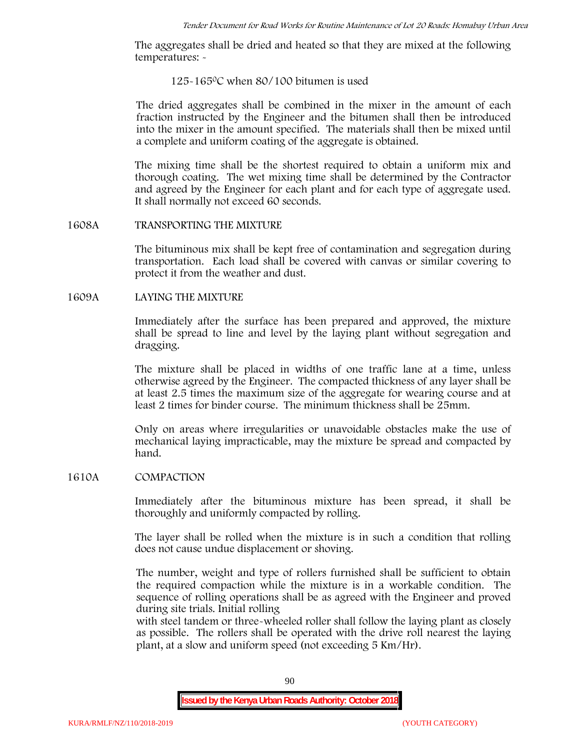The aggregates shall be dried and heated so that they are mixed at the following temperatures: -

125-165$^{0}$C when 80/100 bitumen is used

The dried aggregates shall be combined in the mixer in the amount of each fraction instructed by the Engineer and the bitumen shall then be introduced into the mixer in the amount specified. The materials shall then be mixed until a complete and uniform coating of the aggregate is obtained.

The mixing time shall be the shortest required to obtain a uniform mix and thorough coating. The wet mixing time shall be determined by the Contractor and agreed by the Engineer for each plant and for each type of aggregate used. It shall normally not exceed 60 seconds.

## 1608A TRANSPORTING THE MIXTURE

The bituminous mix shall be kept free of contamination and segregation during transportation. Each load shall be covered with canvas or similar covering to protect it from the weather and dust.

## 1609A LAYING THE MIXTURE

Immediately after the surface has been prepared and approved, the mixture shall be spread to line and level by the laying plant without segregation and dragging.

The mixture shall be placed in widths of one traffic lane at a time, unless otherwise agreed by the Engineer. The compacted thickness of any layer shall be at least 2.5 times the maximum size of the aggregate for wearing course and at least 2 times for binder course. The minimum thickness shall be 25mm.

Only on areas where irregularities or unavoidable obstacles make the use of mechanical laying impracticable, may the mixture be spread and compacted by hand.

## 1610A COMPACTION

Immediately after the bituminous mixture has been spread, it shall be thoroughly and uniformly compacted by rolling.

The layer shall be rolled when the mixture is in such a condition that rolling does not cause undue displacement or shoving.

The number, weight and type of rollers furnished shall be sufficient to obtain the required compaction while the mixture is in a workable condition. The sequence of rolling operations shall be as agreed with the Engineer and proved during site trials. Initial rolling with steel tandem or three-wheeled roller shall follow the laying plant as closely as possible. The rollers shall be operated with the drive roll nearest the laying plant, at a slow and uniform speed (not exceeding 5 Km/Hr).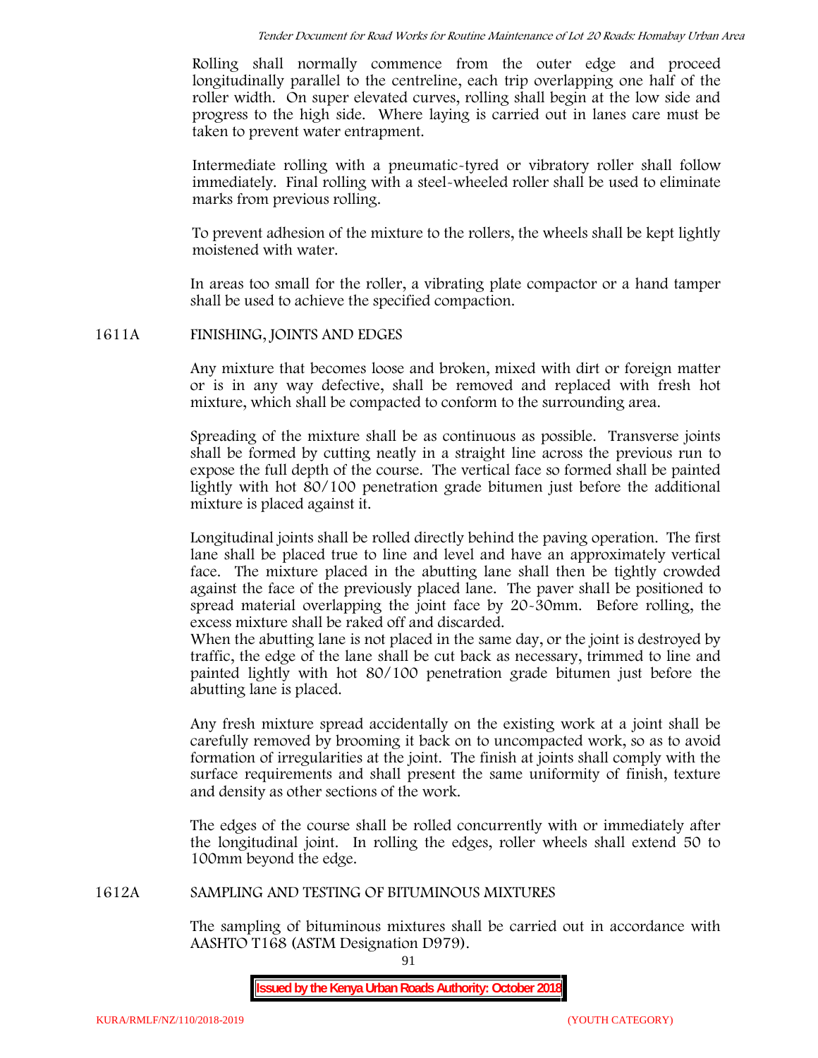Rolling shall normally commence from the outer edge and proceed longitudinally parallel to the centreline, each trip overlapping one half of the roller width. On super elevated curves, rolling shall begin at the low side and progress to the high side. Where laying is carried out in lanes care must be taken to prevent water entrapment.

Intermediate rolling with a pneumatic-tyred or vibratory roller shall follow immediately. Final rolling with a steel-wheeled roller shall be used to eliminate marks from previous rolling.

To prevent adhesion of the mixture to the rollers, the wheels shall be kept lightly moistened with water.

In areas too small for the roller, a vibrating plate compactor or a hand tamper shall be used to achieve the specified compaction.

## 1611A FINISHING, JOINTS AND EDGES

Any mixture that becomes loose and broken, mixed with dirt or foreign matter or is in any way defective, shall be removed and replaced with fresh hot mixture, which shall be compacted to conform to the surrounding area.

Spreading of the mixture shall be as continuous as possible. Transverse joints shall be formed by cutting neatly in a straight line across the previous run to expose the full depth of the course. The vertical face so formed shall be painted lightly with hot 80/100 penetration grade bitumen just before the additional mixture is placed against it.

Longitudinal joints shall be rolled directly behind the paving operation. The first lane shall be placed true to line and level and have an approximately vertical face. The mixture placed in the abutting lane shall then be tightly crowded against the face of the previously placed lane. The paver shall be positioned to spread material overlapping the joint face by 20-30mm. Before rolling, the excess mixture shall be raked off and discarded.
When the abutting lane is not placed in the same day, or the joint is destroyed by traffic, the edge of the lane shall be cut back as necessary, trimmed to line and painted lightly with hot 80/100 penetration grade bitumen just before the abutting lane is placed.

Any fresh mixture spread accidentally on the existing work at a joint shall be carefully removed by brooming it back on to uncompacted work, so as to avoid formation of irregularities at the joint. The finish at joints shall comply with the surface requirements and shall present the same uniformity of finish, texture and density as other sections of the work.

The edges of the course shall be rolled concurrently with or immediately after the longitudinal joint. In rolling the edges, roller wheels shall extend 50 to 100mm beyond the edge.

## 1612A SAMPLING AND TESTING OF BITUMINOUS MIXTURES

The sampling of bituminous mixtures shall be carried out in accordance with AASHTO T168 (ASTM Designation D979).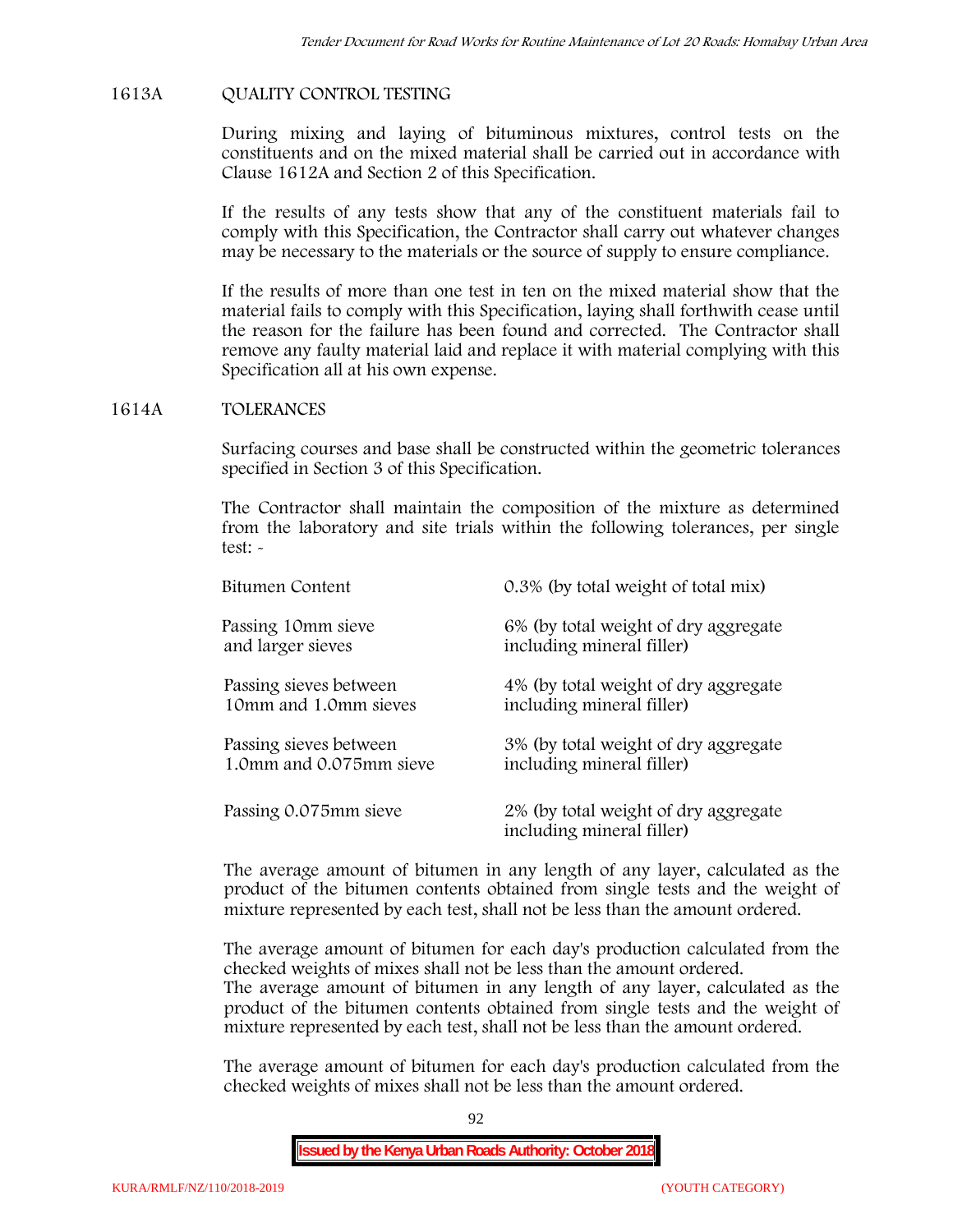## 1613A QUALITY CONTROL TESTING

During mixing and laying of bituminous mixtures, control tests on the constituents and on the mixed material shall be carried out in accordance with Clause 1612A and Section 2 of this Specification.

If the results of any tests show that any of the constituent materials fail to comply with this Specification, the Contractor shall carry out whatever changes may be necessary to the materials or the source of supply to ensure compliance.

If the results of more than one test in ten on the mixed material show that the material fails to comply with this Specification, laying shall forthwith cease until the reason for the failure has been found and corrected. The Contractor shall remove any faulty material laid and replace it with material complying with this Specification all at his own expense.

## 1614A TOLERANCES

Surfacing courses and base shall be constructed within the geometric tolerances specified in Section 3 of this Specification.

The Contractor shall maintain the composition of the mixture as determined from the laboratory and site trials within the following tolerances, per single test: -

| | |
|---|---|
| Bitumen Content | 0.3% (by total weight of total mix) |
| Passing 10mm sieve and larger sieves | 6% (by total weight of dry aggregate including mineral filler) |
| Passing sieves between 10mm and 1.0mm sieves | 4% (by total weight of dry aggregate including mineral filler) |
| Passing sieves between 1.0mm and 0.075mm sieve | 3% (by total weight of dry aggregate including mineral filler) |
| Passing 0.075mm sieve | 2% (by total weight of dry aggregate including mineral filler) |

The average amount of bitumen in any length of any layer, calculated as the product of the bitumen contents obtained from single tests and the weight of mixture represented by each test, shall not be less than the amount ordered.

The average amount of bitumen for each day's production calculated from the checked weights of mixes shall not be less than the amount ordered.
The average amount of bitumen in any length of any layer, calculated as the product of the bitumen contents obtained from single tests and the weight of mixture represented by each test, shall not be less than the amount ordered.

The average amount of bitumen for each day's production calculated from the checked weights of mixes shall not be less than the amount ordered.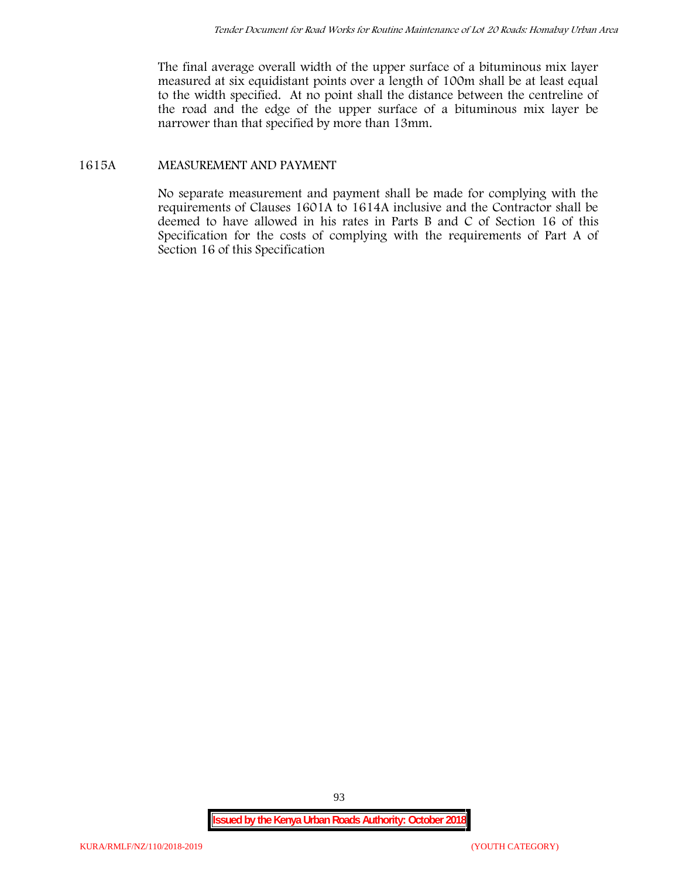The final average overall width of the upper surface of a bituminous mix layer measured at six equidistant points over a length of 100m shall be at least equal to the width specified. At no point shall the distance between the centreline of the road and the edge of the upper surface of a bituminous mix layer be narrower than that specified by more than 13mm.

## 1615A MEASUREMENT AND PAYMENT

No separate measurement and payment shall be made for complying with the requirements of Clauses 1601A to 1614A inclusive and the Contractor shall be deemed to have allowed in his rates in Parts B and C of Section 16 of this Specification for the costs of complying with the requirements of Part A of Section 16 of this Specification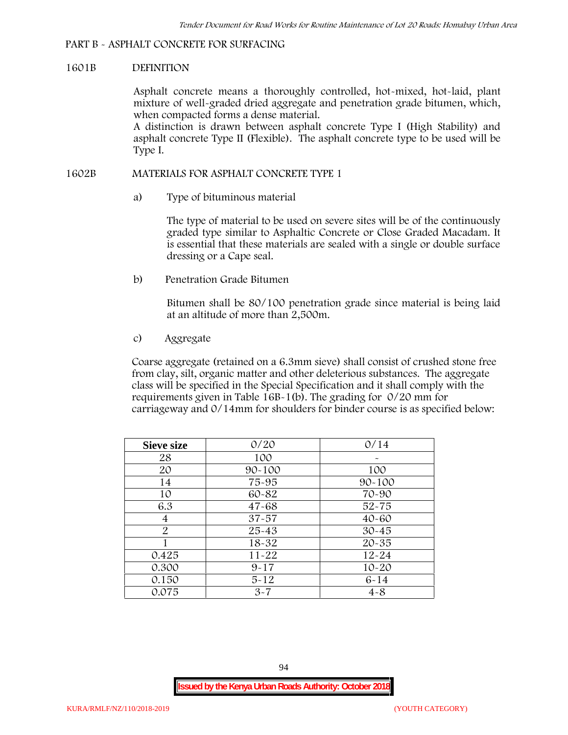PART B - ASPHALT CONCRETE FOR SURFACING

1601B DEFINITION

Asphalt concrete means a thoroughly controlled, hot-mixed, hot-laid, plant mixture of well-graded dried aggregate and penetration grade bitumen, which, when compacted forms a dense material.
A distinction is drawn between asphalt concrete Type I (High Stability) and asphalt concrete Type II (Flexible). The asphalt concrete type to be used will be Type I.

1602B MATERIALS FOR ASPHALT CONCRETE TYPE 1

a) Type of bituminous material

The type of material to be used on severe sites will be of the continuously graded type similar to Asphaltic Concrete or Close Graded Macadam. It is essential that these materials are sealed with a single or double surface dressing or a Cape seal.

b) Penetration Grade Bitumen

Bitumen shall be 80/100 penetration grade since material is being laid at an altitude of more than 2,500m.

c) Aggregate

Coarse aggregate (retained on a 6.3mm sieve) shall consist of crushed stone free from clay, silt, organic matter and other deleterious substances. The aggregate class will be specified in the Special Specification and it shall comply with the requirements given in Table 16B-1(b). The grading for 0/20 mm for carriageway and 0/14mm for shoulders for binder course is as specified below:

| Sieve size | 0/20 | 0/14 |
|---|---|---|
| 28 | 100 | - |
| 20 | 90-100 | 100 |
| 14 | 75-95 | 90-100 |
| 10 | 60-82 | 70-90 |
| 6.3 | 47-68 | 52-75 |
| 4 | 37-57 | 40-60 |
| 2 | 25-43 | 30-45 |
| 1 | 18-32 | 20-35 |
| 0.425 | 11-22 | 12-24 |
| 0.300 | 9-17 | 10-20 |
| 0.150 | 5-12 | 6-14 |
| 0.075 | 3-7 | 4-8 |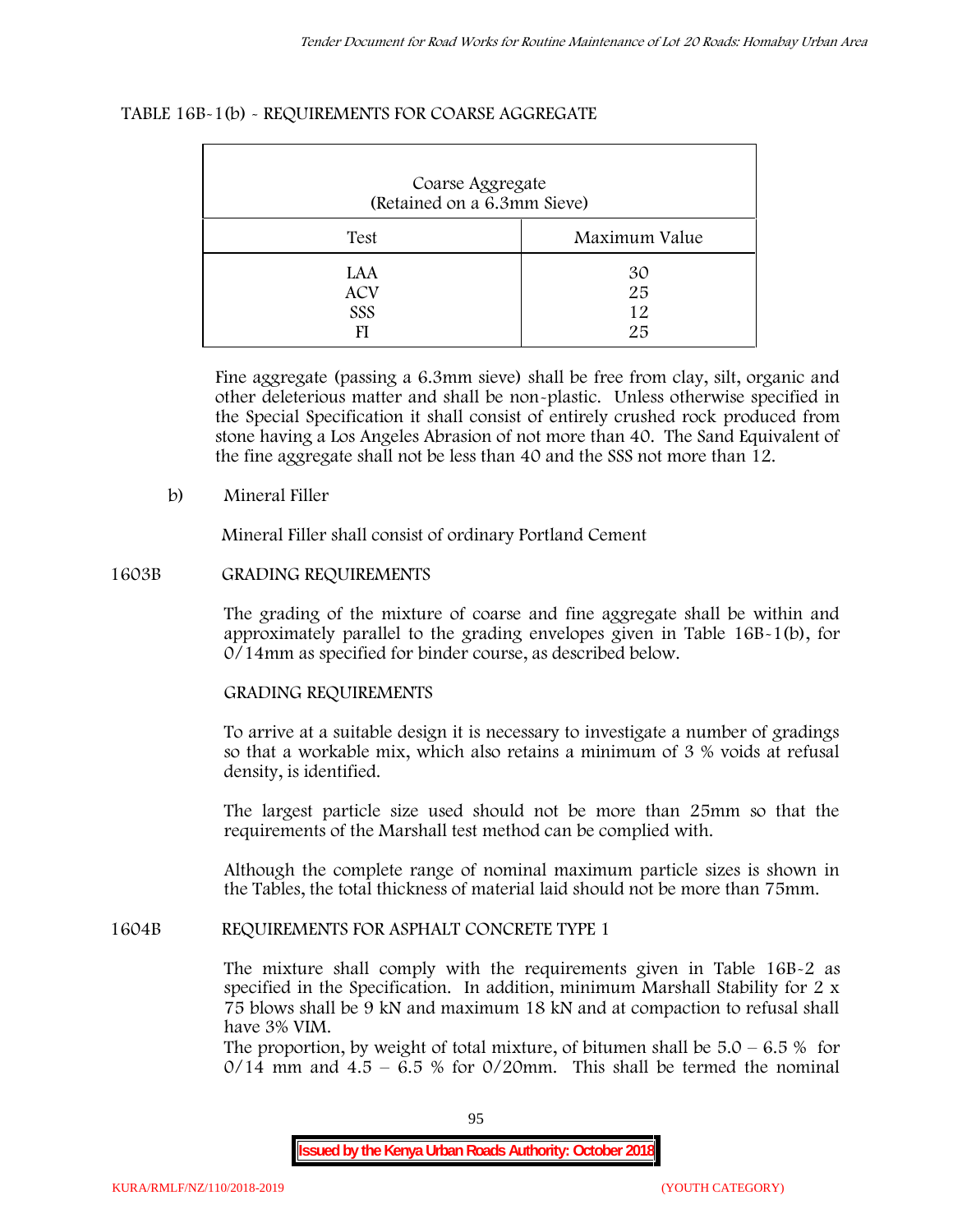TABLE 16B-1(b) - REQUIREMENTS FOR COARSE AGGREGATE

| Coarse Aggregate (Retained on a 6.3mm Sieve) | |
|---|---|
| Test | Maximum Value |
| LAA | 30 |
| ACV | 25 |
| SSS | 12 |
| FI | 25 |

Fine aggregate (passing a 6.3mm sieve) shall be free from clay, silt, organic and other deleterious matter and shall be non-plastic. Unless otherwise specified in the Special Specification it shall consist of entirely crushed rock produced from stone having a Los Angeles Abrasion of not more than 40. The Sand Equivalent of the fine aggregate shall not be less than 40 and the SSS not more than 12.

b) Mineral Filler

Mineral Filler shall consist of ordinary Portland Cement

## 1603B GRADING REQUIREMENTS

The grading of the mixture of coarse and fine aggregate shall be within and approximately parallel to the grading envelopes given in Table 16B-1(b), for 0/14mm as specified for binder course, as described below.

GRADING REQUIREMENTS

To arrive at a suitable design it is necessary to investigate a number of gradings so that a workable mix, which also retains a minimum of 3 % voids at refusal density, is identified.

The largest particle size used should not be more than 25mm so that the requirements of the Marshall test method can be complied with.

Although the complete range of nominal maximum particle sizes is shown in the Tables, the total thickness of material laid should not be more than 75mm.

## 1604B REQUIREMENTS FOR ASPHALT CONCRETE TYPE 1

The mixture shall comply with the requirements given in Table 16B-2 as specified in the Specification. In addition, minimum Marshall Stability for 2 x 75 blows shall be 9 kN and maximum 18 kN and at compaction to refusal shall have 3% VIM.

The proportion, by weight of total mixture, of bitumen shall be 5.0 – 6.5 % for 0/14 mm and 4.5 – 6.5 % for 0/20mm. This shall be termed the nominal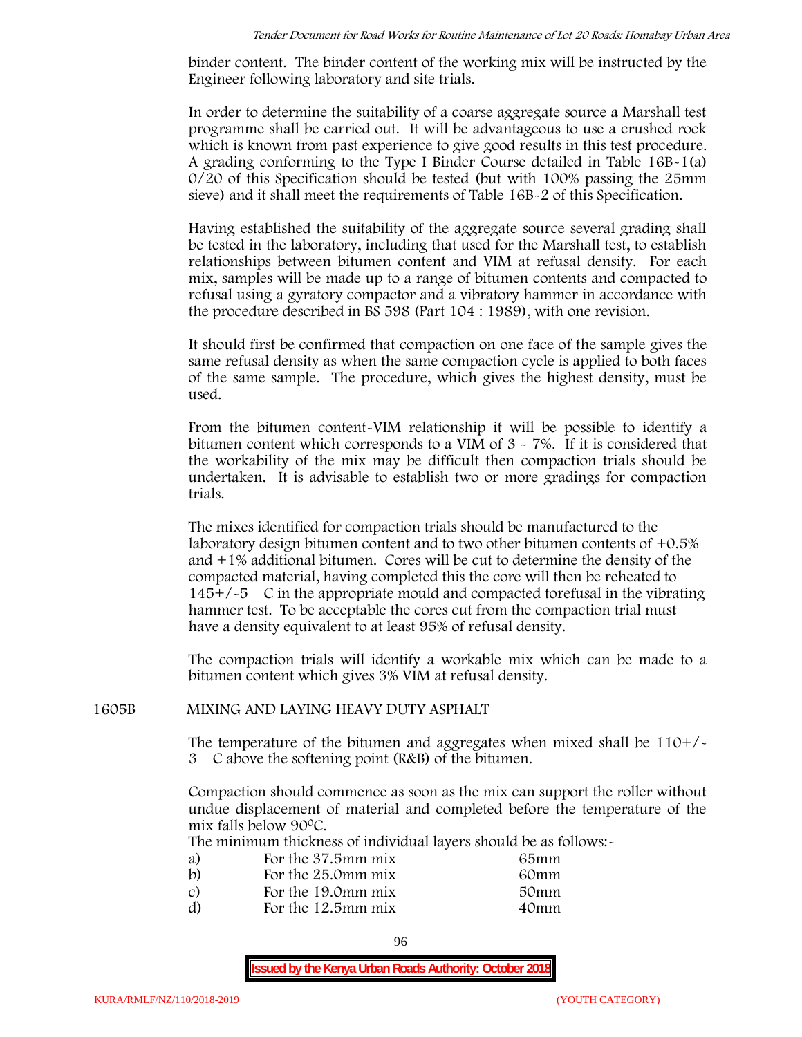binder content. The binder content of the working mix will be instructed by the Engineer following laboratory and site trials.

In order to determine the suitability of a coarse aggregate source a Marshall test programme shall be carried out. It will be advantageous to use a crushed rock which is known from past experience to give good results in this test procedure. A grading conforming to the Type I Binder Course detailed in Table 16B-1(a) 0/20 of this Specification should be tested (but with 100% passing the 25mm sieve) and it shall meet the requirements of Table 16B-2 of this Specification.

Having established the suitability of the aggregate source several grading shall be tested in the laboratory, including that used for the Marshall test, to establish relationships between bitumen content and VIM at refusal density. For each mix, samples will be made up to a range of bitumen contents and compacted to refusal using a gyratory compactor and a vibratory hammer in accordance with the procedure described in BS 598 (Part 104 : 1989), with one revision.

It should first be confirmed that compaction on one face of the sample gives the same refusal density as when the same compaction cycle is applied to both faces of the same sample. The procedure, which gives the highest density, must be used.

From the bitumen content-VIM relationship it will be possible to identify a bitumen content which corresponds to a VIM of 3 - 7%. If it is considered that the workability of the mix may be difficult then compaction trials should be undertaken. It is advisable to establish two or more gradings for compaction trials.

The mixes identified for compaction trials should be manufactured to the laboratory design bitumen content and to two other bitumen contents of +0.5% and +1% additional bitumen. Cores will be cut to determine the density of the compacted material, having completed this the core will then be reheated to 145+/-5 C in the appropriate mould and compacted torefusal in the vibrating hammer test. To be acceptable the cores cut from the compaction trial must have a density equivalent to at least 95% of refusal density.

The compaction trials will identify a workable mix which can be made to a bitumen content which gives 3% VIM at refusal density.

## 1605B MIXING AND LAYING HEAVY DUTY ASPHALT

The temperature of the bitumen and aggregates when mixed shall be 110+/-3 C above the softening point (R&B) of the bitumen.

Compaction should commence as soon as the mix can support the roller without undue displacement of material and completed before the temperature of the mix falls below 90$^{0}$C.

The minimum thickness of individual layers should be as follows:-

| | | |
|---|---|---|
| a) | For the 37.5mm mix | 65mm |
| b) | For the 25.0mm mix | 60mm |
| c) | For the 19.0mm mix | 50mm |
| d) | For the 12.5mm mix | 40mm |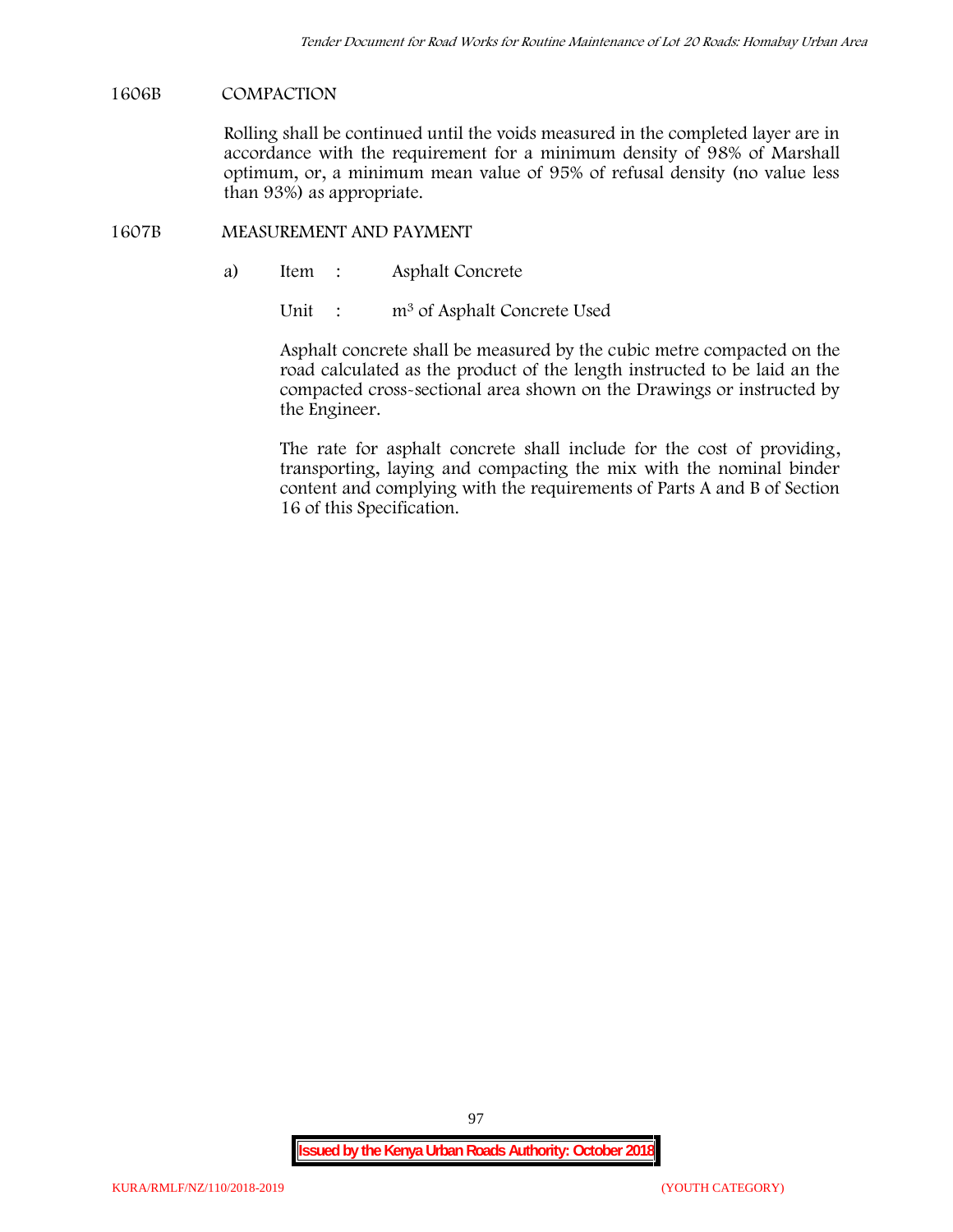## 1606B COMPACTION

Rolling shall be continued until the voids measured in the completed layer are in accordance with the requirement for a minimum density of 98% of Marshall optimum, or, a minimum mean value of 95% of refusal density (no value less than 93%) as appropriate.

## 1607B MEASUREMENT AND PAYMENT

a) Item : Asphalt Concrete

Unit : $m^3$ of Asphalt Concrete Used

Asphalt concrete shall be measured by the cubic metre compacted on the road calculated as the product of the length instructed to be laid an the compacted cross-sectional area shown on the Drawings or instructed by the Engineer.

The rate for asphalt concrete shall include for the cost of providing, transporting, laying and compacting the mix with the nominal binder content and complying with the requirements of Parts A and B of Section 16 of this Specification.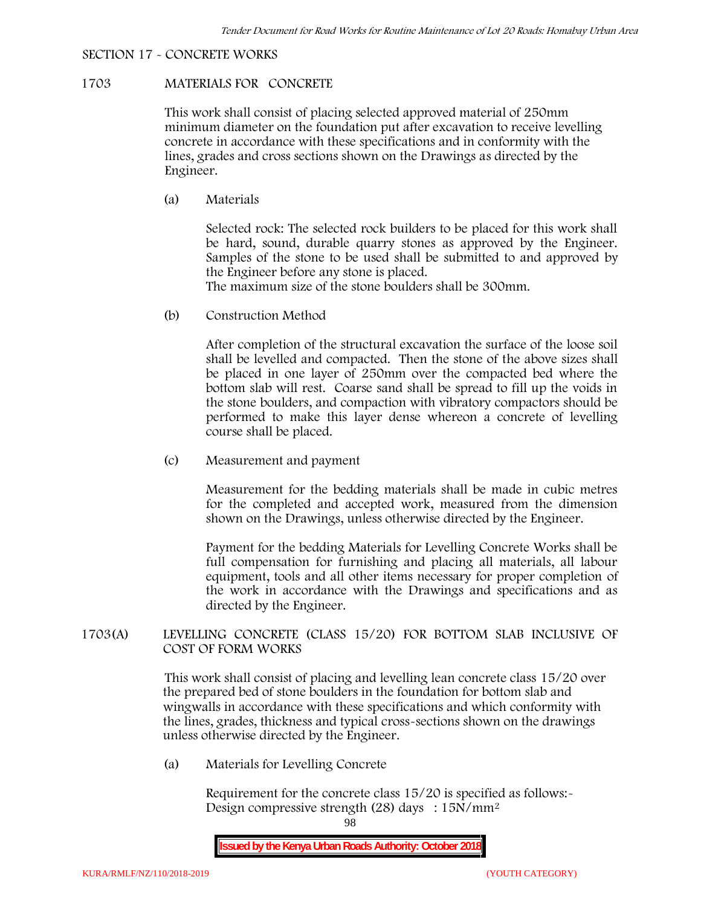SECTION 17 - CONCRETE WORKS

## 1703 MATERIALS FOR CONCRETE

This work shall consist of placing selected approved material of 250mm minimum diameter on the foundation put after excavation to receive levelling concrete in accordance with these specifications and in conformity with the lines, grades and cross sections shown on the Drawings as directed by the Engineer.

(a) Materials

Selected rock: The selected rock builders to be placed for this work shall be hard, sound, durable quarry stones as approved by the Engineer. Samples of the stone to be used shall be submitted to and approved by the Engineer before any stone is placed.
The maximum size of the stone boulders shall be 300mm.

(b) Construction Method

After completion of the structural excavation the surface of the loose soil shall be levelled and compacted. Then the stone of the above sizes shall be placed in one layer of 250mm over the compacted bed where the bottom slab will rest. Coarse sand shall be spread to fill up the voids in the stone boulders, and compaction with vibratory compactors should be performed to make this layer dense whereon a concrete of levelling course shall be placed.

(c) Measurement and payment

Measurement for the bedding materials shall be made in cubic metres for the completed and accepted work, measured from the dimension shown on the Drawings, unless otherwise directed by the Engineer.

Payment for the bedding Materials for Levelling Concrete Works shall be full compensation for furnishing and placing all materials, all labour equipment, tools and all other items necessary for proper completion of the work in accordance with the Drawings and specifications and as directed by the Engineer.

## 1703(A) LEVELLING CONCRETE (CLASS 15/20) FOR BOTTOM SLAB INCLUSIVE OF COST OF FORM WORKS

This work shall consist of placing and levelling lean concrete class 15/20 over the prepared bed of stone boulders in the foundation for bottom slab and wingwalls in accordance with these specifications and which conformity with the lines, grades, thickness and typical cross-sections shown on the drawings unless otherwise directed by the Engineer.

(a) Materials for Levelling Concrete

Requirement for the concrete class 15/20 is specified as follows:-
Design compressive strength (28) days : 15N/mm²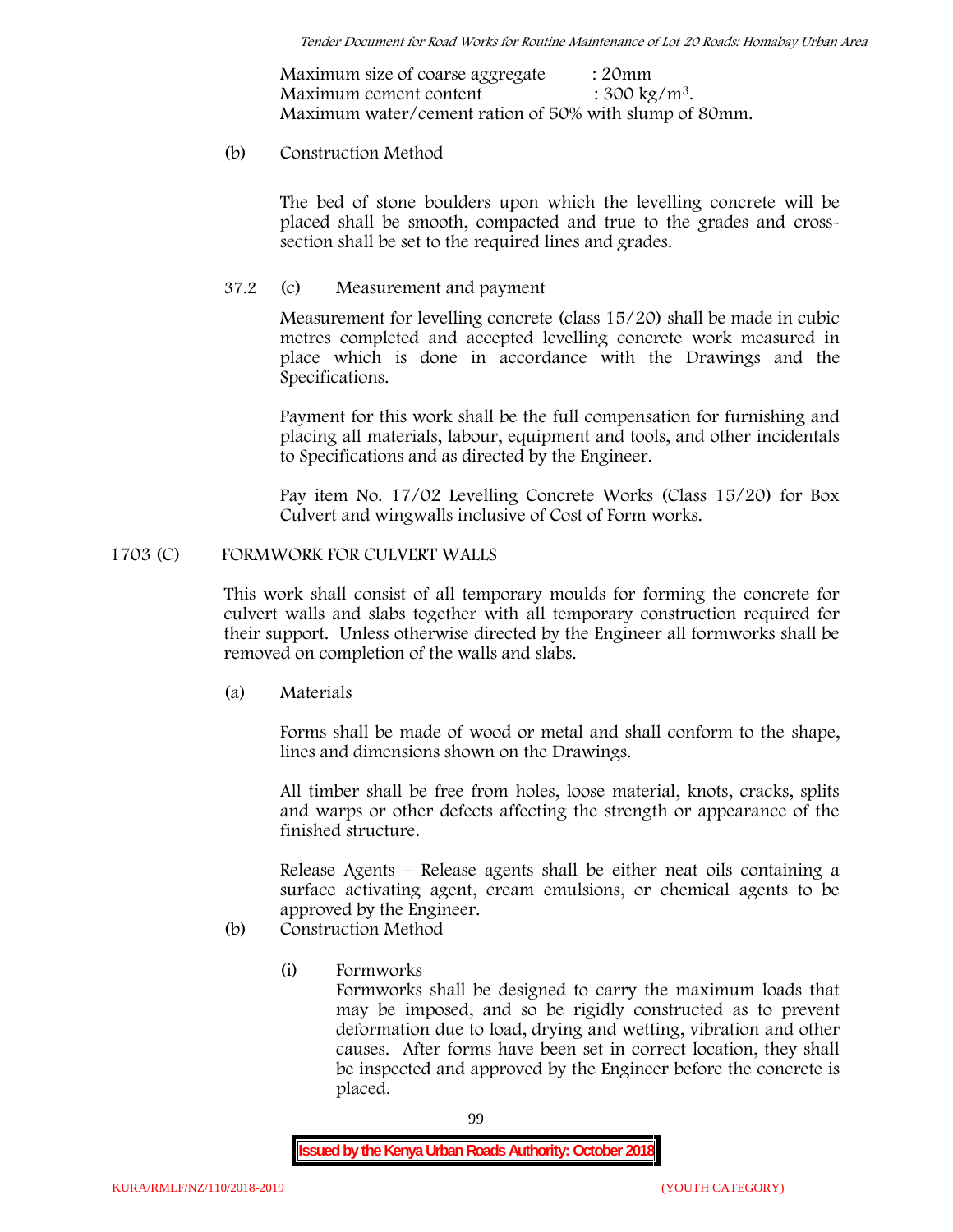Maximum size of coarse aggregate : 20mm
Maximum cement content : 300 kg/m$^3$.
Maximum water/cement ration of 50% with slump of 80mm.

(b) Construction Method

The bed of stone boulders upon which the levelling concrete will be placed shall be smooth, compacted and true to the grades and cross-section shall be set to the required lines and grades.

37.2 (c) Measurement and payment

Measurement for levelling concrete (class 15/20) shall be made in cubic metres completed and accepted levelling concrete work measured in place which is done in accordance with the Drawings and the Specifications.

Payment for this work shall be the full compensation for furnishing and placing all materials, labour, equipment and tools, and other incidentals to Specifications and as directed by the Engineer.

Pay item No. 17/02 Levelling Concrete Works (Class 15/20) for Box Culvert and wingwalls inclusive of Cost of Form works.

## 1703 (C) FORMWORK FOR CULVERT WALLS

This work shall consist of all temporary moulds for forming the concrete for culvert walls and slabs together with all temporary construction required for their support. Unless otherwise directed by the Engineer all formworks shall be removed on completion of the walls and slabs.

(a) Materials

Forms shall be made of wood or metal and shall conform to the shape, lines and dimensions shown on the Drawings.

All timber shall be free from holes, loose material, knots, cracks, splits and warps or other defects affecting the strength or appearance of the finished structure.

Release Agents – Release agents shall be either neat oils containing a surface activating agent, cream emulsions, or chemical agents to be approved by the Engineer.

(b) Construction Method

(i) Formworks

Formworks shall be designed to carry the maximum loads that may be imposed, and so be rigidly constructed as to prevent deformation due to load, drying and wetting, vibration and other causes. After forms have been set in correct location, they shall be inspected and approved by the Engineer before the concrete is placed.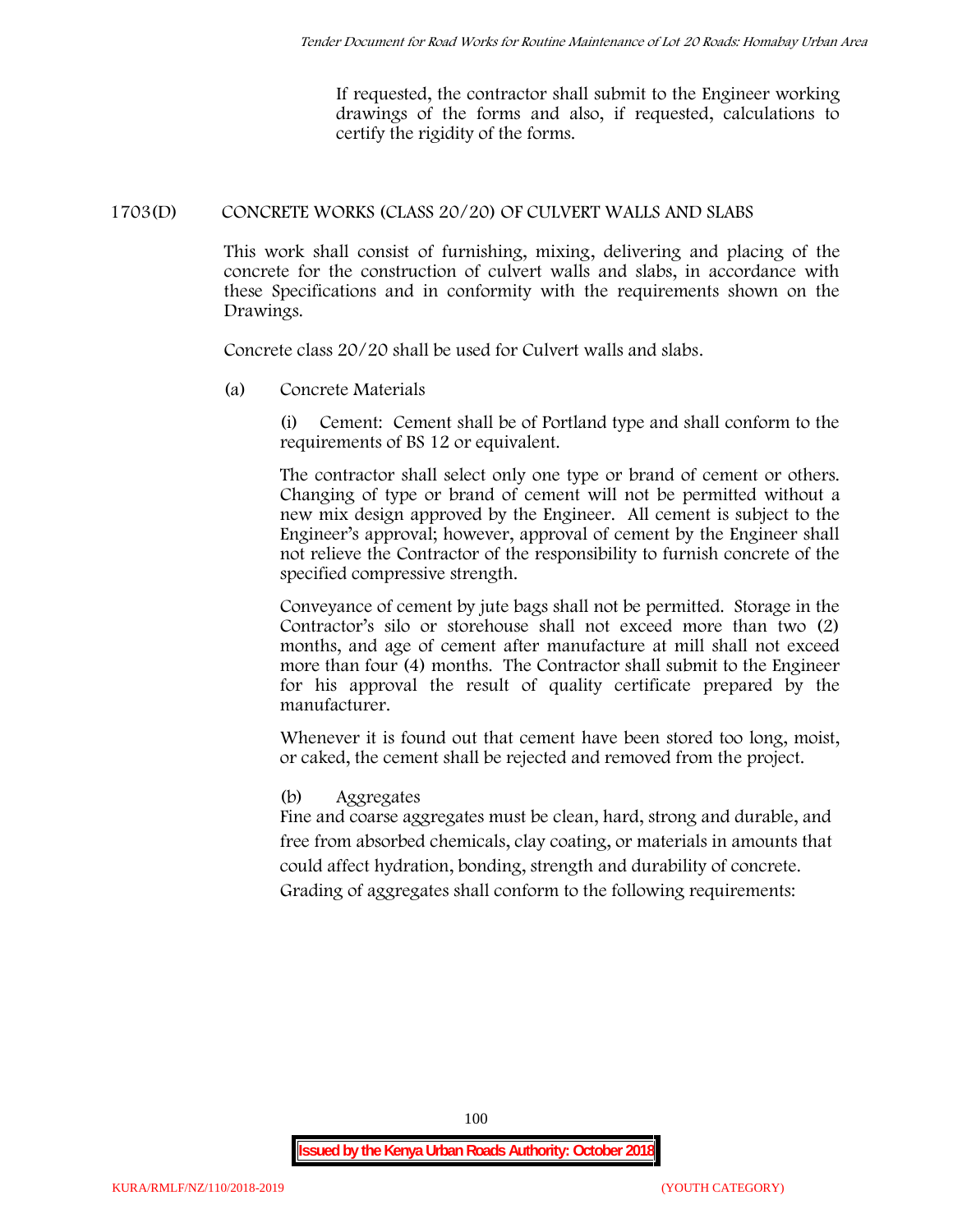If requested, the contractor shall submit to the Engineer working drawings of the forms and also, if requested, calculations to certify the rigidity of the forms.

## 1703(D) CONCRETE WORKS (CLASS 20/20) OF CULVERT WALLS AND SLABS

This work shall consist of furnishing, mixing, delivering and placing of the concrete for the construction of culvert walls and slabs, in accordance with these Specifications and in conformity with the requirements shown on the Drawings.

Concrete class 20/20 shall be used for Culvert walls and slabs.

(a) Concrete Materials

(i) Cement: Cement shall be of Portland type and shall conform to the requirements of BS 12 or equivalent.

The contractor shall select only one type or brand of cement or others. Changing of type or brand of cement will not be permitted without a new mix design approved by the Engineer. All cement is subject to the Engineer's approval; however, approval of cement by the Engineer shall not relieve the Contractor of the responsibility to furnish concrete of the specified compressive strength.

Conveyance of cement by jute bags shall not be permitted. Storage in the Contractor's silo or storehouse shall not exceed more than two (2) months, and age of cement after manufacture at mill shall not exceed more than four (4) months. The Contractor shall submit to the Engineer for his approval the result of quality certificate prepared by the manufacturer.

Whenever it is found out that cement have been stored too long, moist, or caked, the cement shall be rejected and removed from the project.

(b) Aggregates

Fine and coarse aggregates must be clean, hard, strong and durable, and free from absorbed chemicals, clay coating, or materials in amounts that could affect hydration, bonding, strength and durability of concrete.

Grading of aggregates shall conform to the following requirements: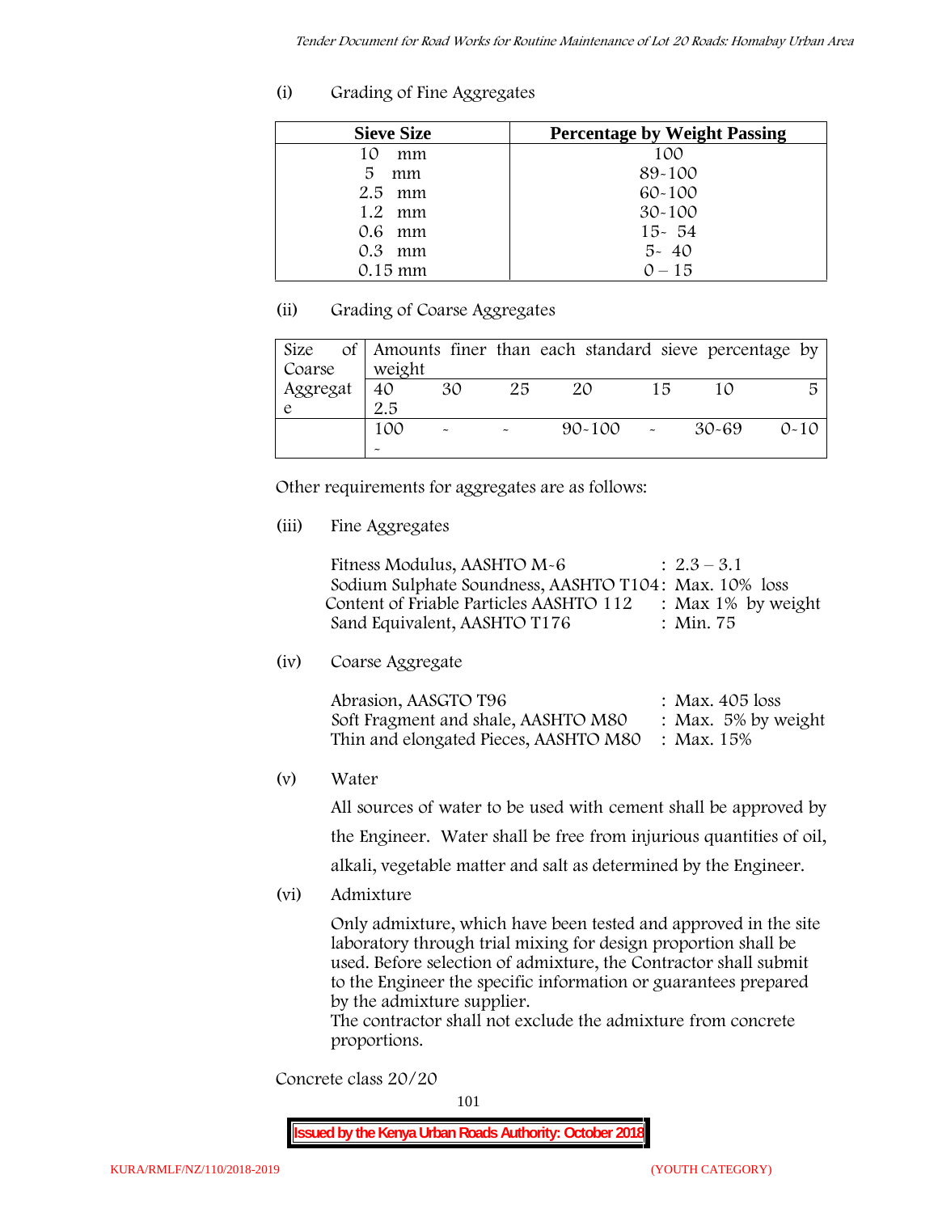(i) Grading of Fine Aggregates

| Sieve Size | Percentage by Weight Passing |
|---|---|
| 10 mm | 100 |
| 5 mm | 89-100 |
| 2.5 mm | 60-100 |
| 1.2 mm | 30-100 |
| 0.6 mm | 15- 54 |
| 0.3 mm | 5- 40 |
| 0.15 mm | 0 – 15 |

(ii) Grading of Coarse Aggregates

| Size of Coarse Aggregate | Amounts finer than each standard sieve percentage by weight | | | | | | |
|---|---|---|---|---|---|---|---|
| | 40 2.5 | 30 | 25 | 20 | 15 | 10 | 5 |
| | 100 - | - | - | 90-100 | - | 30-69 | 0-10 |

Other requirements for aggregates are as follows:

(iii) Fine Aggregates

Fitness Modulus, AASHTO M-6 : 2.3 – 3.1
Sodium Sulphate Soundness, AASHTO T104: Max. 10% loss
Content of Friable Particles AASHTO 112 : Max 1% by weight
Sand Equivalent, AASHTO T176 : Min. 75

(iv) Coarse Aggregate

Abrasion, AASGTO T96 : Max. 405 loss
Soft Fragment and shale, AASHTO M80 : Max. 5% by weight
Thin and elongated Pieces, AASHTO M80 : Max. 15%

(v) Water

All sources of water to be used with cement shall be approved by the Engineer. Water shall be free from injurious quantities of oil, alkali, vegetable matter and salt as determined by the Engineer.

(vi) Admixture

Only admixture, which have been tested and approved in the site laboratory through trial mixing for design proportion shall be used. Before selection of admixture, the Contractor shall submit to the Engineer the specific information or guarantees prepared by the admixture supplier.
The contractor shall not exclude the admixture from concrete proportions.

Concrete class 20/20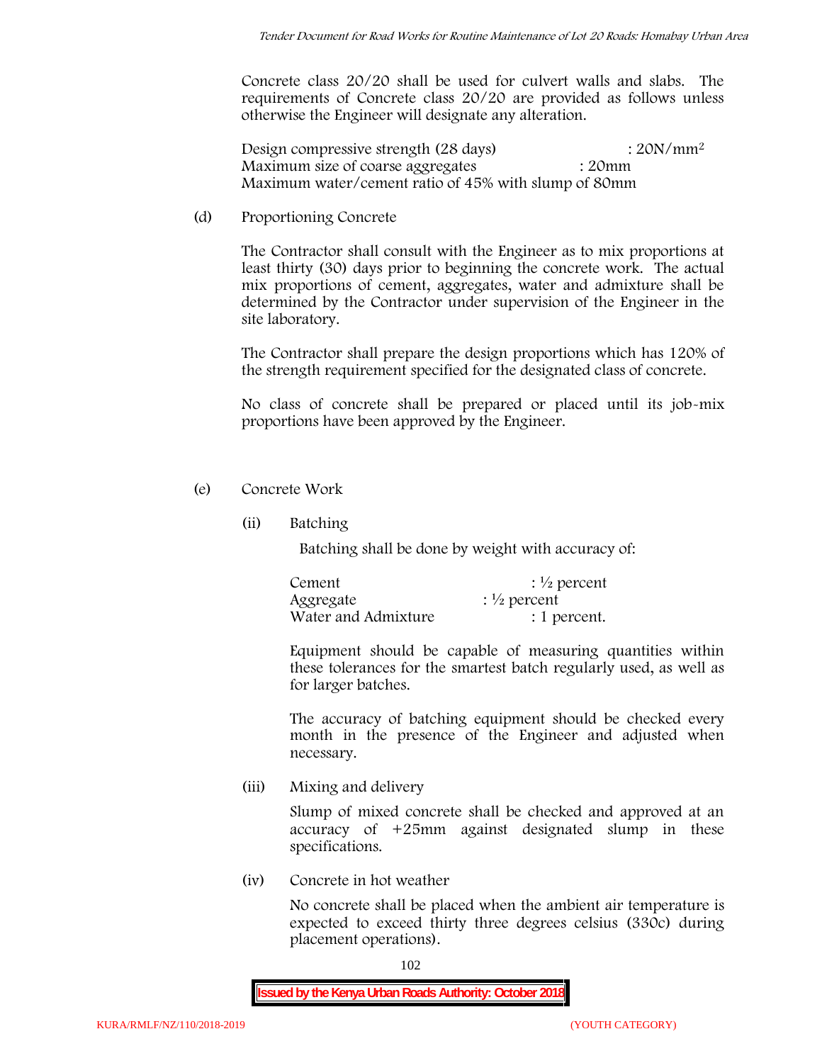Concrete class 20/20 shall be used for culvert walls and slabs. The requirements of Concrete class 20/20 are provided as follows unless otherwise the Engineer will designate any alteration.

Design compressive strength (28 days) : $20N/mm^2$
Maximum size of coarse aggregates : 20mm
Maximum water/cement ratio of 45% with slump of 80mm

(d) Proportioning Concrete

The Contractor shall consult with the Engineer as to mix proportions at least thirty (30) days prior to beginning the concrete work. The actual mix proportions of cement, aggregates, water and admixture shall be determined by the Contractor under supervision of the Engineer in the site laboratory.

The Contractor shall prepare the design proportions which has 120% of the strength requirement specified for the designated class of concrete.

No class of concrete shall be prepared or placed until its job-mix proportions have been approved by the Engineer.

(e) Concrete Work

(ii) Batching

Batching shall be done by weight with accuracy of:

Cement : ½ percent
Aggregate : ½ percent
Water and Admixture : 1 percent.

Equipment should be capable of measuring quantities within these tolerances for the smartest batch regularly used, as well as for larger batches.

The accuracy of batching equipment should be checked every month in the presence of the Engineer and adjusted when necessary.

(iii) Mixing and delivery

Slump of mixed concrete shall be checked and approved at an accuracy of +25mm against designated slump in these specifications.

(iv) Concrete in hot weather

No concrete shall be placed when the ambient air temperature is expected to exceed thirty three degrees celsius (330c) during placement operations).

**Issued by the Kenya Urban Roads Authority: October 2018**

KURA/RMLF/NZ/110/2018-2019 (YOUTH CATEGORY)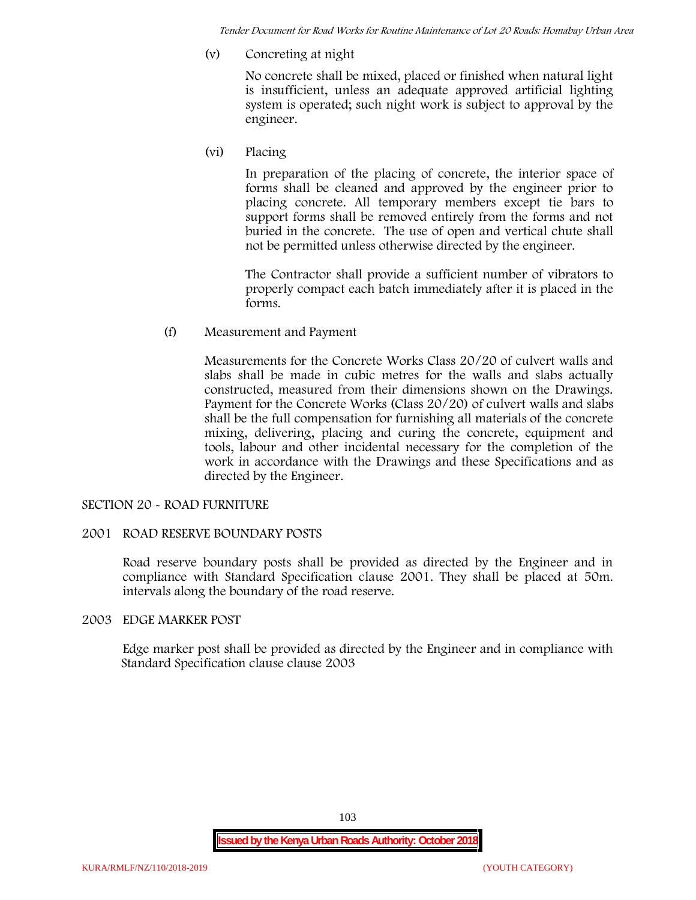(v) Concreting at night

No concrete shall be mixed, placed or finished when natural light is insufficient, unless an adequate approved artificial lighting system is operated; such night work is subject to approval by the engineer.

(vi) Placing

In preparation of the placing of concrete, the interior space of forms shall be cleaned and approved by the engineer prior to placing concrete. All temporary members except tie bars to support forms shall be removed entirely from the forms and not buried in the concrete. The use of open and vertical chute shall not be permitted unless otherwise directed by the engineer.

The Contractor shall provide a sufficient number of vibrators to properly compact each batch immediately after it is placed in the forms.

(f) Measurement and Payment

Measurements for the Concrete Works Class 20/20 of culvert walls and slabs shall be made in cubic metres for the walls and slabs actually constructed, measured from their dimensions shown on the Drawings. Payment for the Concrete Works (Class 20/20) of culvert walls and slabs shall be the full compensation for furnishing all materials of the concrete mixing, delivering, placing and curing the concrete, equipment and tools, labour and other incidental necessary for the completion of the work in accordance with the Drawings and these Specifications and as directed by the Engineer.

## SECTION 20 - ROAD FURNITURE

### 2001 ROAD RESERVE BOUNDARY POSTS

Road reserve boundary posts shall be provided as directed by the Engineer and in compliance with Standard Specification clause 2001. They shall be placed at 50m. intervals along the boundary of the road reserve.

### 2003 EDGE MARKER POST

Edge marker post shall be provided as directed by the Engineer and in compliance with Standard Specification clause clause 2003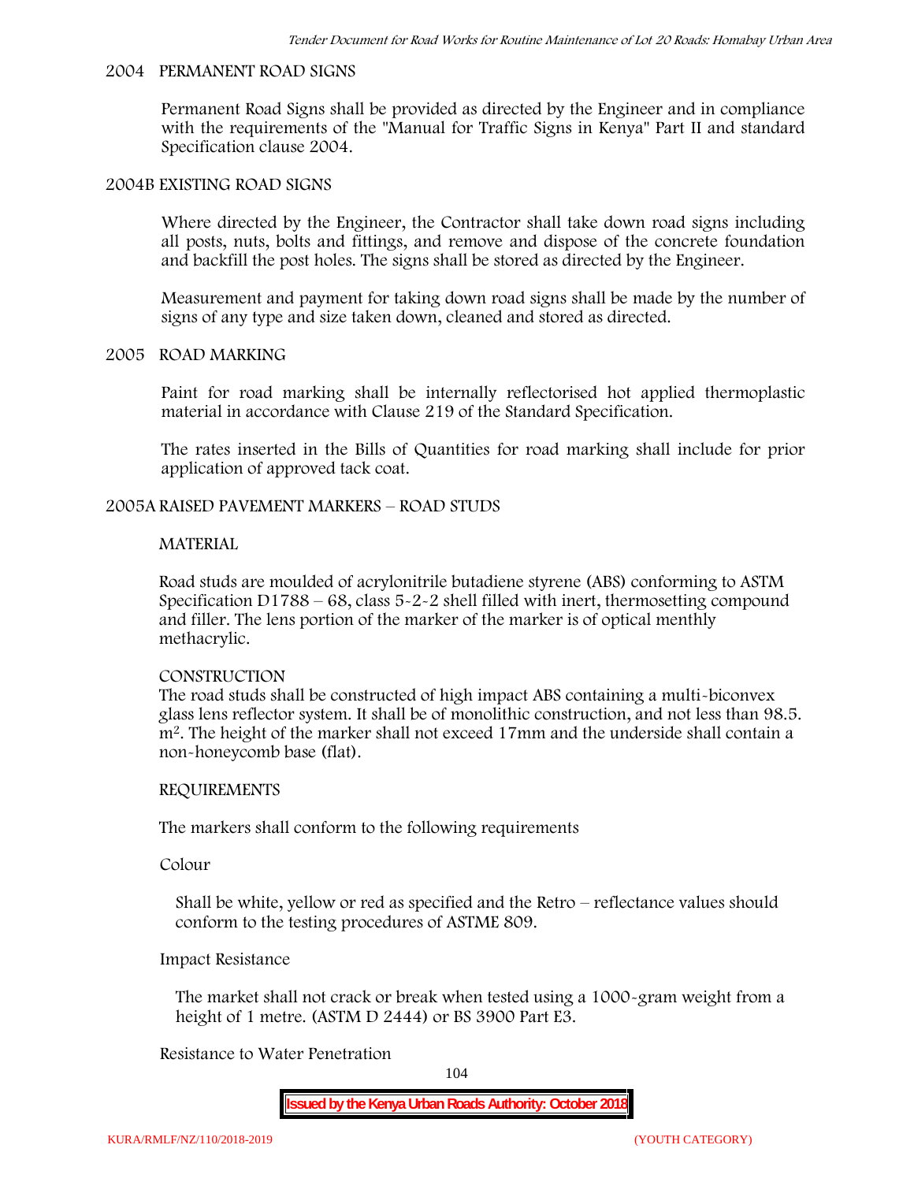## 2004 PERMANENT ROAD SIGNS

Permanent Road Signs shall be provided as directed by the Engineer and in compliance with the requirements of the "Manual for Traffic Signs in Kenya" Part II and standard Specification clause 2004.

## 2004B EXISTING ROAD SIGNS

Where directed by the Engineer, the Contractor shall take down road signs including all posts, nuts, bolts and fittings, and remove and dispose of the concrete foundation and backfill the post holes. The signs shall be stored as directed by the Engineer.

Measurement and payment for taking down road signs shall be made by the number of signs of any type and size taken down, cleaned and stored as directed.

## 2005 ROAD MARKING

Paint for road marking shall be internally reflectorised hot applied thermoplastic material in accordance with Clause 219 of the Standard Specification.

The rates inserted in the Bills of Quantities for road marking shall include for prior application of approved tack coat.

## 2005A RAISED PAVEMENT MARKERS – ROAD STUDS

### MATERIAL

Road studs are moulded of acrylonitrile butadiene styrene (ABS) conforming to ASTM Specification D1788 – 68, class 5-2-2 shell filled with inert, thermosetting compound and filler. The lens portion of the marker of the marker is of optical menthly methacrylic.

### CONSTRUCTION

The road studs shall be constructed of high impact ABS containing a multi-biconvex glass lens reflector system. It shall be of monolithic construction, and not less than 98.5. $m^2$. The height of the marker shall not exceed 17mm and the underside shall contain a non-honeycomb base (flat).

### REQUIREMENTS

The markers shall conform to the following requirements

Colour

Shall be white, yellow or red as specified and the Retro – reflectance values should conform to the testing procedures of ASTME 809.

Impact Resistance

The market shall not crack or break when tested using a 1000-gram weight from a height of 1 metre. (ASTM D 2444) or BS 3900 Part E3.

Resistance to Water Penetration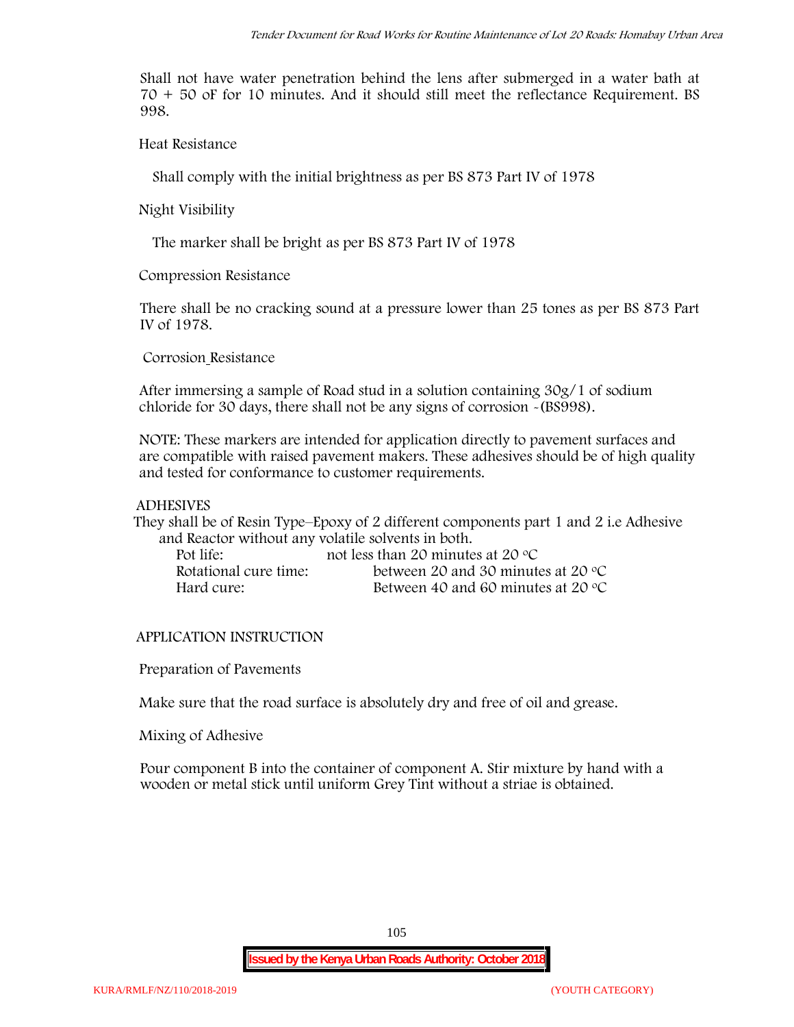Shall not have water penetration behind the lens after submerged in a water bath at 70 + 50 oF for 10 minutes. And it should still meet the reflectance Requirement. BS 998.

Heat Resistance

Shall comply with the initial brightness as per BS 873 Part IV of 1978

Night Visibility

The marker shall be bright as per BS 873 Part IV of 1978

Compression Resistance

There shall be no cracking sound at a pressure lower than 25 tones as per BS 873 Part IV of 1978.

Corrosion Resistance

After immersing a sample of Road stud in a solution containing 30g/1 of sodium chloride for 30 days, there shall not be any signs of corrosion -(BS998).

NOTE: These markers are intended for application directly to pavement surfaces and are compatible with raised pavement makers. These adhesives should be of high quality and tested for conformance to customer requirements.

ADHESIVES

They shall be of Resin Type–Epoxy of 2 different components part 1 and 2 i.e Adhesive and Reactor without any volatile solvents in both.

| | |
|---|---|
| Pot life: | not less than 20 minutes at 20 °C |
| Rotational cure time: | between 20 and 30 minutes at 20 °C |
| Hard cure: | Between 40 and 60 minutes at 20 °C |

APPLICATION INSTRUCTION

Preparation of Pavements

Make sure that the road surface is absolutely dry and free of oil and grease.

Mixing of Adhesive

Pour component B into the container of component A. Stir mixture by hand with a wooden or metal stick until uniform Grey Tint without a striae is obtained.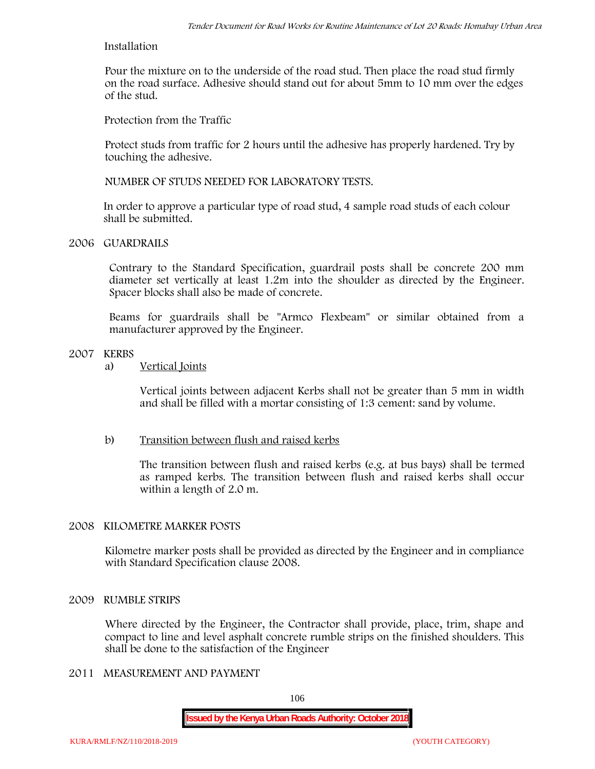Installation

Pour the mixture on to the underside of the road stud. Then place the road stud firmly on the road surface. Adhesive should stand out for about 5mm to 10 mm over the edges of the stud.

Protection from the Traffic

Protect studs from traffic for 2 hours until the adhesive has properly hardened. Try by touching the adhesive.

NUMBER OF STUDS NEEDED FOR LABORATORY TESTS.

In order to approve a particular type of road stud, 4 sample road studs of each colour shall be submitted.

## 2006 GUARDRAILS

Contrary to the Standard Specification, guardrail posts shall be concrete 200 mm diameter set vertically at least 1.2m into the shoulder as directed by the Engineer. Spacer blocks shall also be made of concrete.

Beams for guardrails shall be "Armco Flexbeam" or similar obtained from a manufacturer approved by the Engineer.

## 2007 KERBS

a) Vertical Joints

Vertical joints between adjacent Kerbs shall not be greater than 5 mm in width and shall be filled with a mortar consisting of 1:3 cement: sand by volume.

b) Transition between flush and raised kerbs

The transition between flush and raised kerbs (e.g. at bus bays) shall be termed as ramped kerbs. The transition between flush and raised kerbs shall occur within a length of 2.0 m.

## 2008 KILOMETRE MARKER POSTS

Kilometre marker posts shall be provided as directed by the Engineer and in compliance with Standard Specification clause 2008.

## 2009 RUMBLE STRIPS

Where directed by the Engineer, the Contractor shall provide, place, trim, shape and compact to line and level asphalt concrete rumble strips on the finished shoulders. This shall be done to the satisfaction of the Engineer

## 2011 MEASUREMENT AND PAYMENT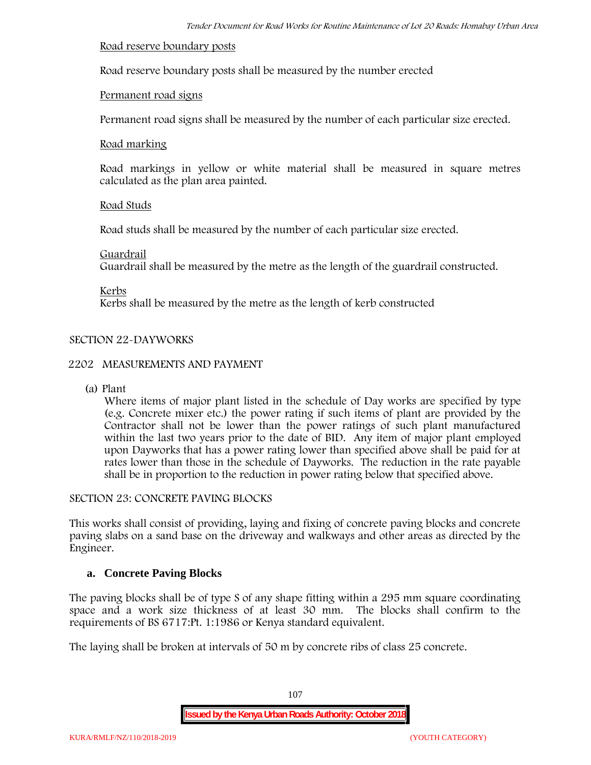Road reserve boundary posts

Road reserve boundary posts shall be measured by the number erected

Permanent road signs

Permanent road signs shall be measured by the number of each particular size erected.

Road marking

Road markings in yellow or white material shall be measured in square metres calculated as the plan area painted.

Road Studs

Road studs shall be measured by the number of each particular size erected.

Guardrail

Guardrail shall be measured by the metre as the length of the guardrail constructed.

Kerbs

Kerbs shall be measured by the metre as the length of kerb constructed

SECTION 22-DAYWORKS

2202 MEASUREMENTS AND PAYMENT

(a) Plant

Where items of major plant listed in the schedule of Day works are specified by type (e.g. Concrete mixer etc.) the power rating if such items of plant are provided by the Contractor shall not be lower than the power ratings of such plant manufactured within the last two years prior to the date of BID. Any item of major plant employed upon Dayworks that has a power rating lower than specified above shall be paid for at rates lower than those in the schedule of Dayworks. The reduction in the rate payable shall be in proportion to the reduction in power rating below that specified above.

SECTION 23: CONCRETE PAVING BLOCKS

This works shall consist of providing, laying and fixing of concrete paving blocks and concrete paving slabs on a sand base on the driveway and walkways and other areas as directed by the Engineer.

**a. Concrete Paving Blocks**

The paving blocks shall be of type S of any shape fitting within a 295 mm square coordinating space and a work size thickness of at least 30 mm. The blocks shall confirm to the requirements of BS 6717:Pt. 1:1986 or Kenya standard equivalent.

The laying shall be broken at intervals of 50 m by concrete ribs of class 25 concrete.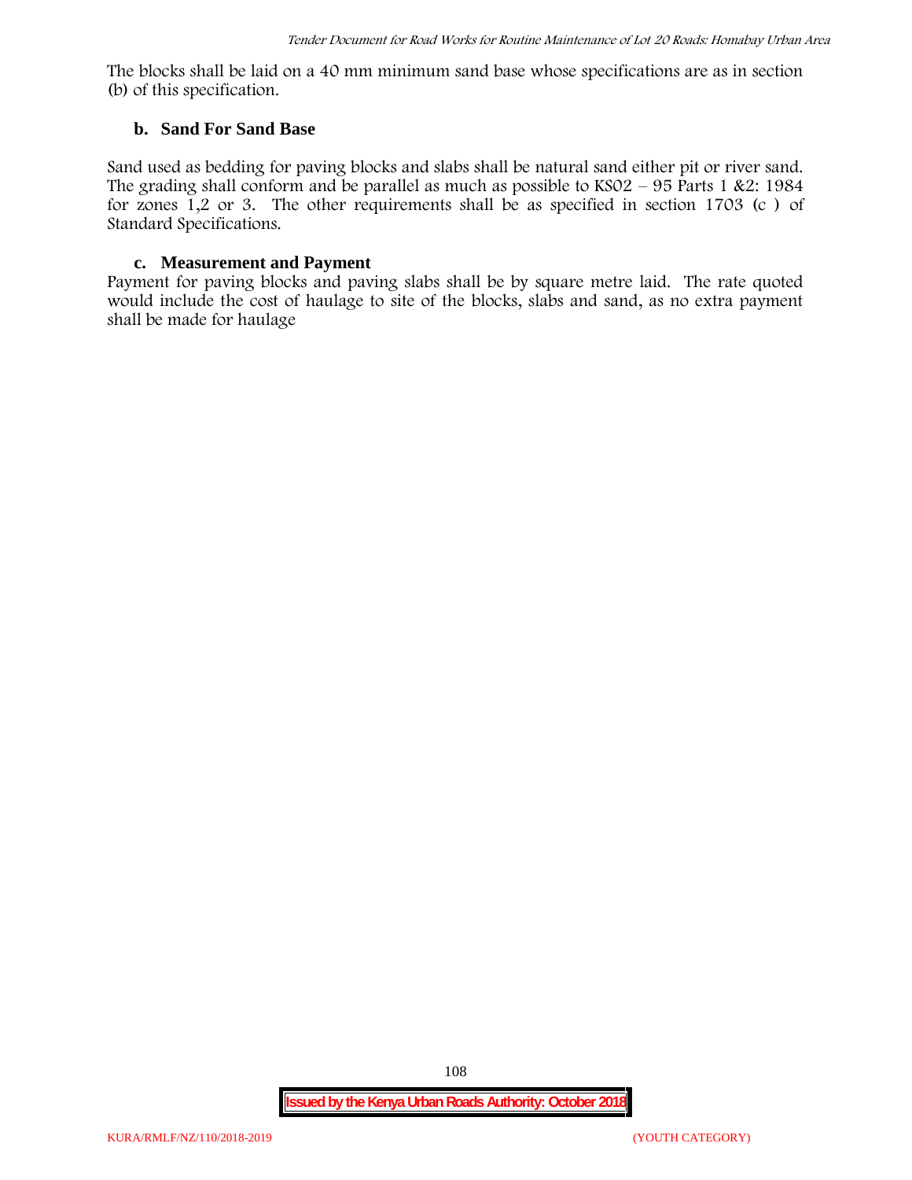The blocks shall be laid on a 40 mm minimum sand base whose specifications are as in section (b) of this specification.

### b. Sand For Sand Base

Sand used as bedding for paving blocks and slabs shall be natural sand either pit or river sand. The grading shall conform and be parallel as much as possible to KS02 – 95 Parts 1 &2: 1984 for zones 1,2 or 3. The other requirements shall be as specified in section 1703 (c ) of Standard Specifications.

### c. Measurement and Payment

Payment for paving blocks and paving slabs shall be by square metre laid. The rate quoted would include the cost of haulage to site of the blocks, slabs and sand, as no extra payment shall be made for haulage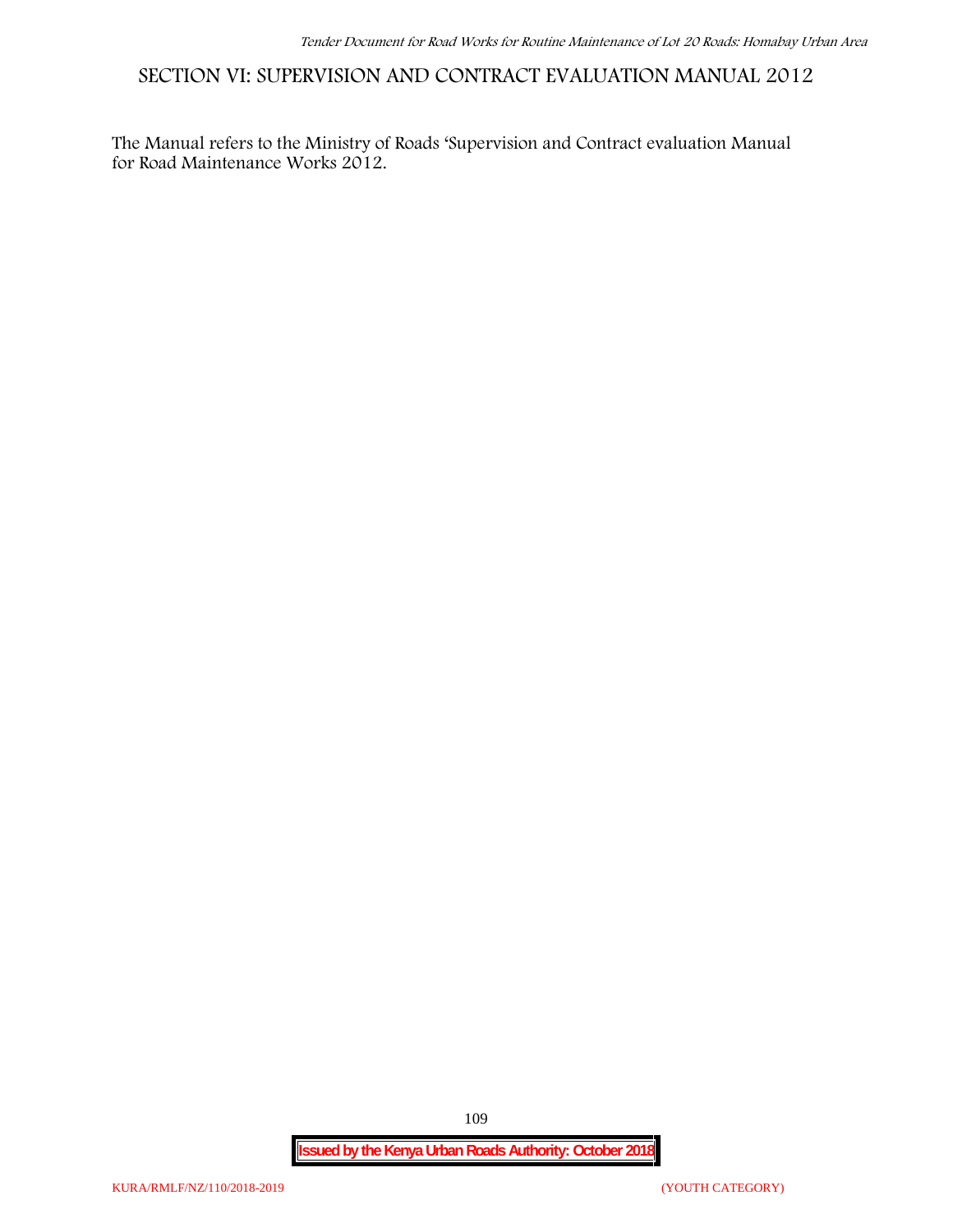# SECTION VI: SUPERVISION AND CONTRACT EVALUATION MANUAL 2012

The Manual refers to the Ministry of Roads 'Supervision and Contract evaluation Manual for Road Maintenance Works 2012.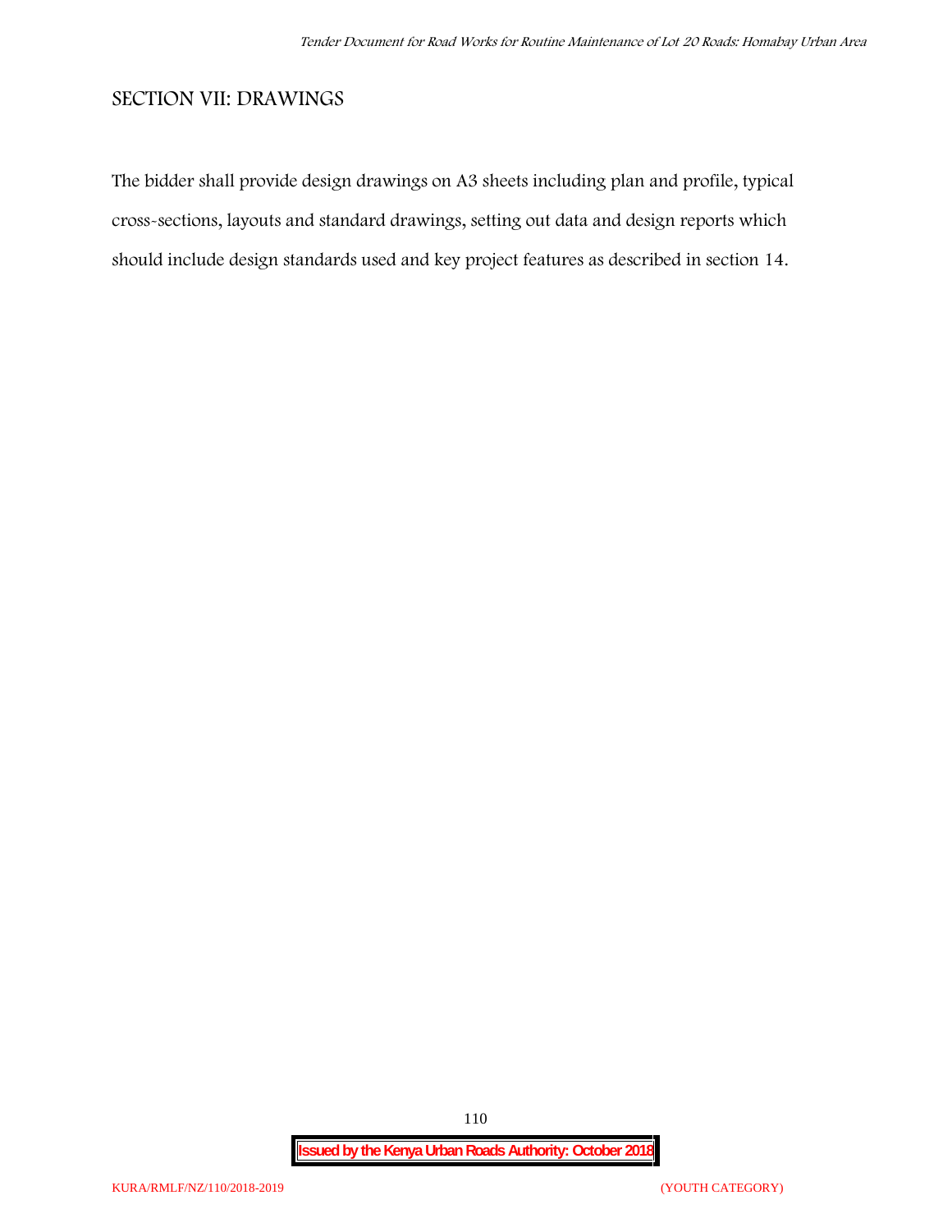## SECTION VII: DRAWINGS

The bidder shall provide design drawings on A3 sheets including plan and profile, typical cross-sections, layouts and standard drawings, setting out data and design reports which should include design standards used and key project features as described in section 14.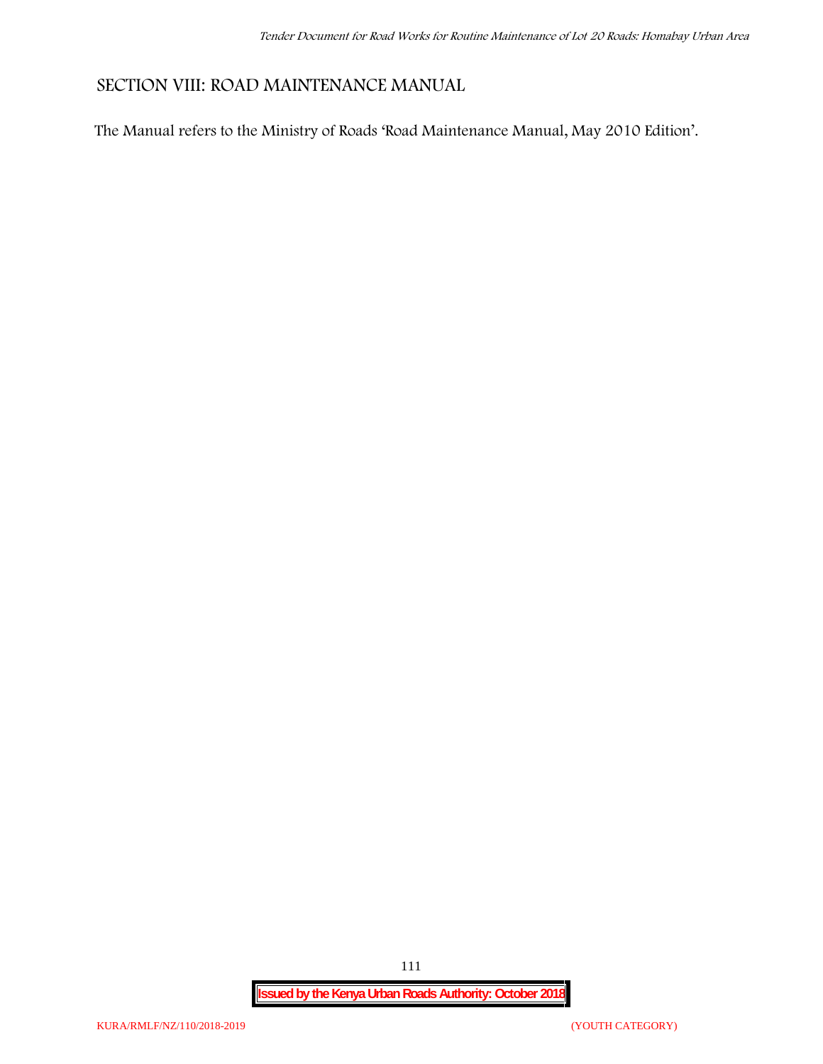# SECTION VIII: ROAD MAINTENANCE MANUAL

The Manual refers to the Ministry of Roads 'Road Maintenance Manual, May 2010 Edition'.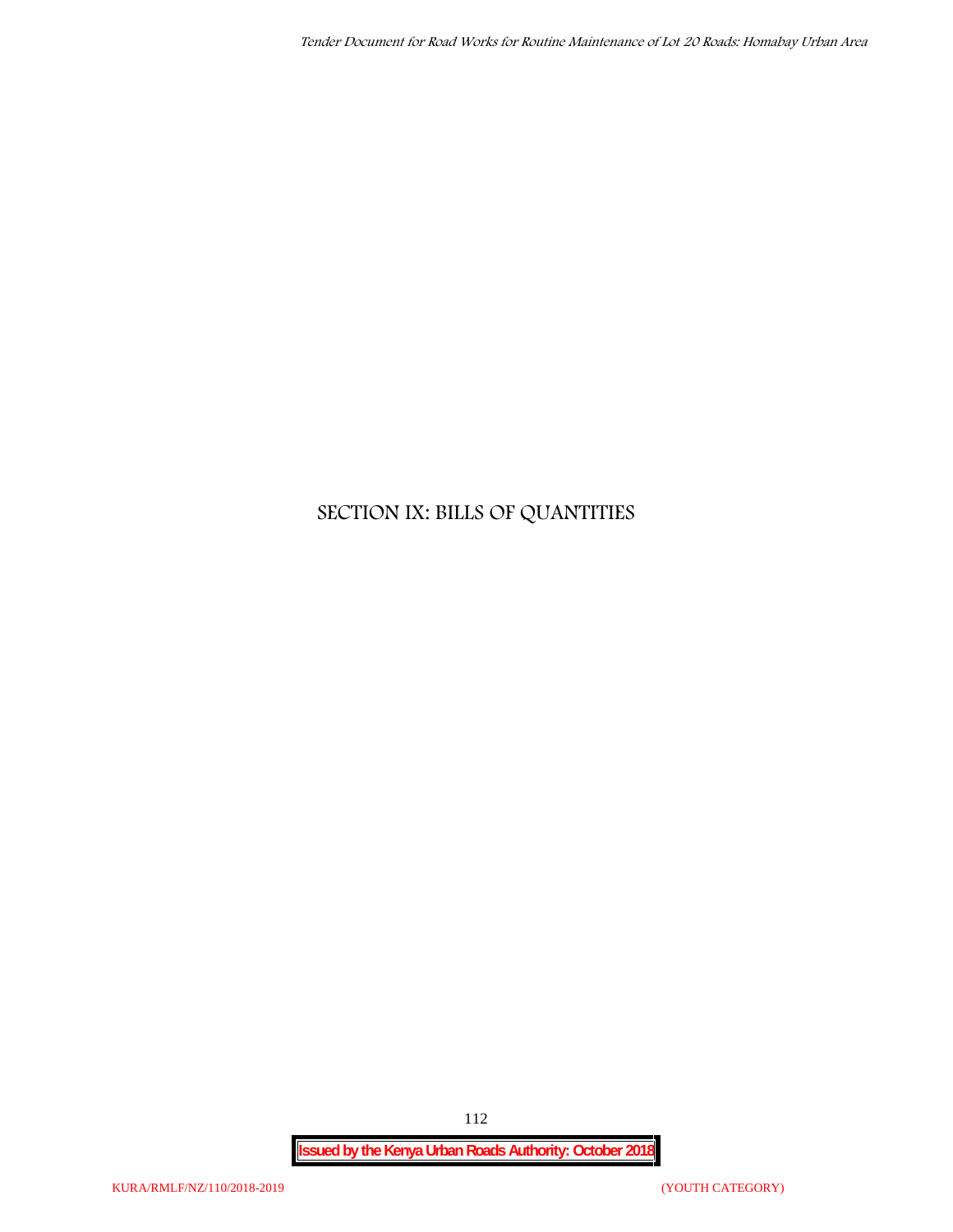# SECTION IX: BILLS OF QUANTITIES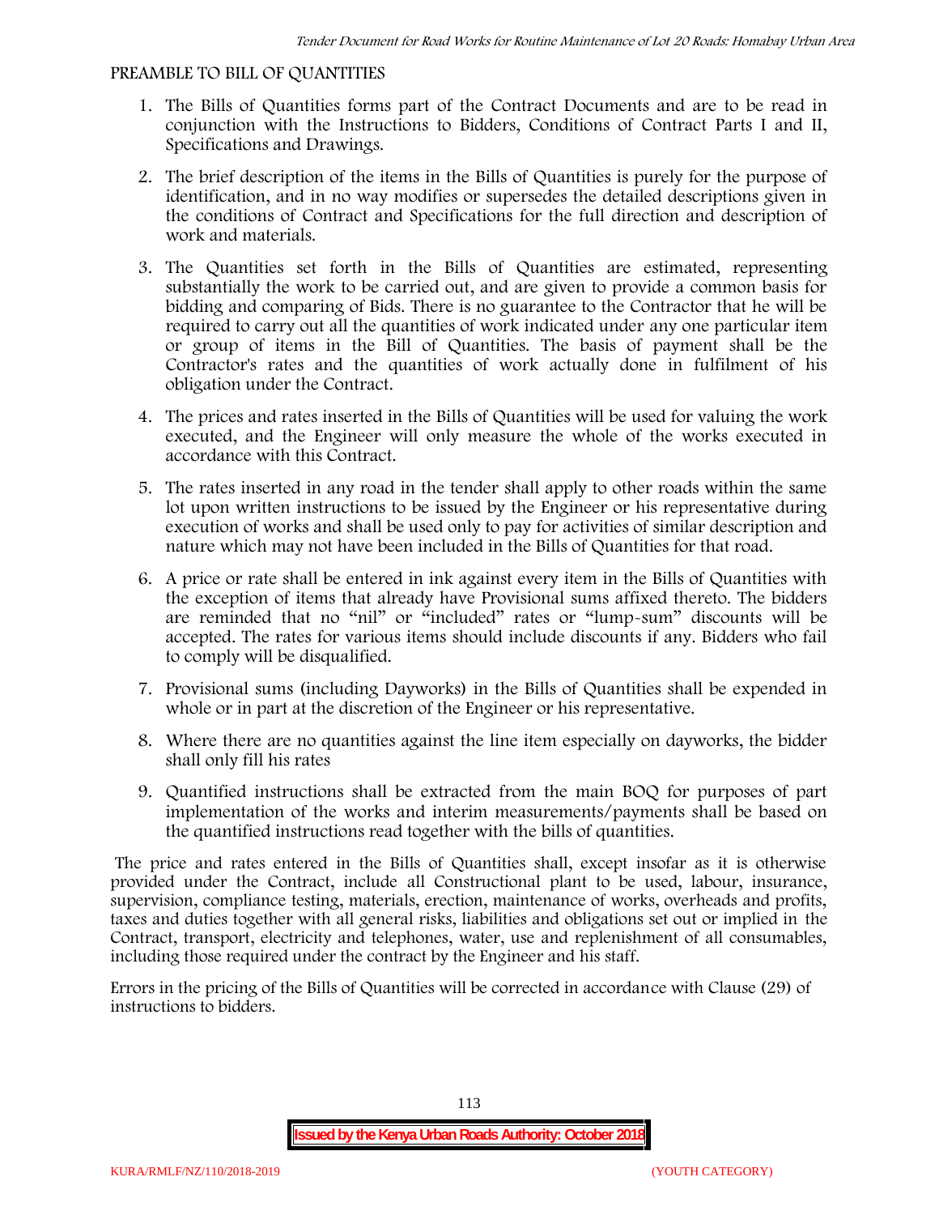## PREAMBLE TO BILL OF QUANTITIES

1. The Bills of Quantities forms part of the Contract Documents and are to be read in conjunction with the Instructions to Bidders, Conditions of Contract Parts I and II, Specifications and Drawings.
2. The brief description of the items in the Bills of Quantities is purely for the purpose of identification, and in no way modifies or supersedes the detailed descriptions given in the conditions of Contract and Specifications for the full direction and description of work and materials.
3. The Quantities set forth in the Bills of Quantities are estimated, representing substantially the work to be carried out, and are given to provide a common basis for bidding and comparing of Bids. There is no guarantee to the Contractor that he will be required to carry out all the quantities of work indicated under any one particular item or group of items in the Bill of Quantities. The basis of payment shall be the Contractor's rates and the quantities of work actually done in fulfilment of his obligation under the Contract.
4. The prices and rates inserted in the Bills of Quantities will be used for valuing the work executed, and the Engineer will only measure the whole of the works executed in accordance with this Contract.
5. The rates inserted in any road in the tender shall apply to other roads within the same lot upon written instructions to be issued by the Engineer or his representative during execution of works and shall be used only to pay for activities of similar description and nature which may not have been included in the Bills of Quantities for that road.
6. A price or rate shall be entered in ink against every item in the Bills of Quantities with the exception of items that already have Provisional sums affixed thereto. The bidders are reminded that no "nil" or "included" rates or "lump-sum" discounts will be accepted. The rates for various items should include discounts if any. Bidders who fail to comply will be disqualified.
7. Provisional sums (including Dayworks) in the Bills of Quantities shall be expended in whole or in part at the discretion of the Engineer or his representative.
8. Where there are no quantities against the line item especially on dayworks, the bidder shall only fill his rates
9. Quantified instructions shall be extracted from the main BOQ for purposes of part implementation of the works and interim measurements/payments shall be based on the quantified instructions read together with the bills of quantities.

The price and rates entered in the Bills of Quantities shall, except insofar as it is otherwise provided under the Contract, include all Constructional plant to be used, labour, insurance, supervision, compliance testing, materials, erection, maintenance of works, overheads and profits, taxes and duties together with all general risks, liabilities and obligations set out or implied in the Contract, transport, electricity and telephones, water, use and replenishment of all consumables, including those required under the contract by the Engineer and his staff.

Errors in the pricing of the Bills of Quantities will be corrected in accordance with Clause (29) of instructions to bidders.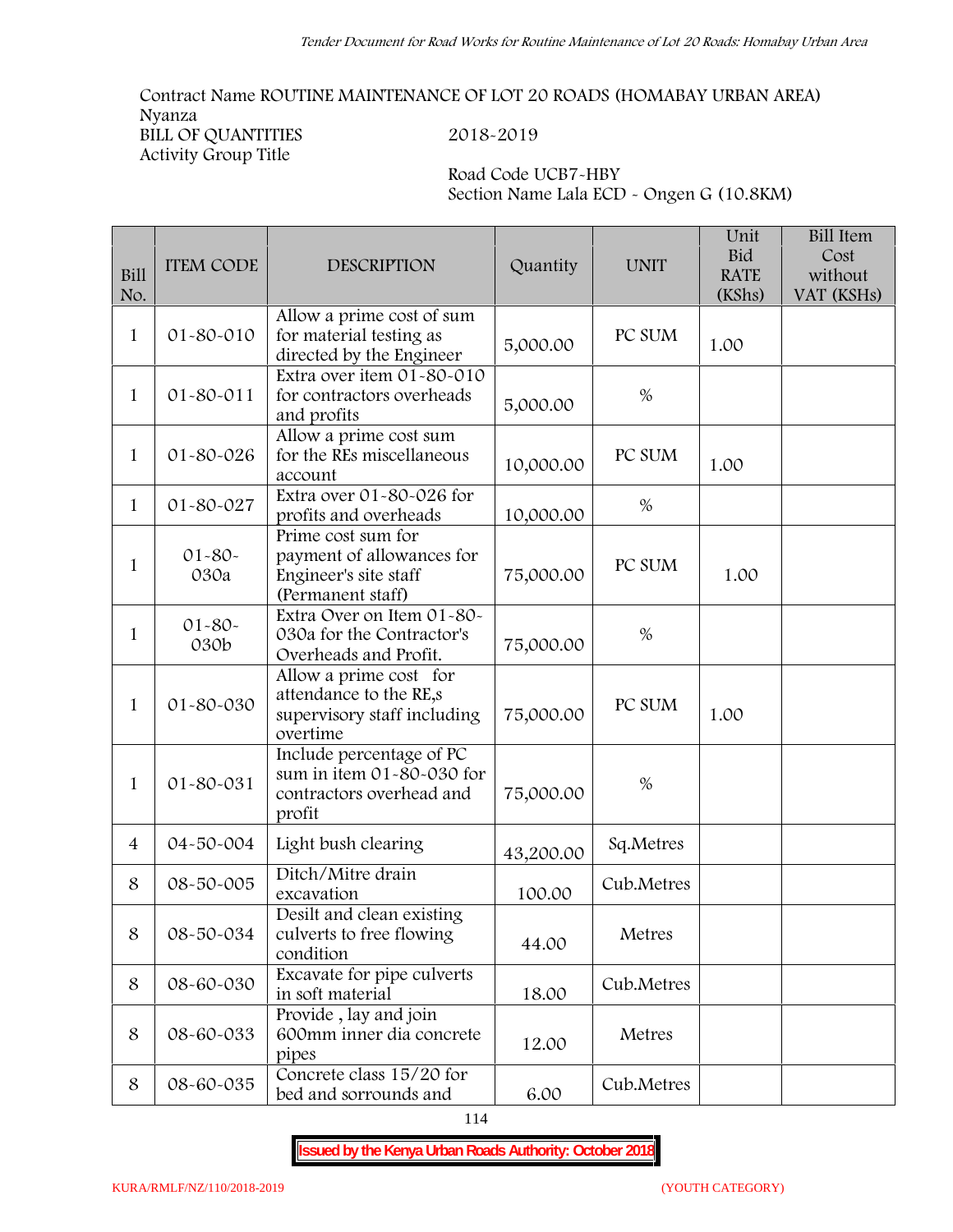Contract Name ROUTINE MAINTENANCE OF LOT 20 ROADS (HOMABAY URBAN AREA)
Nyanza
BILL OF QUANTITIES 2018-2019
Activity Group Title

Road Code UCB7-HBY
Section Name Lala ECD - Ongen G (10.8KM)

| Bill No. | ITEM CODE | DESCRIPTION | Quantity | UNIT | Unit Bid RATE (KShs) | Bill Item Cost without VAT (KSHs) |
|---|---|---|---|---|---|---|
| 1 | 01-80-010 | Allow a prime cost of sum for material testing as directed by the Engineer | 5,000.00 | PC SUM | 1.00 | |
| 1 | 01-80-011 | Extra over item 01-80-010 for contractors overheads and profits | 5,000.00 | % | | |
| 1 | 01-80-026 | Allow a prime cost sum for the REs miscellaneous account | 10,000.00 | PC SUM | 1.00 | |
| 1 | 01-80-027 | Extra over 01-80-026 for profits and overheads | 10,000.00 | % | | |
| 1 | 01-80-030a | Prime cost sum for payment of allowances for Engineer's site staff (Permanent staff) | 75,000.00 | PC SUM | 1.00 | |
| 1 | 01-80-030b | Extra Over on Item 01-80-030a for the Contractor's Overheads and Profit. | 75,000.00 | % | | |
| 1 | 01-80-030 | Allow a prime cost for attendance to the RE,s supervisory staff including overtime | 75,000.00 | PC SUM | 1.00 | |
| 1 | 01-80-031 | Include percentage of PC sum in item 01-80-030 for contractors overhead and profit | 75,000.00 | % | | |
| 4 | 04-50-004 | Light bush clearing | 43,200.00 | Sq.Metres | | |
| 8 | 08-50-005 | Ditch/Mitre drain excavation | 100.00 | Cub.Metres | | |
| 8 | 08-50-034 | Desilt and clean existing culverts to free flowing condition | 44.00 | Metres | | |
| 8 | 08-60-030 | Excavate for pipe culverts in soft material | 18.00 | Cub.Metres | | |
| 8 | 08-60-033 | Provide , lay and join 600mm inner dia concrete pipes | 12.00 | Metres | | |
| 8 | 08-60-035 | Concrete class 15/20 for bed and sorrounds and | 6.00 | Cub.Metres | | |

**Issued by the Kenya Urban Roads Authority: October 2018**

KURA/RMLF/NZ/110/2018-2019 (YOUTH CATEGORY)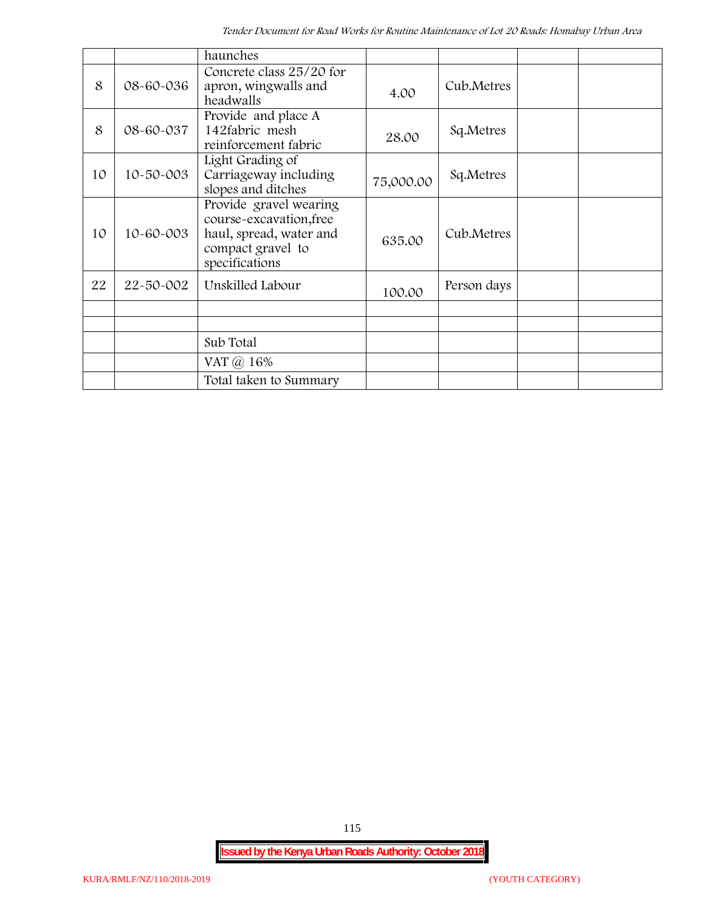| | | haunches | | | | |
|---|---|---|---|---|---|---|
| 8 | 08-60-036 | Concrete class 25/20 for apron, wingwalls and headwalls | 4.00 | Cub.Metres | | |
| 8 | 08-60-037 | Provide and place A 142fabric mesh reinforcement fabric | 28.00 | Sq.Metres | | |
| 10 | 10-50-003 | Light Grading of Carriageway including slopes and ditches | 75,000.00 | Sq.Metres | | |
| 10 | 10-60-003 | Provide gravel wearing course-excavation,free haul, spread, water and compact gravel to specifications | 635.00 | Cub.Metres | | |
| 22 | 22-50-002 | Unskilled Labour | 100.00 | Person days | | |
| | | | | | | |
| | | | | | | |
| | | Sub Total | | | | |
| | | VAT @ 16% | | | | |
| | | Total taken to Summary | | | | |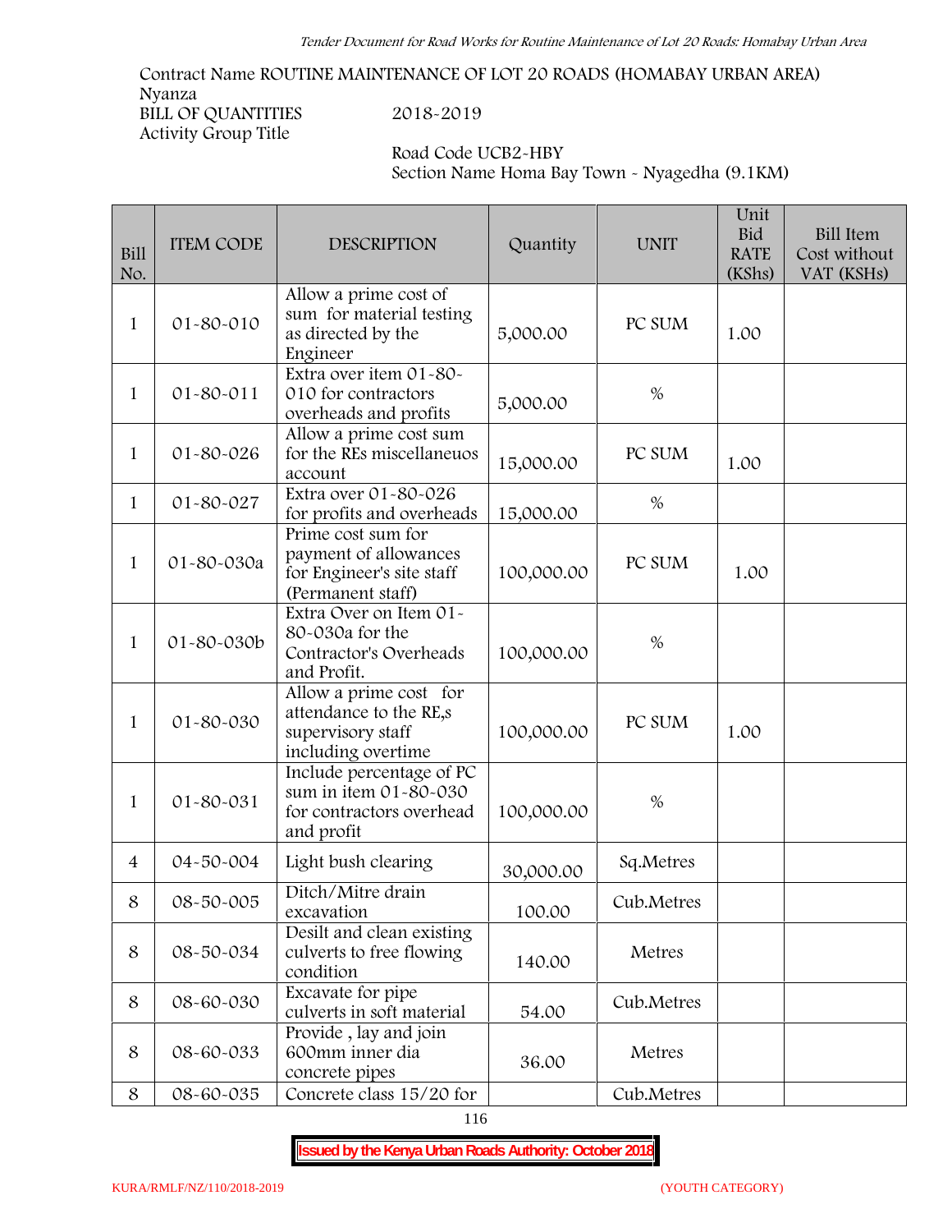Contract Name ROUTINE MAINTENANCE OF LOT 20 ROADS (HOMABAY URBAN AREA)
Nyanza
BILL OF QUANTITIES 2018-2019
Activity Group Title

Road Code UCB2-HBY
Section Name Homa Bay Town - Nyagedha (9.1KM)

| Bill No. | ITEM CODE | DESCRIPTION | Quantity | UNIT | Unit Bid RATE (KShs) | Bill Item Cost without VAT (KSHs) |
|---|---|---|---|---|---|---|
| 1 | 01-80-010 | Allow a prime cost of sum for material testing as directed by the Engineer | 5,000.00 | PC SUM | 1.00 | |
| 1 | 01-80-011 | Extra over item 01-80-010 for contractors overheads and profits | 5,000.00 | % | | |
| 1 | 01-80-026 | Allow a prime cost sum for the REs miscellaneuos account | 15,000.00 | PC SUM | 1.00 | |
| 1 | 01-80-027 | Extra over 01-80-026 for profits and overheads | 15,000.00 | % | | |
| 1 | 01-80-030a | Prime cost sum for payment of allowances for Engineer's site staff (Permanent staff) | 100,000.00 | PC SUM | 1.00 | |
| 1 | 01-80-030b | Extra Over on Item 01-80-030a for the Contractor's Overheads and Profit. | 100,000.00 | % | | |
| 1 | 01-80-030 | Allow a prime cost for attendance to the RE,s supervisory staff including overtime | 100,000.00 | PC SUM | 1.00 | |
| 1 | 01-80-031 | Include percentage of PC sum in item 01-80-030 for contractors overhead and profit | 100,000.00 | % | | |
| 4 | 04-50-004 | Light bush clearing | 30,000.00 | Sq.Metres | | |
| 8 | 08-50-005 | Ditch/Mitre drain excavation | 100.00 | Cub.Metres | | |
| 8 | 08-50-034 | Desilt and clean existing culverts to free flowing condition | 140.00 | Metres | | |
| 8 | 08-60-030 | Excavate for pipe culverts in soft material | 54.00 | Cub.Metres | | |
| 8 | 08-60-033 | Provide , lay and join 600mm inner dia concrete pipes | 36.00 | Metres | | |
| 8 | 08-60-035 | Concrete class 15/20 for | | Cub.Metres | | |

KURA/RMLF/NZ/110/2018-2019 (YOUTH CATEGORY)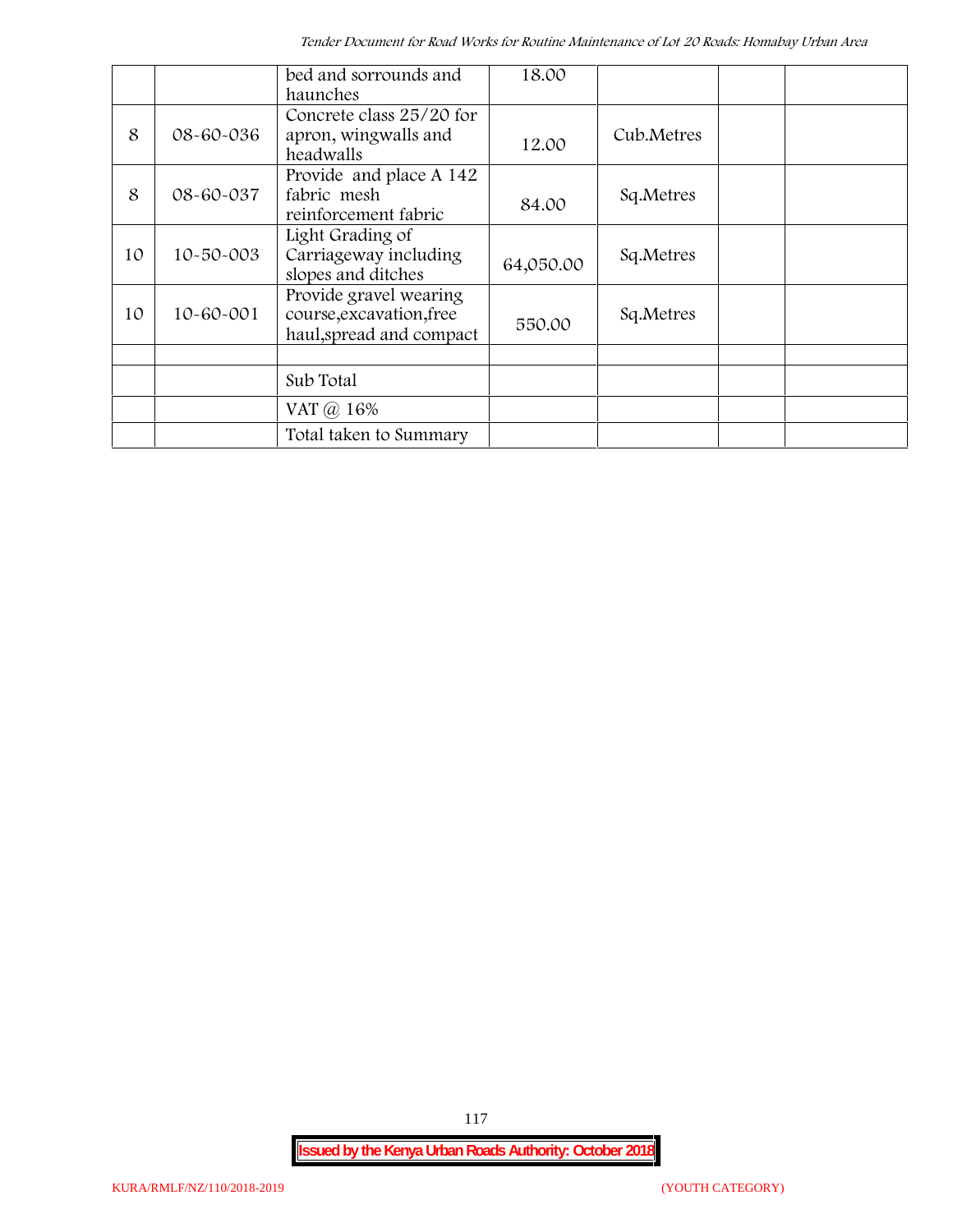| | | | | | | |
|---|---|---|---|---|---|---|
| | | bed and sorrounds and haunches | 18.00 | | | |
| 8 | 08-60-036 | Concrete class 25/20 for apron, wingwalls and headwalls | 12.00 | Cub.Metres | | |
| 8 | 08-60-037 | Provide and place A 142 fabric mesh reinforcement fabric | 84.00 | Sq.Metres | | |
| 10 | 10-50-003 | Light Grading of Carriageway including slopes and ditches | 64,050.00 | Sq.Metres | | |
| 10 | 10-60-001 | Provide gravel wearing course,excavation,free haul,spread and compact | 550.00 | Sq.Metres | | |
| | | | | | | |
| | | Sub Total | | | | |
| | | VAT @ 16% | | | | |
| | | Total taken to Summary | | | | |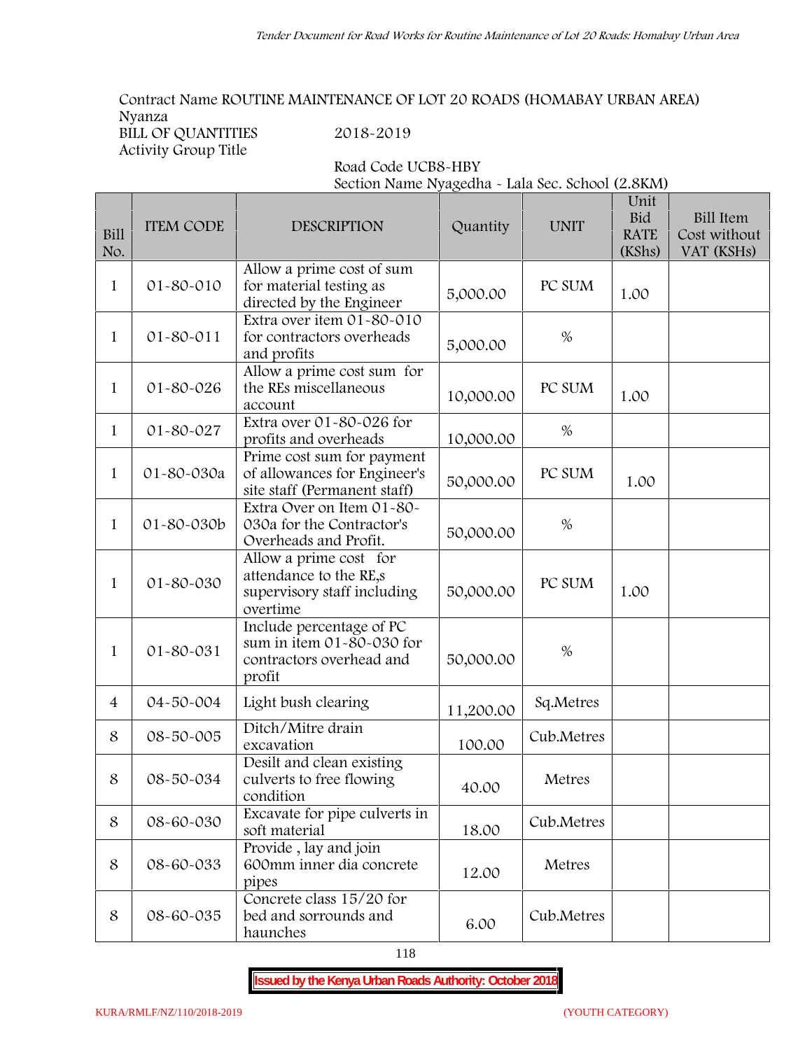Contract Name ROUTINE MAINTENANCE OF LOT 20 ROADS (HOMABAY URBAN AREA)
Nyanza
BILL OF QUANTITIES 2018-2019
Activity Group Title

Road Code UCB8-HBY
Section Name Nyagedha - Lala Sec. School (2.8KM)

| Bill No. | ITEM CODE | DESCRIPTION | Quantity | UNIT | Unit Bid RATE (KShs) | Bill Item Cost without VAT (KSHs) |
|---|---|---|---|---|---|---|
| 1 | 01-80-010 | Allow a prime cost of sum for material testing as directed by the Engineer | 5,000.00 | PC SUM | 1.00 | |
| 1 | 01-80-011 | Extra over item 01-80-010 for contractors overheads and profits | 5,000.00 | % | | |
| 1 | 01-80-026 | Allow a prime cost sum for the REs miscellaneous account | 10,000.00 | PC SUM | 1.00 | |
| 1 | 01-80-027 | Extra over 01-80-026 for profits and overheads | 10,000.00 | % | | |
| 1 | 01-80-030a | Prime cost sum for payment of allowances for Engineer's site staff (Permanent staff) | 50,000.00 | PC SUM | 1.00 | |
| 1 | 01-80-030b | Extra Over on Item 01-80-030a for the Contractor's Overheads and Profit. | 50,000.00 | % | | |
| 1 | 01-80-030 | Allow a prime cost for attendance to the RE,s supervisory staff including overtime | 50,000.00 | PC SUM | 1.00 | |
| 1 | 01-80-031 | Include percentage of PC sum in item 01-80-030 for contractors overhead and profit | 50,000.00 | % | | |
| 4 | 04-50-004 | Light bush clearing | 11,200.00 | Sq.Metres | | |
| 8 | 08-50-005 | Ditch/Mitre drain excavation | 100.00 | Cub.Metres | | |
| 8 | 08-50-034 | Desilt and clean existing culverts to free flowing condition | 40.00 | Metres | | |
| 8 | 08-60-030 | Excavate for pipe culverts in soft material | 18.00 | Cub.Metres | | |
| 8 | 08-60-033 | Provide , lay and join 600mm inner dia concrete pipes | 12.00 | Metres | | |
| 8 | 08-60-035 | Concrete class 15/20 for bed and sorrounds and haunches | 6.00 | Cub.Metres | | |

**Issued by the Kenya Urban Roads Authority: October 2018**

KURA/RMLF/NZ/110/2018-2019 (YOUTH CATEGORY)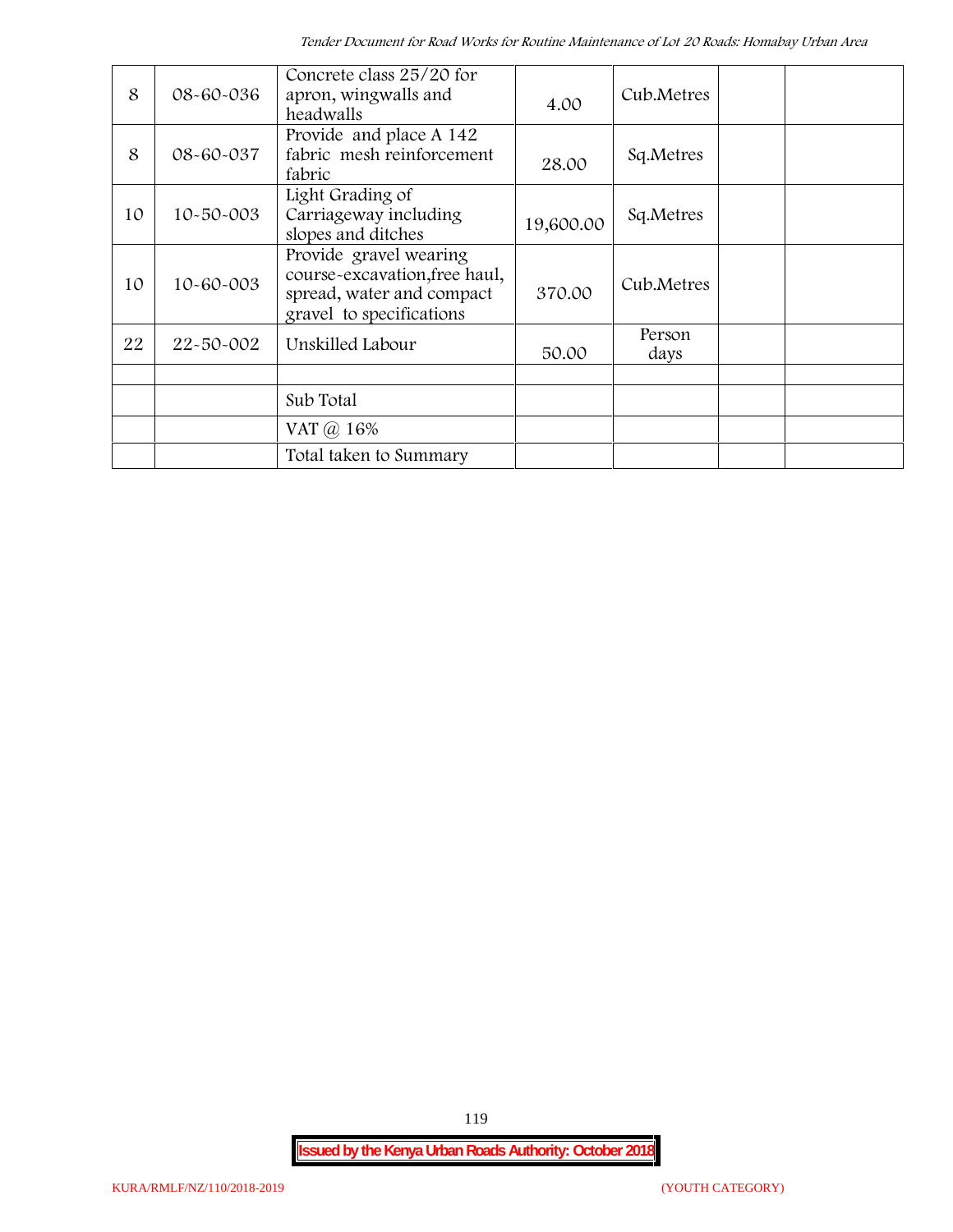| | | | | | | |
|---|---|---|---|---|---|---|
| 8 | 08-60-036 | Concrete class 25/20 for apron, wingwalls and headwalls | 4.00 | Cub.Metres | | |
| 8 | 08-60-037 | Provide and place A 142 fabric mesh reinforcement fabric | 28.00 | Sq.Metres | | |
| 10 | 10-50-003 | Light Grading of Carriageway including slopes and ditches | 19,600.00 | Sq.Metres | | |
| 10 | 10-60-003 | Provide gravel wearing course-excavation,free haul, spread, water and compact gravel to specifications | 370.00 | Cub.Metres | | |
| 22 | 22-50-002 | Unskilled Labour | 50.00 | Person days | | |
| | | | | | | |
| | | Sub Total | | | | |
| | | VAT @ 16% | | | | |
| | | Total taken to Summary | | | | |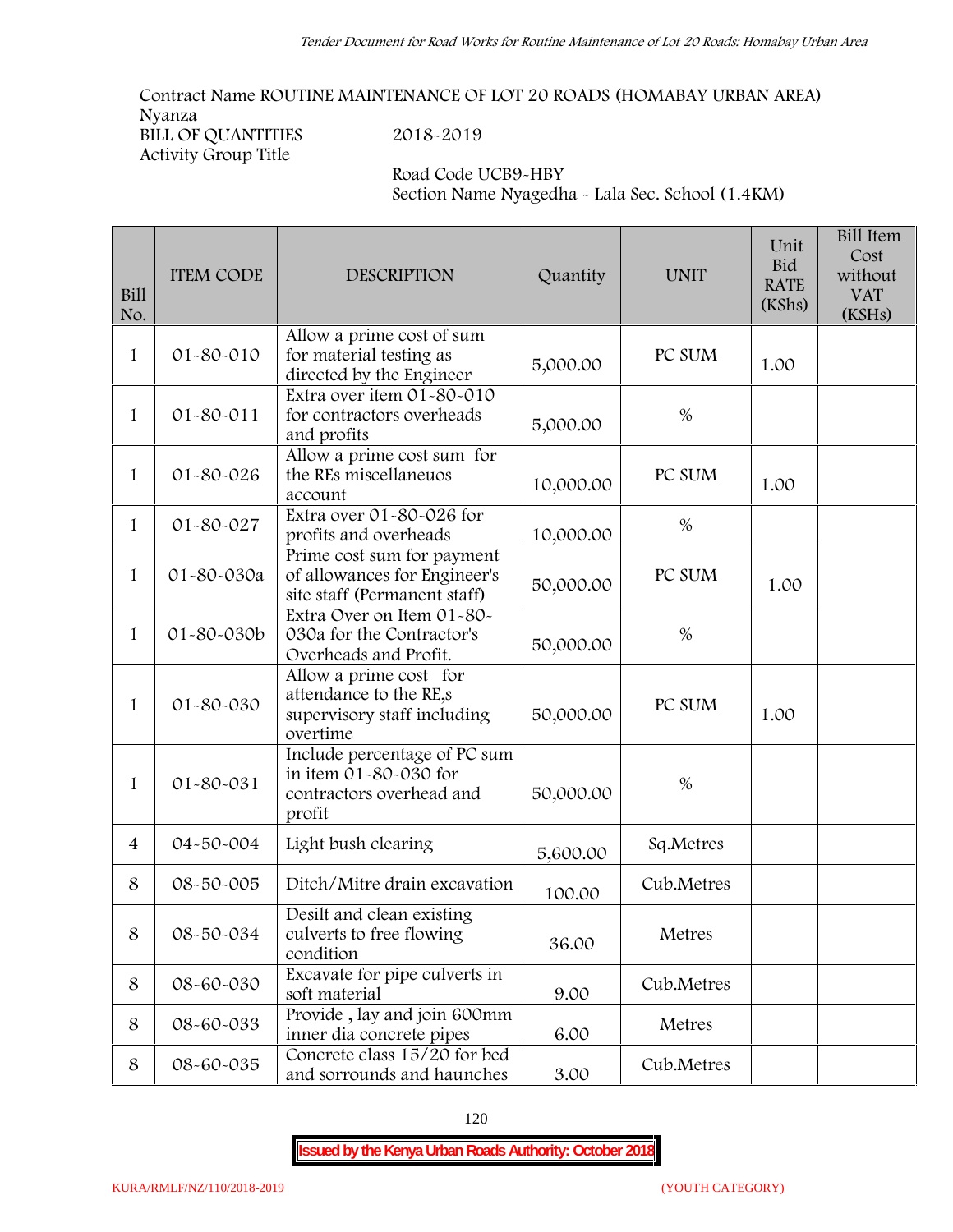Contract Name ROUTINE MAINTENANCE OF LOT 20 ROADS (HOMABAY URBAN AREA)
Nyanza
BILL OF QUANTITIES 2018-2019
Activity Group Title

Road Code UCB9-HBY
Section Name Nyagedha - Lala Sec. School (1.4KM)

| Bill No. | ITEM CODE | DESCRIPTION | Quantity | UNIT | Unit Bid RATE (KShs) | Bill Item Cost without VAT (KSHs) |
|---|---|---|---|---|---|---|
| 1 | 01-80-010 | Allow a prime cost of sum for material testing as directed by the Engineer | 5,000.00 | PC SUM | 1.00 | |
| 1 | 01-80-011 | Extra over item 01-80-010 for contractors overheads and profits | 5,000.00 | % | | |
| 1 | 01-80-026 | Allow a prime cost sum for the REs miscellaneuos account | 10,000.00 | PC SUM | 1.00 | |
| 1 | 01-80-027 | Extra over 01-80-026 for profits and overheads | 10,000.00 | % | | |
| 1 | 01-80-030a | Prime cost sum for payment of allowances for Engineer's site staff (Permanent staff) | 50,000.00 | PC SUM | 1.00 | |
| 1 | 01-80-030b | Extra Over on Item 01-80-030a for the Contractor's Overheads and Profit. | 50,000.00 | % | | |
| 1 | 01-80-030 | Allow a prime cost for attendance to the RE,s supervisory staff including overtime | 50,000.00 | PC SUM | 1.00 | |
| 1 | 01-80-031 | Include percentage of PC sum in item 01-80-030 for contractors overhead and profit | 50,000.00 | % | | |
| 4 | 04-50-004 | Light bush clearing | 5,600.00 | Sq.Metres | | |
| 8 | 08-50-005 | Ditch/Mitre drain excavation | 100.00 | Cub.Metres | | |
| 8 | 08-50-034 | Desilt and clean existing culverts to free flowing condition | 36.00 | Metres | | |
| 8 | 08-60-030 | Excavate for pipe culverts in soft material | 9.00 | Cub.Metres | | |
| 8 | 08-60-033 | Provide , lay and join 600mm inner dia concrete pipes | 6.00 | Metres | | |
| 8 | 08-60-035 | Concrete class 15/20 for bed and sorrounds and haunches | 3.00 | Cub.Metres | | |

**Issued by the Kenya Urban Roads Authority: October 2018**

KURA/RMLF/NZ/110/2018-2019 (YOUTH CATEGORY)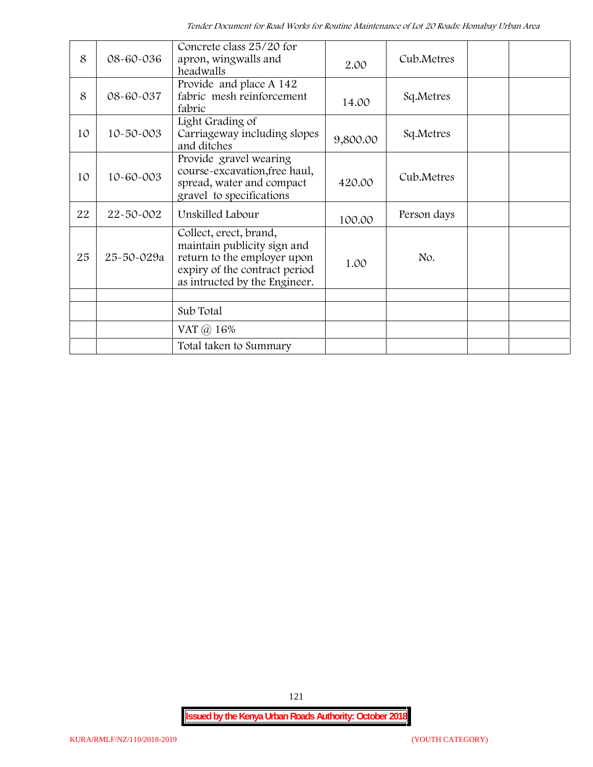| | | | | | | |
|---|---|---|---|---|---|---|
| 8 | 08-60-036 | Concrete class 25/20 for apron, wingwalls and headwalls | 2.00 | Cub.Metres | | |
| 8 | 08-60-037 | Provide and place A 142 fabric mesh reinforcement fabric | 14.00 | Sq.Metres | | |
| 10 | 10-50-003 | Light Grading of Carriageway including slopes and ditches | 9,800.00 | Sq.Metres | | |
| 10 | 10-60-003 | Provide gravel wearing course-excavation,free haul, spread, water and compact gravel to specifications | 420.00 | Cub.Metres | | |
| 22 | 22-50-002 | Unskilled Labour | 100.00 | Person days | | |
| 25 | 25-50-029a | Collect, erect, brand, maintain publicity sign and return to the employer upon expiry of the contract period as intructed by the Engineer. | 1.00 | No. | | |
| | | | | | | |
| | | Sub Total | | | | |
| | | VAT @ 16% | | | | |
| | | Total taken to Summary | | | | |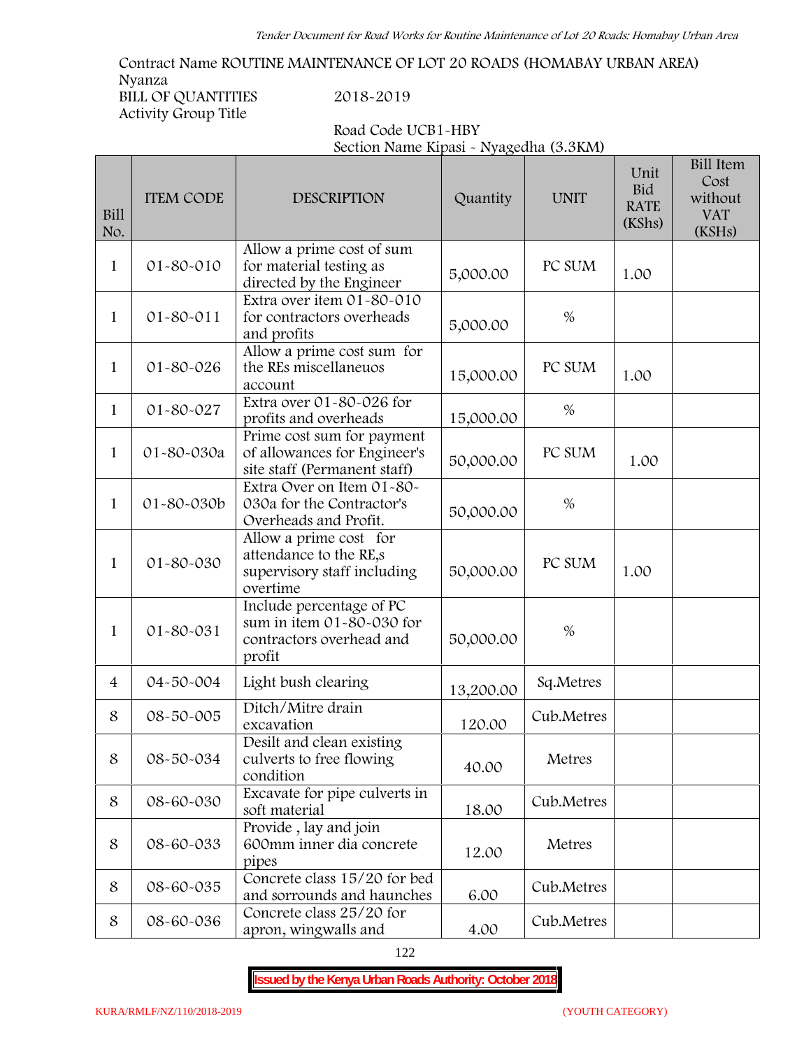Contract Name ROUTINE MAINTENANCE OF LOT 20 ROADS (HOMABAY URBAN AREA)
Nyanza
BILL OF QUANTITIES 2018-2019
Activity Group Title

Road Code UCB1-HBY
Section Name Kipasi - Nyagedha (3.3KM)

| Bill No. | ITEM CODE | DESCRIPTION | Quantity | UNIT | Unit Bid RATE (KShs) | Bill Item Cost without VAT (KSHs) |
|---|---|---|---|---|---|---|
| 1 | 01-80-010 | Allow a prime cost of sum for material testing as directed by the Engineer | 5,000.00 | PC SUM | 1.00 | |
| 1 | 01-80-011 | Extra over item 01-80-010 for contractors overheads and profits | 5,000.00 | % | | |
| 1 | 01-80-026 | Allow a prime cost sum for the REs miscellaneuos account | 15,000.00 | PC SUM | 1.00 | |
| 1 | 01-80-027 | Extra over 01-80-026 for profits and overheads | 15,000.00 | % | | |
| 1 | 01-80-030a | Prime cost sum for payment of allowances for Engineer's site staff (Permanent staff) | 50,000.00 | PC SUM | 1.00 | |
| 1 | 01-80-030b | Extra Over on Item 01-80-030a for the Contractor's Overheads and Profit. | 50,000.00 | % | | |
| 1 | 01-80-030 | Allow a prime cost for attendance to the RE,s supervisory staff including overtime | 50,000.00 | PC SUM | 1.00 | |
| 1 | 01-80-031 | Include percentage of PC sum in item 01-80-030 for contractors overhead and profit | 50,000.00 | % | | |
| 4 | 04-50-004 | Light bush clearing | 13,200.00 | Sq.Metres | | |
| 8 | 08-50-005 | Ditch/Mitre drain excavation | 120.00 | Cub.Metres | | |
| 8 | 08-50-034 | Desilt and clean existing culverts to free flowing condition | 40.00 | Metres | | |
| 8 | 08-60-030 | Excavate for pipe culverts in soft material | 18.00 | Cub.Metres | | |
| 8 | 08-60-033 | Provide , lay and join 600mm inner dia concrete pipes | 12.00 | Metres | | |
| 8 | 08-60-035 | Concrete class 15/20 for bed and sorrounds and haunches | 6.00 | Cub.Metres | | |
| 8 | 08-60-036 | Concrete class 25/20 for apron, wingwalls and | 4.00 | Cub.Metres | | |

**Issued by the Kenya Urban Roads Authority: October 2018**

KURA/RMLF/NZ/110/2018-2019 (YOUTH CATEGORY)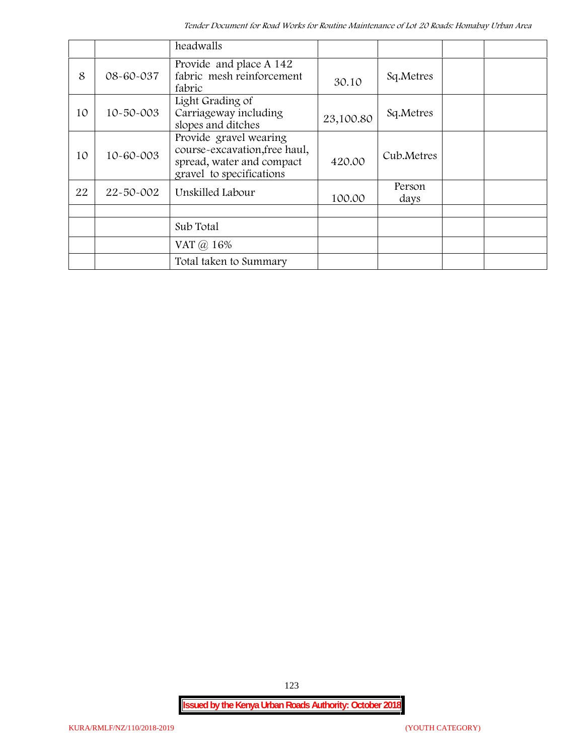| | | headwalls | | | | |
|---|---|---|---|---|---|---|
| 8 | 08-60-037 | Provide and place A 142 fabric mesh reinforcement fabric | 30.10 | Sq.Metres | | |
| 10 | 10-50-003 | Light Grading of Carriageway including slopes and ditches | 23,100.80 | Sq.Metres | | |
| 10 | 10-60-003 | Provide gravel wearing course-excavation,free haul, spread, water and compact gravel to specifications | 420.00 | Cub.Metres | | |
| 22 | 22-50-002 | Unskilled Labour | 100.00 | Person days | | |
| | | | | | | |
| | | Sub Total | | | | |
| | | VAT @ 16% | | | | |
| | | Total taken to Summary | | | | |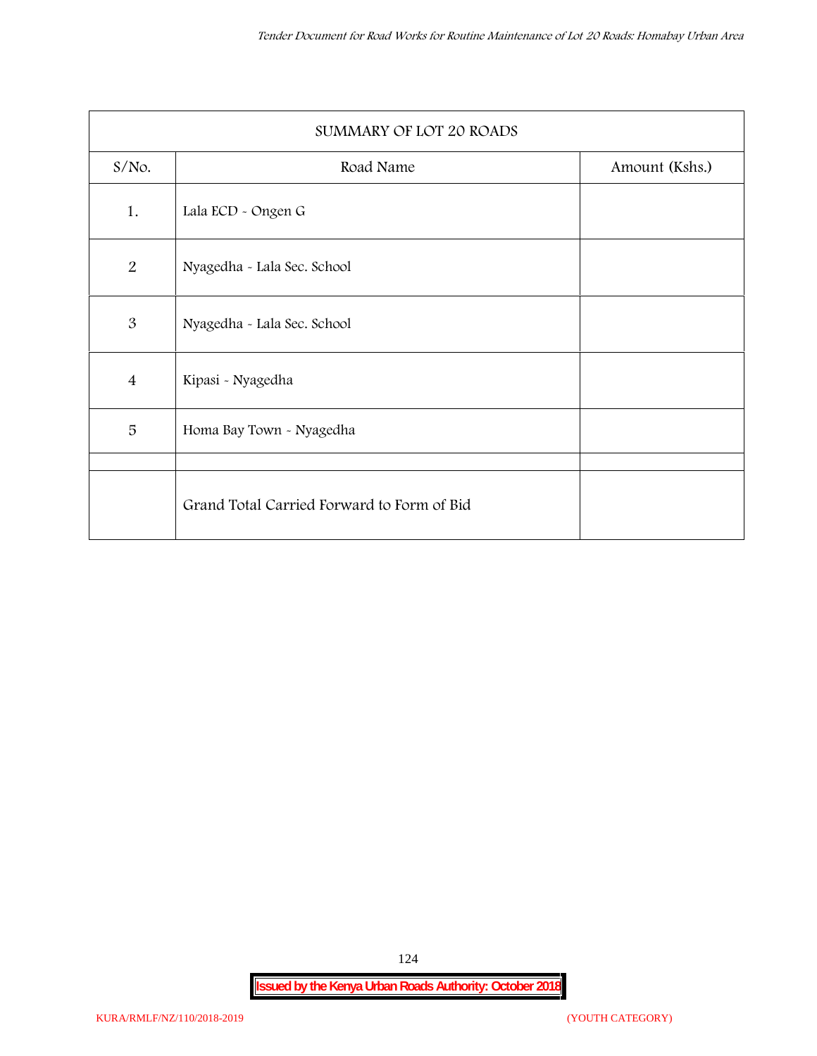| SUMMARY OF LOT 20 ROADS | | |
|---|---|---|
| S/No. | Road Name | Amount (Kshs.) |
| 1. | Lala ECD - Ongen G | |
| 2 | Nyagedha - Lala Sec. School | |
| 3 | Nyagedha - Lala Sec. School | |
| 4 | Kipasi - Nyagedha | |
| 5 | Homa Bay Town - Nyagedha | |
| | | |
| | Grand Total Carried Forward to Form of Bid | |

**Issued by the Kenya Urban Roads Authority: October 2018**

KURA/RMLF/NZ/110/2018-2019 (YOUTH CATEGORY)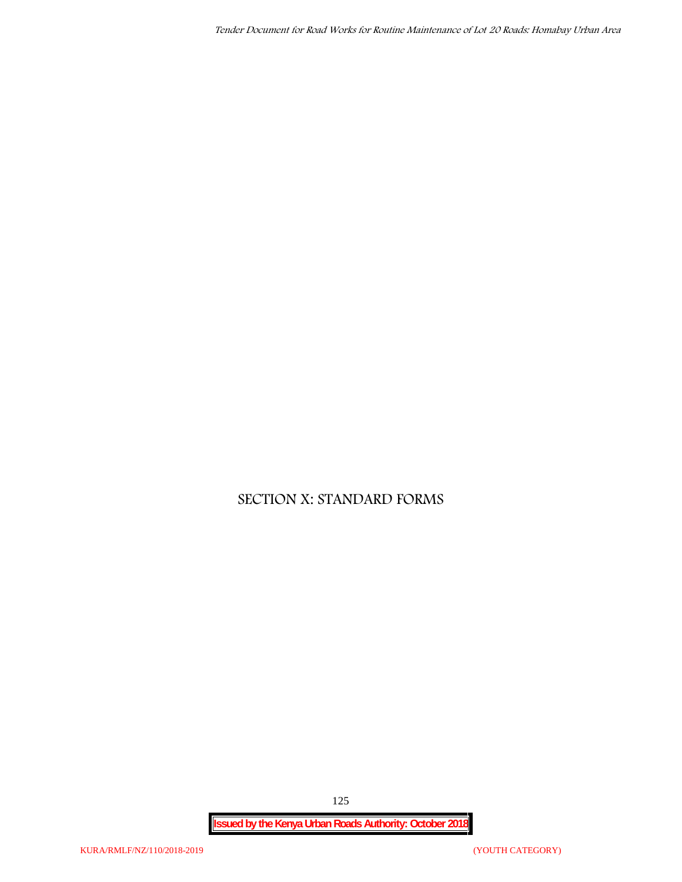# SECTION X: STANDARD FORMS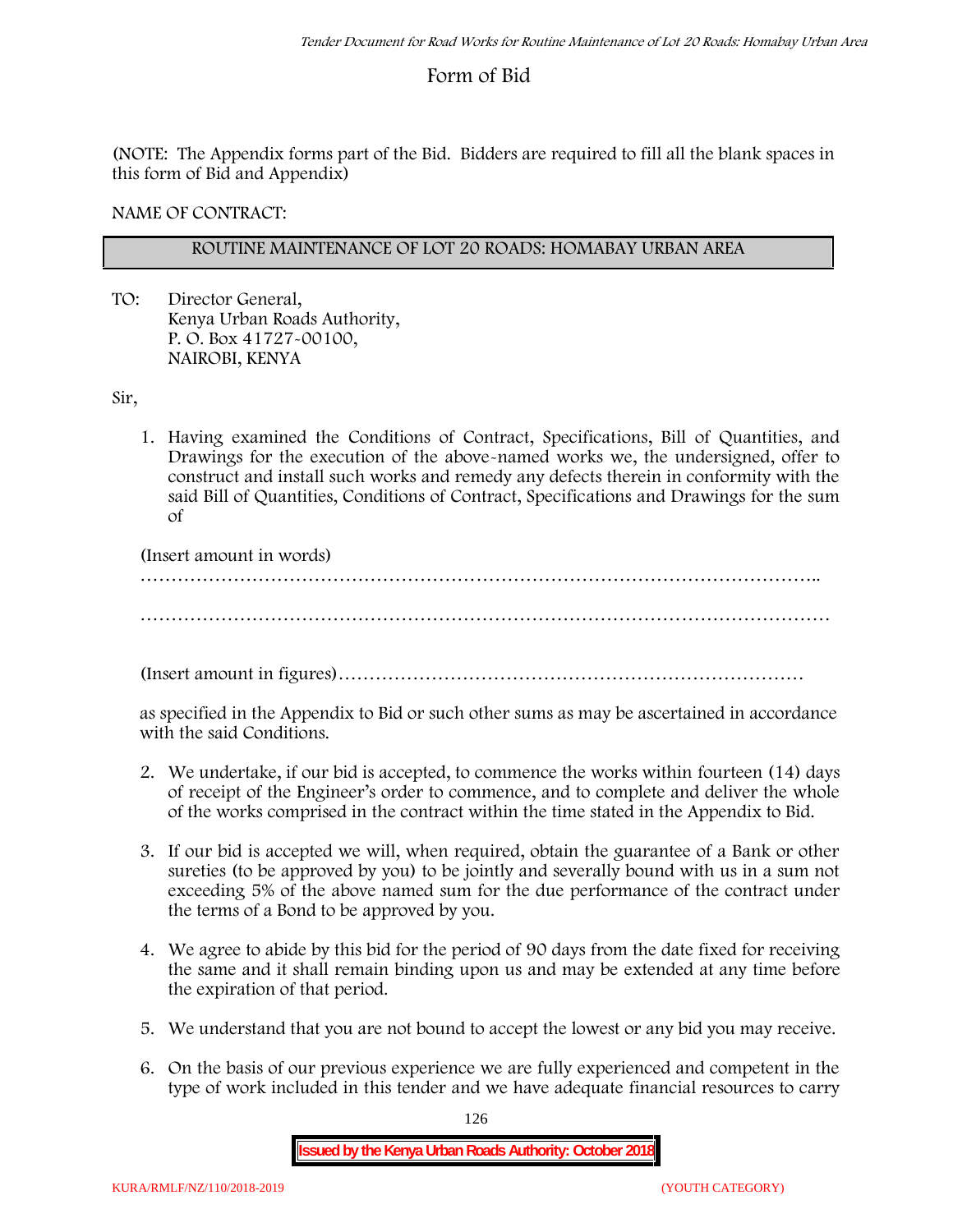# Form of Bid

(NOTE: The Appendix forms part of the Bid. Bidders are required to fill all the blank spaces in this form of Bid and Appendix)

NAME OF CONTRACT:

| ROUTINE MAINTENANCE OF LOT 20 ROADS: HOMABAY URBAN AREA |
|---|

TO: Director General,
Kenya Urban Roads Authority,
P. O. Box 41727-00100,
NAIROBI, KENYA

Sir,

1. Having examined the Conditions of Contract, Specifications, Bill of Quantities, and Drawings for the execution of the above-named works we, the undersigned, offer to construct and install such works and remedy any defects therein in conformity with the said Bill of Quantities, Conditions of Contract, Specifications and Drawings for the sum of

   (Insert amount in words)

   ………………………………………………………………………………………………..

   ………………………………………………………………………………………………

   (Insert amount in figures)…………………………………………………………………

   as specified in the Appendix to Bid or such other sums as may be ascertained in accordance with the said Conditions.

2. We undertake, if our bid is accepted, to commence the works within fourteen (14) days of receipt of the Engineer's order to commence, and to complete and deliver the whole of the works comprised in the contract within the time stated in the Appendix to Bid.

3. If our bid is accepted we will, when required, obtain the guarantee of a Bank or other sureties (to be approved by you) to be jointly and severally bound with us in a sum not exceeding 5% of the above named sum for the due performance of the contract under the terms of a Bond to be approved by you.

4. We agree to abide by this bid for the period of 90 days from the date fixed for receiving the same and it shall remain binding upon us and may be extended at any time before the expiration of that period.

5. We understand that you are not bound to accept the lowest or any bid you may receive.

6. On the basis of our previous experience we are fully experienced and competent in the type of work included in this tender and we have adequate financial resources to carry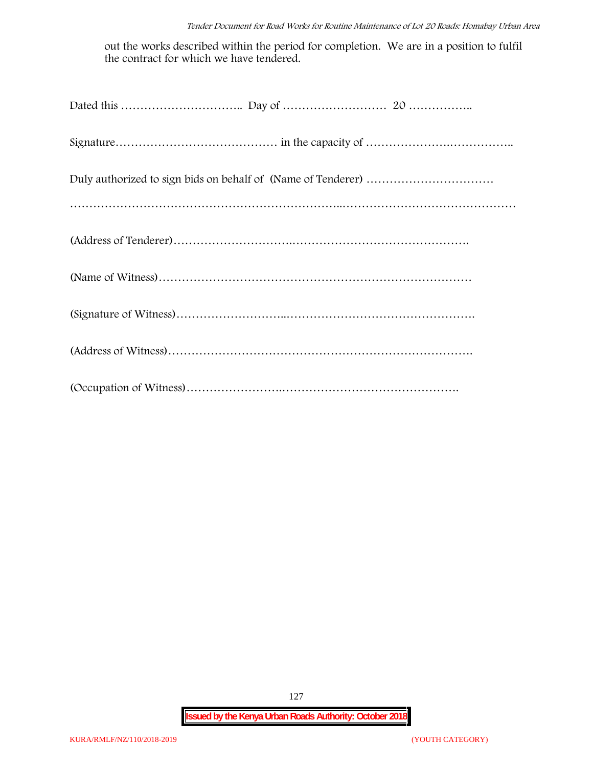out the works described within the period for completion. We are in a position to fulfil the contract for which we have tendered.

Dated this ………………………….. Day of …………………….. 20 ……………..

Signature…………………………………… in the capacity of ………………….……………..

Duly authorized to sign bids on behalf of (Name of Tenderer) ……………………………

………………………………………………………..………………………………………

(Address of Tenderer)…………………….…………………………………….

(Name of Witness)………………………………………………………………

(Signature of Witness)……………………..………………………………………….

(Address of Witness)………………………………………………………………….

(Occupation of Witness)…………………….……………………………………….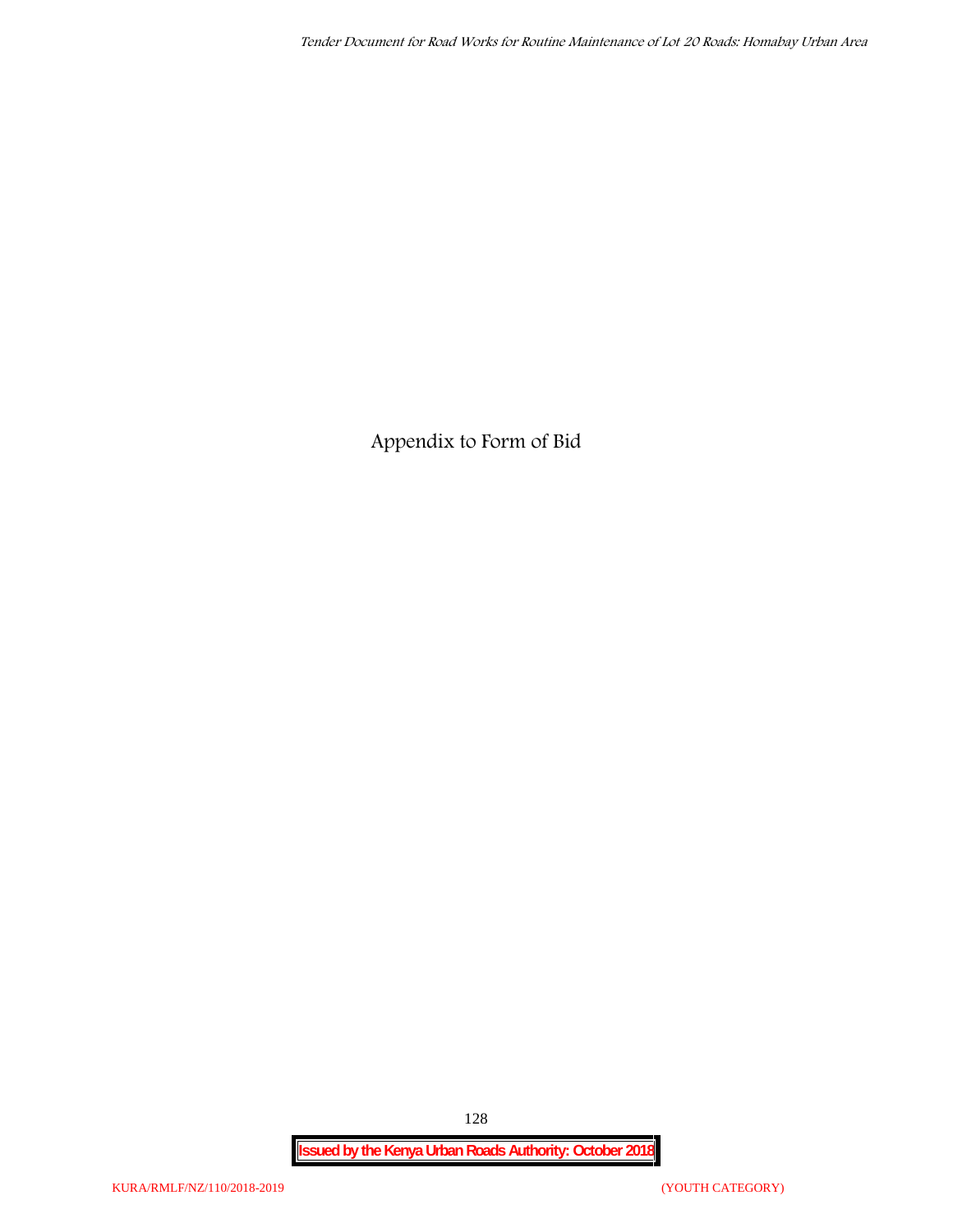# Appendix to Form of Bid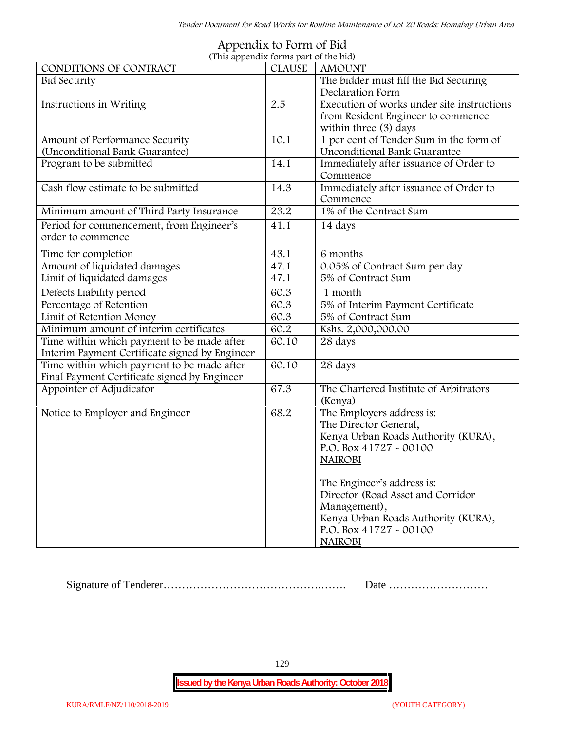# Appendix to Form of Bid

(This appendix forms part of the bid)

| CONDITIONS OF CONTRACT | CLAUSE | AMOUNT |
|---|---|---|
| Bid Security | | The bidder must fill the Bid Securing Declaration Form |
| Instructions in Writing | 2.5 | Execution of works under site instructions from Resident Engineer to commence within three (3) days |
| Amount of Performance Security (Unconditional Bank Guarantee) | 10.1 | 1 per cent of Tender Sum in the form of Unconditional Bank Guarantee |
| Program to be submitted | 14.1 | Immediately after issuance of Order to Commence |
| Cash flow estimate to be submitted | 14.3 | Immediately after issuance of Order to Commence |
| Minimum amount of Third Party Insurance | 23.2 | 1% of the Contract Sum |
| Period for commencement, from Engineer's order to commence | 41.1 | 14 days |
| Time for completion | 43.1 | 6 months |
| Amount of liquidated damages | 47.1 | 0.05% of Contract Sum per day |
| Limit of liquidated damages | 47.1 | 5% of Contract Sum |
| Defects Liability period | 60.3 | 1 month |
| Percentage of Retention | 60.3 | 5% of Interim Payment Certificate |
| Limit of Retention Money | 60.3 | 5% of Contract Sum |
| Minimum amount of interim certificates | 60.2 | Kshs. 2,000,000.00 |
| Time within which payment to be made after Interim Payment Certificate signed by Engineer | 60.10 | 28 days |
| Time within which payment to be made after Final Payment Certificate signed by Engineer | 60.10 | 28 days |
| Appointer of Adjudicator | 67.3 | The Chartered Institute of Arbitrators (Kenya) |
| Notice to Employer and Engineer | 68.2 | The Employers address is:<br>The Director General,<br>Kenya Urban Roads Authority (KURA),<br>P.O. Box 41727 - 00100<br>NAIROBI<br><br>The Engineer's address is:<br>Director (Road Asset and Corridor Management),<br>Kenya Urban Roads Authority (KURA),<br>P.O. Box 41727 - 00100<br>NAIROBI |

Signature of Tenderer………………………………….……. Date ………………………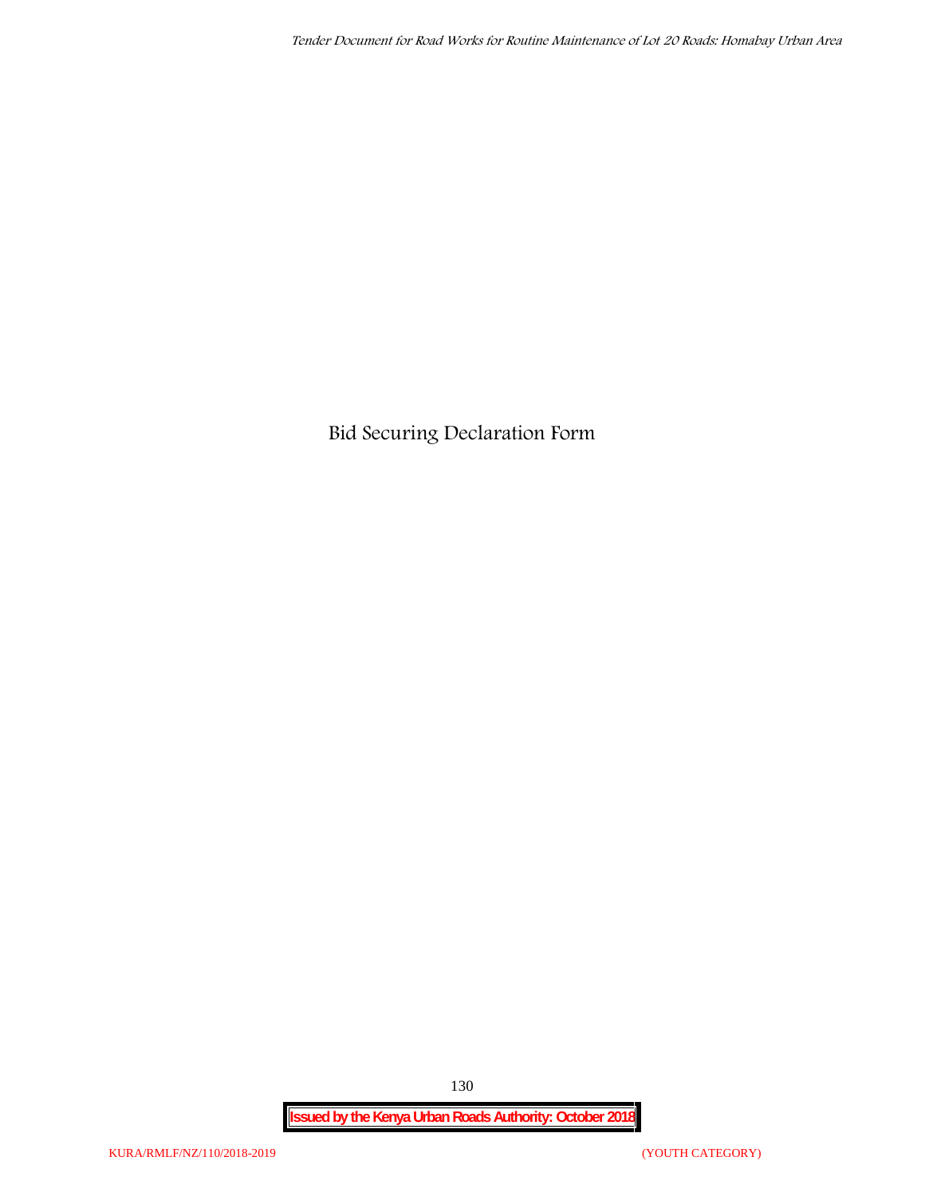# Bid Securing Declaration Form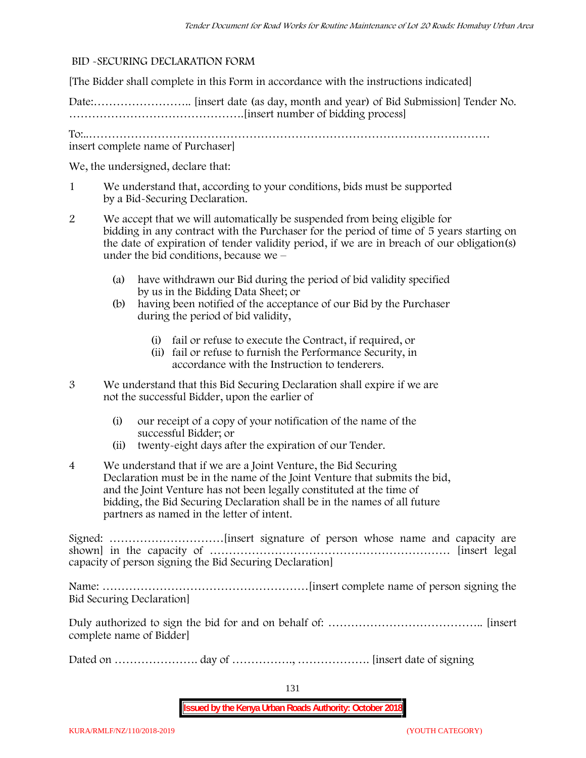BID -SECURING DECLARATION FORM

[The Bidder shall complete in this Form in accordance with the instructions indicated]

Date:…………………….. [insert date (as day, month and year) of Bid Submission] Tender No. ……………………………………….[insert number of bidding process]

To:..…………………………………………………………………………………………
insert complete name of Purchaser]

We, the undersigned, declare that:

1 We understand that, according to your conditions, bids must be supported by a Bid-Securing Declaration.

2 We accept that we will automatically be suspended from being eligible for bidding in any contract with the Purchaser for the period of time of 5 years starting on the date of expiration of tender validity period, if we are in breach of our obligation(s) under the bid conditions, because we –

   (a) have withdrawn our Bid during the period of bid validity specified by us in the Bidding Data Sheet; or
   (b) having been notified of the acceptance of our Bid by the Purchaser during the period of bid validity,

      (i) fail or refuse to execute the Contract, if required, or
      (ii) fail or refuse to furnish the Performance Security, in accordance with the Instruction to tenderers.

3 We understand that this Bid Securing Declaration shall expire if we are not the successful Bidder, upon the earlier of

   (i) our receipt of a copy of your notification of the name of the successful Bidder; or
   (ii) twenty-eight days after the expiration of our Tender.

4 We understand that if we are a Joint Venture, the Bid Securing Declaration must be in the name of the Joint Venture that submits the bid, and the Joint Venture has not been legally constituted at the time of bidding, the Bid Securing Declaration shall be in the names of all future partners as named in the letter of intent.

Signed: …………………………[insert signature of person whose name and capacity are shown] in the capacity of ……………………………………………………… [insert legal capacity of person signing the Bid Securing Declaration]

Name: ………………………………………………[insert complete name of person signing the Bid Securing Declaration]

Duly authorized to sign the bid for and on behalf of: ………………………………….. [insert complete name of Bidder]

Dated on …………………. day of ……………., ………………. [insert date of signing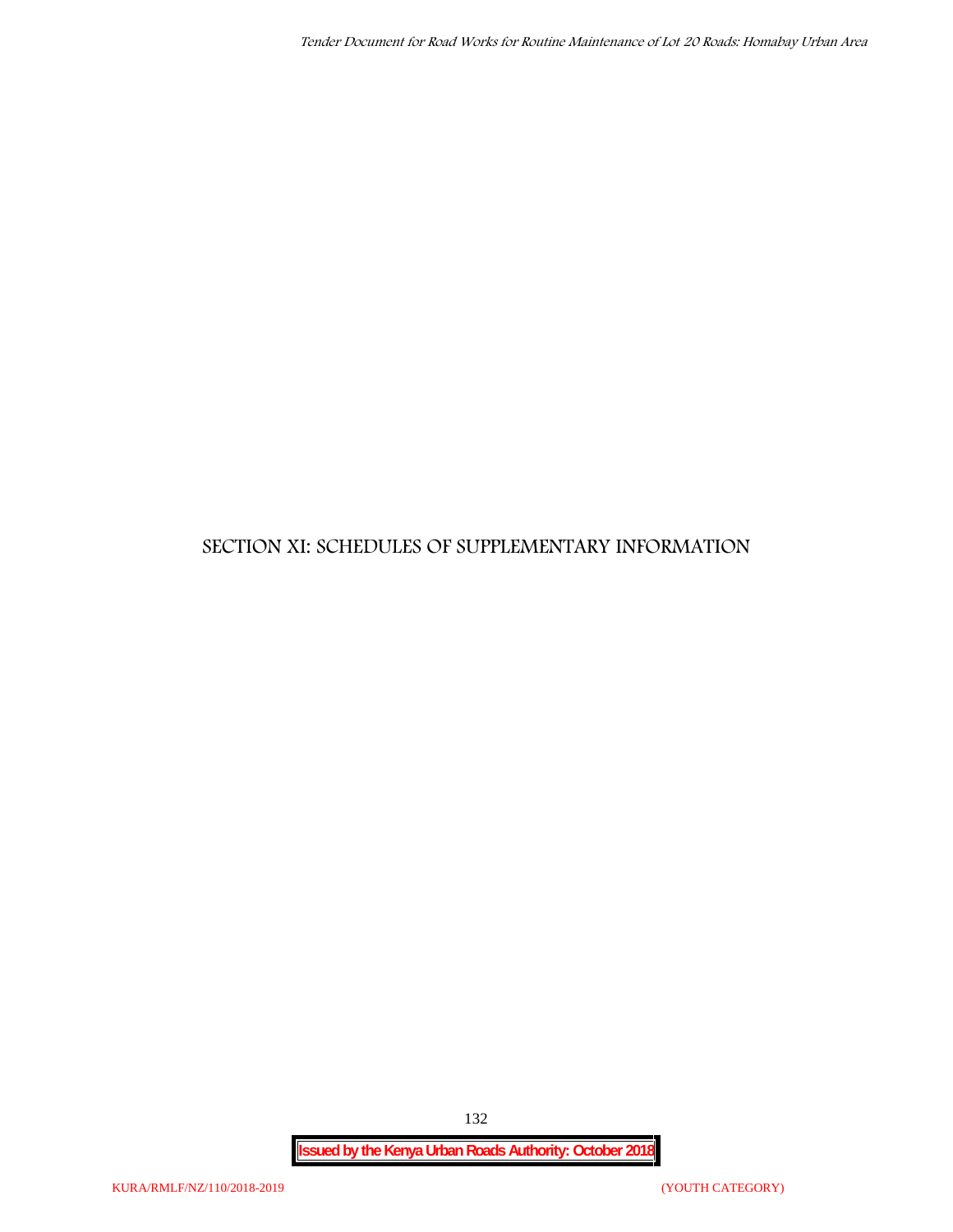# SECTION XI: SCHEDULES OF SUPPLEMENTARY INFORMATION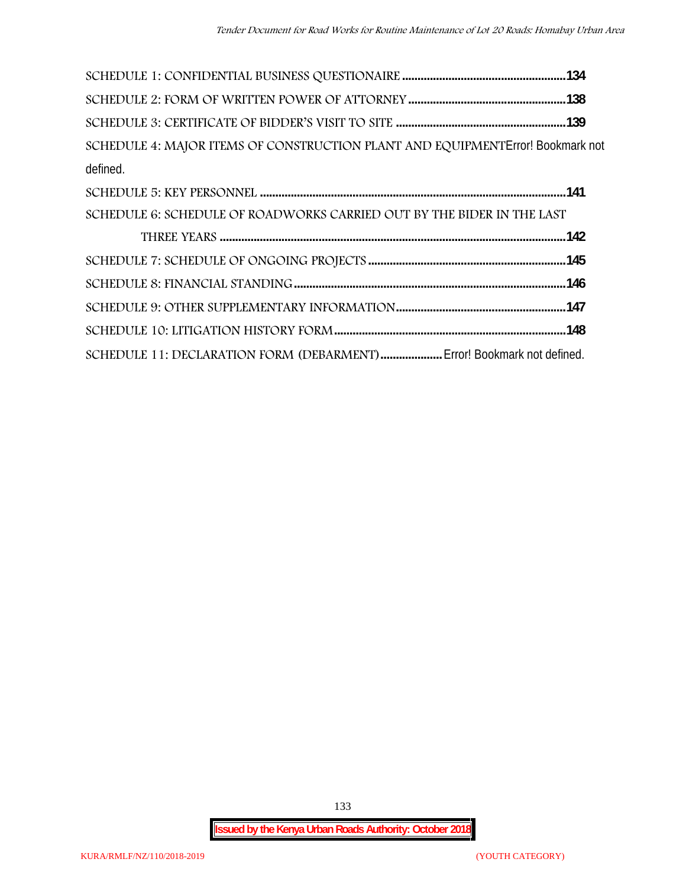SCHEDULE 1: CONFIDENTIAL BUSINESS QUESTIONAIRE ....................................................134

SCHEDULE 2: FORM OF WRITTEN POWER OF ATTORNEY ..................................................138

SCHEDULE 3: CERTIFICATE OF BIDDER'S VISIT TO SITE ......................................................139

SCHEDULE 4: MAJOR ITEMS OF CONSTRUCTION PLANT AND EQUIPMENTError! Bookmark not defined.

SCHEDULE 5: KEY PERSONNEL ..................................................................................................141

SCHEDULE 6: SCHEDULE OF ROADWORKS CARRIED OUT BY THE BIDER IN THE LAST THREE YEARS ...............................................................................................................142

SCHEDULE 7: SCHEDULE OF ONGOING PROJECTS ................................................................145

SCHEDULE 8: FINANCIAL STANDING.......................................................................................146

SCHEDULE 9: OTHER SUPPLEMENTARY INFORMATION......................................................147

SCHEDULE 10: LITIGATION HISTORY FORM..........................................................................148

SCHEDULE 11: DECLARATION FORM (DEBARMENT).................... Error! Bookmark not defined.

Issued by the Kenya Urban Roads Authority: October 2018

KURA/RMLF/NZ/110/2018-2019 (YOUTH CATEGORY)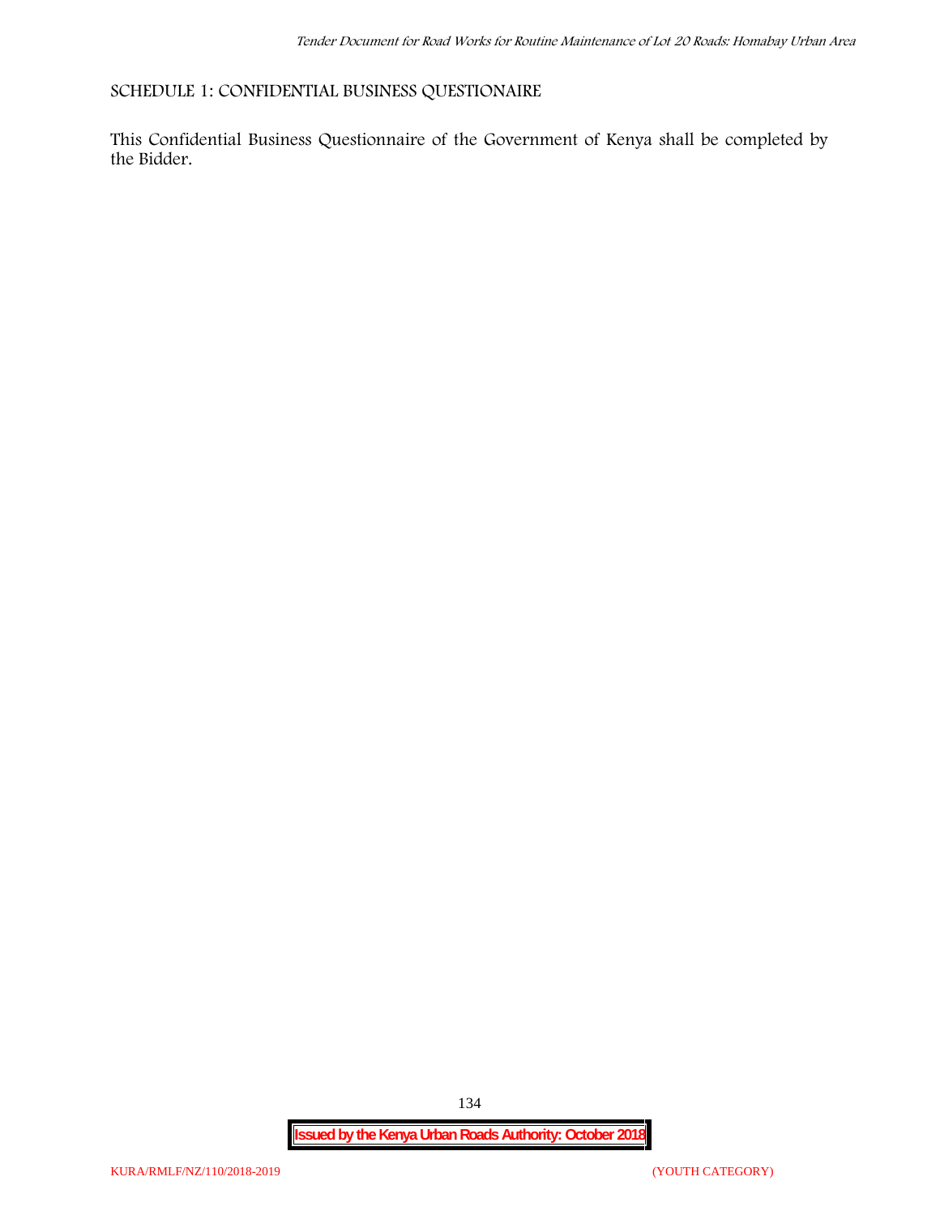## SCHEDULE 1: CONFIDENTIAL BUSINESS QUESTIONAIRE

This Confidential Business Questionnaire of the Government of Kenya shall be completed by the Bidder.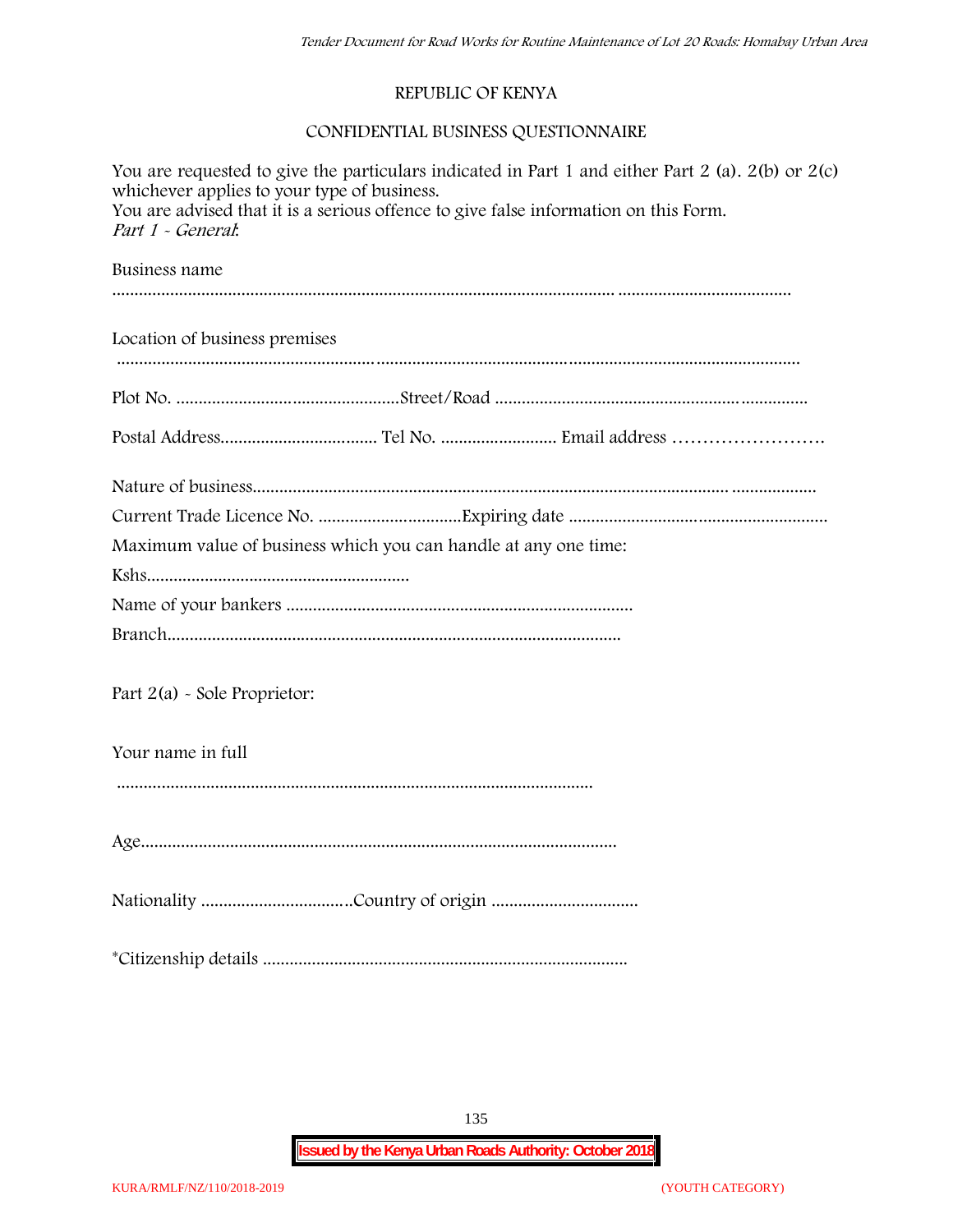REPUBLIC OF KENYA

CONFIDENTIAL BUSINESS QUESTIONNAIRE

You are requested to give the particulars indicated in Part 1 and either Part 2 (a). 2(b) or 2(c) whichever applies to your type of business.
You are advised that it is a serious offence to give false information on this Form.
*Part 1 - General*:

Business name
..............................................................................................................................................

Location of business premises
..............................................................................................................................................

Plot No. ..................................................Street/Road .....................................................................

Postal Address.................................. Tel No. ......................... Email address …………………….

Nature of business...........................................................................................................................
Current Trade Licence No. ...............................Expiring date .........................................................
Maximum value of business which you can handle at any one time:
Kshs..........................................................
Name of your bankers ............................................................................
Branch....................................................................................................

Part 2(a) - Sole Proprietor:

Your name in full
..........................................................................................................

Age.........................................................................................................

Nationality ................................Country of origin ................................

*Citizenship details ................................................................................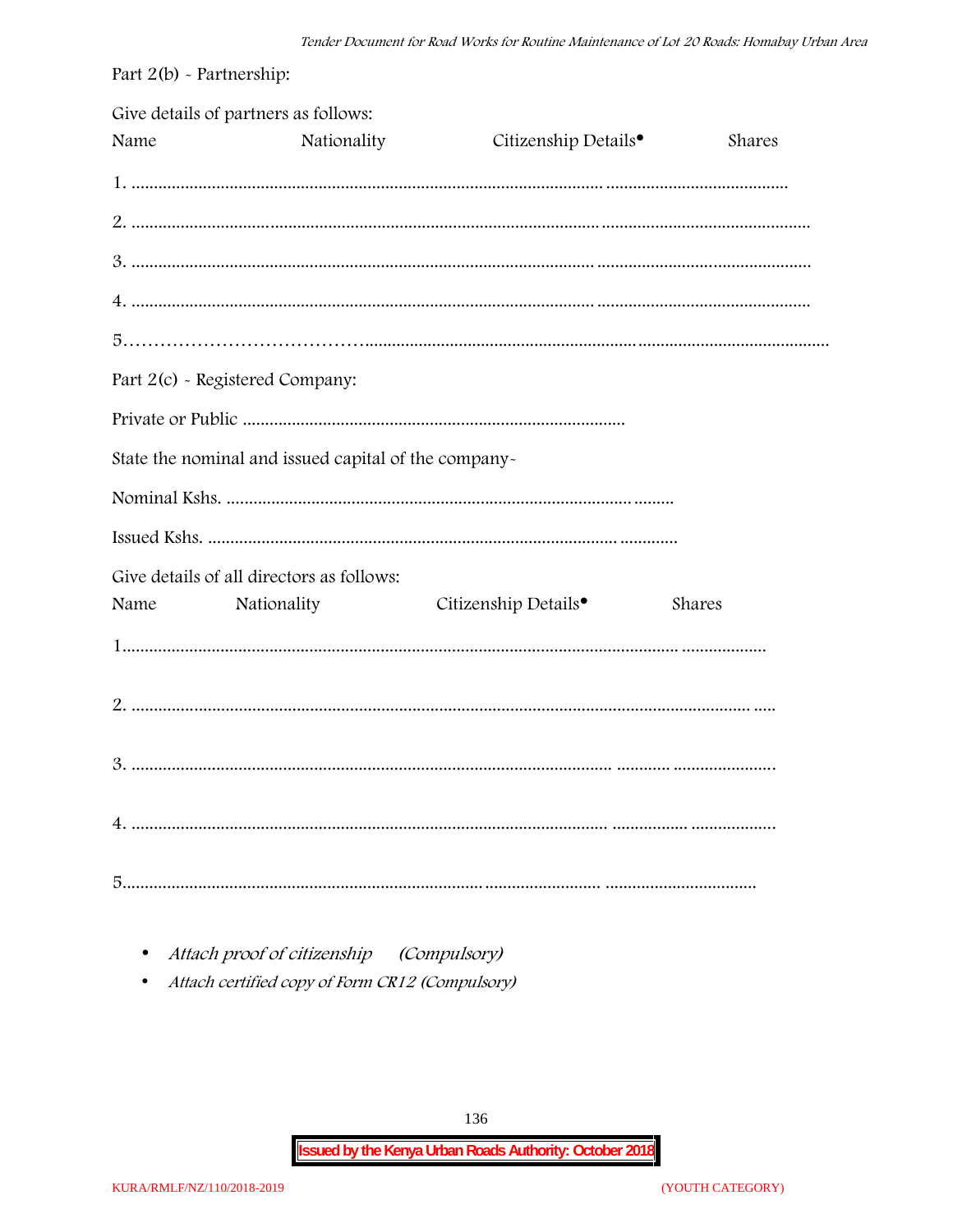Part 2(b) - Partnership:

Give details of partners as follows:

| Name | Nationality | Citizenship Details• | Shares |
|---|---|---|---|
| 1. | | | |
| 2. | | | |
| 3. | | | |
| 4. | | | |
| 5. | | | |

Part 2(c) - Registered Company:

Private or Public ..................................................................................

State the nominal and issued capital of the company-

Nominal Kshs. ..................................................................................

Issued Kshs. ..................................................................................

Give details of all directors as follows:

| Name | Nationality | Citizenship Details• | Shares |
|---|---|---|---|
| 1. | | | |
| 2. | | | |
| 3. | | | |
| 4. | | | |
| 5. | | | |

- *Attach proof of citizenship (Compulsory)*
- *Attach certified copy of Form CR12 (Compulsory)*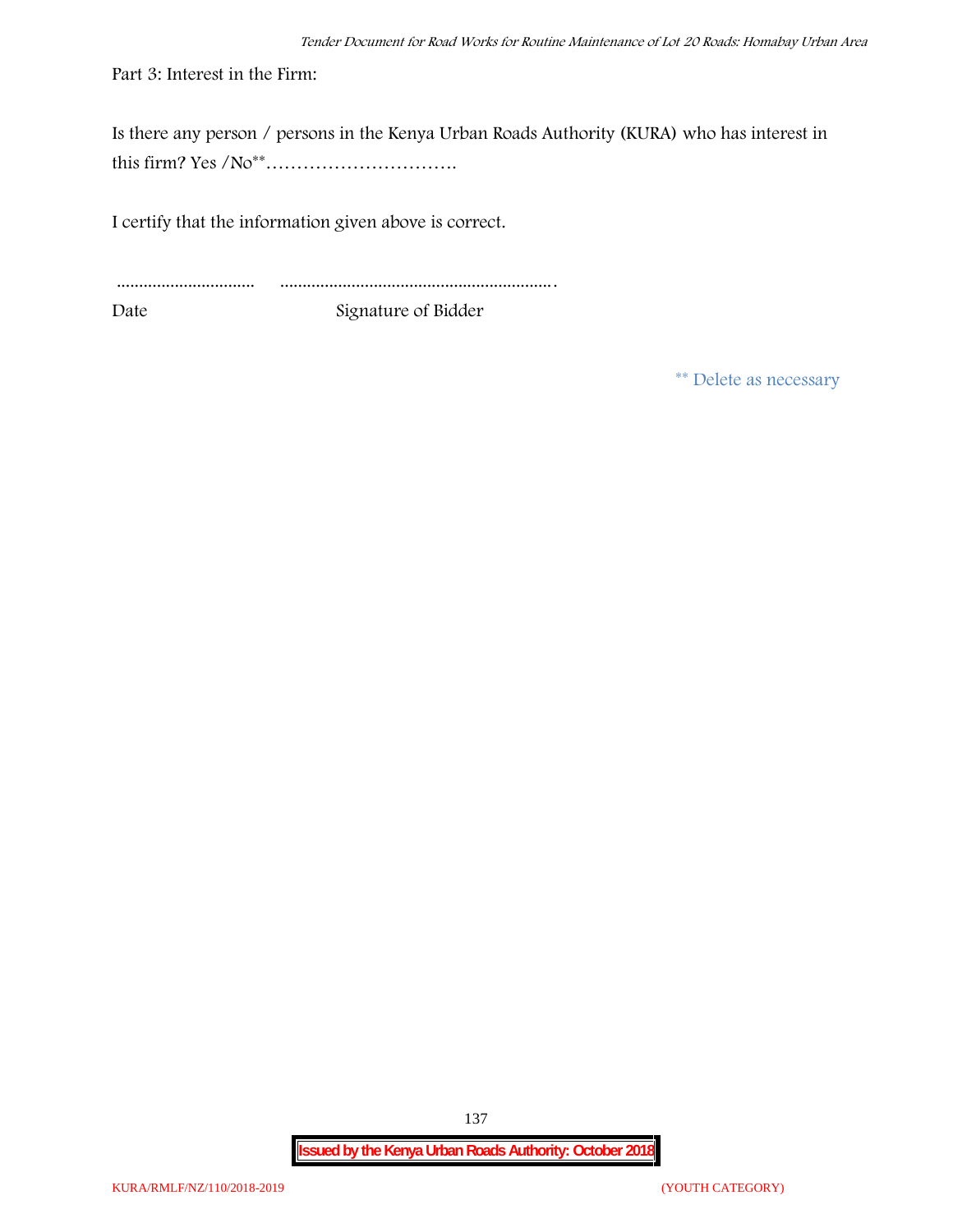Part 3: Interest in the Firm:

Is there any person / persons in the Kenya Urban Roads Authority (KURA) who has interest in this firm? Yes /No** ………………………….

I certify that the information given above is correct.

............................... ..............................................................

Date Signature of Bidder

** Delete as necessary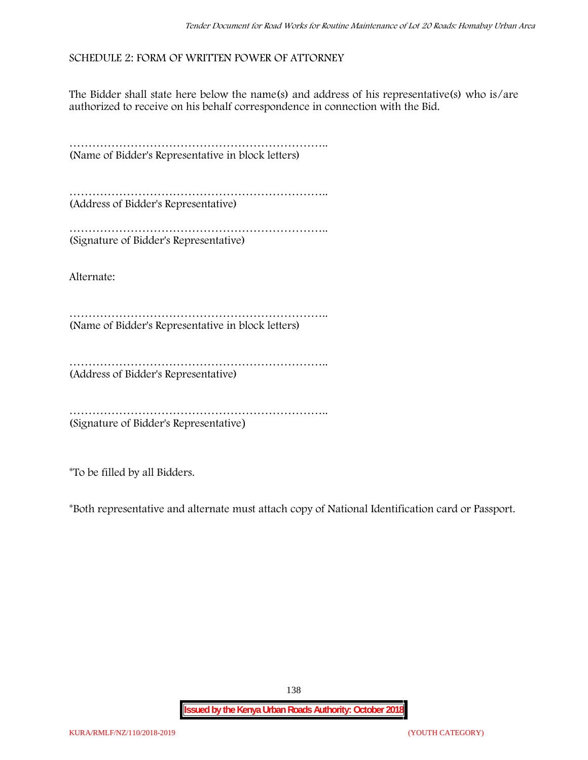SCHEDULE 2: FORM OF WRITTEN POWER OF ATTORNEY

The Bidder shall state here below the name(s) and address of his representative(s) who is/are authorized to receive on his behalf correspondence in connection with the Bid.

…………………………………………………………..
(Name of Bidder's Representative in block letters)

…………………………………………………………..
(Address of Bidder's Representative)

…………………………………………………………..
(Signature of Bidder's Representative)

Alternate:

…………………………………………………………..
(Name of Bidder's Representative in block letters)

…………………………………………………………..
(Address of Bidder's Representative)

…………………………………………………………..
(Signature of Bidder's Representative)

*To be filled by all Bidders.

*Both representative and alternate must attach copy of National Identification card or Passport.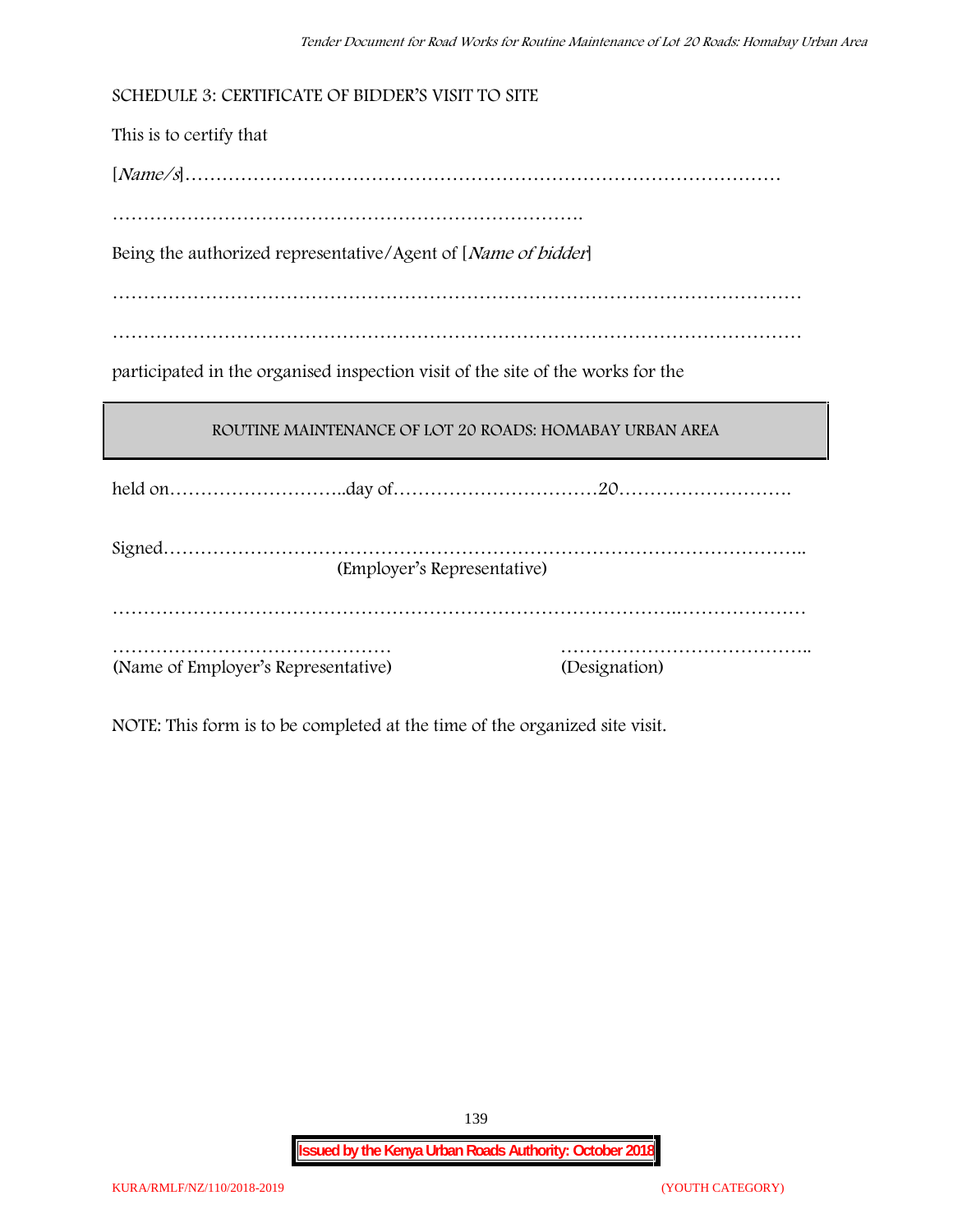SCHEDULE 3: CERTIFICATE OF BIDDER'S VISIT TO SITE

This is to certify that

[*Name/s*]……………………………………………………………………………………

………………………………………………………………….

Being the authorized representative/Agent of [*Name of bidder*]

…………………………………………………………………………………………………

…………………………………………………………………………………………………

participated in the organised inspection visit of the site of the works for the

| ROUTINE MAINTENANCE OF LOT 20 ROADS: HOMABAY URBAN AREA |
|---|

held on………………………..day of……………………………20……………………….

Signed…………………………………………………………………………………………..
(Employer's Representative)

…………………………………………………………………………….…………………

……………………………………… (Name of Employer's Representative)

………………………………….. (Designation)

NOTE: This form is to be completed at the time of the organized site visit.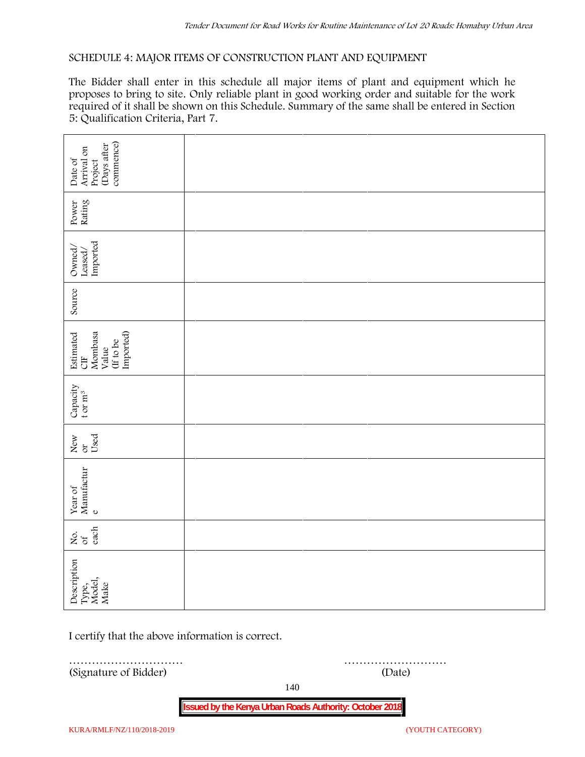SCHEDULE 4: MAJOR ITEMS OF CONSTRUCTION PLANT AND EQUIPMENT

The Bidder shall enter in this schedule all major items of plant and equipment which he proposes to bring to site. Only reliable plant in good working order and suitable for the work required of it shall be shown on this Schedule. Summary of the same shall be entered in Section 5: Qualification Criteria, Part 7.

| Description Type, Model, Make | No. of each | Year of Manufacture | New or Used | Capacity t or $m^3$ | Estimated CIF Mombasa Value (If to be Imported) | Source | Owned/ Leased/ Imported | Power Rating | Date of Arrival on Project (Days after commence) |
|---|---|---|---|---|---|---|---|---|---|
| | | | | | | | | | |

I certify that the above information is correct.

………………………… ………………………
(Signature of Bidder) (Date)

**Issued by the Kenya Urban Roads Authority: October 2018**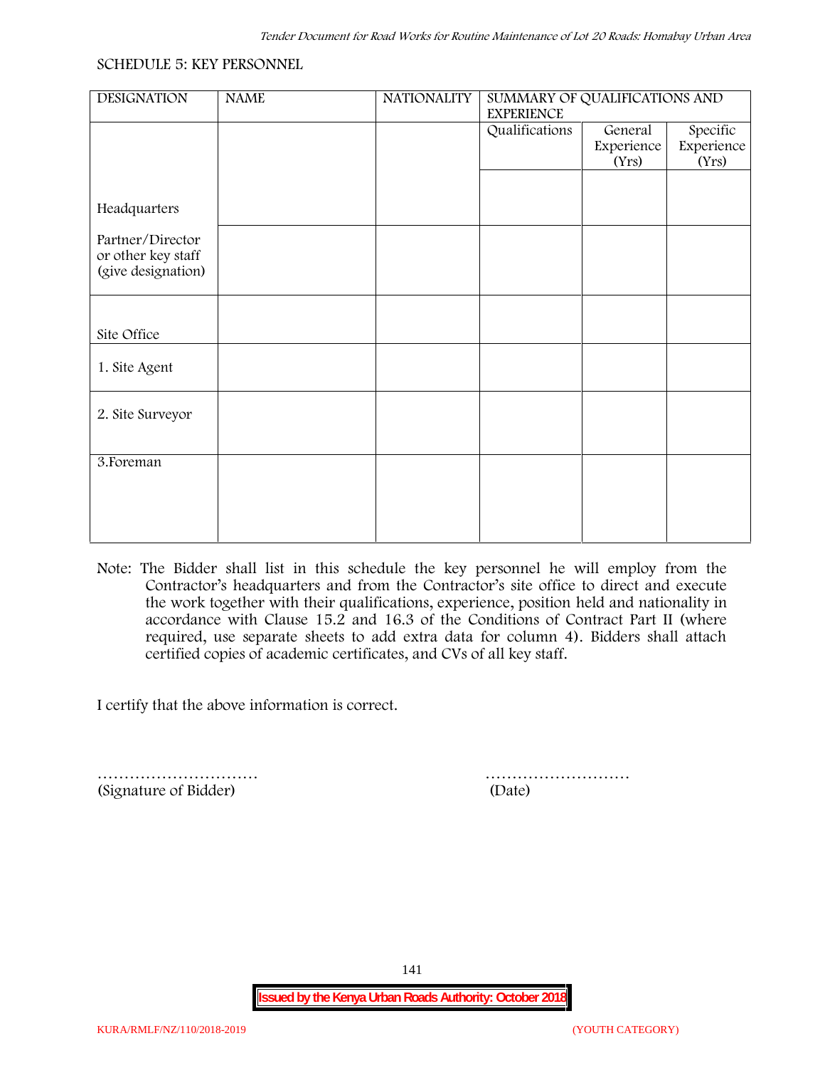SCHEDULE 5: KEY PERSONNEL

| DESIGNATION | NAME | NATIONALITY | SUMMARY OF QUALIFICATIONS AND EXPERIENCE | | |
|---|---|---|---|---|---|
| | | | Qualifications | General Experience (Yrs) | Specific Experience (Yrs) |
| Headquarters | | | | | |
| Partner/Director or other key staff (give designation) | | | | | |
| Site Office | | | | | |
| 1. Site Agent | | | | | |
| 2. Site Surveyor | | | | | |
| 3.Foreman | | | | | |

Note: The Bidder shall list in this schedule the key personnel he will employ from the Contractor's headquarters and from the Contractor's site office to direct and execute the work together with their qualifications, experience, position held and nationality in accordance with Clause 15.2 and 16.3 of the Conditions of Contract Part II (where required, use separate sheets to add extra data for column 4). Bidders shall attach certified copies of academic certificates, and CVs of all key staff.

I certify that the above information is correct.

………………………… (Signature of Bidder)

……………………… (Date)

**Issued by the Kenya Urban Roads Authority: October 2018**

KURA/RMLF/NZ/110/2018-2019 (YOUTH CATEGORY)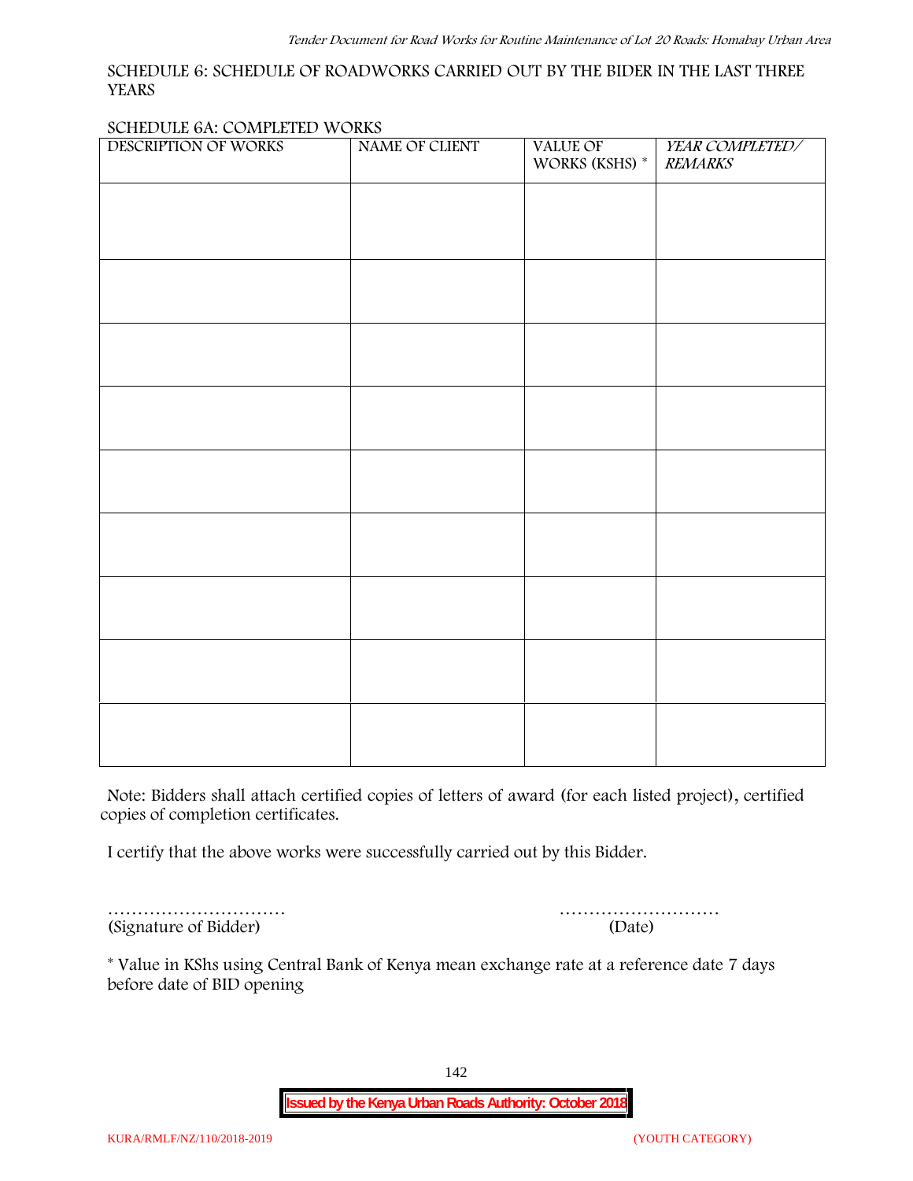SCHEDULE 6: SCHEDULE OF ROADWORKS CARRIED OUT BY THE BIDER IN THE LAST THREE YEARS

SCHEDULE 6A: COMPLETED WORKS

| DESCRIPTION OF WORKS | NAME OF CLIENT | VALUE OF WORKS (KSHS) * | *YEAR COMPLETED/ REMARKS* |
|---|---|---|---|
| | | | |
| | | | |
| | | | |
| | | | |
| | | | |
| | | | |
| | | | |
| | | | |
| | | | |

Note: Bidders shall attach certified copies of letters of award (for each listed project), certified copies of completion certificates.

I certify that the above works were successfully carried out by this Bidder.

…………………………  
(Signature of Bidder)

………………………  
(Date)

* Value in KShs using Central Bank of Kenya mean exchange rate at a reference date 7 days before date of BID opening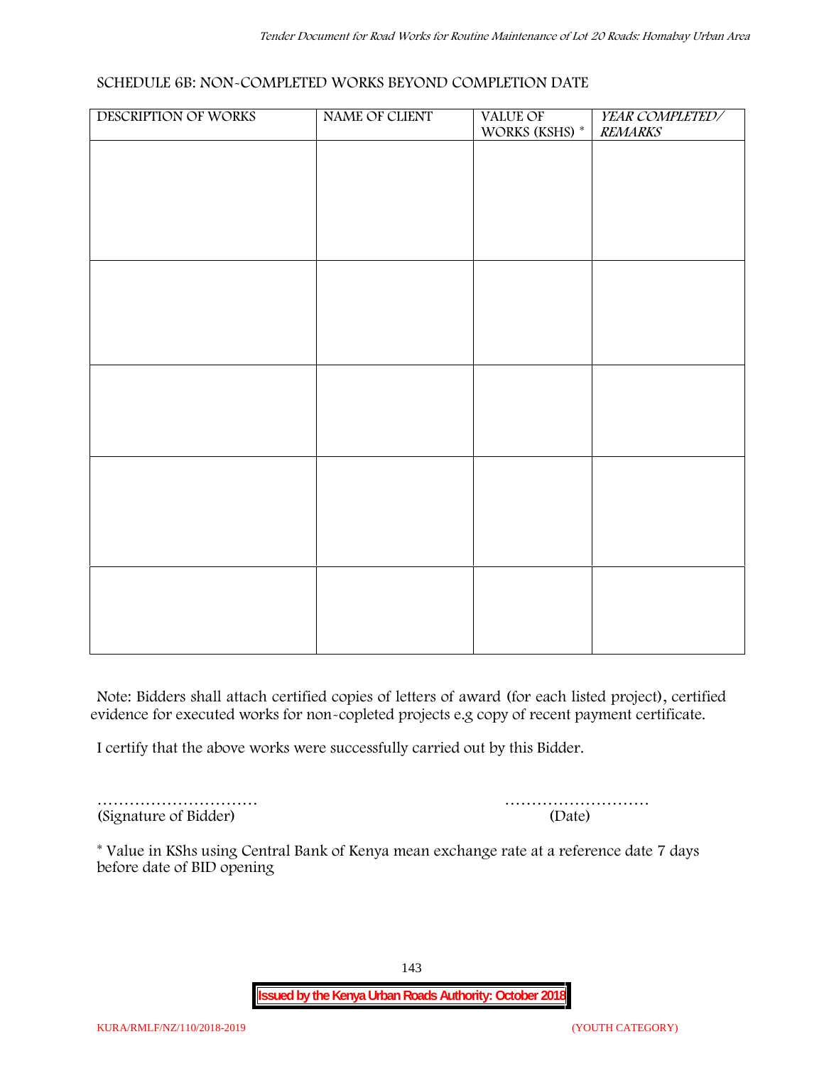SCHEDULE 6B: NON-COMPLETED WORKS BEYOND COMPLETION DATE

| DESCRIPTION OF WORKS | NAME OF CLIENT | VALUE OF WORKS (KSHS) * | *YEAR COMPLETED/ REMARKS* |
|---|---|---|---|
| | | | |
| | | | |
| | | | |
| | | | |
| | | | |

Note: Bidders shall attach certified copies of letters of award (for each listed project), certified evidence for executed works for non-copleted projects e.g copy of recent payment certificate.

I certify that the above works were successfully carried out by this Bidder.

………………………… (Signature of Bidder)

……………………… (Date)

* Value in KShs using Central Bank of Kenya mean exchange rate at a reference date 7 days before date of BID opening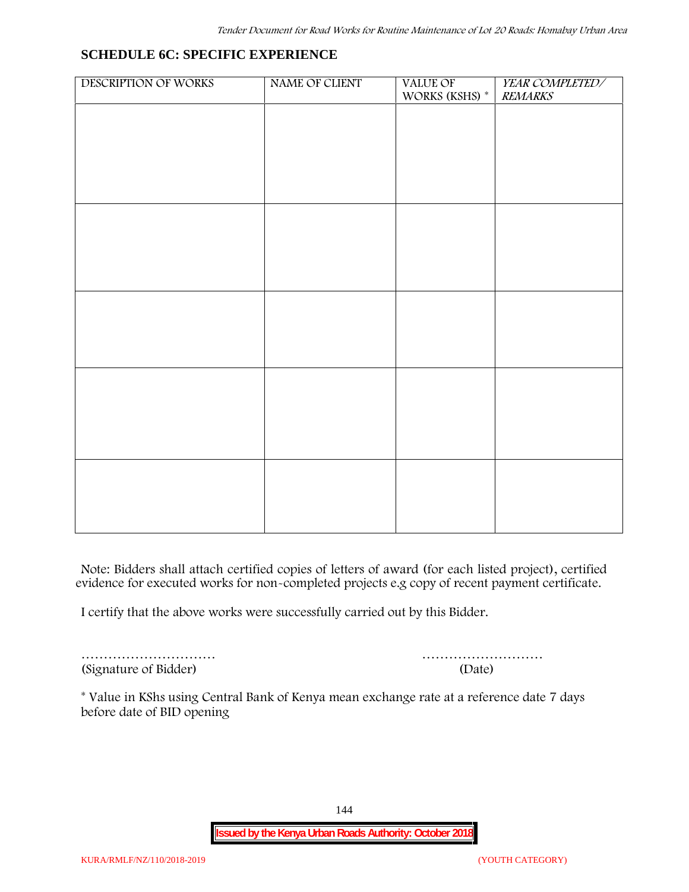## SCHEDULE 6C: SPECIFIC EXPERIENCE

| DESCRIPTION OF WORKS | NAME OF CLIENT | VALUE OF WORKS (KSHS) * | *YEAR COMPLETED/ REMARKS* |
|---|---|---|---|
| | | | |
| | | | |
| | | | |
| | | | |
| | | | |

Note: Bidders shall attach certified copies of letters of award (for each listed project), certified evidence for executed works for non-completed projects e.g copy of recent payment certificate.

I certify that the above works were successfully carried out by this Bidder.

………………………… (Signature of Bidder)

……………………… (Date)

* Value in KShs using Central Bank of Kenya mean exchange rate at a reference date 7 days before date of BID opening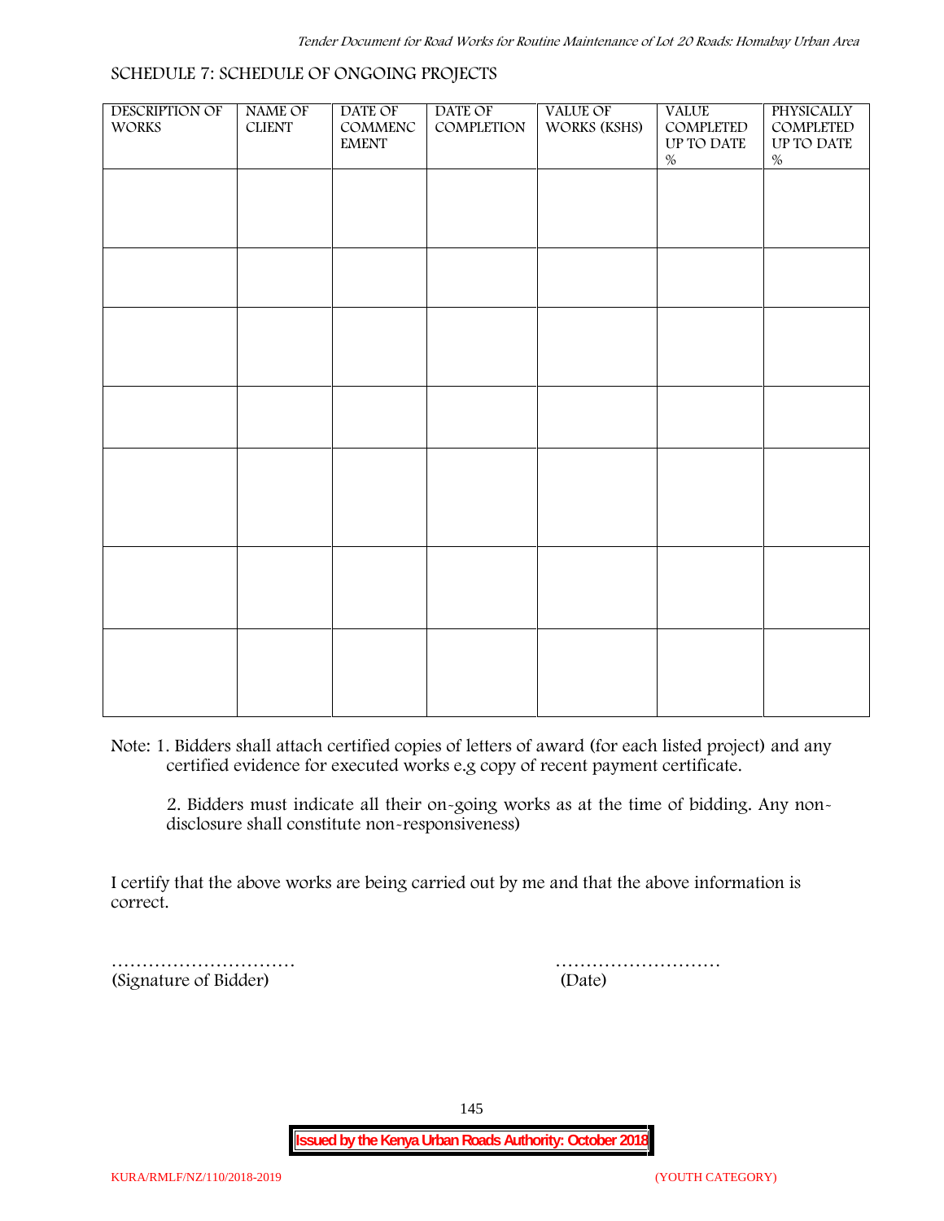## SCHEDULE 7: SCHEDULE OF ONGOING PROJECTS

| DESCRIPTION OF WORKS | NAME OF CLIENT | DATE OF COMMENCEMENT | DATE OF COMPLETION | VALUE OF WORKS (KSHS) | VALUE COMPLETED UP TO DATE % | PHYSICALLY COMPLETED UP TO DATE % |
|---|---|---|---|---|---|---|
| | | | | | | |
| | | | | | | |
| | | | | | | |
| | | | | | | |
| | | | | | | |
| | | | | | | |
| | | | | | | |

Note: 1. Bidders shall attach certified copies of letters of award (for each listed project) and any certified evidence for executed works e.g copy of recent payment certificate.

2. Bidders must indicate all their on-going works as at the time of bidding. Any non-disclosure shall constitute non-responsiveness)

I certify that the above works are being carried out by me and that the above information is correct.

………………………… (Signature of Bidder)

……………………… (Date)

**Issued by the Kenya Urban Roads Authority: October 2018**

KURA/RMLF/NZ/110/2018-2019 (YOUTH CATEGORY)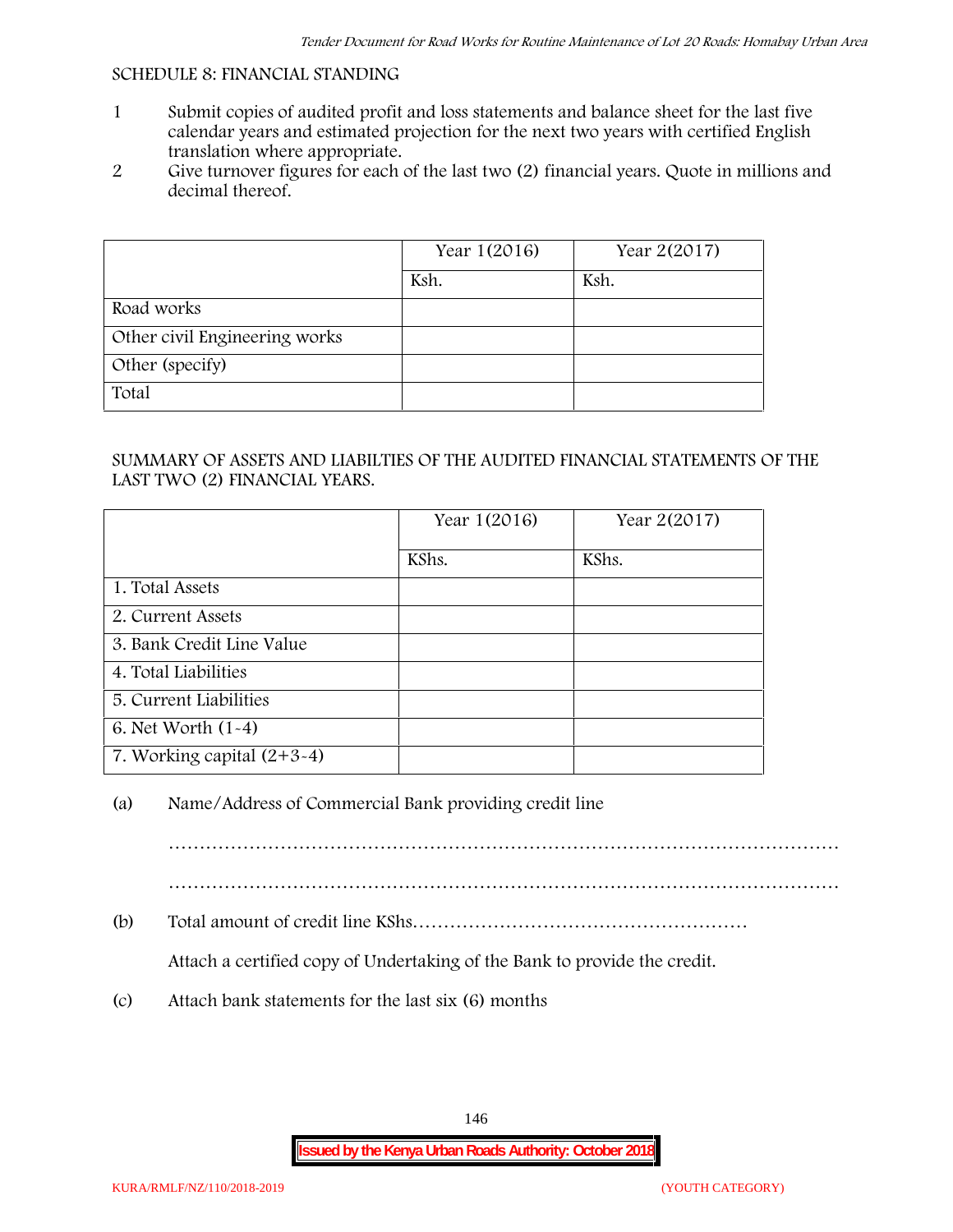SCHEDULE 8: FINANCIAL STANDING

1. Submit copies of audited profit and loss statements and balance sheet for the last five calendar years and estimated projection for the next two years with certified English translation where appropriate.
2. Give turnover figures for each of the last two (2) financial years. Quote in millions and decimal thereof.

| | Year 1(2016) | Year 2(2017) |
|---|---|---|
| | Ksh. | Ksh. |
| Road works | | |
| Other civil Engineering works | | |
| Other (specify) | | |
| Total | | |

SUMMARY OF ASSETS AND LIABILTIES OF THE AUDITED FINANCIAL STATEMENTS OF THE LAST TWO (2) FINANCIAL YEARS.

| | Year 1(2016) | Year 2(2017) |
|---|---|---|
| | KShs. | KShs. |
| 1. Total Assets | | |
| 2. Current Assets | | |
| 3. Bank Credit Line Value | | |
| 4. Total Liabilities | | |
| 5. Current Liabilities | | |
| 6. Net Worth (1-4) | | |
| 7. Working capital (2+3-4) | | |

(a) Name/Address of Commercial Bank providing credit line

…………………………………………………………………………………………

…………………………………………………………………………………………

(b) Total amount of credit line KShs………………………………………………

Attach a certified copy of Undertaking of the Bank to provide the credit.

(c) Attach bank statements for the last six (6) months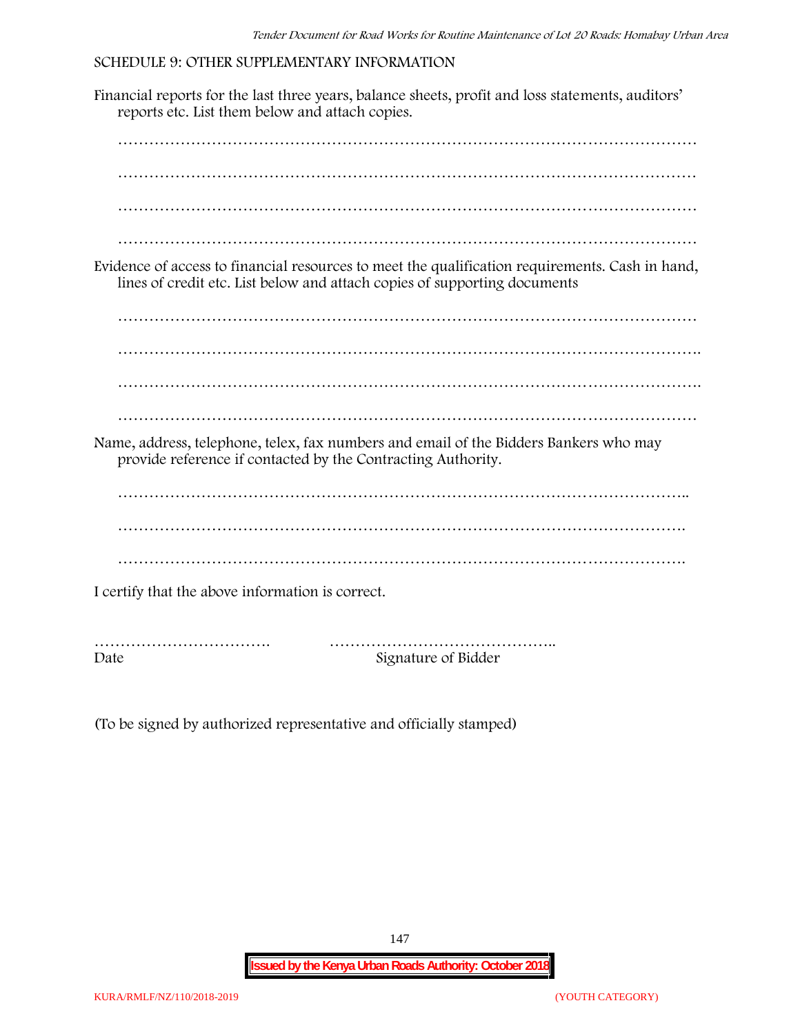SCHEDULE 9: OTHER SUPPLEMENTARY INFORMATION

Financial reports for the last three years, balance sheets, profit and loss statements, auditors' reports etc. List them below and attach copies.

…………………………………………………………………………………………………

…………………………………………………………………………………………………

…………………………………………………………………………………………………

…………………………………………………………………………………………………

Evidence of access to financial resources to meet the qualification requirements. Cash in hand, lines of credit etc. List below and attach copies of supporting documents

…………………………………………………………………………………………………

…………………………………………………………………………………………………

…………………………………………………………………………………………………

…………………………………………………………………………………………………

Name, address, telephone, telex, fax numbers and email of the Bidders Bankers who may provide reference if contacted by the Contracting Authority.

…………………………………………………………………………………………………

…………………………………………………………………………………………………

…………………………………………………………………………………………………

I certify that the above information is correct.

……………………………. ……………………………………..

Date Signature of Bidder

(To be signed by authorized representative and officially stamped)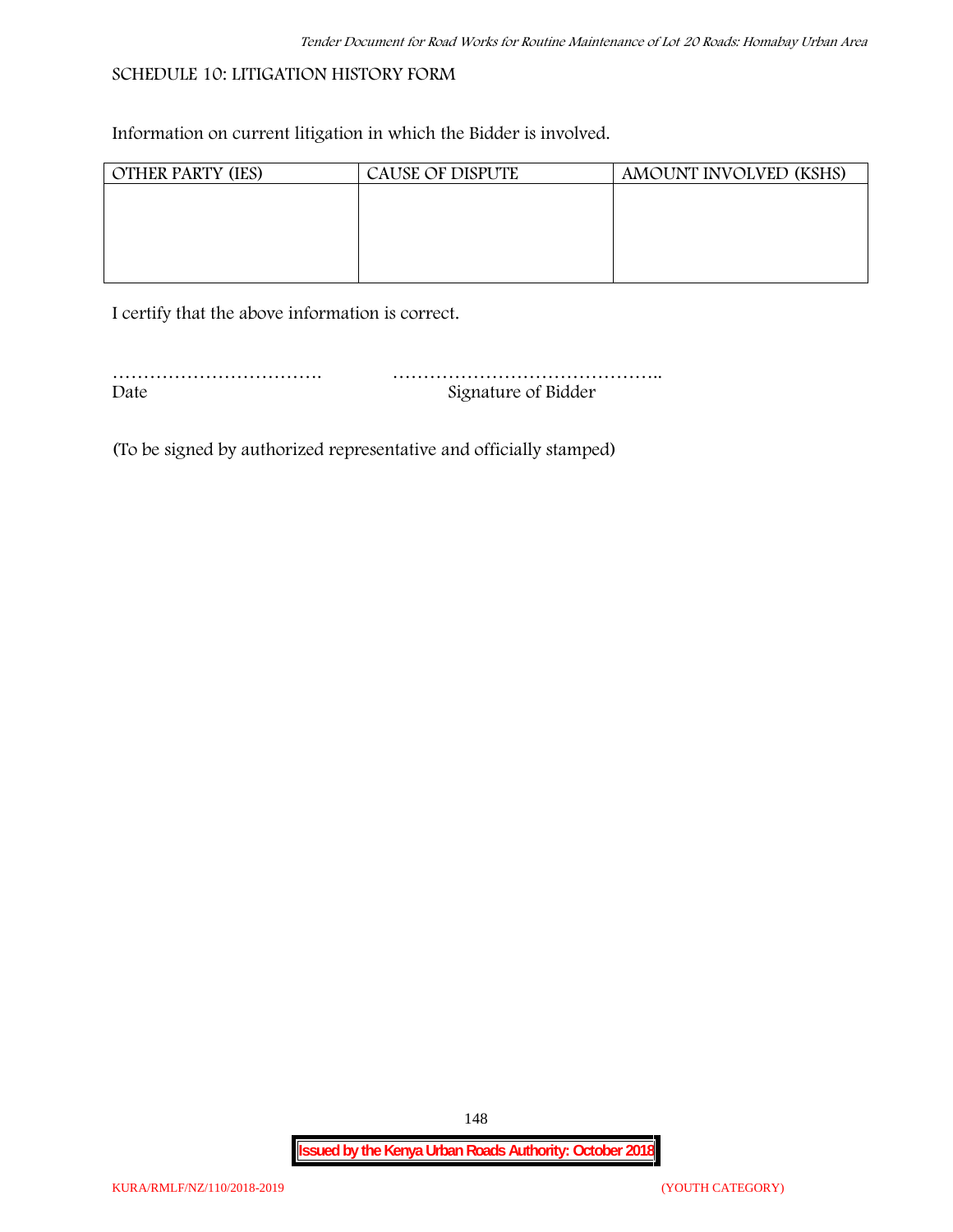SCHEDULE 10: LITIGATION HISTORY FORM

Information on current litigation in which the Bidder is involved.

| OTHER PARTY (IES) | CAUSE OF DISPUTE | AMOUNT INVOLVED (KSHS) |
|---|---|---|
| | | |

I certify that the above information is correct.

……………………………. ……………………………………..
Date Signature of Bidder

(To be signed by authorized representative and officially stamped)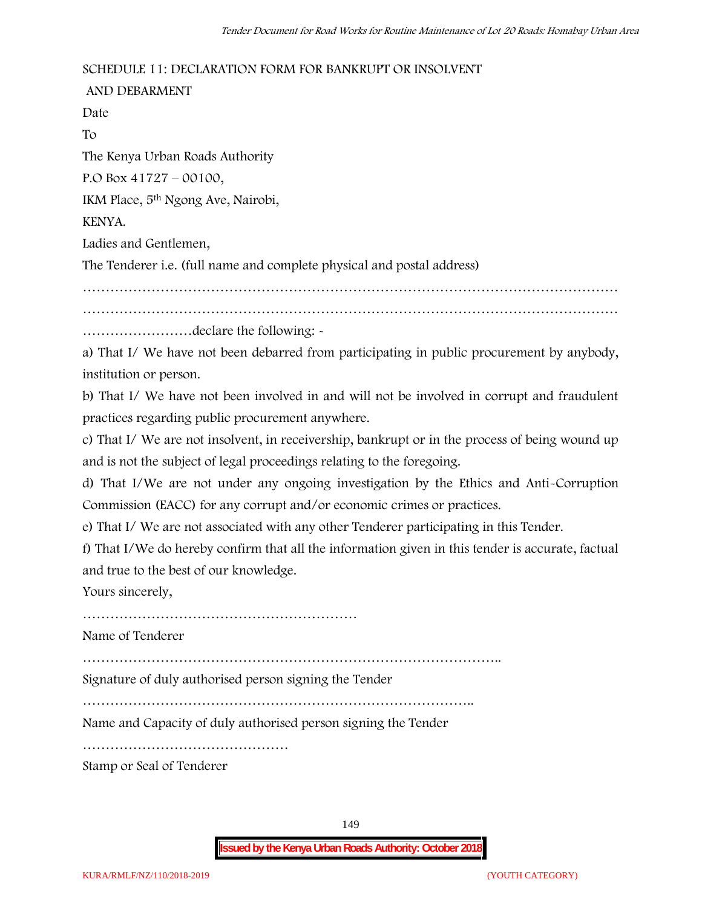SCHEDULE 11: DECLARATION FORM FOR BANKRUPT OR INSOLVENT

AND DEBARMENT

Date

To

The Kenya Urban Roads Authority

P.O Box 41727 – 00100,

IKM Place, 5th Ngong Ave, Nairobi,

KENYA.

Ladies and Gentlemen,

The Tenderer i.e. (full name and complete physical and postal address)

…………………………………………………………………………………………………

…………………………………………………………………………………………………

……………………declare the following: -

a) That I/ We have not been debarred from participating in public procurement by anybody, institution or person.

b) That I/ We have not been involved in and will not be involved in corrupt and fraudulent practices regarding public procurement anywhere.

c) That I/ We are not insolvent, in receivership, bankrupt or in the process of being wound up and is not the subject of legal proceedings relating to the foregoing.

d) That I/We are not under any ongoing investigation by the Ethics and Anti-Corruption Commission (EACC) for any corrupt and/or economic crimes or practices.

e) That I/ We are not associated with any other Tenderer participating in this Tender.

f) That I/We do hereby confirm that all the information given in this tender is accurate, factual and true to the best of our knowledge.

Yours sincerely,

……………………………………………………

Name of Tenderer

………………………………………………………………………………..

Signature of duly authorised person signing the Tender

…………………………………………………………………………..

Name and Capacity of duly authorised person signing the Tender

………………………………………

Stamp or Seal of Tenderer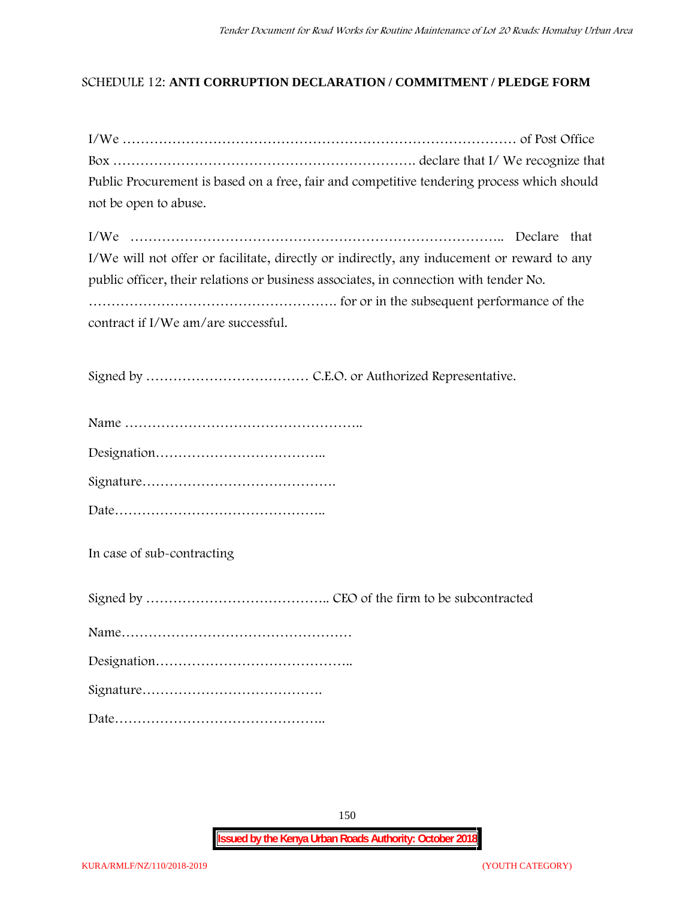SCHEDULE 12: **ANTI CORRUPTION DECLARATION / COMMITMENT / PLEDGE FORM**

I/We ……………………………………………………………………………… of Post Office Box …………………………………………………………. declare that I/ We recognize that Public Procurement is based on a free, fair and competitive tendering process which should not be open to abuse.

I/We ……………………………………………………………………….. Declare that I/We will not offer or facilitate, directly or indirectly, any inducement or reward to any public officer, their relations or business associates, in connection with tender No. ………………………………………………. for or in the subsequent performance of the contract if I/We am/are successful.

Signed by ……………………………… C.E.O. or Authorized Representative.

Name ……………………………………………..

Designation………………………………..

Signature…………………………………….

Date………………………………………..

In case of sub-contracting

Signed by ………………………………….. CEO of the firm to be subcontracted

Name……………………………………………

Designation……………………………………..

Signature………………………………….

Date………………………………………..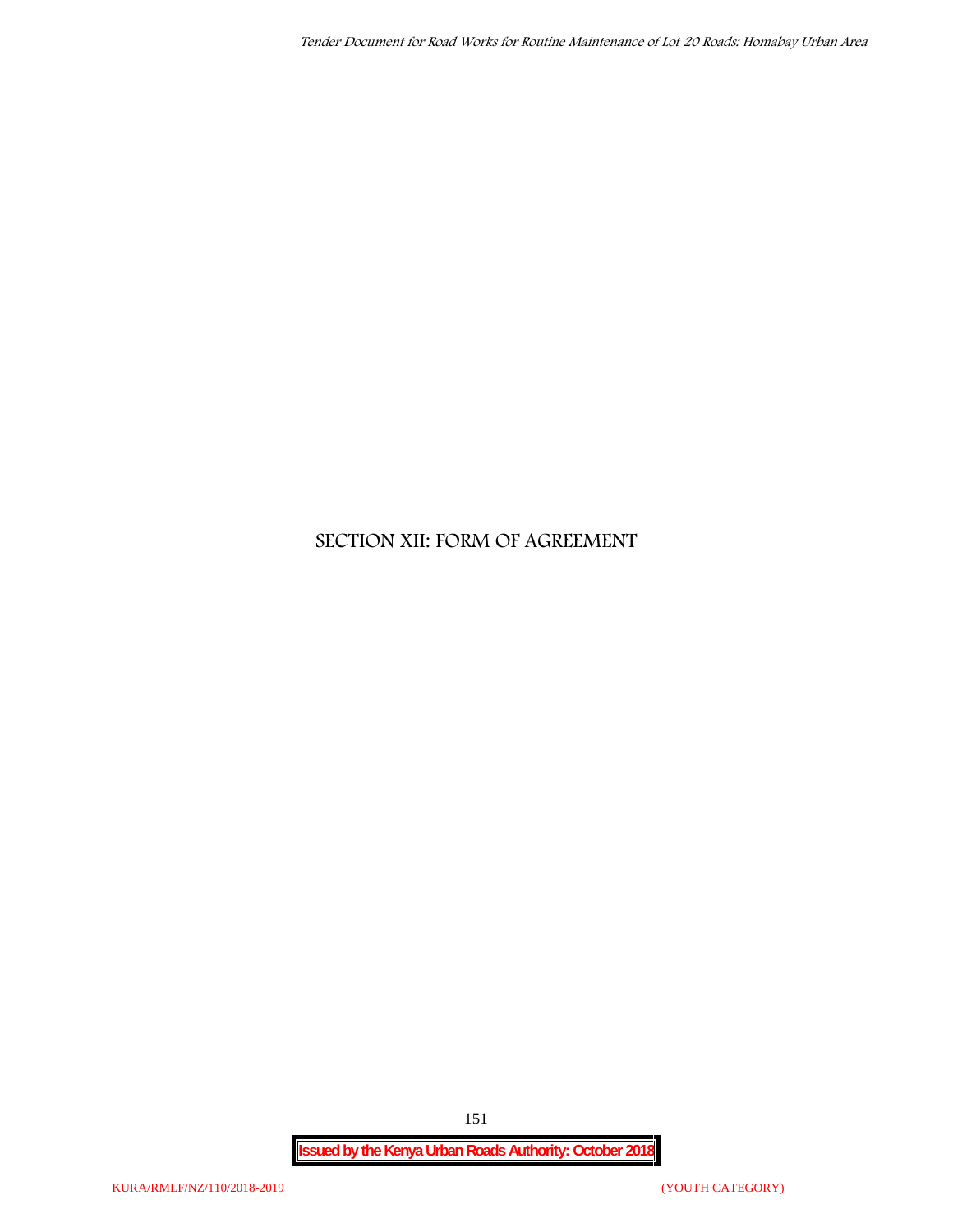# SECTION XII: FORM OF AGREEMENT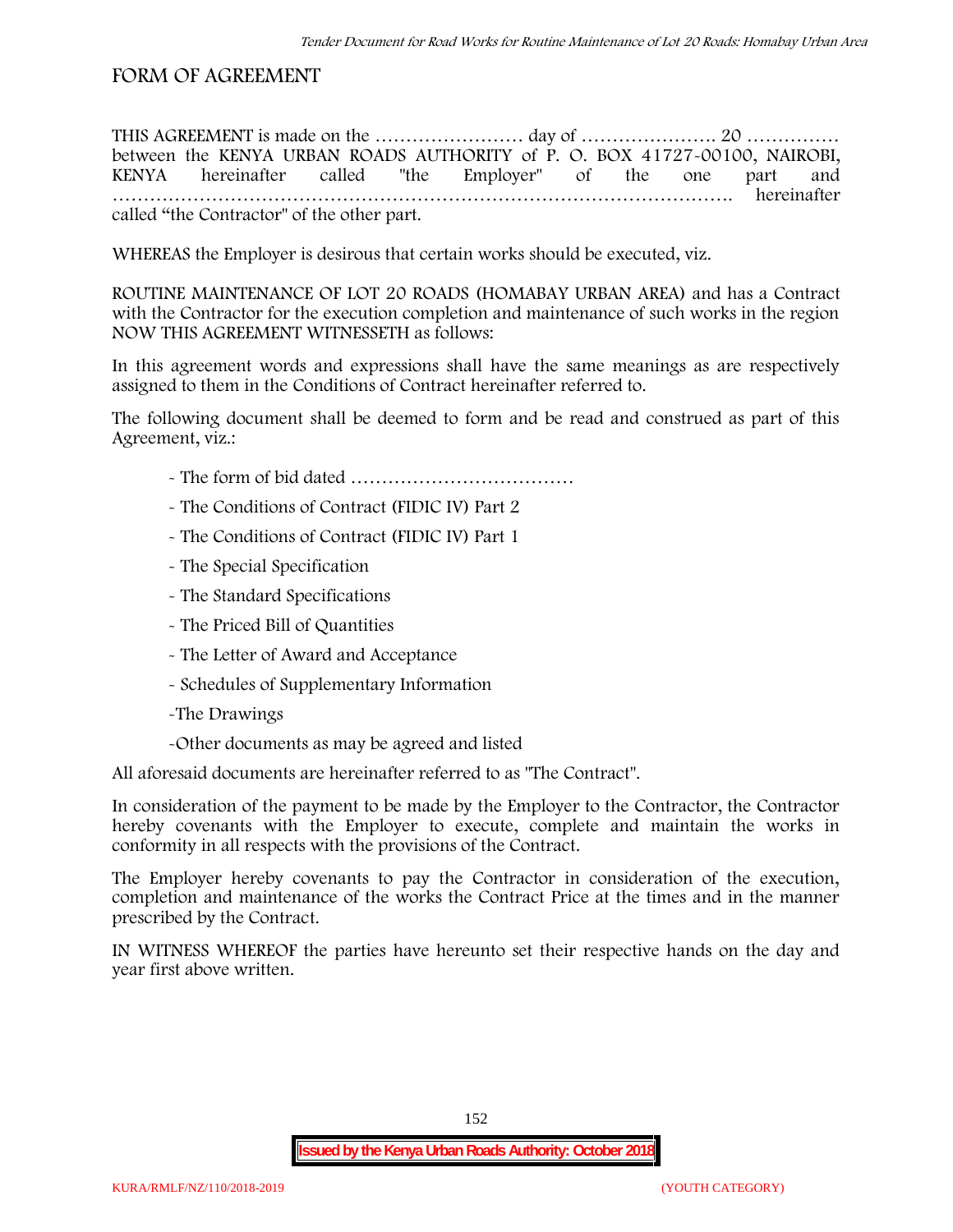# FORM OF AGREEMENT

THIS AGREEMENT is made on the …………………… day of …………………. 20 …………… between the KENYA URBAN ROADS AUTHORITY of P. O. BOX 41727-00100, NAIROBI, KENYA hereinafter called "the Employer" of the one part and ……………………………………………………………………………………. hereinafter called "the Contractor" of the other part.

WHEREAS the Employer is desirous that certain works should be executed, viz.

ROUTINE MAINTENANCE OF LOT 20 ROADS (HOMABAY URBAN AREA) and has a Contract with the Contractor for the execution completion and maintenance of such works in the region NOW THIS AGREEMENT WITNESSETH as follows:

In this agreement words and expressions shall have the same meanings as are respectively assigned to them in the Conditions of Contract hereinafter referred to.

The following document shall be deemed to form and be read and construed as part of this Agreement, viz.:

- The form of bid dated ………………………………
- The Conditions of Contract (FIDIC IV) Part 2
- The Conditions of Contract (FIDIC IV) Part 1
- The Special Specification
- The Standard Specifications
- The Priced Bill of Quantities
- The Letter of Award and Acceptance
- Schedules of Supplementary Information
- The Drawings
- Other documents as may be agreed and listed

All aforesaid documents are hereinafter referred to as "The Contract".

In consideration of the payment to be made by the Employer to the Contractor, the Contractor hereby covenants with the Employer to execute, complete and maintain the works in conformity in all respects with the provisions of the Contract.

The Employer hereby covenants to pay the Contractor in consideration of the execution, completion and maintenance of the works the Contract Price at the times and in the manner prescribed by the Contract.

IN WITNESS WHEREOF the parties have hereunto set their respective hands on the day and year first above written.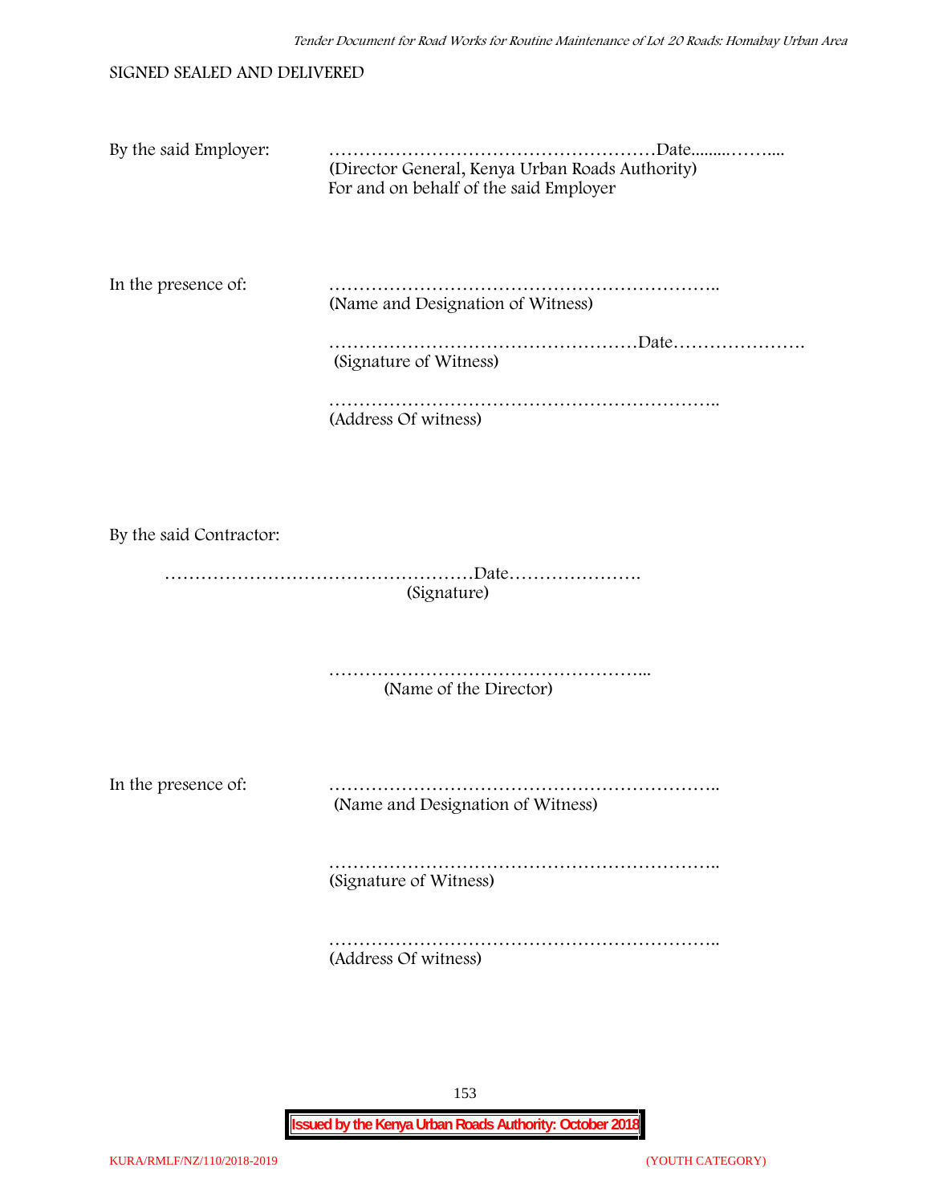SIGNED SEALED AND DELIVERED

By the said Employer: ………………………………………………Date.........……....
(Director General, Kenya Urban Roads Authority)
For and on behalf of the said Employer

In the presence of: ………………………………………………………..
(Name and Designation of Witness)

……………………………………………Date………………….
(Signature of Witness)

………………………………………………………..
(Address Of witness)

By the said Contractor:

……………………………………………Date………………….
(Signature)

……………………………………………...
(Name of the Director)

In the presence of: ………………………………………………………..
(Name and Designation of Witness)

………………………………………………………..
(Signature of Witness)

………………………………………………………..
(Address Of witness)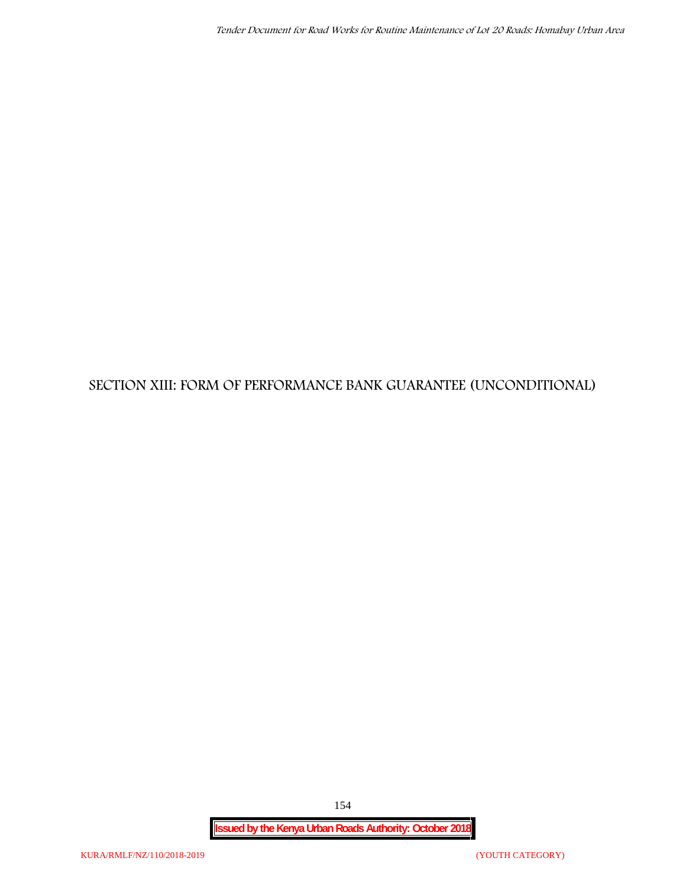# SECTION XIII: FORM OF PERFORMANCE BANK GUARANTEE (UNCONDITIONAL)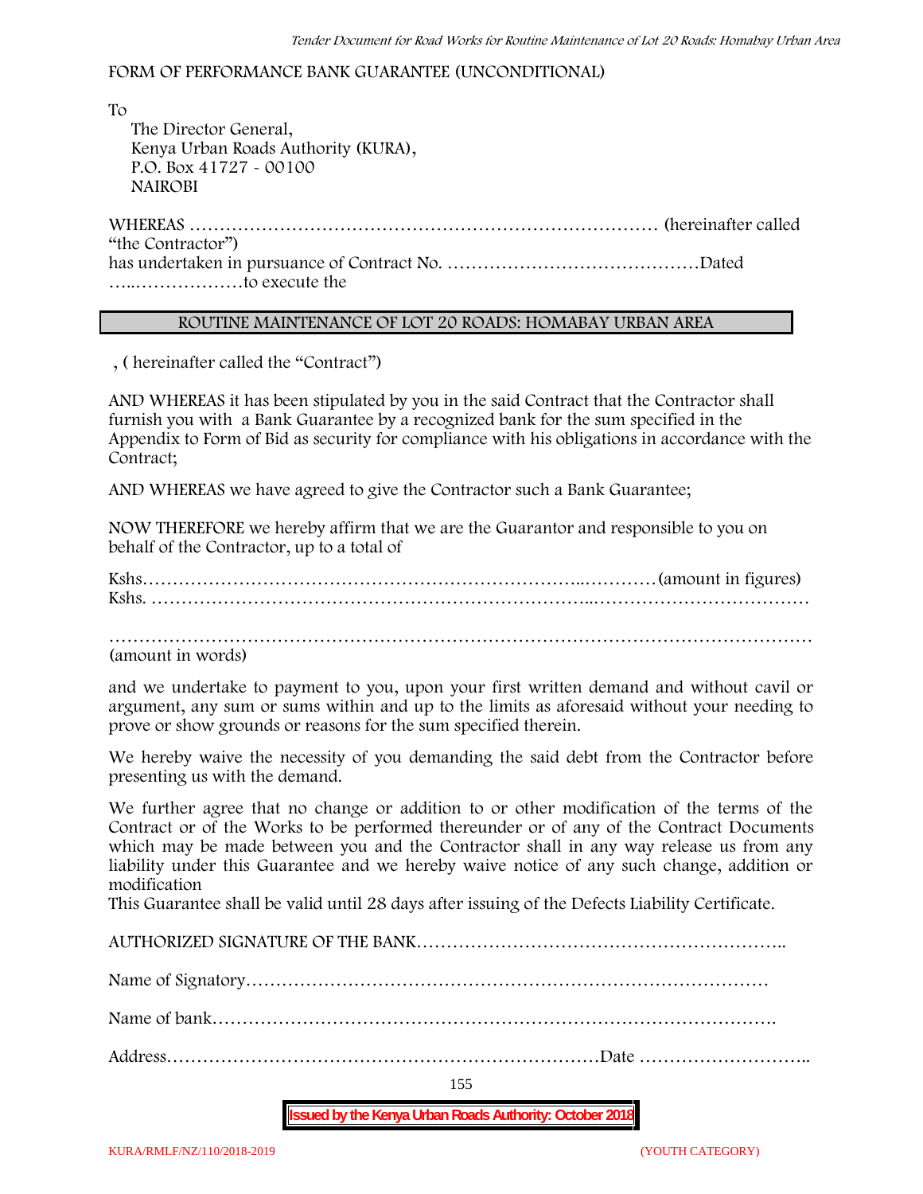FORM OF PERFORMANCE BANK GUARANTEE (UNCONDITIONAL)

To

The Director General,
Kenya Urban Roads Authority (KURA),
P.O. Box 41727 - 00100
NAIROBI

WHEREAS ………………………………………………………………… (hereinafter called "the Contractor")
has undertaken in pursuance of Contract No. ……………………………………Dated …..………………to execute the

ROUTINE MAINTENANCE OF LOT 20 ROADS: HOMABAY URBAN AREA

, ( hereinafter called the "Contract")

AND WHEREAS it has been stipulated by you in the said Contract that the Contractor shall furnish you with a Bank Guarantee by a recognized bank for the sum specified in the Appendix to Form of Bid as security for compliance with his obligations in accordance with the Contract;

AND WHEREAS we have agreed to give the Contractor such a Bank Guarantee;

NOW THEREFORE we hereby affirm that we are the Guarantor and responsible to you on behalf of the Contractor, up to a total of

Kshs……………………………………………………………..…………(amount in figures)
Kshs. ……………………………………………………………..………………………………

……………………………………………………………………………………………………
(amount in words)

and we undertake to payment to you, upon your first written demand and without cavil or argument, any sum or sums within and up to the limits as aforesaid without your needing to prove or show grounds or reasons for the sum specified therein.

We hereby waive the necessity of you demanding the said debt from the Contractor before presenting us with the demand.

We further agree that no change or addition to or other modification of the terms of the Contract or of the Works to be performed thereunder or of any of the Contract Documents which may be made between you and the Contractor shall in any way release us from any liability under this Guarantee and we hereby waive notice of any such change, addition or modification
This Guarantee shall be valid until 28 days after issuing of the Defects Liability Certificate.

AUTHORIZED SIGNATURE OF THE BANK……………………………………………………..

Name of Signatory…………………………………………………………………………

Name of bank……………………………………………………………………………….

Address………………………………………………………………Date ………………………..

Issued by the Kenya Urban Roads Authority: October 2018

KURA/RMLF/NZ/110/2018-2019 (YOUTH CATEGORY)